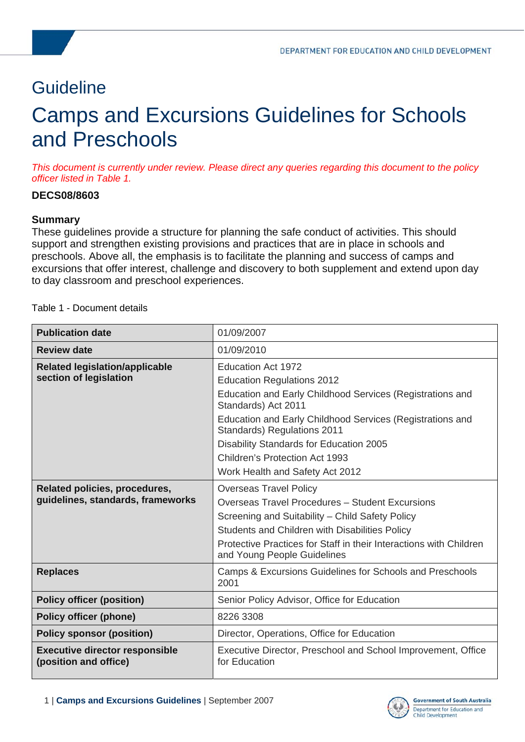# Guideline

# Camps and Excursions Guidelines for Schools and Preschools

*This document is currently under review. Please direct any queries regarding this document to the policy officer listed in Table 1.*

**DECS08/8603**

**Summary**

These guidelines provide a structure for planning the safe conduct of activities. This should support and strengthen existing provisions and practices that are in place in schools and preschools. Above all, the emphasis is to facilitate the planning and success of camps and excursions that offer interest, challenge and discovery to both supplement and extend upon day to day classroom and preschool experiences.

Table 1 - Document details

| | |
|---|---|
| **Publication date** | 01/09/2007 |
| **Review date** | 01/09/2010 |
| **Related legislation/applicable section of legislation** | Education Act 1972<br>Education Regulations 2012<br>Education and Early Childhood Services (Registrations and Standards) Act 2011<br>Education and Early Childhood Services (Registrations and Standards) Regulations 2011<br>Disability Standards for Education 2005<br>Children's Protection Act 1993<br>Work Health and Safety Act 2012 |
| **Related policies, procedures, guidelines, standards, frameworks** | Overseas Travel Policy<br>Overseas Travel Procedures – Student Excursions<br>Screening and Suitability – Child Safety Policy<br>Students and Children with Disabilities Policy<br>Protective Practices for Staff in their Interactions with Children and Young People Guidelines |
| **Replaces** | Camps & Excursions Guidelines for Schools and Preschools 2001 |
| **Policy officer (position)** | Senior Policy Advisor, Office for Education |
| **Policy officer (phone)** | 8226 3308 |
| **Policy sponsor (position)** | Director, Operations, Office for Education |
| **Executive director responsible (position and office)** | Executive Director, Preschool and School Improvement, Office for Education |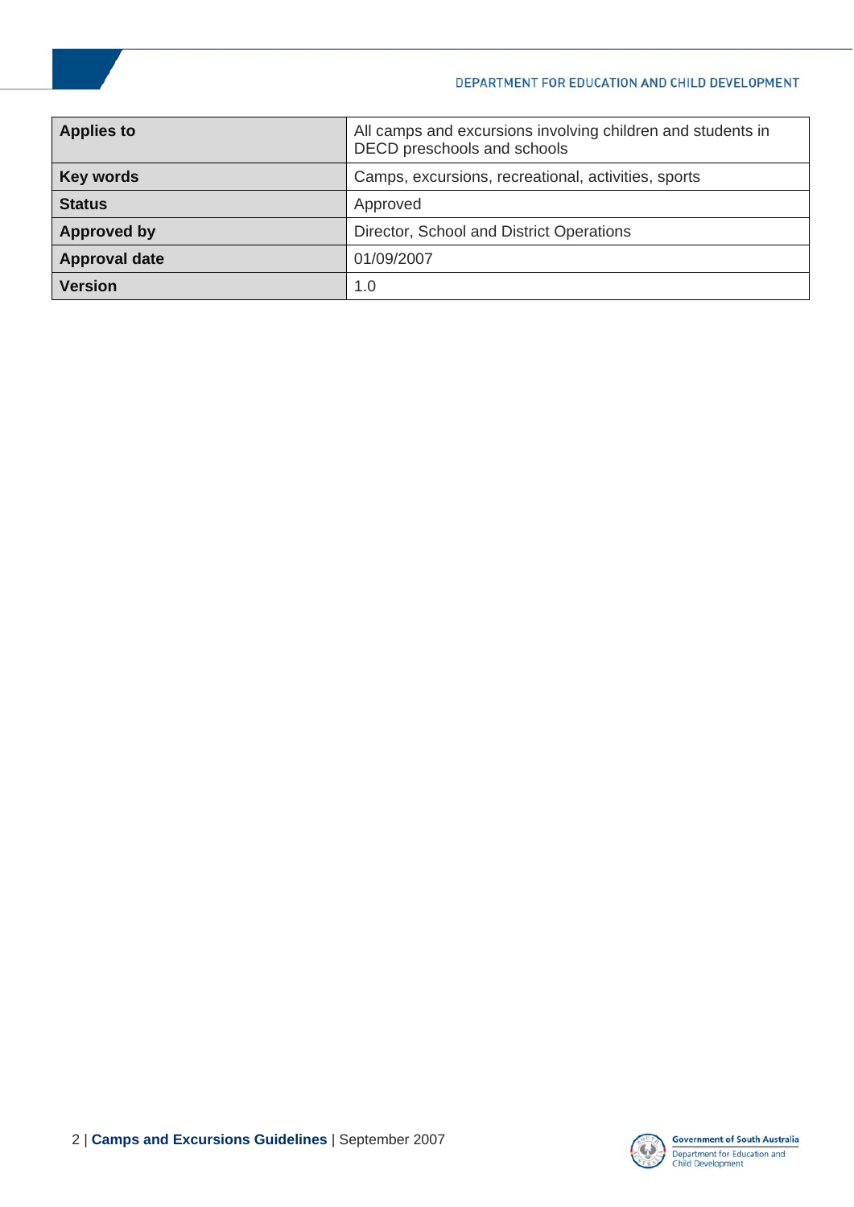| Applies to | All camps and excursions involving children and students in DECD preschools and schools |
|---|---|
| Key words | Camps, excursions, recreational, activities, sports |
| Status | Approved |
| Approved by | Director, School and District Operations |
| Approval date | 01/09/2007 |
| Version | 1.0 |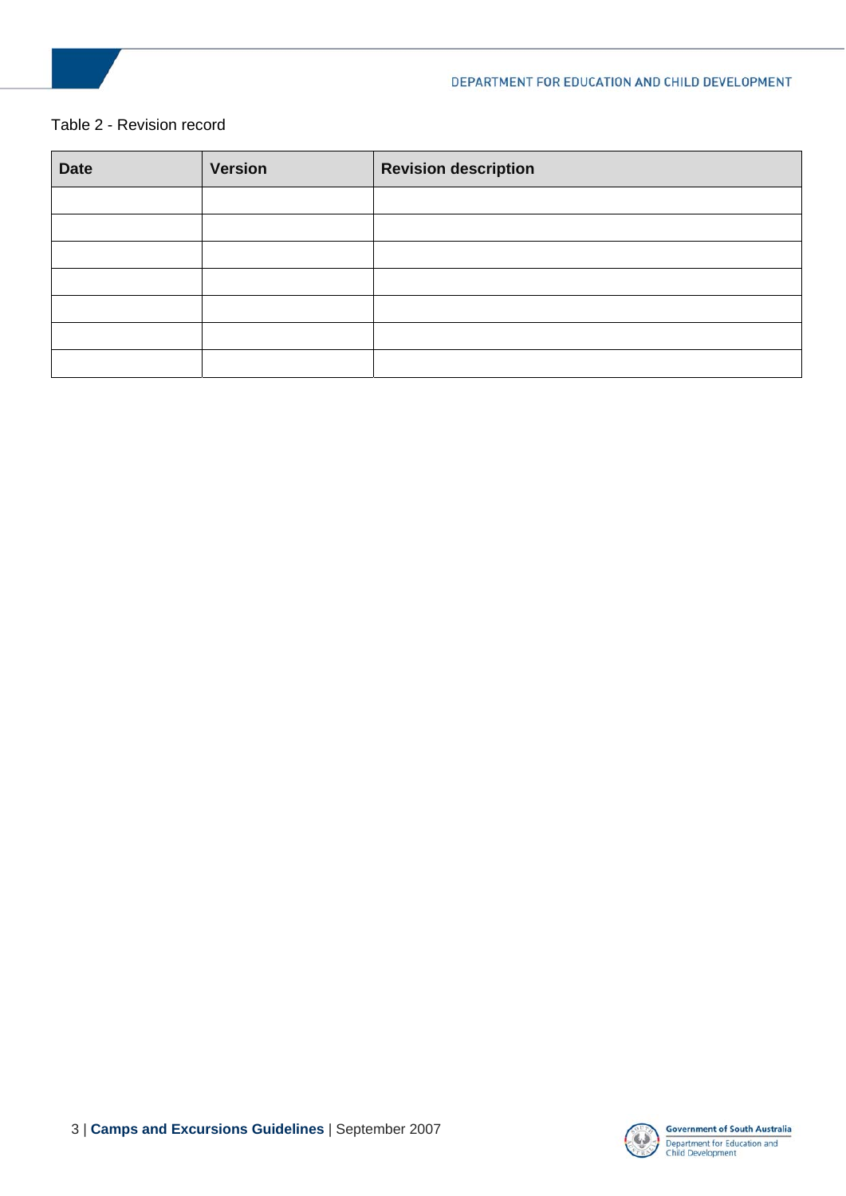Table 2 - Revision record

| Date | Version | Revision description |
| --- | --- | --- |
| | | |
| | | |
| | | |
| | | |
| | | |
| | | |
| | | |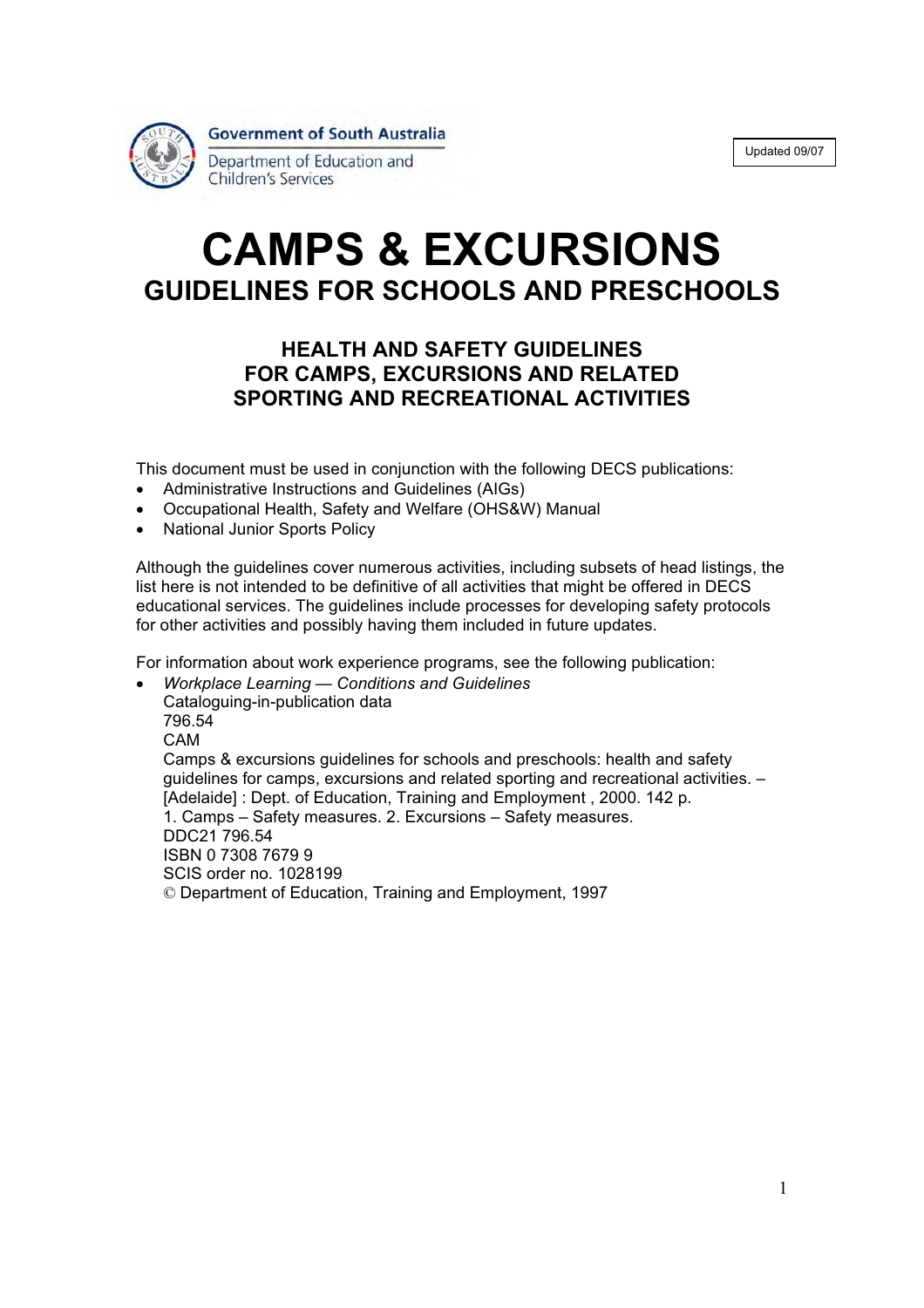Government of South Australia

Department of Education and Children's Services

Updated 09/07

# CAMPS & EXCURSIONS

## GUIDELINES FOR SCHOOLS AND PRESCHOOLS

### HEALTH AND SAFETY GUIDELINES FOR CAMPS, EXCURSIONS AND RELATED SPORTING AND RECREATIONAL ACTIVITIES

This document must be used in conjunction with the following DECS publications:

- Administrative Instructions and Guidelines (AIGs)
- Occupational Health, Safety and Welfare (OHS&W) Manual
- National Junior Sports Policy

Although the guidelines cover numerous activities, including subsets of head listings, the list here is not intended to be definitive of all activities that might be offered in DECS educational services. The guidelines include processes for developing safety protocols for other activities and possibly having them included in future updates.

For information about work experience programs, see the following publication:

- *Workplace Learning — Conditions and Guidelines*
  Cataloguing-in-publication data
  796.54
  CAM
  Camps & excursions guidelines for schools and preschools: health and safety guidelines for camps, excursions and related sporting and recreational activities. – [Adelaide] : Dept. of Education, Training and Employment , 2000. 142 p.
  1. Camps – Safety measures. 2. Excursions – Safety measures.
  DDC21 796.54
  ISBN 0 7308 7679 9
  SCIS order no. 1028199
  © Department of Education, Training and Employment, 1997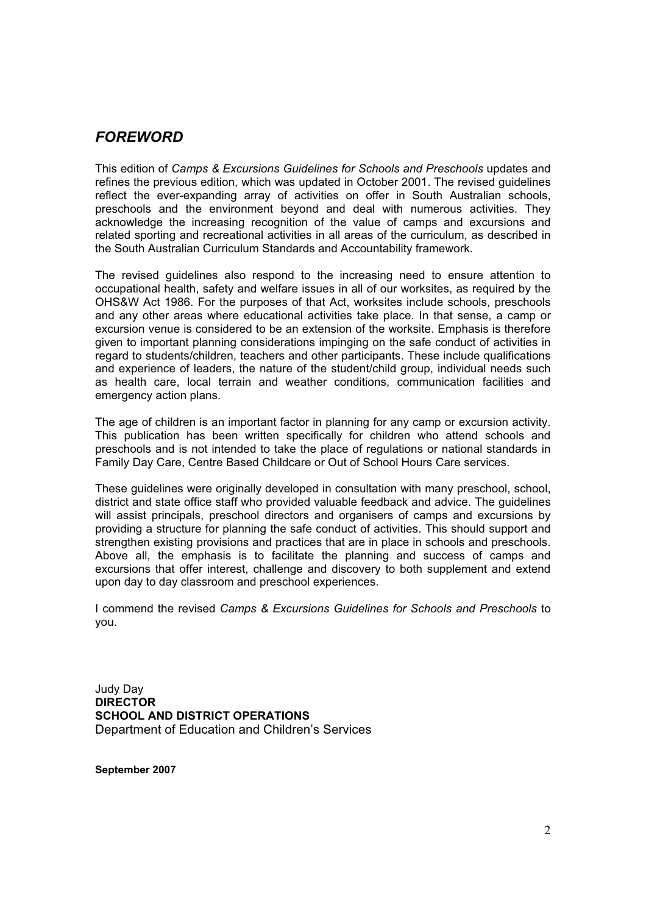## *FOREWORD*

This edition of *Camps & Excursions Guidelines for Schools and Preschools* updates and refines the previous edition, which was updated in October 2001. The revised guidelines reflect the ever-expanding array of activities on offer in South Australian schools, preschools and the environment beyond and deal with numerous activities. They acknowledge the increasing recognition of the value of camps and excursions and related sporting and recreational activities in all areas of the curriculum, as described in the South Australian Curriculum Standards and Accountability framework.

The revised guidelines also respond to the increasing need to ensure attention to occupational health, safety and welfare issues in all of our worksites, as required by the OHS&W Act 1986. For the purposes of that Act, worksites include schools, preschools and any other areas where educational activities take place. In that sense, a camp or excursion venue is considered to be an extension of the worksite. Emphasis is therefore given to important planning considerations impinging on the safe conduct of activities in regard to students/children, teachers and other participants. These include qualifications and experience of leaders, the nature of the student/child group, individual needs such as health care, local terrain and weather conditions, communication facilities and emergency action plans.

The age of children is an important factor in planning for any camp or excursion activity. This publication has been written specifically for children who attend schools and preschools and is not intended to take the place of regulations or national standards in Family Day Care, Centre Based Childcare or Out of School Hours Care services.

These guidelines were originally developed in consultation with many preschool, school, district and state office staff who provided valuable feedback and advice. The guidelines will assist principals, preschool directors and organisers of camps and excursions by providing a structure for planning the safe conduct of activities. This should support and strengthen existing provisions and practices that are in place in schools and preschools. Above all, the emphasis is to facilitate the planning and success of camps and excursions that offer interest, challenge and discovery to both supplement and extend upon day to day classroom and preschool experiences.

I commend the revised *Camps & Excursions Guidelines for Schools and Preschools* to you.

Judy Day  
**DIRECTOR**  
**SCHOOL AND DISTRICT OPERATIONS**  
Department of Education and Children's Services

**September 2007**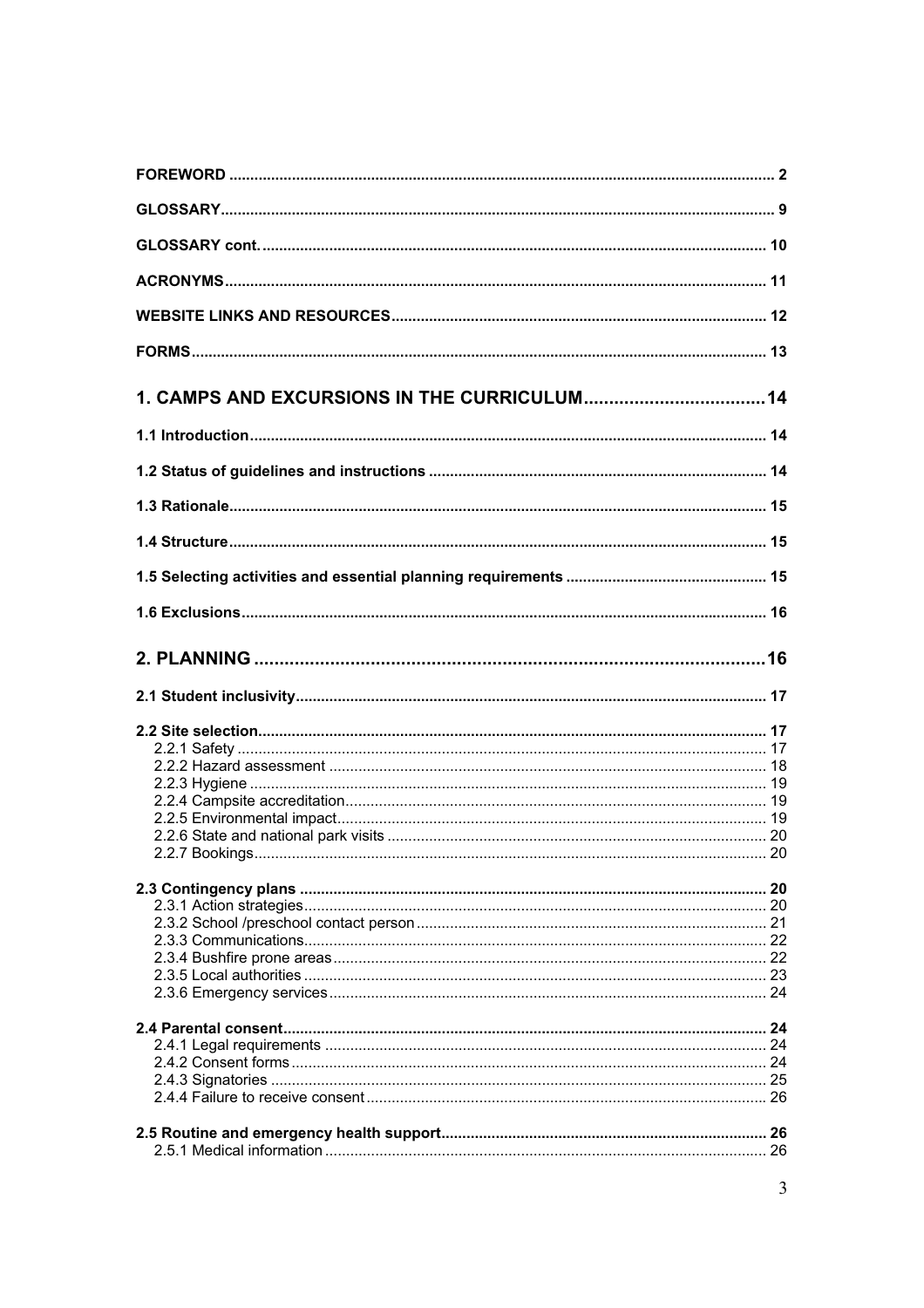**FOREWORD** ................................................................................................................ 2

**GLOSSARY** ................................................................................................................ 9

**GLOSSARY cont.** ........................................................................................................ 10

**ACRONYMS** ................................................................................................................ 11

**WEBSITE LINKS AND RESOURCES** ................................................................................ 12

**FORMS** ....................................................................................................................... 13

**1. CAMPS AND EXCURSIONS IN THE CURRICULUM** ....................................................... 14

**1.1 Introduction** ............................................................................................................ 14

**1.2 Status of guidelines and instructions** ........................................................................ 14

**1.3 Rationale** ................................................................................................................ 15

**1.4 Structure** ................................................................................................................ 15

**1.5 Selecting activities and essential planning requirements** ........................................... 15

**1.6 Exclusions** .............................................................................................................. 16

**2. PLANNING** ................................................................................................................ 16

**2.1 Student inclusivity** ................................................................................................... 17

**2.2 Site selection** .......................................................................................................... 17
2.2.1 Safety ....................................................................................................................... 17
2.2.2 Hazard assessment .................................................................................................. 18
2.2.3 Hygiene .................................................................................................................... 19
2.2.4 Campsite accreditation .............................................................................................. 19
2.2.5 Environmental impact ................................................................................................ 19
2.2.6 State and national park visits .................................................................................... 20
2.2.7 Bookings .................................................................................................................. 20

**2.3 Contingency plans** ................................................................................................... 20
2.3.1 Action strategies ....................................................................................................... 20
2.3.2 School /preschool contact person ............................................................................. 21
2.3.3 Communications ....................................................................................................... 22
2.3.4 Bushfire prone areas ................................................................................................. 22
2.3.5 Local authorities ....................................................................................................... 23
2.3.6 Emergency services .................................................................................................. 24

**2.4 Parental consent** ..................................................................................................... 24
2.4.1 Legal requirements ................................................................................................... 24
2.4.2 Consent forms .......................................................................................................... 24
2.4.3 Signatories ............................................................................................................... 25
2.4.4 Failure to receive consent ......................................................................................... 26

**2.5 Routine and emergency health support** ..................................................................... 26
2.5.1 Medical information ................................................................................................... 26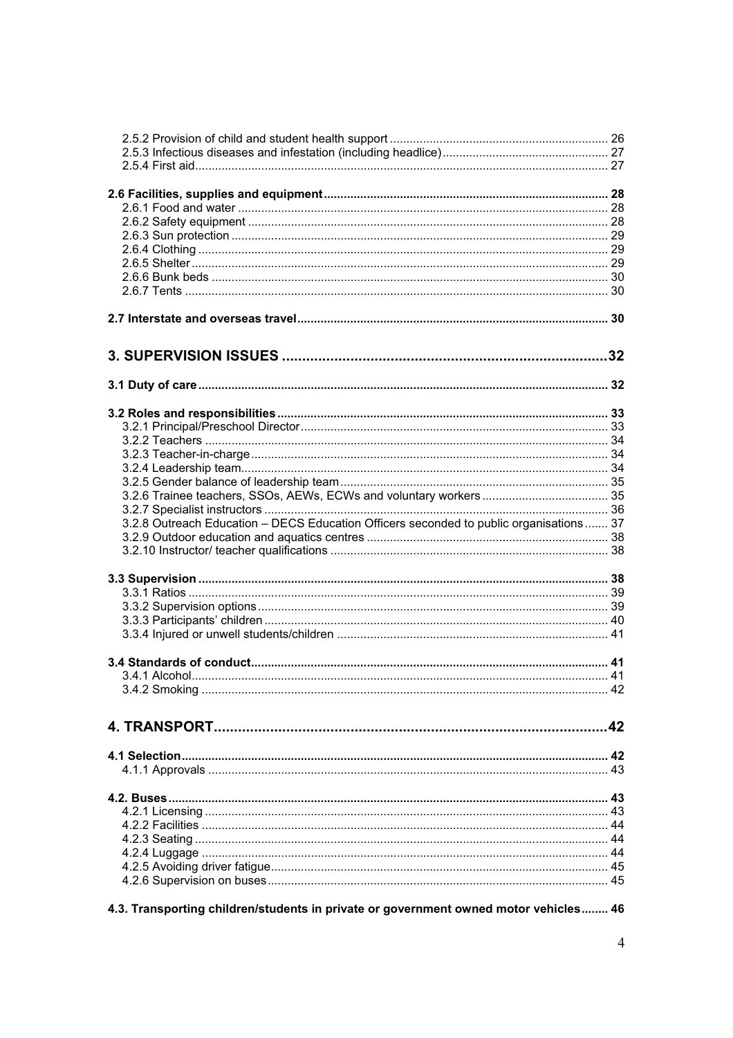2.5.2 Provision of child and student health support .......... 26
2.5.3 Infectious diseases and infestation (including headlice) .......... 27
2.5.4 First aid .......... 27

**2.6 Facilities, supplies and equipment .......... 28**
2.6.1 Food and water .......... 28
2.6.2 Safety equipment .......... 28
2.6.3 Sun protection .......... 29
2.6.4 Clothing .......... 29
2.6.5 Shelter .......... 29
2.6.6 Bunk beds .......... 30
2.6.7 Tents .......... 30

**2.7 Interstate and overseas travel .......... 30**

**3. SUPERVISION ISSUES .......... 32**

**3.1 Duty of care .......... 32**

**3.2 Roles and responsibilities .......... 33**
3.2.1 Principal/Preschool Director .......... 33
3.2.2 Teachers .......... 34
3.2.3 Teacher-in-charge .......... 34
3.2.4 Leadership team .......... 34
3.2.5 Gender balance of leadership team .......... 35
3.2.6 Trainee teachers, SSOs, AEWs, ECWs and voluntary workers .......... 35
3.2.7 Specialist instructors .......... 36
3.2.8 Outreach Education – DECS Education Officers seconded to public organisations .......... 37
3.2.9 Outdoor education and aquatics centres .......... 38
3.2.10 Instructor/ teacher qualifications .......... 38

**3.3 Supervision .......... 38**
3.3.1 Ratios .......... 39
3.3.2 Supervision options .......... 39
3.3.3 Participants' children .......... 40
3.3.4 Injured or unwell students/children .......... 41

**3.4 Standards of conduct .......... 41**
3.4.1 Alcohol .......... 41
3.4.2 Smoking .......... 42

**4. TRANSPORT .......... 42**

**4.1 Selection .......... 42**
4.1.1 Approvals .......... 43

**4.2. Buses .......... 43**
4.2.1 Licensing .......... 43
4.2.2 Facilities .......... 44
4.2.3 Seating .......... 44
4.2.4 Luggage .......... 44
4.2.5 Avoiding driver fatigue .......... 45
4.2.6 Supervision on buses .......... 45

**4.3. Transporting children/students in private or government owned motor vehicles .......... 46**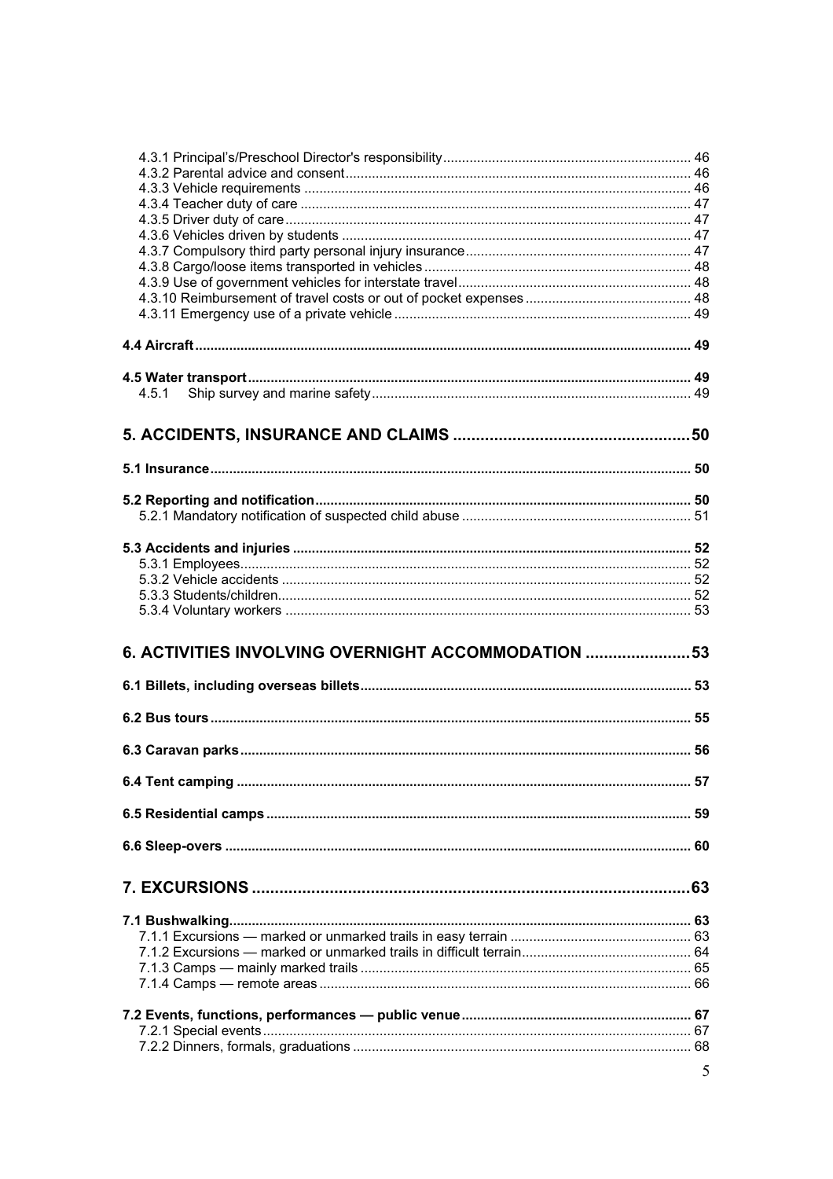4.3.1 Principal's/Preschool Director's responsibility ........................................................ 46
4.3.2 Parental advice and consent ........................................................ 46
4.3.3 Vehicle requirements ........................................................ 46
4.3.4 Teacher duty of care ........................................................ 47
4.3.5 Driver duty of care ........................................................ 47
4.3.6 Vehicles driven by students ........................................................ 47
4.3.7 Compulsory third party personal injury insurance ........................................................ 47
4.3.8 Cargo/loose items transported in vehicles ........................................................ 48
4.3.9 Use of government vehicles for interstate travel ........................................................ 48
4.3.10 Reimbursement of travel costs or out of pocket expenses ........................................................ 48
4.3.11 Emergency use of a private vehicle ........................................................ 49

**4.4 Aircraft ........................................................ 49**

**4.5 Water transport ........................................................ 49**
4.5.1 Ship survey and marine safety ........................................................ 49

## 5. ACCIDENTS, INSURANCE AND CLAIMS ........................................................ 50

**5.1 Insurance ........................................................ 50**

**5.2 Reporting and notification ........................................................ 50**
5.2.1 Mandatory notification of suspected child abuse ........................................................ 51

**5.3 Accidents and injuries ........................................................ 52**
5.3.1 Employees ........................................................ 52
5.3.2 Vehicle accidents ........................................................ 52
5.3.3 Students/children ........................................................ 52
5.3.4 Voluntary workers ........................................................ 53

## 6. ACTIVITIES INVOLVING OVERNIGHT ACCOMMODATION ........................................................ 53

**6.1 Billets, including overseas billets ........................................................ 53**

**6.2 Bus tours ........................................................ 55**

**6.3 Caravan parks ........................................................ 56**

**6.4 Tent camping ........................................................ 57**

**6.5 Residential camps ........................................................ 59**

**6.6 Sleep-overs ........................................................ 60**

## 7. EXCURSIONS ........................................................ 63

**7.1 Bushwalking ........................................................ 63**
7.1.1 Excursions — marked or unmarked trails in easy terrain ........................................................ 63
7.1.2 Excursions — marked or unmarked trails in difficult terrain ........................................................ 64
7.1.3 Camps — mainly marked trails ........................................................ 65
7.1.4 Camps — remote areas ........................................................ 66

**7.2 Events, functions, performances — public venue ........................................................ 67**
7.2.1 Special events ........................................................ 67
7.2.2 Dinners, formals, graduations ........................................................ 68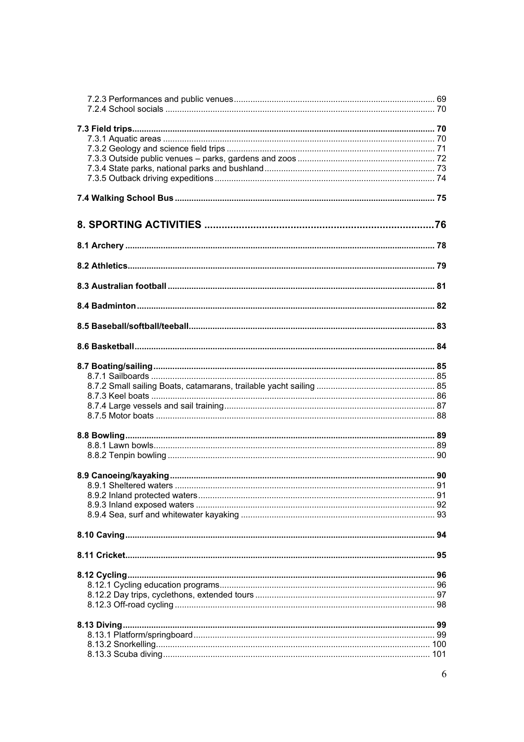7.2.3 Performances and public venues ........ 69
7.2.4 School socials ........ 70

**7.3 Field trips ........ 70**
7.3.1 Aquatic areas ........ 70
7.3.2 Geology and science field trips ........ 71
7.3.3 Outside public venues – parks, gardens and zoos ........ 72
7.3.4 State parks, national parks and bushland ........ 73
7.3.5 Outback driving expeditions ........ 74

**7.4 Walking School Bus ........ 75**

**8. SPORTING ACTIVITIES ........ 76**

**8.1 Archery ........ 78**

**8.2 Athletics ........ 79**

**8.3 Australian football ........ 81**

**8.4 Badminton ........ 82**

**8.5 Baseball/softball/teeball ........ 83**

**8.6 Basketball ........ 84**

**8.7 Boating/sailing ........ 85**
8.7.1 Sailboards ........ 85
8.7.2 Small sailing Boats, catamarans, trailable yacht sailing ........ 85
8.7.3 Keel boats ........ 86
8.7.4 Large vessels and sail training ........ 87
8.7.5 Motor boats ........ 88

**8.8 Bowling ........ 89**
8.8.1 Lawn bowls ........ 89
8.8.2 Tenpin bowling ........ 90

**8.9 Canoeing/kayaking ........ 90**
8.9.1 Sheltered waters ........ 91
8.9.2 Inland protected waters ........ 91
8.9.3 Inland exposed waters ........ 92
8.9.4 Sea, surf and whitewater kayaking ........ 93

**8.10 Caving ........ 94**

**8.11 Cricket ........ 95**

**8.12 Cycling ........ 96**
8.12.1 Cycling education programs ........ 96
8.12.2 Day trips, cyclethons, extended tours ........ 97
8.12.3 Off-road cycling ........ 98

**8.13 Diving ........ 99**
8.13.1 Platform/springboard ........ 99
8.13.2 Snorkelling ........ 100
8.13.3 Scuba diving ........ 101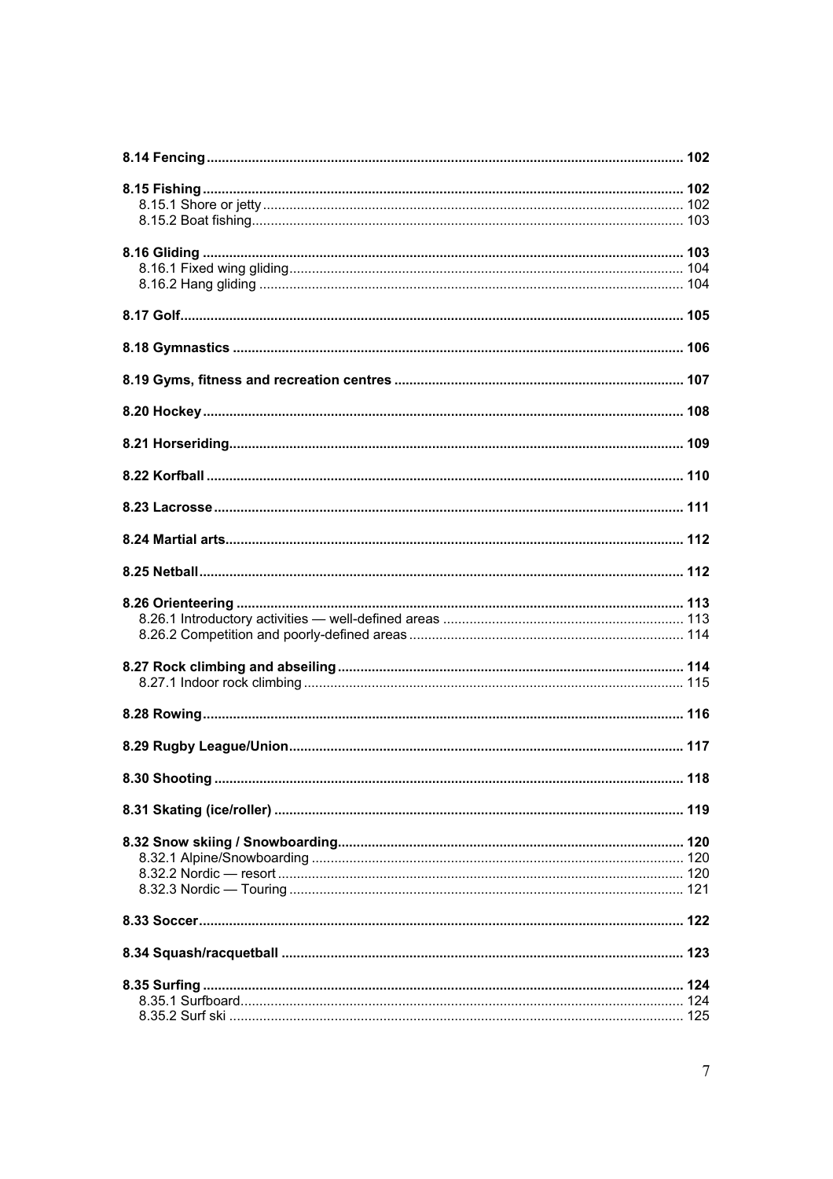**8.14 Fencing** .......... 102

**8.15 Fishing** .......... 102
8.15.1 Shore or jetty .......... 102
8.15.2 Boat fishing .......... 103

**8.16 Gliding** .......... 103
8.16.1 Fixed wing gliding .......... 104
8.16.2 Hang gliding .......... 104

**8.17 Golf** .......... 105

**8.18 Gymnastics** .......... 106

**8.19 Gyms, fitness and recreation centres** .......... 107

**8.20 Hockey** .......... 108

**8.21 Horseriding** .......... 109

**8.22 Korfball** .......... 110

**8.23 Lacrosse** .......... 111

**8.24 Martial arts** .......... 112

**8.25 Netball** .......... 112

**8.26 Orienteering** .......... 113
8.26.1 Introductory activities — well-defined areas .......... 113
8.26.2 Competition and poorly-defined areas .......... 114

**8.27 Rock climbing and abseiling** .......... 114
8.27.1 Indoor rock climbing .......... 115

**8.28 Rowing** .......... 116

**8.29 Rugby League/Union** .......... 117

**8.30 Shooting** .......... 118

**8.31 Skating (ice/roller)** .......... 119

**8.32 Snow skiing / Snowboarding** .......... 120
8.32.1 Alpine/Snowboarding .......... 120
8.32.2 Nordic — resort .......... 120
8.32.3 Nordic — Touring .......... 121

**8.33 Soccer** .......... 122

**8.34 Squash/racquetball** .......... 123

**8.35 Surfing** .......... 124
8.35.1 Surfboard .......... 124
8.35.2 Surf ski .......... 125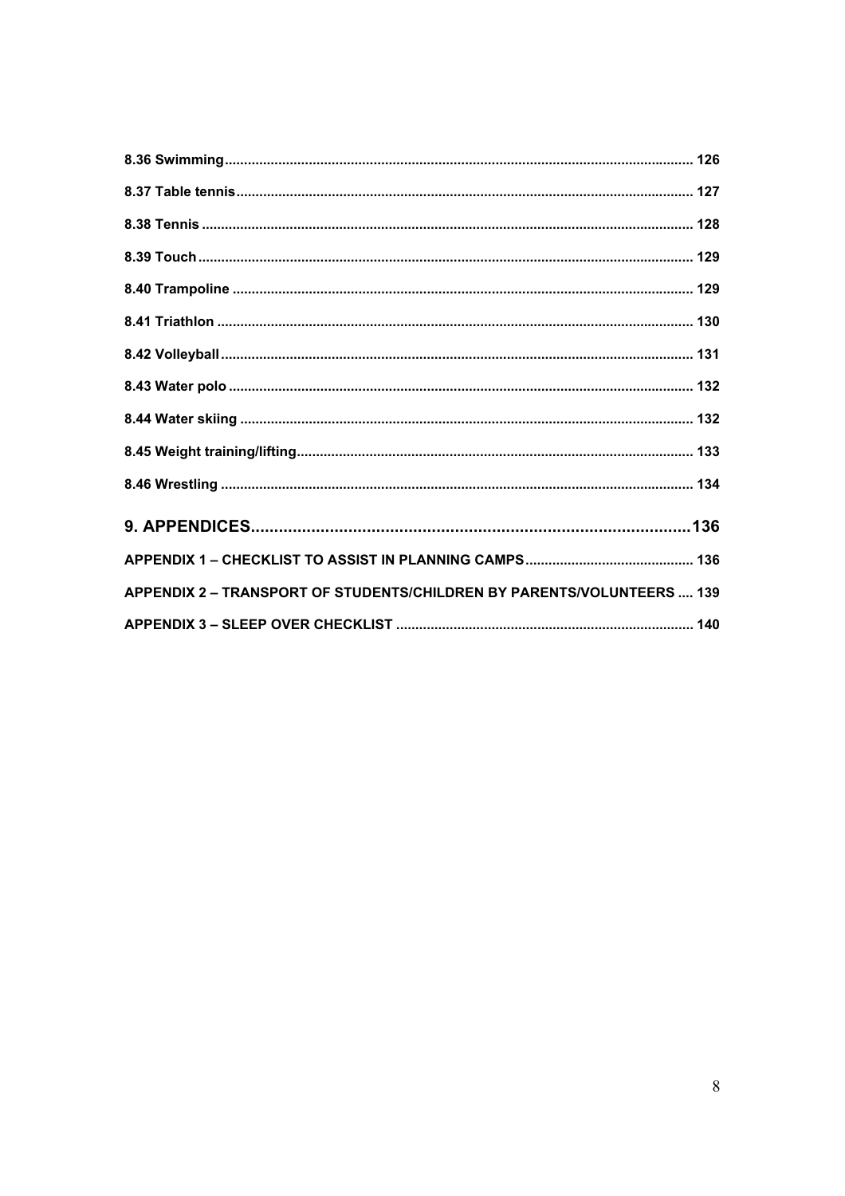**8.36 Swimming** ........................................................................................................ **126**

**8.37 Table tennis** ..................................................................................................... **127**

**8.38 Tennis** .............................................................................................................. **128**

**8.39 Touch** ............................................................................................................... **129**

**8.40 Trampoline** ...................................................................................................... **129**

**8.41 Triathlon** .......................................................................................................... **130**

**8.42 Volleyball** ......................................................................................................... **131**

**8.43 Water polo** ....................................................................................................... **132**

**8.44 Water skiing** .................................................................................................... **132**

**8.45 Weight training/lifting** ...................................................................................... **133**

**8.46 Wrestling** ......................................................................................................... **134**

**9. APPENDICES** .............................................................................................. **136**

**APPENDIX 1 – CHECKLIST TO ASSIST IN PLANNING CAMPS** ........................................... **136**

**APPENDIX 2 – TRANSPORT OF STUDENTS/CHILDREN BY PARENTS/VOLUNTEERS** .... **139**

**APPENDIX 3 – SLEEP OVER CHECKLIST** ............................................................................ **140**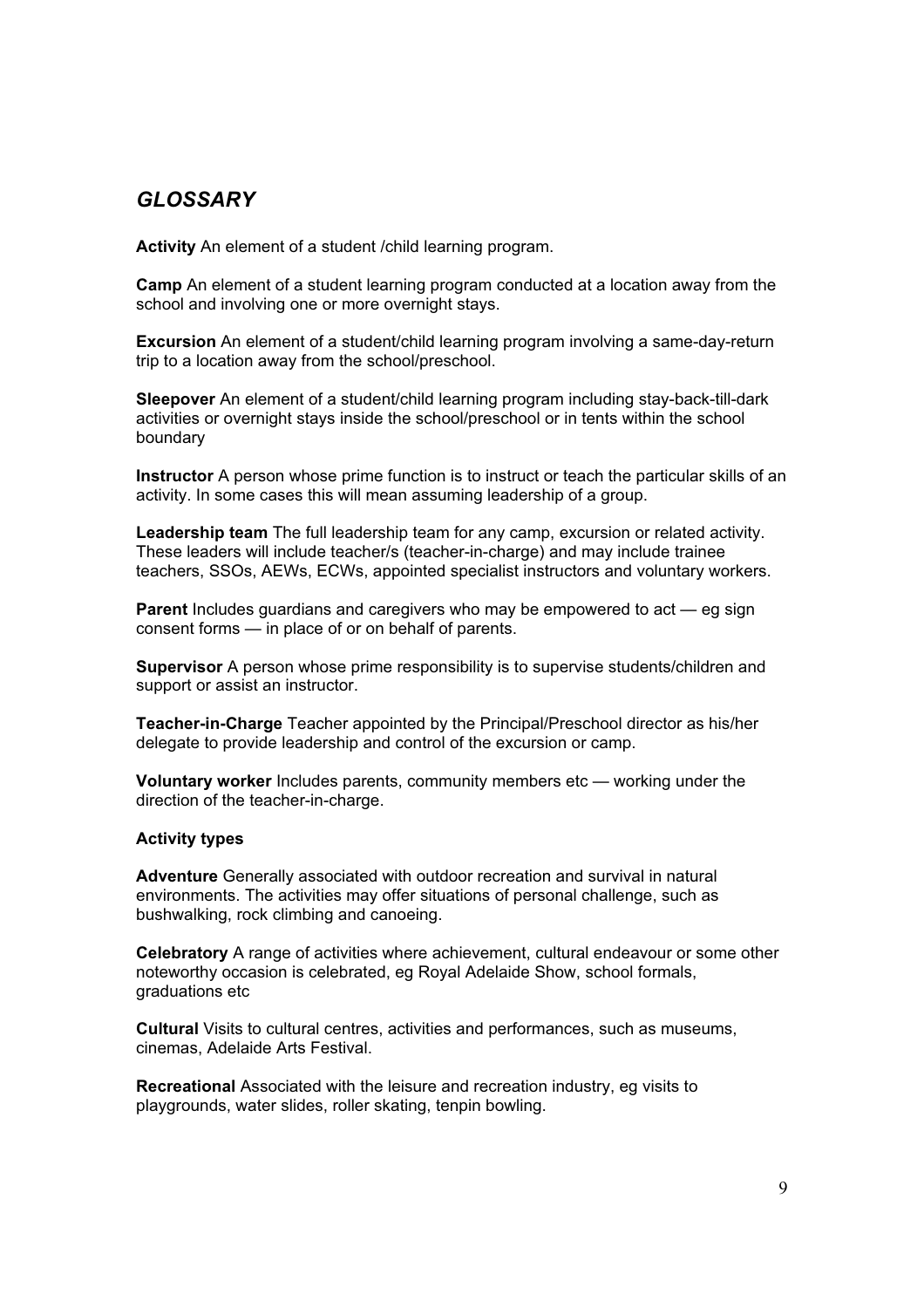## *GLOSSARY*

**Activity** An element of a student /child learning program.

**Camp** An element of a student learning program conducted at a location away from the school and involving one or more overnight stays.

**Excursion** An element of a student/child learning program involving a same-day-return trip to a location away from the school/preschool.

**Sleepover** An element of a student/child learning program including stay-back-till-dark activities or overnight stays inside the school/preschool or in tents within the school boundary

**Instructor** A person whose prime function is to instruct or teach the particular skills of an activity. In some cases this will mean assuming leadership of a group.

**Leadership team** The full leadership team for any camp, excursion or related activity. These leaders will include teacher/s (teacher-in-charge) and may include trainee teachers, SSOs, AEWs, ECWs, appointed specialist instructors and voluntary workers.

**Parent** Includes guardians and caregivers who may be empowered to act — eg sign consent forms — in place of or on behalf of parents.

**Supervisor** A person whose prime responsibility is to supervise students/children and support or assist an instructor.

**Teacher-in-Charge** Teacher appointed by the Principal/Preschool director as his/her delegate to provide leadership and control of the excursion or camp.

**Voluntary worker** Includes parents, community members etc — working under the direction of the teacher-in-charge.

**Activity types**

**Adventure** Generally associated with outdoor recreation and survival in natural environments. The activities may offer situations of personal challenge, such as bushwalking, rock climbing and canoeing.

**Celebratory** A range of activities where achievement, cultural endeavour or some other noteworthy occasion is celebrated, eg Royal Adelaide Show, school formals, graduations etc

**Cultural** Visits to cultural centres, activities and performances, such as museums, cinemas, Adelaide Arts Festival.

**Recreational** Associated with the leisure and recreation industry, eg visits to playgrounds, water slides, roller skating, tenpin bowling.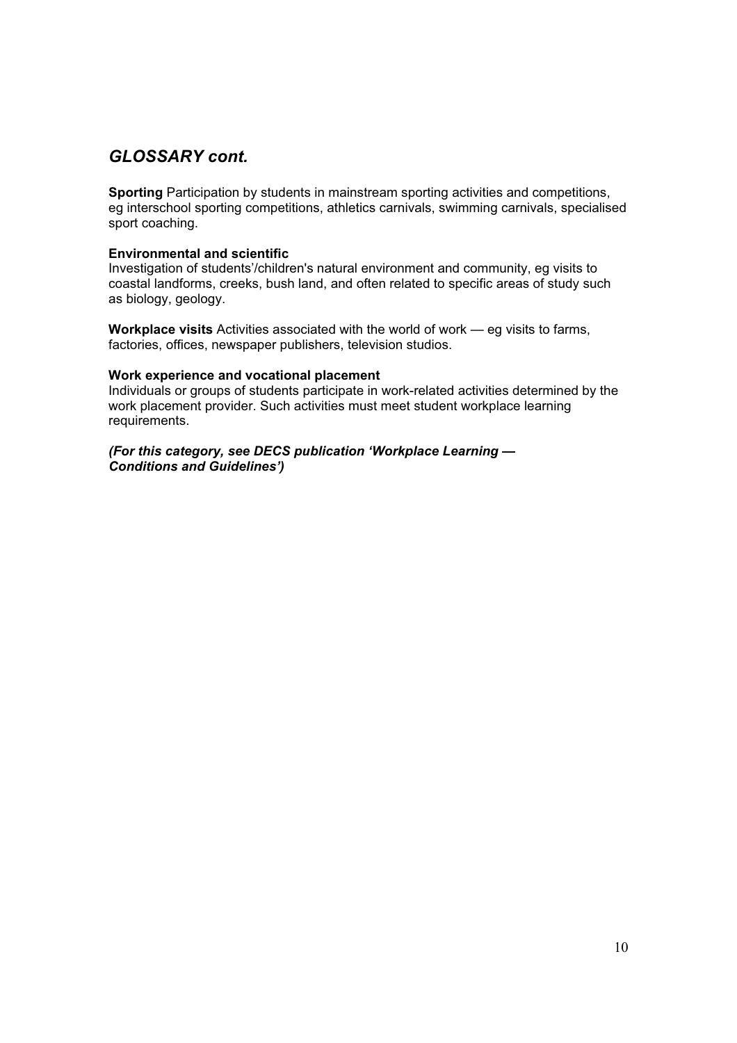## *GLOSSARY cont.*

**Sporting** Participation by students in mainstream sporting activities and competitions, eg interschool sporting competitions, athletics carnivals, swimming carnivals, specialised sport coaching.

**Environmental and scientific**
Investigation of students'/children's natural environment and community, eg visits to coastal landforms, creeks, bush land, and often related to specific areas of study such as biology, geology.

**Workplace visits** Activities associated with the world of work — eg visits to farms, factories, offices, newspaper publishers, television studios.

**Work experience and vocational placement**
Individuals or groups of students participate in work-related activities determined by the work placement provider. Such activities must meet student workplace learning requirements.

***(For this category, see DECS publication 'Workplace Learning — Conditions and Guidelines')***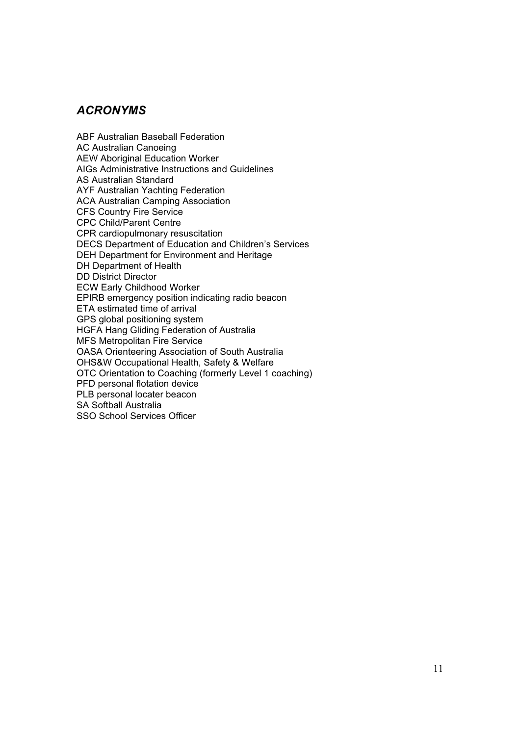## *ACRONYMS*

ABF Australian Baseball Federation
AC Australian Canoeing
AEW Aboriginal Education Worker
AIGs Administrative Instructions and Guidelines
AS Australian Standard
AYF Australian Yachting Federation
ACA Australian Camping Association
CFS Country Fire Service
CPC Child/Parent Centre
CPR cardiopulmonary resuscitation
DECS Department of Education and Children's Services
DEH Department for Environment and Heritage
DH Department of Health
DD District Director
ECW Early Childhood Worker
EPIRB emergency position indicating radio beacon
ETA estimated time of arrival
GPS global positioning system
HGFA Hang Gliding Federation of Australia
MFS Metropolitan Fire Service
OASA Orienteering Association of South Australia
OHS&W Occupational Health, Safety & Welfare
OTC Orientation to Coaching (formerly Level 1 coaching)
PFD personal flotation device
PLB personal locater beacon
SA Softball Australia
SSO School Services Officer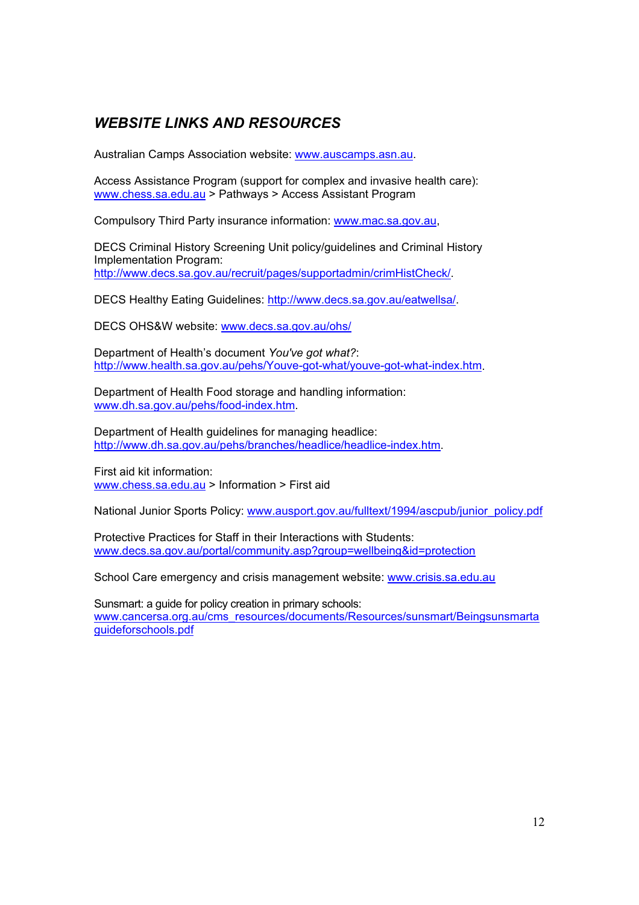## *WEBSITE LINKS AND RESOURCES*

Australian Camps Association website: www.auscamps.asn.au.

Access Assistance Program (support for complex and invasive health care): www.chess.sa.edu.au > Pathways > Access Assistant Program

Compulsory Third Party insurance information: www.mac.sa.gov.au,

DECS Criminal History Screening Unit policy/guidelines and Criminal History Implementation Program: http://www.decs.sa.gov.au/recruit/pages/supportadmin/crimHistCheck/.

DECS Healthy Eating Guidelines: http://www.decs.sa.gov.au/eatwellsa/.

DECS OHS&W website: www.decs.sa.gov.au/ohs/

Department of Health's document *You've got what?*: http://www.health.sa.gov.au/pehs/Youve-got-what/youve-got-what-index.htm.

Department of Health Food storage and handling information: www.dh.sa.gov.au/pehs/food-index.htm.

Department of Health guidelines for managing headlice: http://www.dh.sa.gov.au/pehs/branches/headlice/headlice-index.htm.

First aid kit information: www.chess.sa.edu.au > Information > First aid

National Junior Sports Policy: www.ausport.gov.au/fulltext/1994/ascpub/junior_policy.pdf

Protective Practices for Staff in their Interactions with Students: www.decs.sa.gov.au/portal/community.asp?group=wellbeing&id=protection

School Care emergency and crisis management website: www.crisis.sa.edu.au

Sunsmart: a guide for policy creation in primary schools: www.cancersa.org.au/cms_resources/documents/Resources/sunsmart/Beingsunsmartaguideforschools.pdf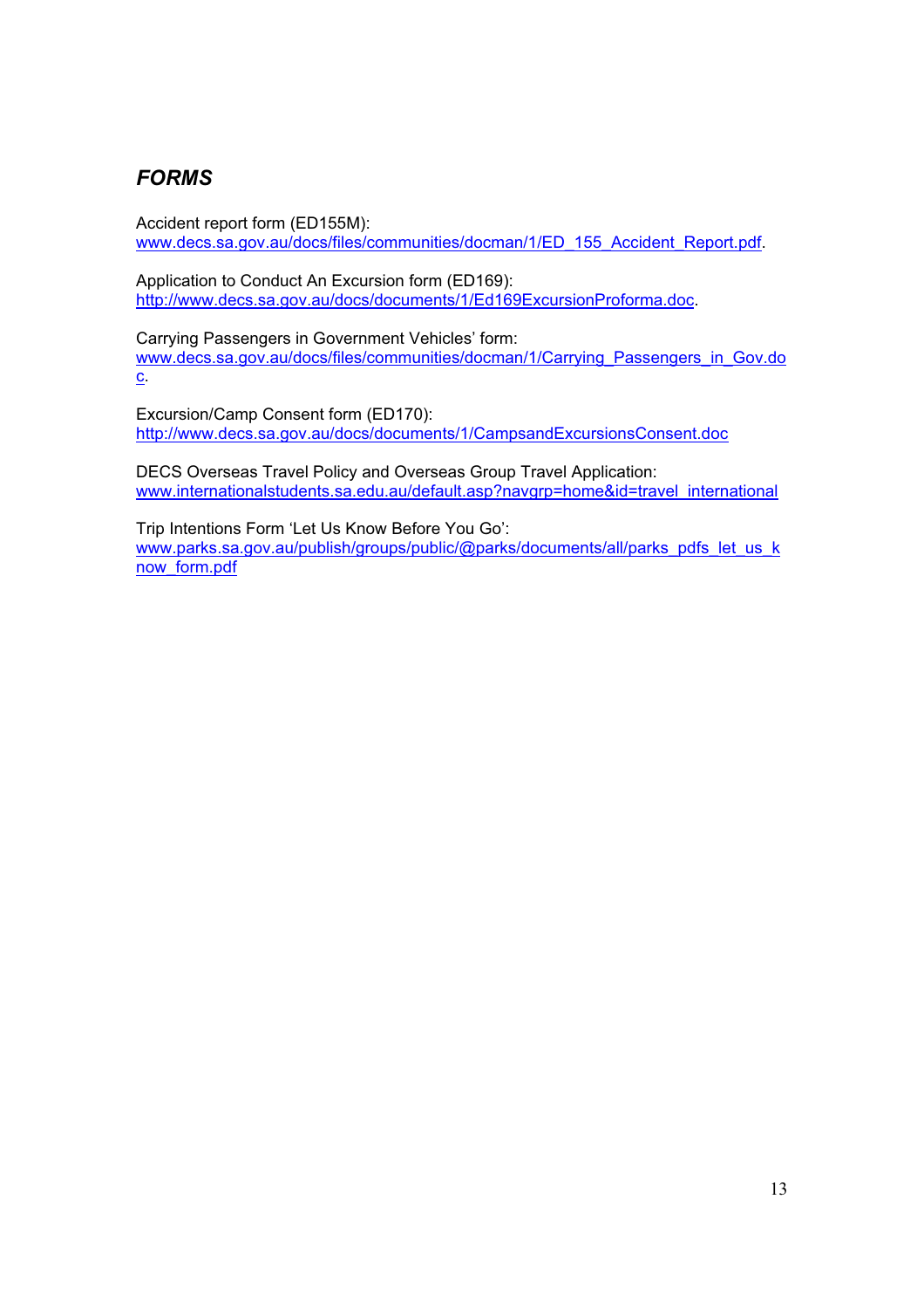## *FORMS*

Accident report form (ED155M):
www.decs.sa.gov.au/docs/files/communities/docman/1/ED_155_Accident_Report.pdf.

Application to Conduct An Excursion form (ED169):
http://www.decs.sa.gov.au/docs/documents/1/Ed169ExcursionProforma.doc.

Carrying Passengers in Government Vehicles' form:
www.decs.sa.gov.au/docs/files/communities/docman/1/Carrying_Passengers_in_Gov.doc.

Excursion/Camp Consent form (ED170):
http://www.decs.sa.gov.au/docs/documents/1/CampsandExcursionsConsent.doc

DECS Overseas Travel Policy and Overseas Group Travel Application:
www.internationalstudents.sa.edu.au/default.asp?navgrp=home&id=travel_international

Trip Intentions Form 'Let Us Know Before You Go':
www.parks.sa.gov.au/publish/groups/public/@parks/documents/all/parks_pdfs_let_us_know_form.pdf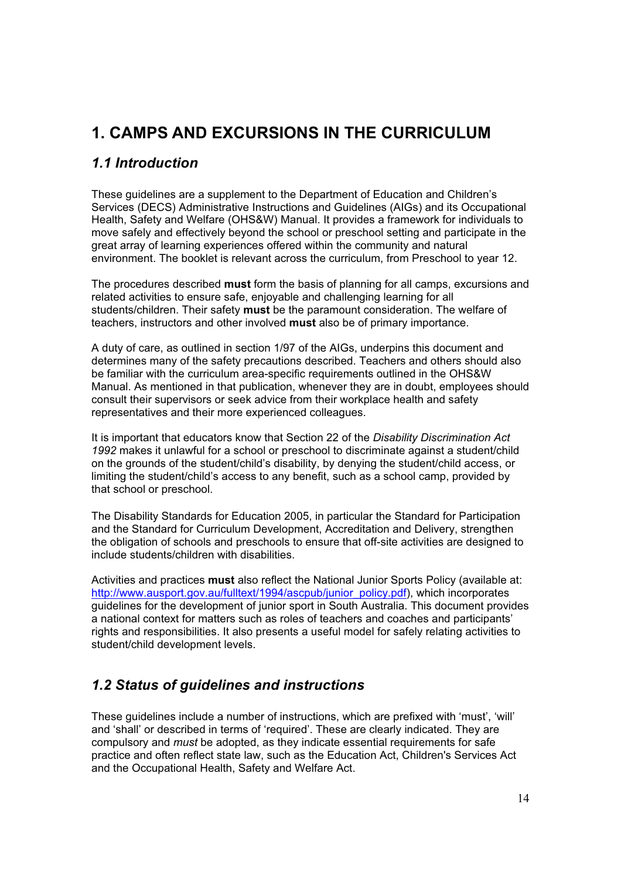# 1. CAMPS AND EXCURSIONS IN THE CURRICULUM

## *1.1 Introduction*

These guidelines are a supplement to the Department of Education and Children's Services (DECS) Administrative Instructions and Guidelines (AIGs) and its Occupational Health, Safety and Welfare (OHS&W) Manual. It provides a framework for individuals to move safely and effectively beyond the school or preschool setting and participate in the great array of learning experiences offered within the community and natural environment. The booklet is relevant across the curriculum, from Preschool to year 12.

The procedures described **must** form the basis of planning for all camps, excursions and related activities to ensure safe, enjoyable and challenging learning for all students/children. Their safety **must** be the paramount consideration. The welfare of teachers, instructors and other involved **must** also be of primary importance.

A duty of care, as outlined in section 1/97 of the AIGs, underpins this document and determines many of the safety precautions described. Teachers and others should also be familiar with the curriculum area-specific requirements outlined in the OHS&W Manual. As mentioned in that publication, whenever they are in doubt, employees should consult their supervisors or seek advice from their workplace health and safety representatives and their more experienced colleagues.

It is important that educators know that Section 22 of the *Disability Discrimination Act 1992* makes it unlawful for a school or preschool to discriminate against a student/child on the grounds of the student/child's disability, by denying the student/child access, or limiting the student/child's access to any benefit, such as a school camp, provided by that school or preschool.

The Disability Standards for Education 2005, in particular the Standard for Participation and the Standard for Curriculum Development, Accreditation and Delivery, strengthen the obligation of schools and preschools to ensure that off-site activities are designed to include students/children with disabilities.

Activities and practices **must** also reflect the National Junior Sports Policy (available at: http://www.ausport.gov.au/fulltext/1994/ascpub/junior_policy.pdf), which incorporates guidelines for the development of junior sport in South Australia. This document provides a national context for matters such as roles of teachers and coaches and participants' rights and responsibilities. It also presents a useful model for safely relating activities to student/child development levels.

## *1.2 Status of guidelines and instructions*

These guidelines include a number of instructions, which are prefixed with 'must', 'will' and 'shall' or described in terms of 'required'. These are clearly indicated. They are compulsory and *must* be adopted, as they indicate essential requirements for safe practice and often reflect state law, such as the Education Act, Children's Services Act and the Occupational Health, Safety and Welfare Act.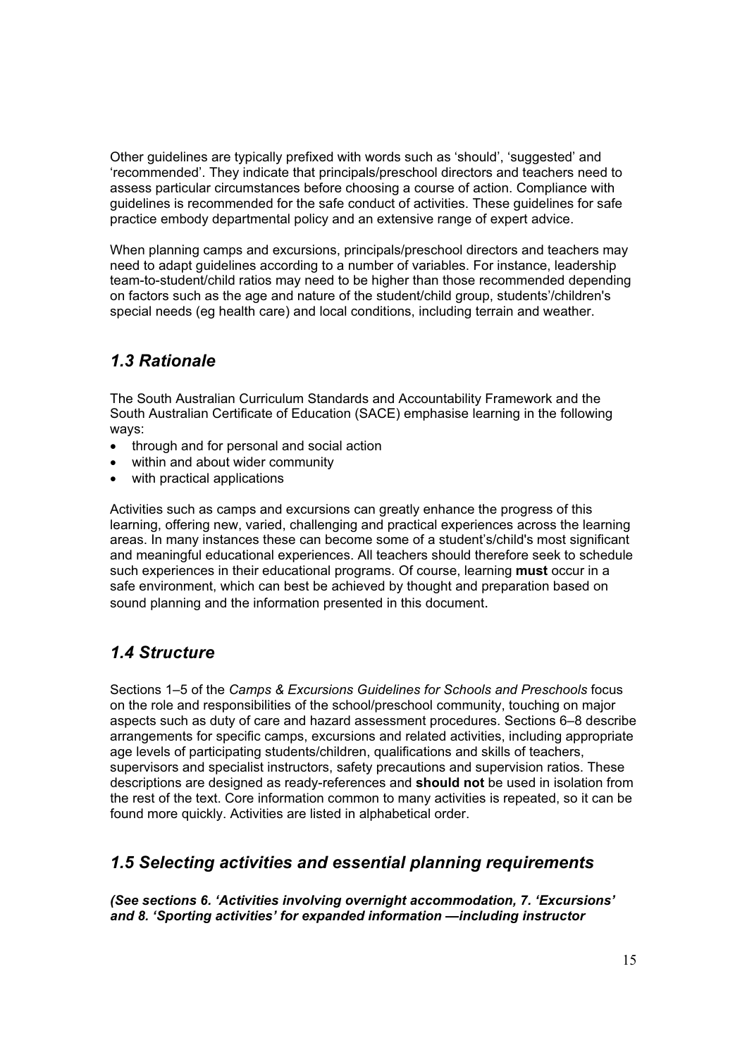Other guidelines are typically prefixed with words such as 'should', 'suggested' and 'recommended'. They indicate that principals/preschool directors and teachers need to assess particular circumstances before choosing a course of action. Compliance with guidelines is recommended for the safe conduct of activities. These guidelines for safe practice embody departmental policy and an extensive range of expert advice.

When planning camps and excursions, principals/preschool directors and teachers may need to adapt guidelines according to a number of variables. For instance, leadership team-to-student/child ratios may need to be higher than those recommended depending on factors such as the age and nature of the student/child group, students'/children's special needs (eg health care) and local conditions, including terrain and weather.

## *1.3 Rationale*

The South Australian Curriculum Standards and Accountability Framework and the South Australian Certificate of Education (SACE) emphasise learning in the following ways:

- through and for personal and social action
- within and about wider community
- with practical applications

Activities such as camps and excursions can greatly enhance the progress of this learning, offering new, varied, challenging and practical experiences across the learning areas. In many instances these can become some of a student's/child's most significant and meaningful educational experiences. All teachers should therefore seek to schedule such experiences in their educational programs. Of course, learning **must** occur in a safe environment, which can best be achieved by thought and preparation based on sound planning and the information presented in this document.

## *1.4 Structure*

Sections 1–5 of the *Camps & Excursions Guidelines for Schools and Preschools* focus on the role and responsibilities of the school/preschool community, touching on major aspects such as duty of care and hazard assessment procedures. Sections 6–8 describe arrangements for specific camps, excursions and related activities, including appropriate age levels of participating students/children, qualifications and skills of teachers, supervisors and specialist instructors, safety precautions and supervision ratios. These descriptions are designed as ready-references and **should not** be used in isolation from the rest of the text. Core information common to many activities is repeated, so it can be found more quickly. Activities are listed in alphabetical order.

## *1.5 Selecting activities and essential planning requirements*

***(See sections 6. 'Activities involving overnight accommodation, 7. 'Excursions' and 8. 'Sporting activities' for expanded information —including instructor***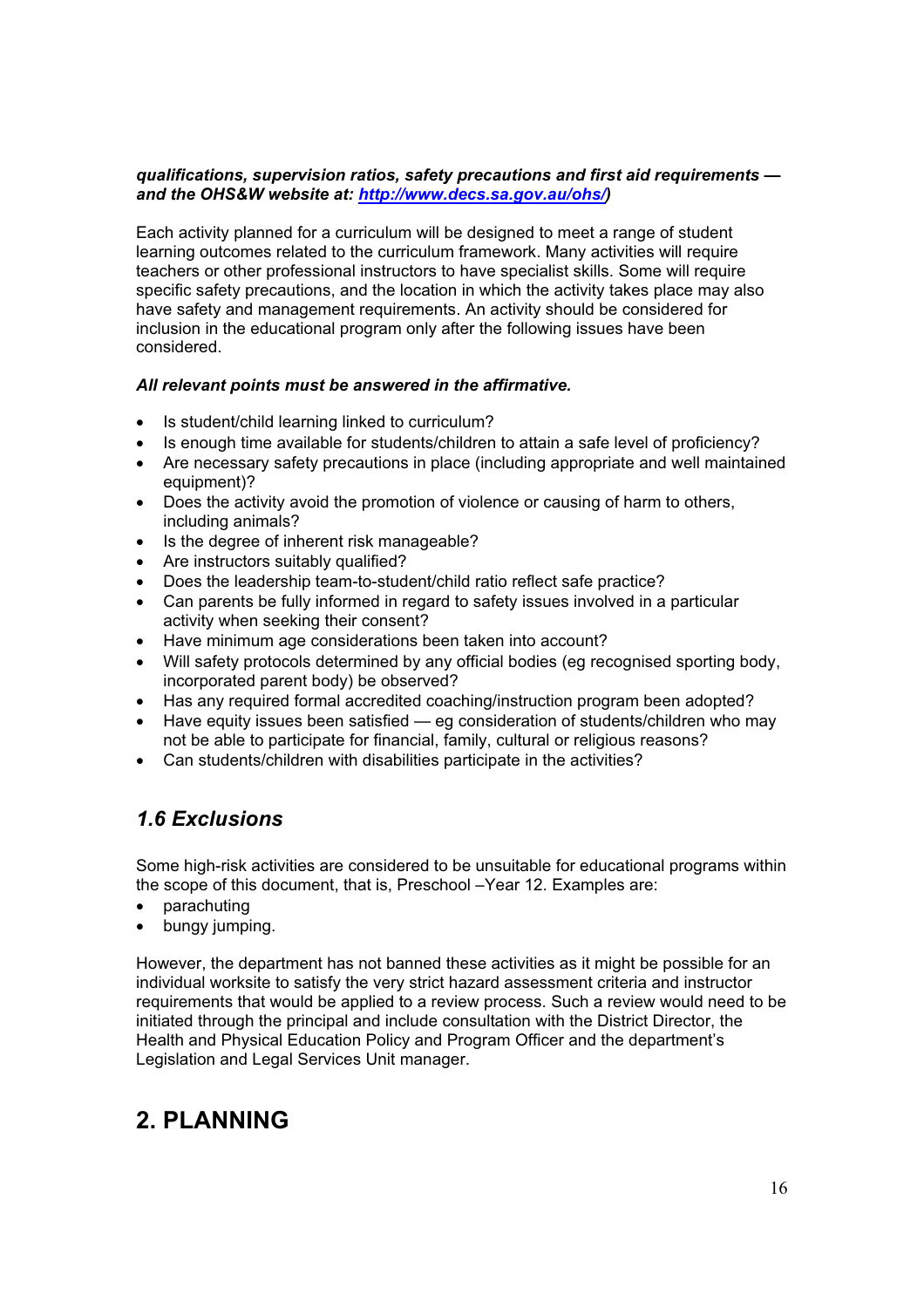***qualifications, supervision ratios, safety precautions and first aid requirements — and the OHS&W website at: [http://www.decs.sa.gov.au/ohs/](http://www.decs.sa.gov.au/ohs/))***

Each activity planned for a curriculum will be designed to meet a range of student learning outcomes related to the curriculum framework. Many activities will require teachers or other professional instructors to have specialist skills. Some will require specific safety precautions, and the location in which the activity takes place may also have safety and management requirements. An activity should be considered for inclusion in the educational program only after the following issues have been considered.

***All relevant points must be answered in the affirmative.***

- Is student/child learning linked to curriculum?
- Is enough time available for students/children to attain a safe level of proficiency?
- Are necessary safety precautions in place (including appropriate and well maintained equipment)?
- Does the activity avoid the promotion of violence or causing of harm to others, including animals?
- Is the degree of inherent risk manageable?
- Are instructors suitably qualified?
- Does the leadership team-to-student/child ratio reflect safe practice?
- Can parents be fully informed in regard to safety issues involved in a particular activity when seeking their consent?
- Have minimum age considerations been taken into account?
- Will safety protocols determined by any official bodies (eg recognised sporting body, incorporated parent body) be observed?
- Has any required formal accredited coaching/instruction program been adopted?
- Have equity issues been satisfied — eg consideration of students/children who may not be able to participate for financial, family, cultural or religious reasons?
- Can students/children with disabilities participate in the activities?

### *1.6 Exclusions*

Some high-risk activities are considered to be unsuitable for educational programs within the scope of this document, that is, Preschool –Year 12. Examples are:

- parachuting
- bungy jumping.

However, the department has not banned these activities as it might be possible for an individual worksite to satisfy the very strict hazard assessment criteria and instructor requirements that would be applied to a review process. Such a review would need to be initiated through the principal and include consultation with the District Director, the Health and Physical Education Policy and Program Officer and the department's Legislation and Legal Services Unit manager.

## 2. PLANNING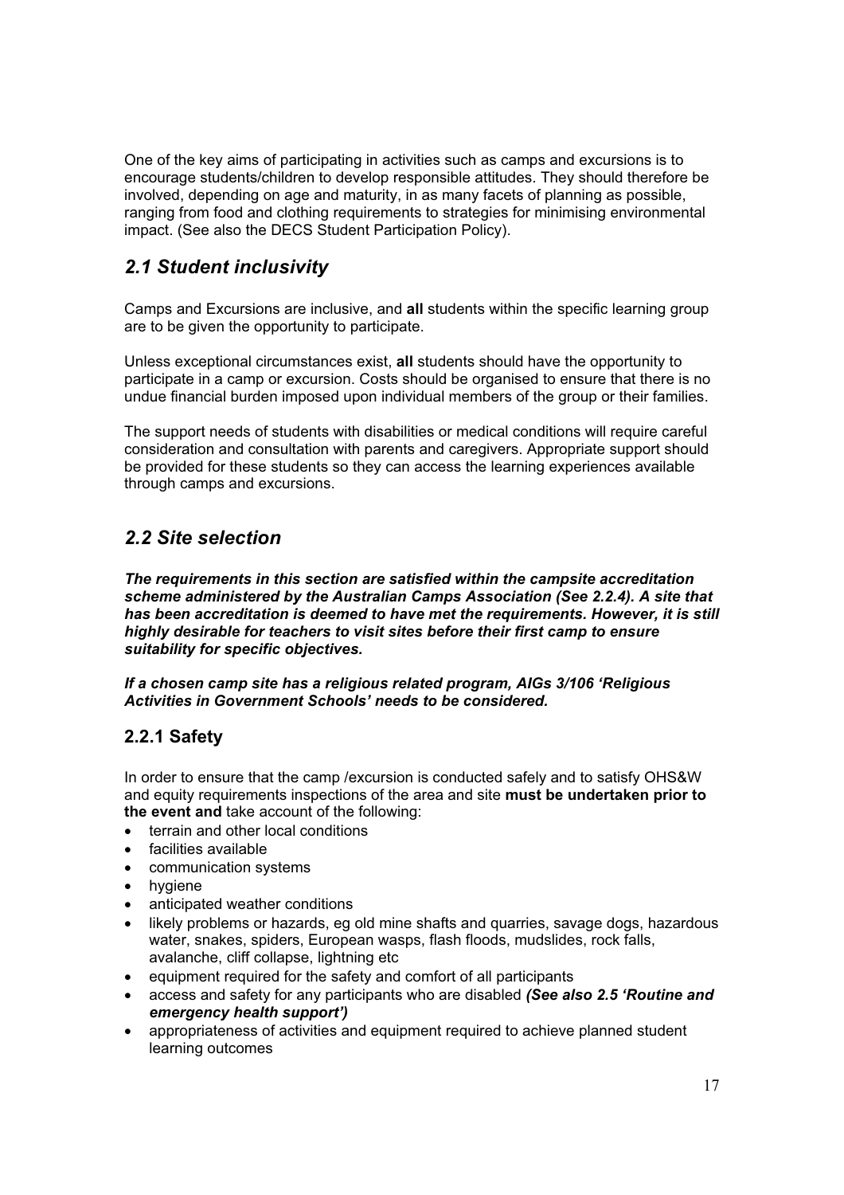One of the key aims of participating in activities such as camps and excursions is to encourage students/children to develop responsible attitudes. They should therefore be involved, depending on age and maturity, in as many facets of planning as possible, ranging from food and clothing requirements to strategies for minimising environmental impact. (See also the DECS Student Participation Policy).

## *2.1 Student inclusivity*

Camps and Excursions are inclusive, and **all** students within the specific learning group are to be given the opportunity to participate.

Unless exceptional circumstances exist, **all** students should have the opportunity to participate in a camp or excursion. Costs should be organised to ensure that there is no undue financial burden imposed upon individual members of the group or their families.

The support needs of students with disabilities or medical conditions will require careful consideration and consultation with parents and caregivers. Appropriate support should be provided for these students so they can access the learning experiences available through camps and excursions.

## *2.2 Site selection*

***The requirements in this section are satisfied within the campsite accreditation scheme administered by the Australian Camps Association (See 2.2.4). A site that has been accreditation is deemed to have met the requirements. However, it is still highly desirable for teachers to visit sites before their first camp to ensure suitability for specific objectives.***

***If a chosen camp site has a religious related program, AIGs 3/106 'Religious Activities in Government Schools' needs to be considered.***

### 2.2.1 Safety

In order to ensure that the camp /excursion is conducted safely and to satisfy OHS&W and equity requirements inspections of the area and site **must be undertaken prior to the event and** take account of the following:

- terrain and other local conditions
- facilities available
- communication systems
- hygiene
- anticipated weather conditions
- likely problems or hazards, eg old mine shafts and quarries, savage dogs, hazardous water, snakes, spiders, European wasps, flash floods, mudslides, rock falls, avalanche, cliff collapse, lightning etc
- equipment required for the safety and comfort of all participants
- access and safety for any participants who are disabled ***(See also 2.5 'Routine and emergency health support')***
- appropriateness of activities and equipment required to achieve planned student learning outcomes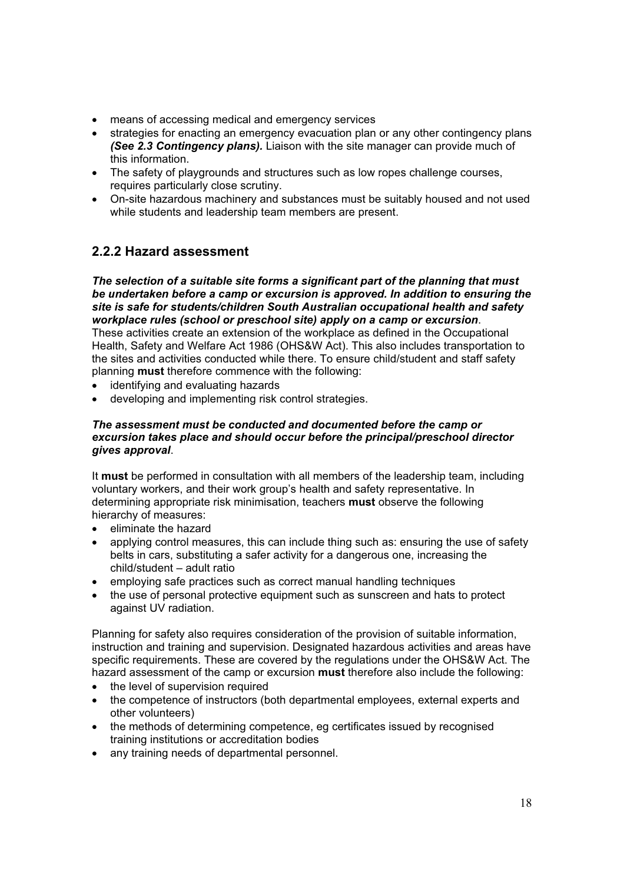- means of accessing medical and emergency services
- strategies for enacting an emergency evacuation plan or any other contingency plans ***(See 2.3 Contingency plans).*** Liaison with the site manager can provide much of this information.
- The safety of playgrounds and structures such as low ropes challenge courses, requires particularly close scrutiny.
- On-site hazardous machinery and substances must be suitably housed and not used while students and leadership team members are present.

## 2.2.2 Hazard assessment

***The selection of a suitable site forms a significant part of the planning that must be undertaken before a camp or excursion is approved. In addition to ensuring the site is safe for students/children South Australian occupational health and safety workplace rules (school or preschool site) apply on a camp or excursion***. These activities create an extension of the workplace as defined in the Occupational Health, Safety and Welfare Act 1986 (OHS&W Act). This also includes transportation to the sites and activities conducted while there. To ensure child/student and staff safety planning **must** therefore commence with the following:

- identifying and evaluating hazards
- developing and implementing risk control strategies.

***The assessment must be conducted and documented before the camp or excursion takes place and should occur before the principal/preschool director gives approval***.

It **must** be performed in consultation with all members of the leadership team, including voluntary workers, and their work group's health and safety representative. In determining appropriate risk minimisation, teachers **must** observe the following hierarchy of measures:

- eliminate the hazard
- applying control measures, this can include thing such as: ensuring the use of safety belts in cars, substituting a safer activity for a dangerous one, increasing the child/student – adult ratio
- employing safe practices such as correct manual handling techniques
- the use of personal protective equipment such as sunscreen and hats to protect against UV radiation.

Planning for safety also requires consideration of the provision of suitable information, instruction and training and supervision. Designated hazardous activities and areas have specific requirements. These are covered by the regulations under the OHS&W Act. The hazard assessment of the camp or excursion **must** therefore also include the following:

- the level of supervision required
- the competence of instructors (both departmental employees, external experts and other volunteers)
- the methods of determining competence, eg certificates issued by recognised training institutions or accreditation bodies
- any training needs of departmental personnel.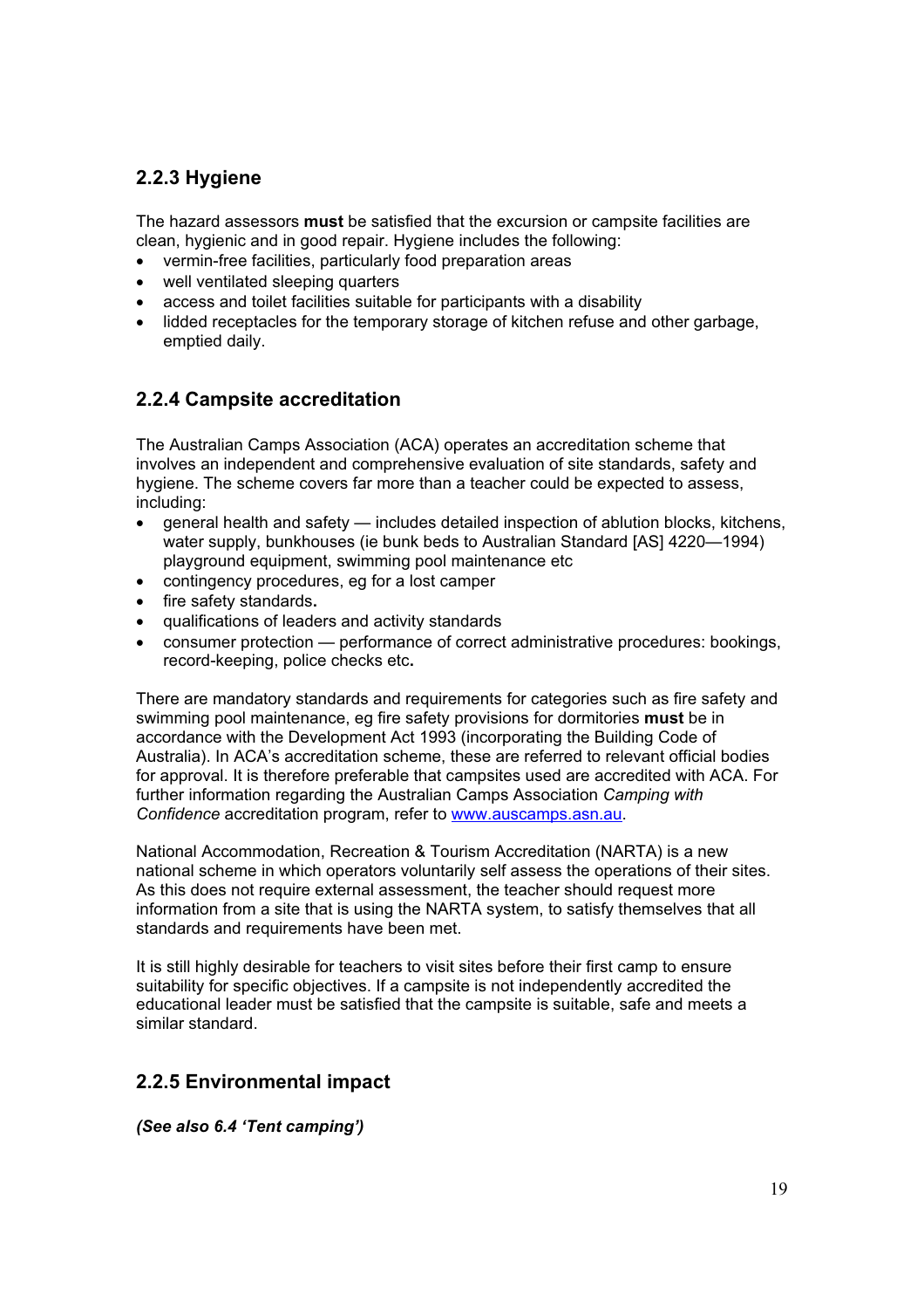### 2.2.3 Hygiene

The hazard assessors **must** be satisfied that the excursion or campsite facilities are clean, hygienic and in good repair. Hygiene includes the following:

- vermin-free facilities, particularly food preparation areas
- well ventilated sleeping quarters
- access and toilet facilities suitable for participants with a disability
- lidded receptacles for the temporary storage of kitchen refuse and other garbage, emptied daily.

### 2.2.4 Campsite accreditation

The Australian Camps Association (ACA) operates an accreditation scheme that involves an independent and comprehensive evaluation of site standards, safety and hygiene. The scheme covers far more than a teacher could be expected to assess, including:

- general health and safety — includes detailed inspection of ablution blocks, kitchens, water supply, bunkhouses (ie bunk beds to Australian Standard [AS] 4220—1994) playground equipment, swimming pool maintenance etc
- contingency procedures, eg for a lost camper
- fire safety standards**.**
- qualifications of leaders and activity standards
- consumer protection — performance of correct administrative procedures: bookings, record-keeping, police checks etc**.**

There are mandatory standards and requirements for categories such as fire safety and swimming pool maintenance, eg fire safety provisions for dormitories **must** be in accordance with the Development Act 1993 (incorporating the Building Code of Australia). In ACA's accreditation scheme, these are referred to relevant official bodies for approval. It is therefore preferable that campsites used are accredited with ACA. For further information regarding the Australian Camps Association *Camping with Confidence* accreditation program, refer to [www.auscamps.asn.au](http://www.auscamps.asn.au).

National Accommodation, Recreation & Tourism Accreditation (NARTA) is a new national scheme in which operators voluntarily self assess the operations of their sites. As this does not require external assessment, the teacher should request more information from a site that is using the NARTA system, to satisfy themselves that all standards and requirements have been met.

It is still highly desirable for teachers to visit sites before their first camp to ensure suitability for specific objectives. If a campsite is not independently accredited the educational leader must be satisfied that the campsite is suitable, safe and meets a similar standard.

### 2.2.5 Environmental impact

***(See also 6.4 'Tent camping')***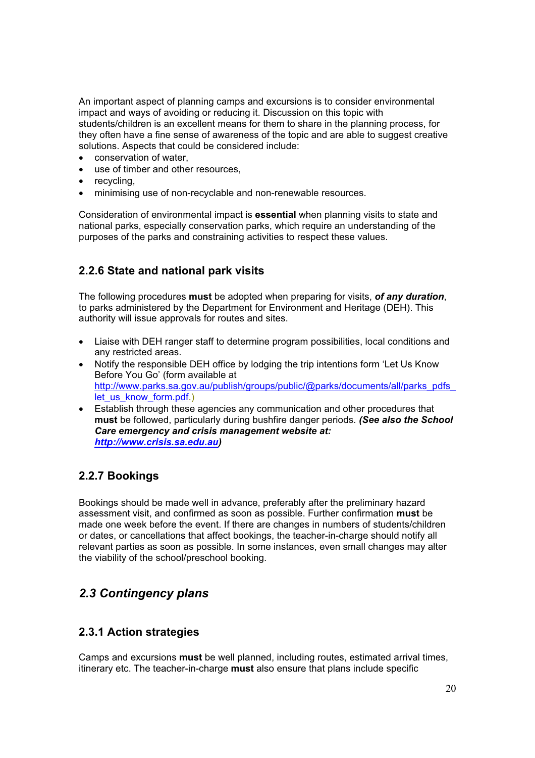An important aspect of planning camps and excursions is to consider environmental impact and ways of avoiding or reducing it. Discussion on this topic with students/children is an excellent means for them to share in the planning process, for they often have a fine sense of awareness of the topic and are able to suggest creative solutions. Aspects that could be considered include:

- conservation of water,
- use of timber and other resources,
- recycling,
- minimising use of non-recyclable and non-renewable resources.

Consideration of environmental impact is **essential** when planning visits to state and national parks, especially conservation parks, which require an understanding of the purposes of the parks and constraining activities to respect these values.

### 2.2.6 State and national park visits

The following procedures **must** be adopted when preparing for visits, ***of any duration***, to parks administered by the Department for Environment and Heritage (DEH). This authority will issue approvals for routes and sites.

- Liaise with DEH ranger staff to determine program possibilities, local conditions and any restricted areas.
- Notify the responsible DEH office by lodging the trip intentions form 'Let Us Know Before You Go' (form available at http://www.parks.sa.gov.au/publish/groups/public/@parks/documents/all/parks_pdfs_let_us_know_form.pdf.)
- Establish through these agencies any communication and other procedures that **must** be followed, particularly during bushfire danger periods. ***(See also the School Care emergency and crisis management website at: http://www.crisis.sa.edu.au)***

### 2.2.7 Bookings

Bookings should be made well in advance, preferably after the preliminary hazard assessment visit, and confirmed as soon as possible. Further confirmation **must** be made one week before the event. If there are changes in numbers of students/children or dates, or cancellations that affect bookings, the teacher-in-charge should notify all relevant parties as soon as possible. In some instances, even small changes may alter the viability of the school/preschool booking.

## *2.3 Contingency plans*

### 2.3.1 Action strategies

Camps and excursions **must** be well planned, including routes, estimated arrival times, itinerary etc. The teacher-in-charge **must** also ensure that plans include specific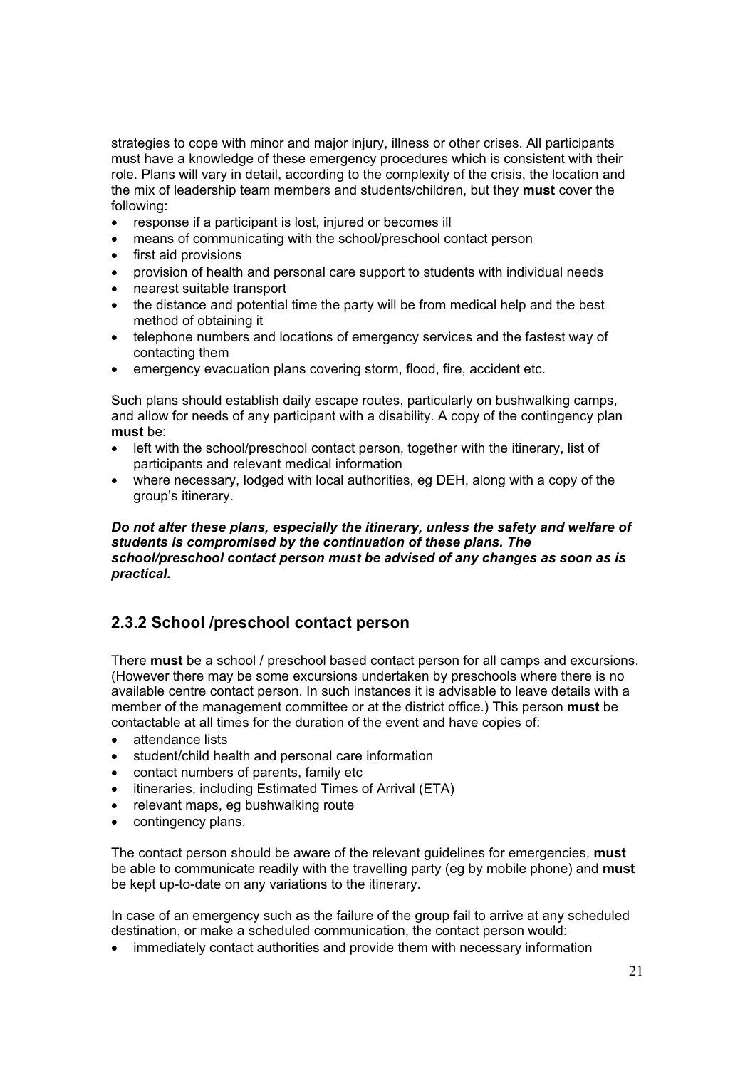strategies to cope with minor and major injury, illness or other crises. All participants must have a knowledge of these emergency procedures which is consistent with their role. Plans will vary in detail, according to the complexity of the crisis, the location and the mix of leadership team members and students/children, but they **must** cover the following:

- response if a participant is lost, injured or becomes ill
- means of communicating with the school/preschool contact person
- first aid provisions
- provision of health and personal care support to students with individual needs
- nearest suitable transport
- the distance and potential time the party will be from medical help and the best method of obtaining it
- telephone numbers and locations of emergency services and the fastest way of contacting them
- emergency evacuation plans covering storm, flood, fire, accident etc.

Such plans should establish daily escape routes, particularly on bushwalking camps, and allow for needs of any participant with a disability. A copy of the contingency plan **must** be:

- left with the school/preschool contact person, together with the itinerary, list of participants and relevant medical information
- where necessary, lodged with local authorities, eg DEH, along with a copy of the group's itinerary.

***Do not alter these plans, especially the itinerary, unless the safety and welfare of students is compromised by the continuation of these plans. The school/preschool contact person must be advised of any changes as soon as is practical.***

## 2.3.2 School /preschool contact person

There **must** be a school / preschool based contact person for all camps and excursions. (However there may be some excursions undertaken by preschools where there is no available centre contact person. In such instances it is advisable to leave details with a member of the management committee or at the district office.) This person **must** be contactable at all times for the duration of the event and have copies of:

- attendance lists
- student/child health and personal care information
- contact numbers of parents, family etc
- itineraries, including Estimated Times of Arrival (ETA)
- relevant maps, eg bushwalking route
- contingency plans.

The contact person should be aware of the relevant guidelines for emergencies, **must** be able to communicate readily with the travelling party (eg by mobile phone) and **must** be kept up-to-date on any variations to the itinerary.

In case of an emergency such as the failure of the group fail to arrive at any scheduled destination, or make a scheduled communication, the contact person would:

- immediately contact authorities and provide them with necessary information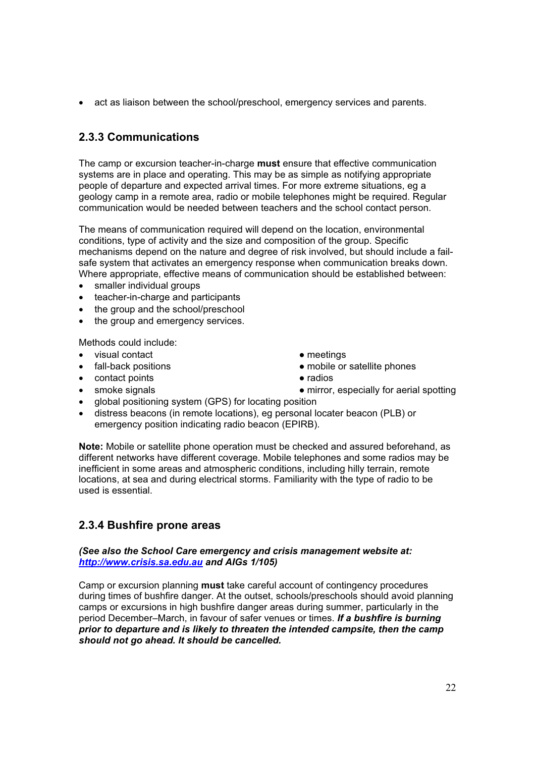- act as liaison between the school/preschool, emergency services and parents.

### 2.3.3 Communications

The camp or excursion teacher-in-charge **must** ensure that effective communication systems are in place and operating. This may be as simple as notifying appropriate people of departure and expected arrival times. For more extreme situations, eg a geology camp in a remote area, radio or mobile telephones might be required. Regular communication would be needed between teachers and the school contact person.

The means of communication required will depend on the location, environmental conditions, type of activity and the size and composition of the group. Specific mechanisms depend on the nature and degree of risk involved, but should include a fail-safe system that activates an emergency response when communication breaks down. Where appropriate, effective means of communication should be established between:

- smaller individual groups
- teacher-in-charge and participants
- the group and the school/preschool
- the group and emergency services.

Methods could include:

- visual contact
- fall-back positions
- contact points
- smoke signals
- meetings
- mobile or satellite phones
- radios
- mirror, especially for aerial spotting
- global positioning system (GPS) for locating position
- distress beacons (in remote locations), eg personal locater beacon (PLB) or emergency position indicating radio beacon (EPIRB).

**Note:** Mobile or satellite phone operation must be checked and assured beforehand, as different networks have different coverage. Mobile telephones and some radios may be inefficient in some areas and atmospheric conditions, including hilly terrain, remote locations, at sea and during electrical storms. Familiarity with the type of radio to be used is essential.

### 2.3.4 Bushfire prone areas

***(See also the School Care emergency and crisis management website at: [http://www.crisis.sa.edu.au](http://www.crisis.sa.edu.au) and AIGs 1/105)***

Camp or excursion planning **must** take careful account of contingency procedures during times of bushfire danger. At the outset, schools/preschools should avoid planning camps or excursions in high bushfire danger areas during summer, particularly in the period December–March, in favour of safer venues or times. ***If a bushfire is burning prior to departure and is likely to threaten the intended campsite, then the camp should not go ahead. It should be cancelled.***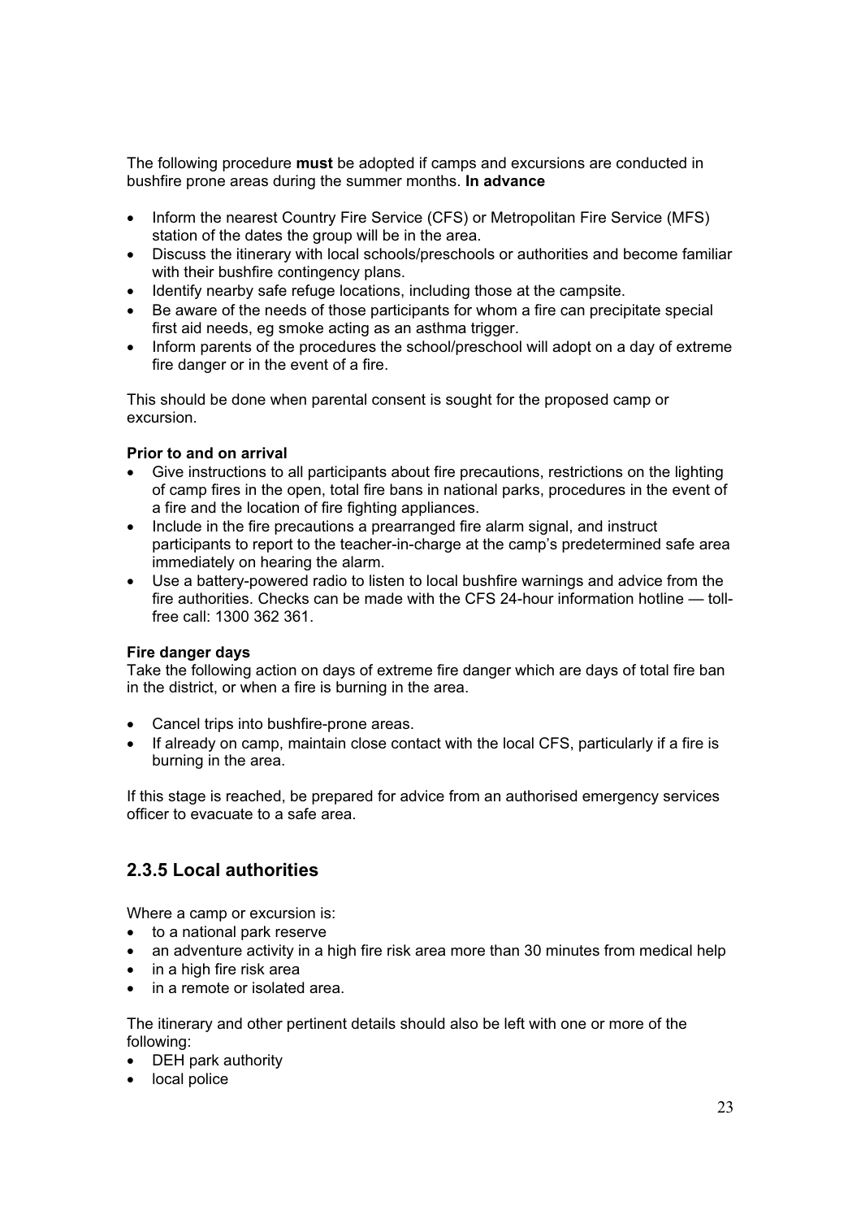The following procedure **must** be adopted if camps and excursions are conducted in bushfire prone areas during the summer months. **In advance**

- Inform the nearest Country Fire Service (CFS) or Metropolitan Fire Service (MFS) station of the dates the group will be in the area.
- Discuss the itinerary with local schools/preschools or authorities and become familiar with their bushfire contingency plans.
- Identify nearby safe refuge locations, including those at the campsite.
- Be aware of the needs of those participants for whom a fire can precipitate special first aid needs, eg smoke acting as an asthma trigger.
- Inform parents of the procedures the school/preschool will adopt on a day of extreme fire danger or in the event of a fire.

This should be done when parental consent is sought for the proposed camp or excursion.

**Prior to and on arrival**

- Give instructions to all participants about fire precautions, restrictions on the lighting of camp fires in the open, total fire bans in national parks, procedures in the event of a fire and the location of fire fighting appliances.
- Include in the fire precautions a prearranged fire alarm signal, and instruct participants to report to the teacher-in-charge at the camp's predetermined safe area immediately on hearing the alarm.
- Use a battery-powered radio to listen to local bushfire warnings and advice from the fire authorities. Checks can be made with the CFS 24-hour information hotline — toll-free call: 1300 362 361.

**Fire danger days**

Take the following action on days of extreme fire danger which are days of total fire ban in the district, or when a fire is burning in the area.

- Cancel trips into bushfire-prone areas.
- If already on camp, maintain close contact with the local CFS, particularly if a fire is burning in the area.

If this stage is reached, be prepared for advice from an authorised emergency services officer to evacuate to a safe area.

## 2.3.5 Local authorities

Where a camp or excursion is:

- to a national park reserve
- an adventure activity in a high fire risk area more than 30 minutes from medical help
- in a high fire risk area
- in a remote or isolated area.

The itinerary and other pertinent details should also be left with one or more of the following:

- DEH park authority
- local police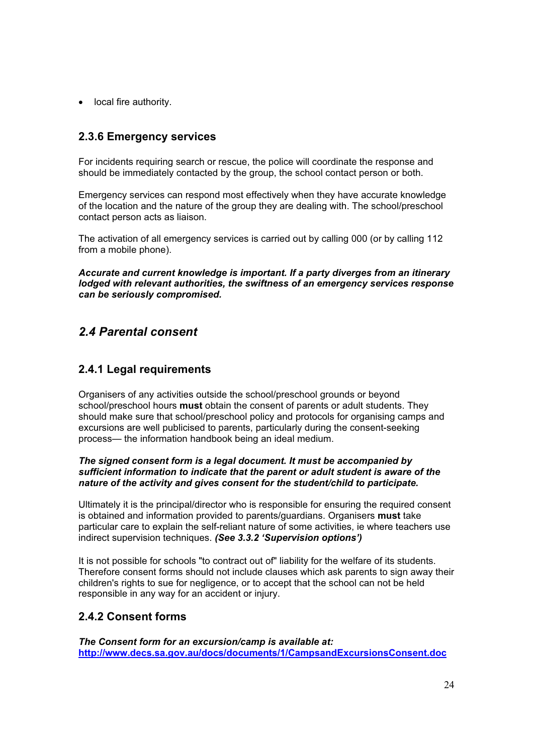- local fire authority.

### 2.3.6 Emergency services

For incidents requiring search or rescue, the police will coordinate the response and should be immediately contacted by the group, the school contact person or both.

Emergency services can respond most effectively when they have accurate knowledge of the location and the nature of the group they are dealing with. The school/preschool contact person acts as liaison.

The activation of all emergency services is carried out by calling 000 (or by calling 112 from a mobile phone).

***Accurate and current knowledge is important. If a party diverges from an itinerary lodged with relevant authorities, the swiftness of an emergency services response can be seriously compromised.***

## *2.4 Parental consent*

### 2.4.1 Legal requirements

Organisers of any activities outside the school/preschool grounds or beyond school/preschool hours **must** obtain the consent of parents or adult students. They should make sure that school/preschool policy and protocols for organising camps and excursions are well publicised to parents, particularly during the consent-seeking process— the information handbook being an ideal medium.

***The signed consent form is a legal document. It must be accompanied by sufficient information to indicate that the parent or adult student is aware of the nature of the activity and gives consent for the student/child to participate.***

Ultimately it is the principal/director who is responsible for ensuring the required consent is obtained and information provided to parents/guardians. Organisers **must** take particular care to explain the self-reliant nature of some activities, ie where teachers use indirect supervision techniques. ***(See 3.3.2 'Supervision options')***

It is not possible for schools "to contract out of" liability for the welfare of its students. Therefore consent forms should not include clauses which ask parents to sign away their children's rights to sue for negligence, or to accept that the school can not be held responsible in any way for an accident or injury.

### 2.4.2 Consent forms

***The Consent form for an excursion/camp is available at:***
**http://www.decs.sa.gov.au/docs/documents/1/CampsandExcursionsConsent.doc**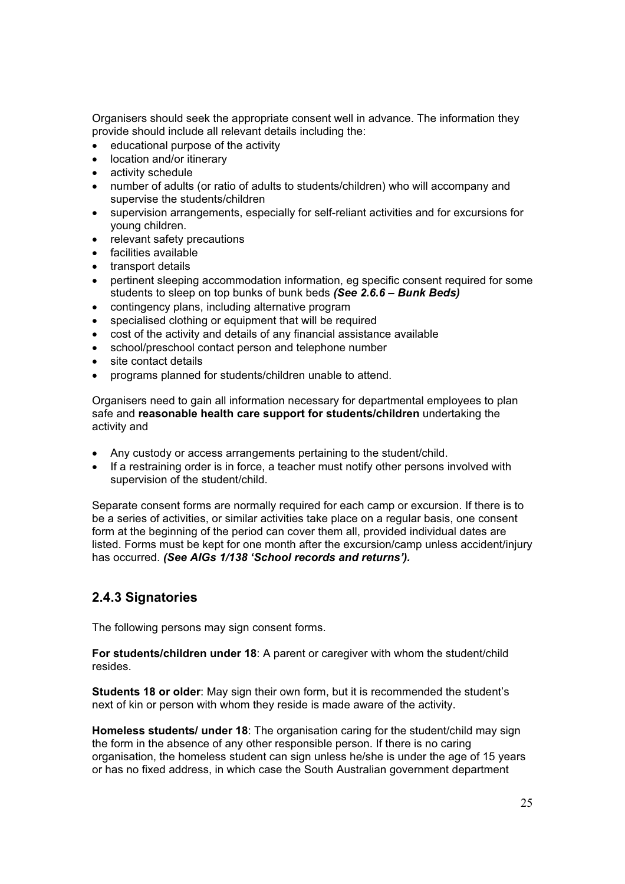Organisers should seek the appropriate consent well in advance. The information they provide should include all relevant details including the:

- educational purpose of the activity
- location and/or itinerary
- activity schedule
- number of adults (or ratio of adults to students/children) who will accompany and supervise the students/children
- supervision arrangements, especially for self-reliant activities and for excursions for young children.
- relevant safety precautions
- facilities available
- transport details
- pertinent sleeping accommodation information, eg specific consent required for some students to sleep on top bunks of bunk beds ***(See 2.6.6 – Bunk Beds)***
- contingency plans, including alternative program
- specialised clothing or equipment that will be required
- cost of the activity and details of any financial assistance available
- school/preschool contact person and telephone number
- site contact details
- programs planned for students/children unable to attend.

Organisers need to gain all information necessary for departmental employees to plan safe and **reasonable health care support for students/children** undertaking the activity and

- Any custody or access arrangements pertaining to the student/child.
- If a restraining order is in force, a teacher must notify other persons involved with supervision of the student/child.

Separate consent forms are normally required for each camp or excursion. If there is to be a series of activities, or similar activities take place on a regular basis, one consent form at the beginning of the period can cover them all, provided individual dates are listed. Forms must be kept for one month after the excursion/camp unless accident/injury has occurred. ***(See AIGs 1/138 'School records and returns').***

## 2.4.3 Signatories

The following persons may sign consent forms.

**For students/children under 18**: A parent or caregiver with whom the student/child resides.

**Students 18 or older**: May sign their own form, but it is recommended the student's next of kin or person with whom they reside is made aware of the activity.

**Homeless students/ under 18**: The organisation caring for the student/child may sign the form in the absence of any other responsible person. If there is no caring organisation, the homeless student can sign unless he/she is under the age of 15 years or has no fixed address, in which case the South Australian government department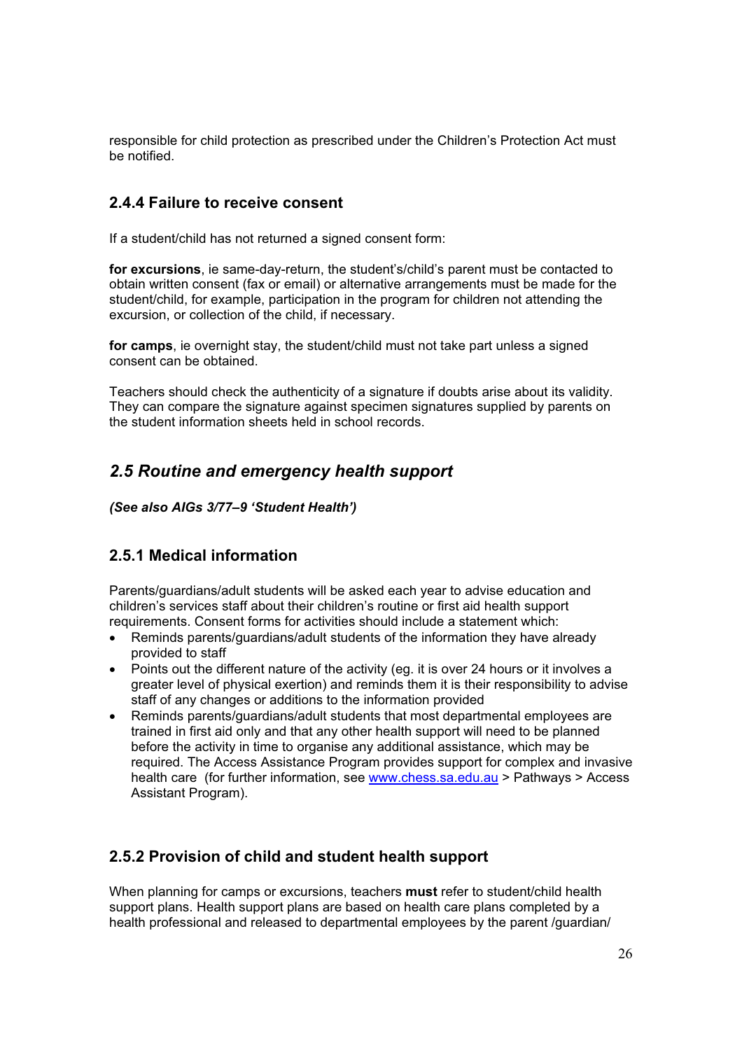responsible for child protection as prescribed under the Children's Protection Act must be notified.

### 2.4.4 Failure to receive consent

If a student/child has not returned a signed consent form:

**for excursions**, ie same-day-return, the student's/child's parent must be contacted to obtain written consent (fax or email) or alternative arrangements must be made for the student/child, for example, participation in the program for children not attending the excursion, or collection of the child, if necessary.

**for camps**, ie overnight stay, the student/child must not take part unless a signed consent can be obtained.

Teachers should check the authenticity of a signature if doubts arise about its validity. They can compare the signature against specimen signatures supplied by parents on the student information sheets held in school records.

## *2.5 Routine and emergency health support*

***(See also AIGs 3/77–9 'Student Health')***

### 2.5.1 Medical information

Parents/guardians/adult students will be asked each year to advise education and children's services staff about their children's routine or first aid health support requirements. Consent forms for activities should include a statement which:

- Reminds parents/guardians/adult students of the information they have already provided to staff
- Points out the different nature of the activity (eg. it is over 24 hours or it involves a greater level of physical exertion) and reminds them it is their responsibility to advise staff of any changes or additions to the information provided
- Reminds parents/guardians/adult students that most departmental employees are trained in first aid only and that any other health support will need to be planned before the activity in time to organise any additional assistance, which may be required. The Access Assistance Program provides support for complex and invasive health care (for further information, see www.chess.sa.edu.au > Pathways > Access Assistant Program).

### 2.5.2 Provision of child and student health support

When planning for camps or excursions, teachers **must** refer to student/child health support plans. Health support plans are based on health care plans completed by a health professional and released to departmental employees by the parent /guardian/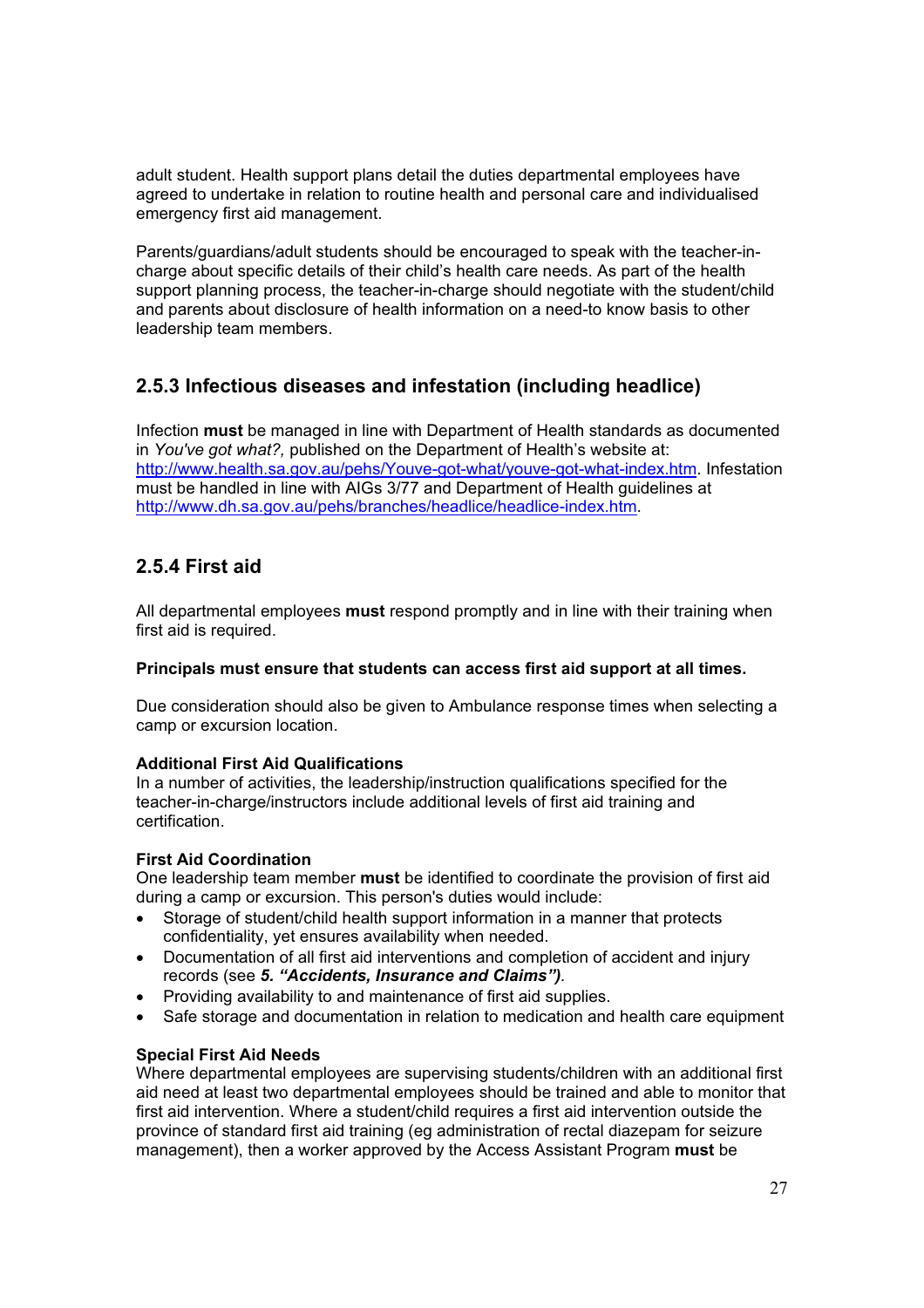adult student. Health support plans detail the duties departmental employees have agreed to undertake in relation to routine health and personal care and individualised emergency first aid management.

Parents/guardians/adult students should be encouraged to speak with the teacher-in-charge about specific details of their child's health care needs. As part of the health support planning process, the teacher-in-charge should negotiate with the student/child and parents about disclosure of health information on a need-to know basis to other leadership team members.

## 2.5.3 Infectious diseases and infestation (including headlice)

Infection **must** be managed in line with Department of Health standards as documented in *You've got what?,* published on the Department of Health's website at: http://www.health.sa.gov.au/pehs/Youve-got-what/youve-got-what-index.htm. Infestation must be handled in line with AIGs 3/77 and Department of Health guidelines at http://www.dh.sa.gov.au/pehs/branches/headlice/headlice-index.htm.

## 2.5.4 First aid

All departmental employees **must** respond promptly and in line with their training when first aid is required.

**Principals must ensure that students can access first aid support at all times.**

Due consideration should also be given to Ambulance response times when selecting a camp or excursion location.

**Additional First Aid Qualifications**
In a number of activities, the leadership/instruction qualifications specified for the teacher-in-charge/instructors include additional levels of first aid training and certification.

**First Aid Coordination**
One leadership team member **must** be identified to coordinate the provision of first aid during a camp or excursion. This person's duties would include:

- Storage of student/child health support information in a manner that protects confidentiality, yet ensures availability when needed.
- Documentation of all first aid interventions and completion of accident and injury records (see ***5. "Accidents, Insurance and Claims")***.
- Providing availability to and maintenance of first aid supplies.
- Safe storage and documentation in relation to medication and health care equipment

**Special First Aid Needs**
Where departmental employees are supervising students/children with an additional first aid need at least two departmental employees should be trained and able to monitor that first aid intervention. Where a student/child requires a first aid intervention outside the province of standard first aid training (eg administration of rectal diazepam for seizure management), then a worker approved by the Access Assistant Program **must** be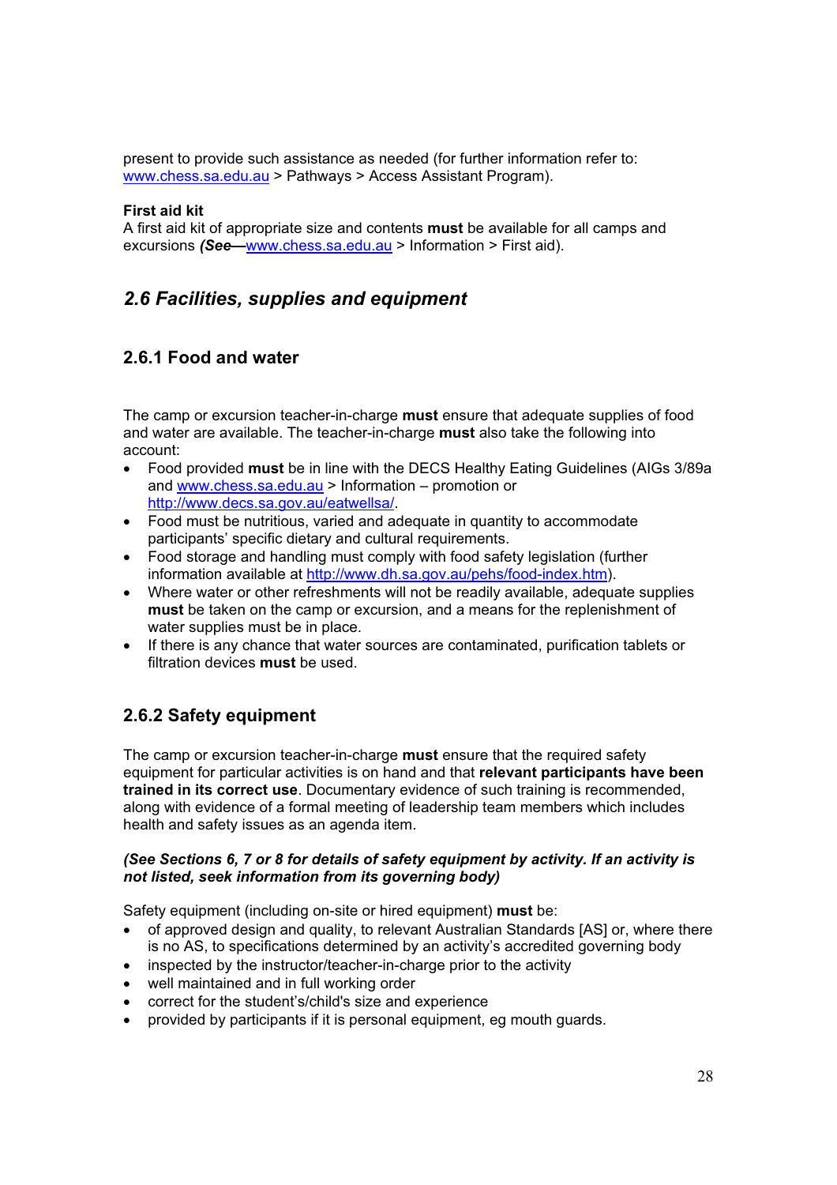present to provide such assistance as needed (for further information refer to: www.chess.sa.edu.au > Pathways > Access Assistant Program).

**First aid kit**
A first aid kit of appropriate size and contents **must** be available for all camps and excursions ***(See*** ~~—~~www.chess.sa.edu.au > Information > First aid).

## *2.6 Facilities, supplies and equipment*

### 2.6.1 Food and water

The camp or excursion teacher-in-charge **must** ensure that adequate supplies of food and water are available. The teacher-in-charge **must** also take the following into account:

- Food provided **must** be in line with the DECS Healthy Eating Guidelines (AIGs 3/89a and www.chess.sa.edu.au > Information – promotion or http://www.decs.sa.gov.au/eatwellsa/.
- Food must be nutritious, varied and adequate in quantity to accommodate participants' specific dietary and cultural requirements.
- Food storage and handling must comply with food safety legislation (further information available at http://www.dh.sa.gov.au/pehs/food-index.htm).
- Where water or other refreshments will not be readily available, adequate supplies **must** be taken on the camp or excursion, and a means for the replenishment of water supplies must be in place.
- If there is any chance that water sources are contaminated, purification tablets or filtration devices **must** be used.

### 2.6.2 Safety equipment

The camp or excursion teacher-in-charge **must** ensure that the required safety equipment for particular activities is on hand and that **relevant participants have been trained in its correct use**. Documentary evidence of such training is recommended, along with evidence of a formal meeting of leadership team members which includes health and safety issues as an agenda item.

***(See Sections 6, 7 or 8 for details of safety equipment by activity. If an activity is not listed, seek information from its governing body)***

Safety equipment (including on-site or hired equipment) **must** be:

- of approved design and quality, to relevant Australian Standards [AS] or, where there is no AS, to specifications determined by an activity's accredited governing body
- inspected by the instructor/teacher-in-charge prior to the activity
- well maintained and in full working order
- correct for the student's/child's size and experience
- provided by participants if it is personal equipment, eg mouth guards.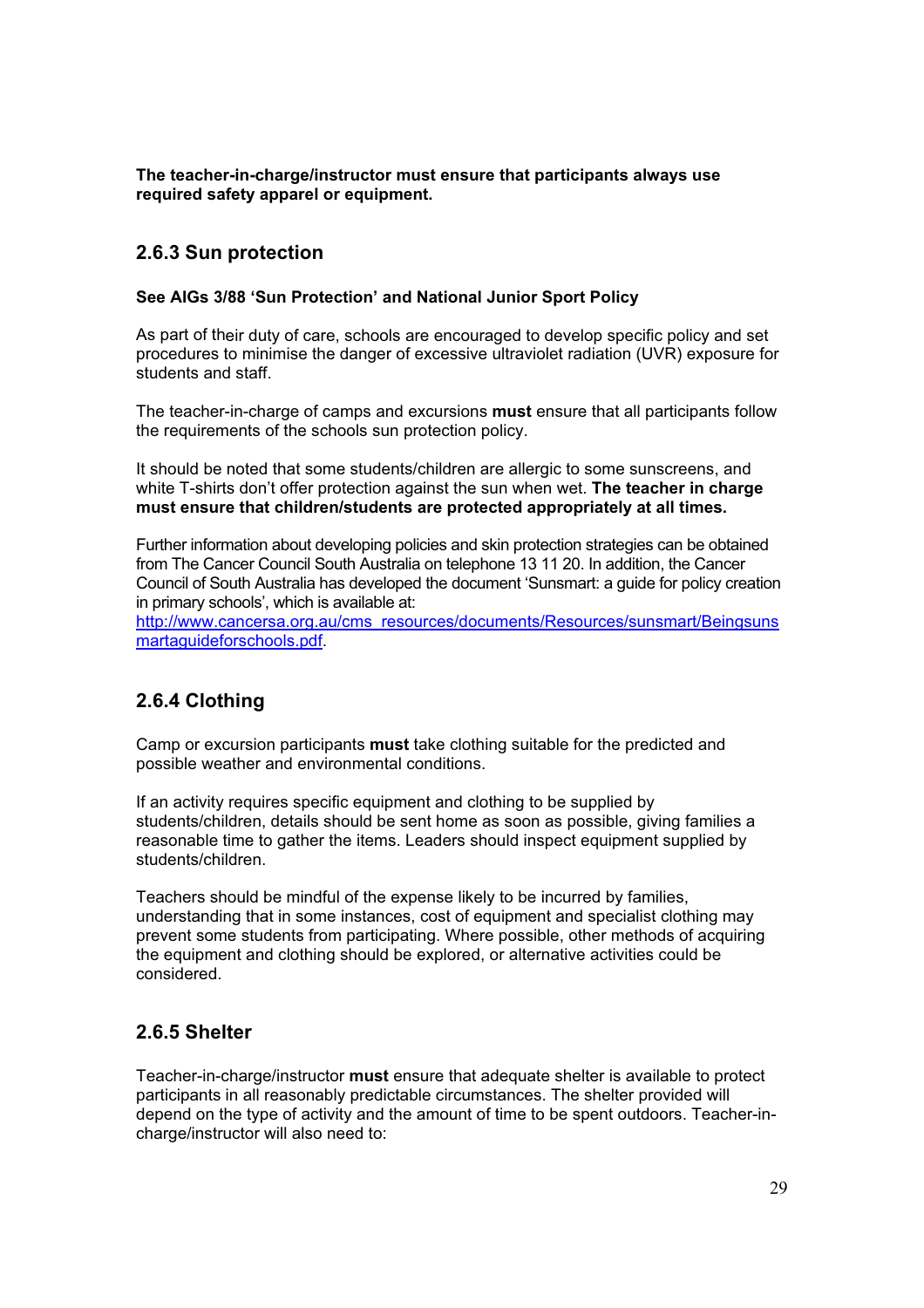**The teacher-in-charge/instructor must ensure that participants always use required safety apparel or equipment.**

### 2.6.3 Sun protection

**See AIGs 3/88 'Sun Protection' and National Junior Sport Policy**

As part of their duty of care, schools are encouraged to develop specific policy and set procedures to minimise the danger of excessive ultraviolet radiation (UVR) exposure for students and staff.

The teacher-in-charge of camps and excursions **must** ensure that all participants follow the requirements of the schools sun protection policy.

It should be noted that some students/children are allergic to some sunscreens, and white T-shirts don't offer protection against the sun when wet. **The teacher in charge must ensure that children/students are protected appropriately at all times.**

Further information about developing policies and skin protection strategies can be obtained from The Cancer Council South Australia on telephone 13 11 20. In addition, the Cancer Council of South Australia has developed the document 'Sunsmart: a guide for policy creation in primary schools', which is available at:
http://www.cancersa.org.au/cms_resources/documents/Resources/sunsmart/Beingsunsmartaguideforschools.pdf.

### 2.6.4 Clothing

Camp or excursion participants **must** take clothing suitable for the predicted and possible weather and environmental conditions.

If an activity requires specific equipment and clothing to be supplied by students/children, details should be sent home as soon as possible, giving families a reasonable time to gather the items. Leaders should inspect equipment supplied by students/children.

Teachers should be mindful of the expense likely to be incurred by families, understanding that in some instances, cost of equipment and specialist clothing may prevent some students from participating. Where possible, other methods of acquiring the equipment and clothing should be explored, or alternative activities could be considered.

### 2.6.5 Shelter

Teacher-in-charge/instructor **must** ensure that adequate shelter is available to protect participants in all reasonably predictable circumstances. The shelter provided will depend on the type of activity and the amount of time to be spent outdoors. Teacher-in-charge/instructor will also need to: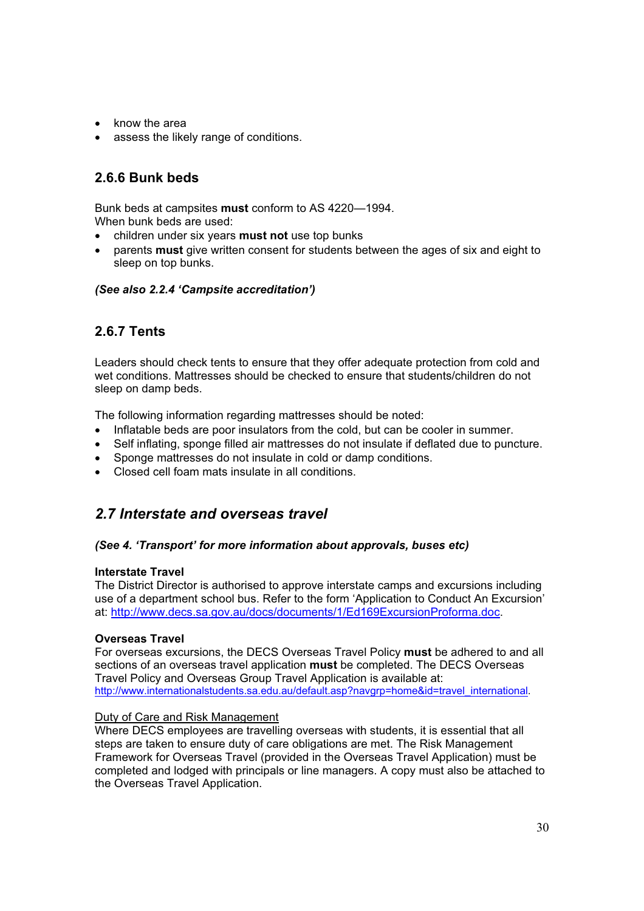- know the area
- assess the likely range of conditions.

### 2.6.6 Bunk beds

Bunk beds at campsites **must** conform to AS 4220—1994.
When bunk beds are used:

- children under six years **must not** use top bunks
- parents **must** give written consent for students between the ages of six and eight to sleep on top bunks.

***(See also 2.2.4 'Campsite accreditation')***

### 2.6.7 Tents

Leaders should check tents to ensure that they offer adequate protection from cold and wet conditions. Mattresses should be checked to ensure that students/children do not sleep on damp beds.

The following information regarding mattresses should be noted:

- Inflatable beds are poor insulators from the cold, but can be cooler in summer.
- Self inflating, sponge filled air mattresses do not insulate if deflated due to puncture.
- Sponge mattresses do not insulate in cold or damp conditions.
- Closed cell foam mats insulate in all conditions.

## *2.7 Interstate and overseas travel*

***(See 4. 'Transport' for more information about approvals, buses etc)***

**Interstate Travel**
The District Director is authorised to approve interstate camps and excursions including use of a department school bus. Refer to the form 'Application to Conduct An Excursion' at: http://www.decs.sa.gov.au/docs/documents/1/Ed169ExcursionProforma.doc.

**Overseas Travel**
For overseas excursions, the DECS Overseas Travel Policy **must** be adhered to and all sections of an overseas travel application **must** be completed. The DECS Overseas Travel Policy and Overseas Group Travel Application is available at: http://www.internationalstudents.sa.edu.au/default.asp?navgrp=home&id=travel_international.

<u>Duty of Care and Risk Management</u>
Where DECS employees are travelling overseas with students, it is essential that all steps are taken to ensure duty of care obligations are met. The Risk Management Framework for Overseas Travel (provided in the Overseas Travel Application) must be completed and lodged with principals or line managers. A copy must also be attached to the Overseas Travel Application.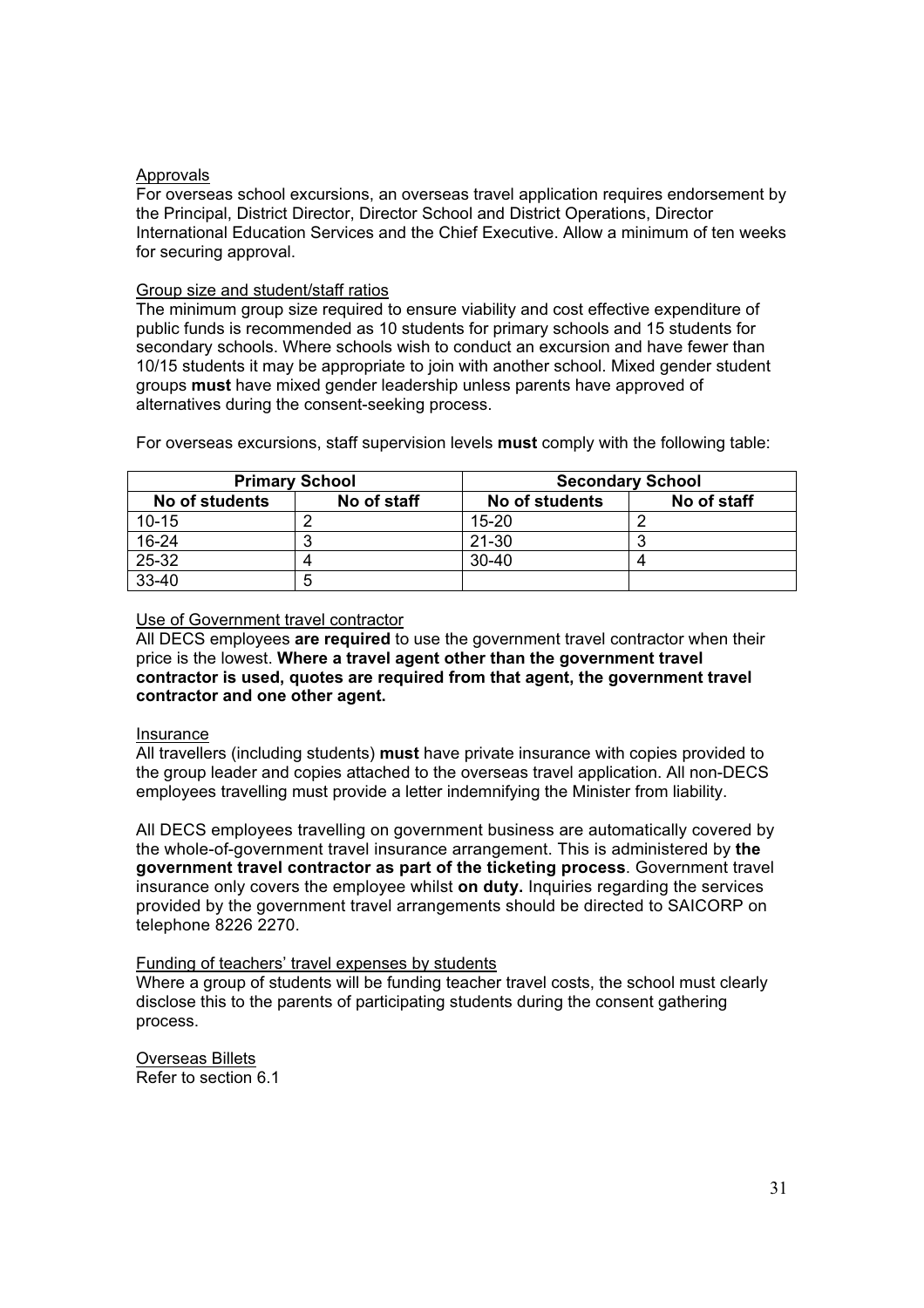Approvals

For overseas school excursions, an overseas travel application requires endorsement by the Principal, District Director, Director School and District Operations, Director International Education Services and the Chief Executive. Allow a minimum of ten weeks for securing approval.

Group size and student/staff ratios

The minimum group size required to ensure viability and cost effective expenditure of public funds is recommended as 10 students for primary schools and 15 students for secondary schools. Where schools wish to conduct an excursion and have fewer than 10/15 students it may be appropriate to join with another school. Mixed gender student groups **must** have mixed gender leadership unless parents have approved of alternatives during the consent-seeking process.

For overseas excursions, staff supervision levels **must** comply with the following table:

| Primary School | | Secondary School | |
|---|---|---|---|
| **No of students** | **No of staff** | **No of students** | **No of staff** |
| 10-15 | 2 | 15-20 | 2 |
| 16-24 | 3 | 21-30 | 3 |
| 25-32 | 4 | 30-40 | 4 |
| 33-40 | 5 | | |

Use of Government travel contractor

All DECS employees **are required** to use the government travel contractor when their price is the lowest. **Where a travel agent other than the government travel contractor is used, quotes are required from that agent, the government travel contractor and one other agent.**

Insurance

All travellers (including students) **must** have private insurance with copies provided to the group leader and copies attached to the overseas travel application. All non-DECS employees travelling must provide a letter indemnifying the Minister from liability.

All DECS employees travelling on government business are automatically covered by the whole-of-government travel insurance arrangement. This is administered by **the government travel contractor as part of the ticketing process**. Government travel insurance only covers the employee whilst **on duty.** Inquiries regarding the services provided by the government travel arrangements should be directed to SAICORP on telephone 8226 2270.

Funding of teachers' travel expenses by students

Where a group of students will be funding teacher travel costs, the school must clearly disclose this to the parents of participating students during the consent gathering process.

Overseas Billets

Refer to section 6.1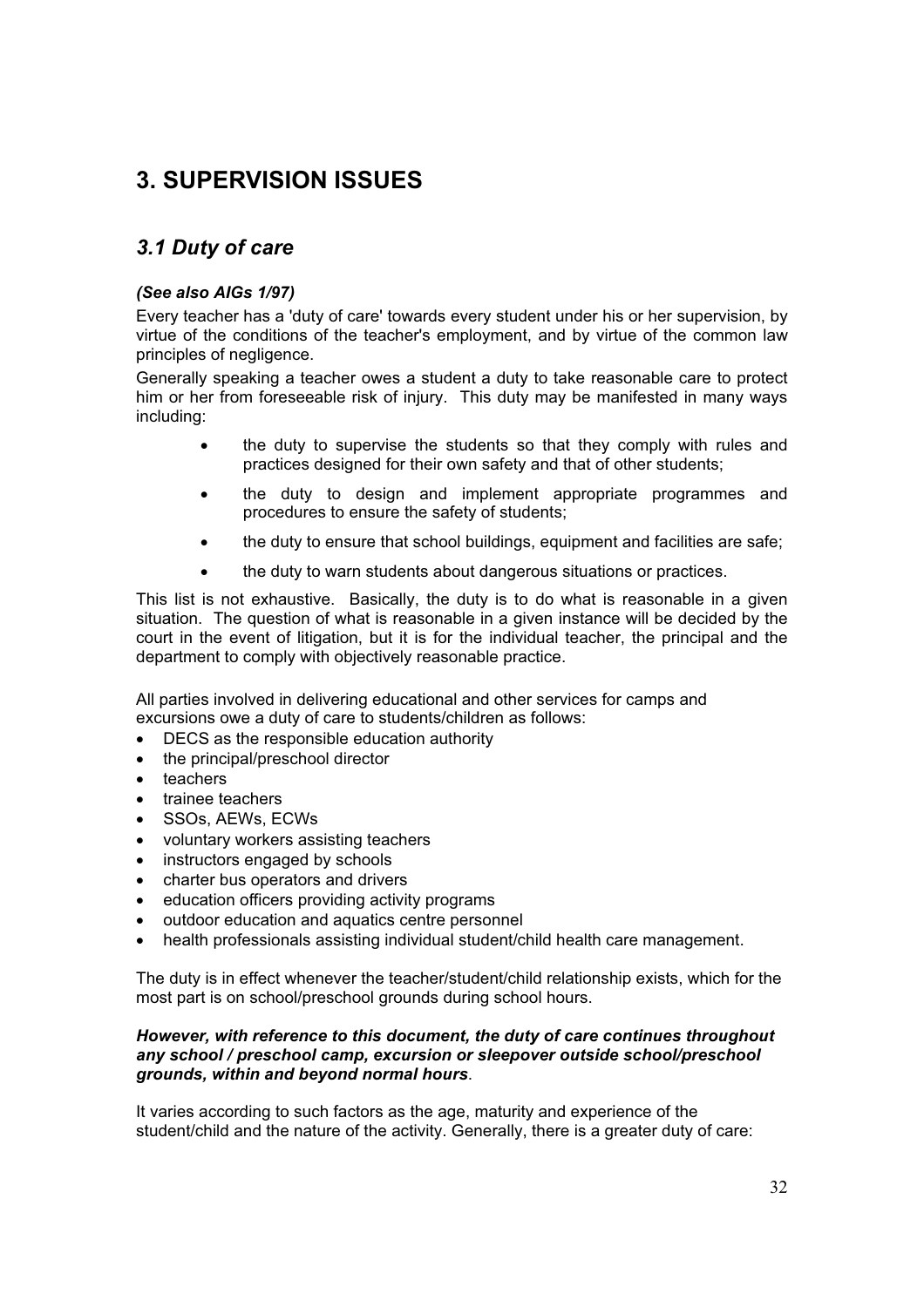# 3. SUPERVISION ISSUES

## *3.1 Duty of care*

***(See also AIGs 1/97)***

Every teacher has a 'duty of care' towards every student under his or her supervision, by virtue of the conditions of the teacher's employment, and by virtue of the common law principles of negligence.

Generally speaking a teacher owes a student a duty to take reasonable care to protect him or her from foreseeable risk of injury. This duty may be manifested in many ways including:

- the duty to supervise the students so that they comply with rules and practices designed for their own safety and that of other students;
- the duty to design and implement appropriate programmes and procedures to ensure the safety of students;
- the duty to ensure that school buildings, equipment and facilities are safe;
- the duty to warn students about dangerous situations or practices.

This list is not exhaustive. Basically, the duty is to do what is reasonable in a given situation. The question of what is reasonable in a given instance will be decided by the court in the event of litigation, but it is for the individual teacher, the principal and the department to comply with objectively reasonable practice.

All parties involved in delivering educational and other services for camps and excursions owe a duty of care to students/children as follows:

- DECS as the responsible education authority
- the principal/preschool director
- teachers
- trainee teachers
- SSOs, AEWs, ECWs
- voluntary workers assisting teachers
- instructors engaged by schools
- charter bus operators and drivers
- education officers providing activity programs
- outdoor education and aquatics centre personnel
- health professionals assisting individual student/child health care management.

The duty is in effect whenever the teacher/student/child relationship exists, which for the most part is on school/preschool grounds during school hours.

***However, with reference to this document, the duty of care continues throughout any school / preschool camp, excursion or sleepover outside school/preschool grounds, within and beyond normal hours***.

It varies according to such factors as the age, maturity and experience of the student/child and the nature of the activity. Generally, there is a greater duty of care: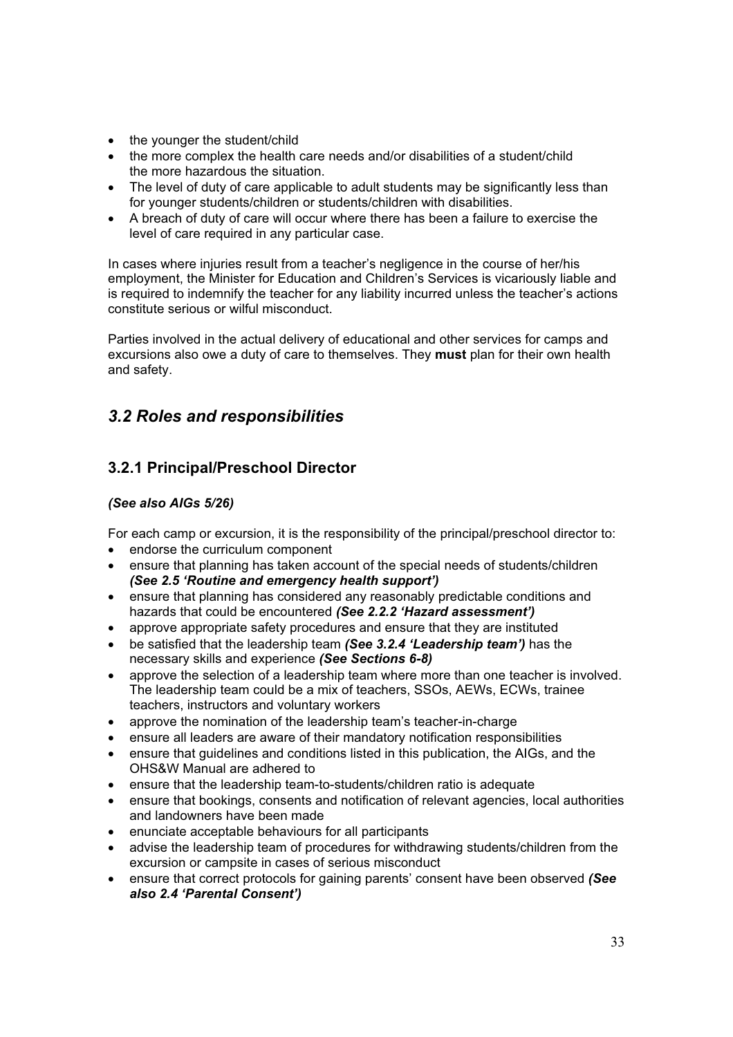- the younger the student/child
- the more complex the health care needs and/or disabilities of a student/child the more hazardous the situation.
- The level of duty of care applicable to adult students may be significantly less than for younger students/children or students/children with disabilities.
- A breach of duty of care will occur where there has been a failure to exercise the level of care required in any particular case.

In cases where injuries result from a teacher's negligence in the course of her/his employment, the Minister for Education and Children's Services is vicariously liable and is required to indemnify the teacher for any liability incurred unless the teacher's actions constitute serious or wilful misconduct.

Parties involved in the actual delivery of educational and other services for camps and excursions also owe a duty of care to themselves. They **must** plan for their own health and safety.

## *3.2 Roles and responsibilities*

### 3.2.1 Principal/Preschool Director

***(See also AIGs 5/26)***

For each camp or excursion, it is the responsibility of the principal/preschool director to:

- endorse the curriculum component
- ensure that planning has taken account of the special needs of students/children ***(See 2.5 'Routine and emergency health support')***
- ensure that planning has considered any reasonably predictable conditions and hazards that could be encountered ***(See 2.2.2 'Hazard assessment')***
- approve appropriate safety procedures and ensure that they are instituted
- be satisfied that the leadership team ***(See 3.2.4 'Leadership team')*** has the necessary skills and experience ***(See Sections 6-8)***
- approve the selection of a leadership team where more than one teacher is involved. The leadership team could be a mix of teachers, SSOs, AEWs, ECWs, trainee teachers, instructors and voluntary workers
- approve the nomination of the leadership team's teacher-in-charge
- ensure all leaders are aware of their mandatory notification responsibilities
- ensure that guidelines and conditions listed in this publication, the AIGs, and the OHS&W Manual are adhered to
- ensure that the leadership team-to-students/children ratio is adequate
- ensure that bookings, consents and notification of relevant agencies, local authorities and landowners have been made
- enunciate acceptable behaviours for all participants
- advise the leadership team of procedures for withdrawing students/children from the excursion or campsite in cases of serious misconduct
- ensure that correct protocols for gaining parents' consent have been observed ***(See also 2.4 'Parental Consent')***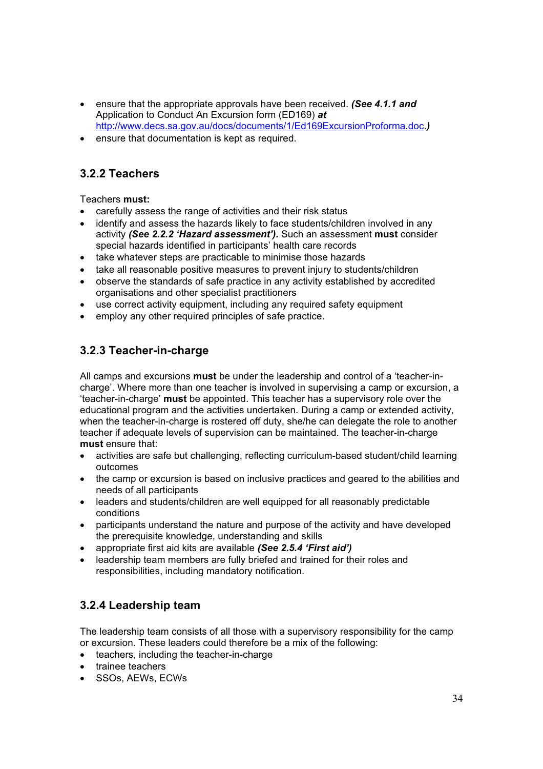- ensure that the appropriate approvals have been received. ***(See 4.1.1 and*** Application to Conduct An Excursion form (ED169) ***at*** http://www.decs.sa.gov.au/docs/documents/1/Ed169ExcursionProforma.doc***.)***
- ensure that documentation is kept as required.

### 3.2.2 Teachers

Teachers **must:**

- carefully assess the range of activities and their risk status
- identify and assess the hazards likely to face students/children involved in any activity ***(See 2.2.2 'Hazard assessment').*** Such an assessment **must** consider special hazards identified in participants' health care records
- take whatever steps are practicable to minimise those hazards
- take all reasonable positive measures to prevent injury to students/children
- observe the standards of safe practice in any activity established by accredited organisations and other specialist practitioners
- use correct activity equipment, including any required safety equipment
- employ any other required principles of safe practice.

### 3.2.3 Teacher-in-charge

All camps and excursions **must** be under the leadership and control of a 'teacher-in-charge'. Where more than one teacher is involved in supervising a camp or excursion, a 'teacher-in-charge' **must** be appointed. This teacher has a supervisory role over the educational program and the activities undertaken. During a camp or extended activity, when the teacher-in-charge is rostered off duty, she/he can delegate the role to another teacher if adequate levels of supervision can be maintained. The teacher-in-charge **must** ensure that:

- activities are safe but challenging, reflecting curriculum-based student/child learning outcomes
- the camp or excursion is based on inclusive practices and geared to the abilities and needs of all participants
- leaders and students/children are well equipped for all reasonably predictable conditions
- participants understand the nature and purpose of the activity and have developed the prerequisite knowledge, understanding and skills
- appropriate first aid kits are available ***(See 2.5.4 'First aid')***
- leadership team members are fully briefed and trained for their roles and responsibilities, including mandatory notification.

### 3.2.4 Leadership team

The leadership team consists of all those with a supervisory responsibility for the camp or excursion. These leaders could therefore be a mix of the following:

- teachers, including the teacher-in-charge
- trainee teachers
- SSOs, AEWs, ECWs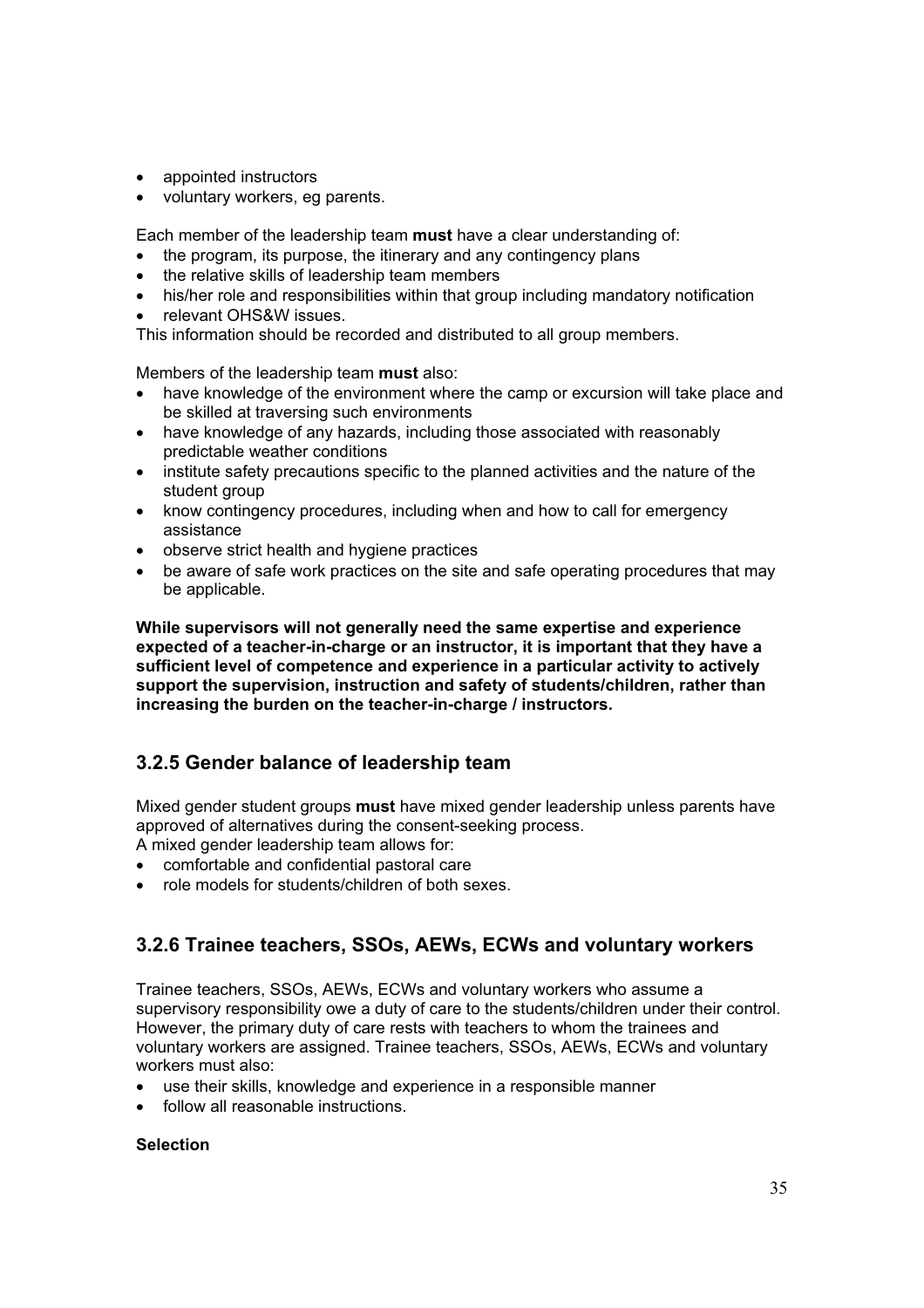- appointed instructors
- voluntary workers, eg parents.

Each member of the leadership team **must** have a clear understanding of:

- the program, its purpose, the itinerary and any contingency plans
- the relative skills of leadership team members
- his/her role and responsibilities within that group including mandatory notification
- relevant OHS&W issues.

This information should be recorded and distributed to all group members.

Members of the leadership team **must** also:

- have knowledge of the environment where the camp or excursion will take place and be skilled at traversing such environments
- have knowledge of any hazards, including those associated with reasonably predictable weather conditions
- institute safety precautions specific to the planned activities and the nature of the student group
- know contingency procedures, including when and how to call for emergency assistance
- observe strict health and hygiene practices
- be aware of safe work practices on the site and safe operating procedures that may be applicable.

**While supervisors will not generally need the same expertise and experience expected of a teacher-in-charge or an instructor, it is important that they have a sufficient level of competence and experience in a particular activity to actively support the supervision, instruction and safety of students/children, rather than increasing the burden on the teacher-in-charge / instructors.**

### 3.2.5 Gender balance of leadership team

Mixed gender student groups **must** have mixed gender leadership unless parents have approved of alternatives during the consent-seeking process.

A mixed gender leadership team allows for:

- comfortable and confidential pastoral care
- role models for students/children of both sexes.

### 3.2.6 Trainee teachers, SSOs, AEWs, ECWs and voluntary workers

Trainee teachers, SSOs, AEWs, ECWs and voluntary workers who assume a supervisory responsibility owe a duty of care to the students/children under their control. However, the primary duty of care rests with teachers to whom the trainees and voluntary workers are assigned. Trainee teachers, SSOs, AEWs, ECWs and voluntary workers must also:

- use their skills, knowledge and experience in a responsible manner
- follow all reasonable instructions.

**Selection**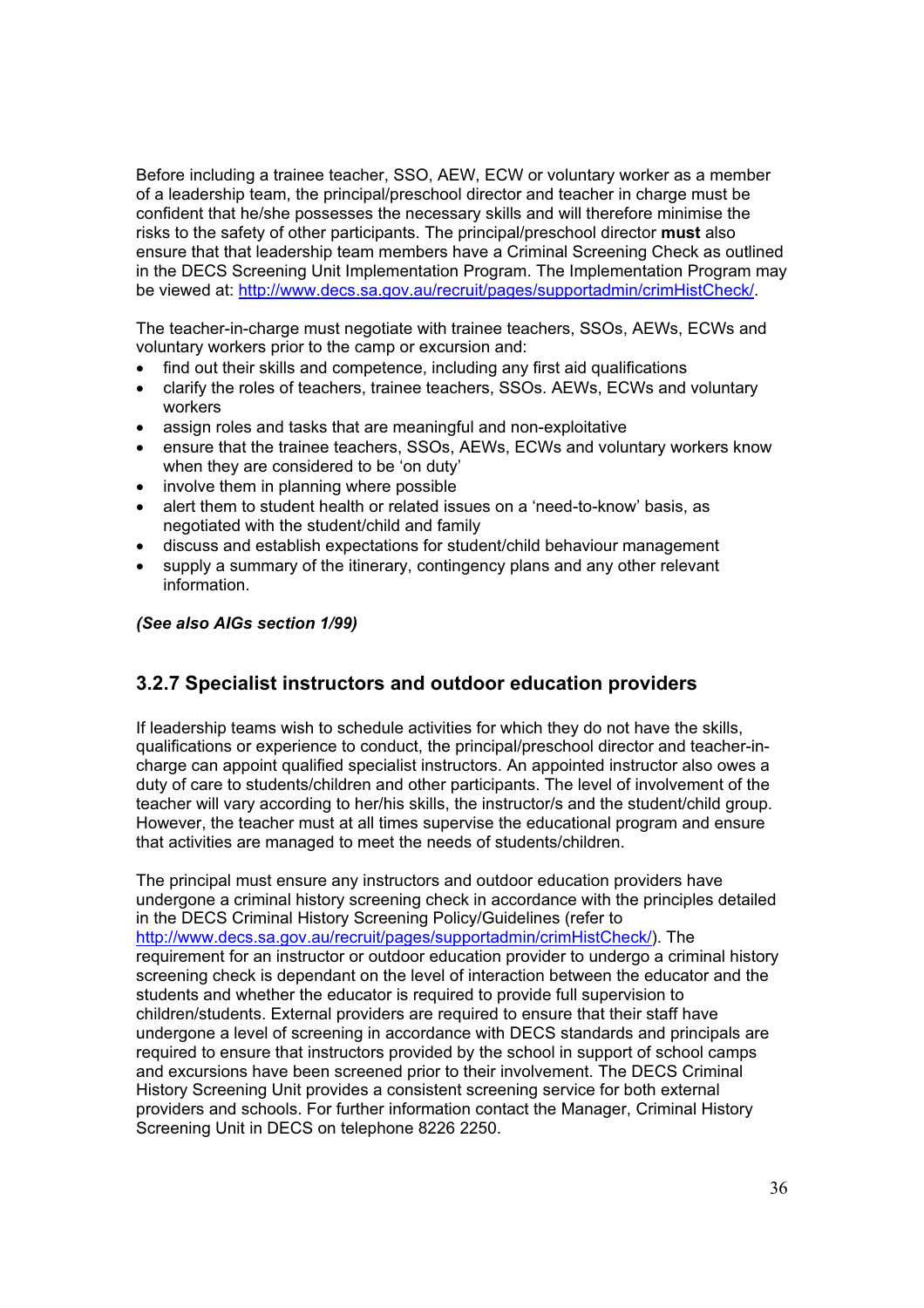Before including a trainee teacher, SSO, AEW, ECW or voluntary worker as a member of a leadership team, the principal/preschool director and teacher in charge must be confident that he/she possesses the necessary skills and will therefore minimise the risks to the safety of other participants. The principal/preschool director **must** also ensure that that leadership team members have a Criminal Screening Check as outlined in the DECS Screening Unit Implementation Program. The Implementation Program may be viewed at: [http://www.decs.sa.gov.au/recruit/pages/supportadmin/crimHistCheck/](http://www.decs.sa.gov.au/recruit/pages/supportadmin/crimHistCheck/).

The teacher-in-charge must negotiate with trainee teachers, SSOs, AEWs, ECWs and voluntary workers prior to the camp or excursion and:

- find out their skills and competence, including any first aid qualifications
- clarify the roles of teachers, trainee teachers, SSOs. AEWs, ECWs and voluntary workers
- assign roles and tasks that are meaningful and non-exploitative
- ensure that the trainee teachers, SSOs, AEWs, ECWs and voluntary workers know when they are considered to be 'on duty'
- involve them in planning where possible
- alert them to student health or related issues on a 'need-to-know' basis, as negotiated with the student/child and family
- discuss and establish expectations for student/child behaviour management
- supply a summary of the itinerary, contingency plans and any other relevant information.

***(See also AIGs section 1/99)***

### 3.2.7 Specialist instructors and outdoor education providers

If leadership teams wish to schedule activities for which they do not have the skills, qualifications or experience to conduct, the principal/preschool director and teacher-in-charge can appoint qualified specialist instructors. An appointed instructor also owes a duty of care to students/children and other participants. The level of involvement of the teacher will vary according to her/his skills, the instructor/s and the student/child group. However, the teacher must at all times supervise the educational program and ensure that activities are managed to meet the needs of students/children.

The principal must ensure any instructors and outdoor education providers have undergone a criminal history screening check in accordance with the principles detailed in the DECS Criminal History Screening Policy/Guidelines (refer to [http://www.decs.sa.gov.au/recruit/pages/supportadmin/crimHistCheck/](http://www.decs.sa.gov.au/recruit/pages/supportadmin/crimHistCheck/)). The requirement for an instructor or outdoor education provider to undergo a criminal history screening check is dependant on the level of interaction between the educator and the students and whether the educator is required to provide full supervision to children/students. External providers are required to ensure that their staff have undergone a level of screening in accordance with DECS standards and principals are required to ensure that instructors provided by the school in support of school camps and excursions have been screened prior to their involvement. The DECS Criminal History Screening Unit provides a consistent screening service for both external providers and schools. For further information contact the Manager, Criminal History Screening Unit in DECS on telephone 8226 2250.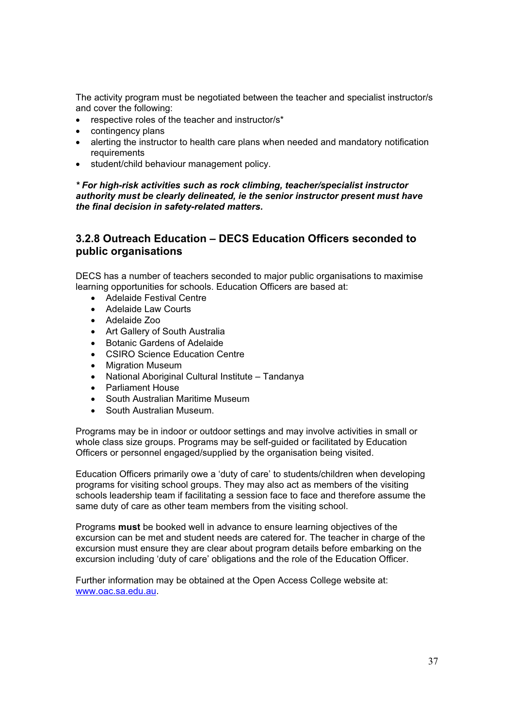The activity program must be negotiated between the teacher and specialist instructor/s and cover the following:

- respective roles of the teacher and instructor/s*
- contingency plans
- alerting the instructor to health care plans when needed and mandatory notification requirements
- student/child behaviour management policy.

***For high-risk activities such as rock climbing, teacher/specialist instructor authority must be clearly delineated, ie the senior instructor present must have the final decision in safety-related matters.***

### 3.2.8 Outreach Education – DECS Education Officers seconded to public organisations

DECS has a number of teachers seconded to major public organisations to maximise learning opportunities for schools. Education Officers are based at:

- Adelaide Festival Centre
- Adelaide Law Courts
- Adelaide Zoo
- Art Gallery of South Australia
- Botanic Gardens of Adelaide
- CSIRO Science Education Centre
- Migration Museum
- National Aboriginal Cultural Institute – Tandanya
- Parliament House
- South Australian Maritime Museum
- South Australian Museum.

Programs may be in indoor or outdoor settings and may involve activities in small or whole class size groups. Programs may be self-guided or facilitated by Education Officers or personnel engaged/supplied by the organisation being visited.

Education Officers primarily owe a 'duty of care' to students/children when developing programs for visiting school groups. They may also act as members of the visiting schools leadership team if facilitating a session face to face and therefore assume the same duty of care as other team members from the visiting school.

Programs **must** be booked well in advance to ensure learning objectives of the excursion can be met and student needs are catered for. The teacher in charge of the excursion must ensure they are clear about program details before embarking on the excursion including 'duty of care' obligations and the role of the Education Officer.

Further information may be obtained at the Open Access College website at: [www.oac.sa.edu.au](http://www.oac.sa.edu.au).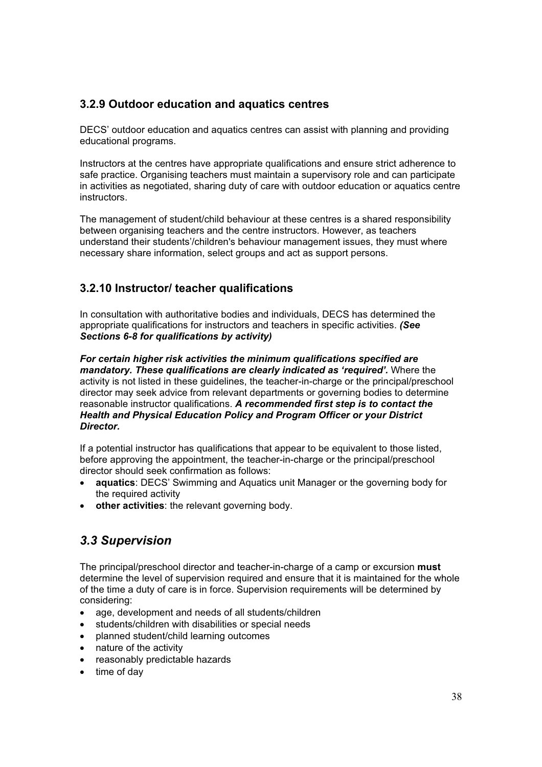### 3.2.9 Outdoor education and aquatics centres

DECS' outdoor education and aquatics centres can assist with planning and providing educational programs.

Instructors at the centres have appropriate qualifications and ensure strict adherence to safe practice. Organising teachers must maintain a supervisory role and can participate in activities as negotiated, sharing duty of care with outdoor education or aquatics centre instructors.

The management of student/child behaviour at these centres is a shared responsibility between organising teachers and the centre instructors. However, as teachers understand their students'/children's behaviour management issues, they must where necessary share information, select groups and act as support persons.

### 3.2.10 Instructor/ teacher qualifications

In consultation with authoritative bodies and individuals, DECS has determined the appropriate qualifications for instructors and teachers in specific activities. ***(See Sections 6-8 for qualifications by activity)***

***For certain higher risk activities the minimum qualifications specified are mandatory. These qualifications are clearly indicated as 'required'.*** Where the activity is not listed in these guidelines, the teacher-in-charge or the principal/preschool director may seek advice from relevant departments or governing bodies to determine reasonable instructor qualifications. ***A recommended first step is to contact the Health and Physical Education Policy and Program Officer or your District Director.***

If a potential instructor has qualifications that appear to be equivalent to those listed, before approving the appointment, the teacher-in-charge or the principal/preschool director should seek confirmation as follows:

- **aquatics**: DECS' Swimming and Aquatics unit Manager or the governing body for the required activity
- **other activities**: the relevant governing body.

## *3.3 Supervision*

The principal/preschool director and teacher-in-charge of a camp or excursion **must** determine the level of supervision required and ensure that it is maintained for the whole of the time a duty of care is in force. Supervision requirements will be determined by considering:

- age, development and needs of all students/children
- students/children with disabilities or special needs
- planned student/child learning outcomes
- nature of the activity
- reasonably predictable hazards
- time of day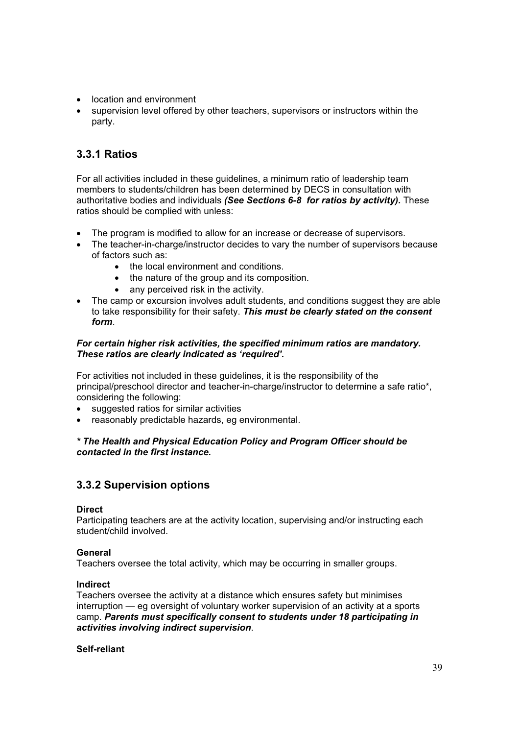- location and environment
- supervision level offered by other teachers, supervisors or instructors within the party.

### 3.3.1 Ratios

For all activities included in these guidelines, a minimum ratio of leadership team members to students/children has been determined by DECS in consultation with authoritative bodies and individuals ***(See Sections 6-8 for ratios by activity).*** These ratios should be complied with unless:

- The program is modified to allow for an increase or decrease of supervisors.
- The teacher-in-charge/instructor decides to vary the number of supervisors because of factors such as:
    - the local environment and conditions.
    - the nature of the group and its composition.
    - any perceived risk in the activity.
- The camp or excursion involves adult students, and conditions suggest they are able to take responsibility for their safety. ***This must be clearly stated on the consent form***.

***For certain higher risk activities, the specified minimum ratios are mandatory. These ratios are clearly indicated as 'required'.***

For activities not included in these guidelines, it is the responsibility of the principal/preschool director and teacher-in-charge/instructor to determine a safe ratio*, considering the following:

- suggested ratios for similar activities
- reasonably predictable hazards, eg environmental.

***\* The Health and Physical Education Policy and Program Officer should be contacted in the first instance.***

### 3.3.2 Supervision options

**Direct**
Participating teachers are at the activity location, supervising and/or instructing each student/child involved.

**General**
Teachers oversee the total activity, which may be occurring in smaller groups.

**Indirect**
Teachers oversee the activity at a distance which ensures safety but minimises interruption — eg oversight of voluntary worker supervision of an activity at a sports camp. ***Parents must specifically consent to students under 18 participating in activities involving indirect supervision***.

**Self-reliant**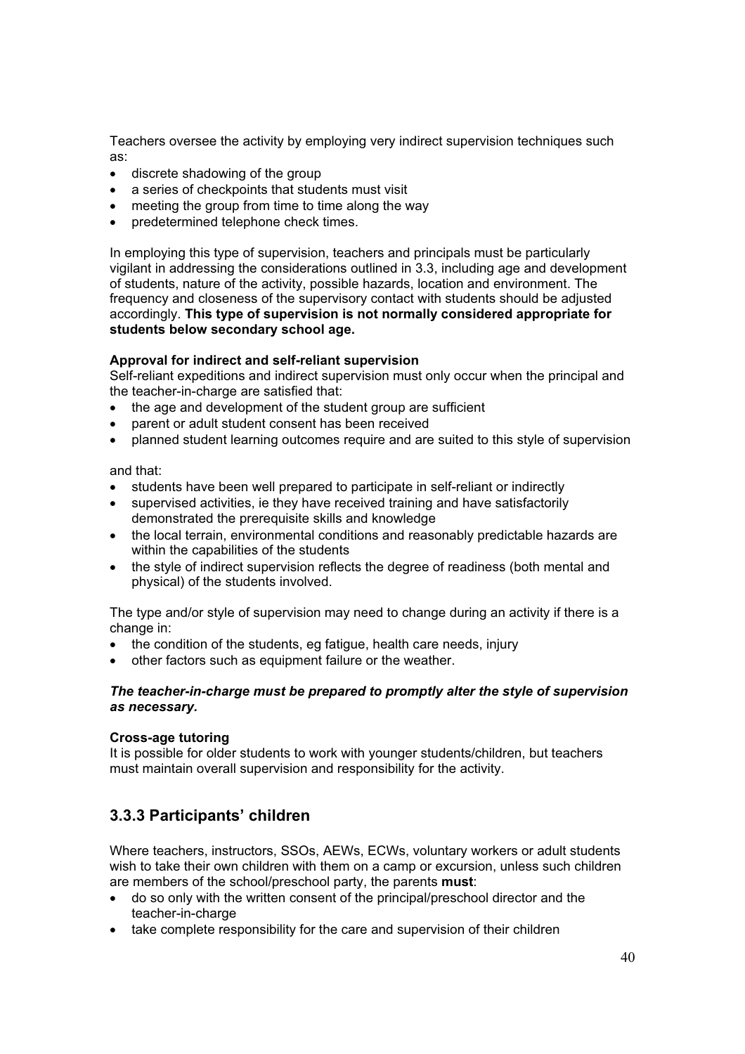Teachers oversee the activity by employing very indirect supervision techniques such as:

- discrete shadowing of the group
- a series of checkpoints that students must visit
- meeting the group from time to time along the way
- predetermined telephone check times.

In employing this type of supervision, teachers and principals must be particularly vigilant in addressing the considerations outlined in 3.3, including age and development of students, nature of the activity, possible hazards, location and environment. The frequency and closeness of the supervisory contact with students should be adjusted accordingly. **This type of supervision is not normally considered appropriate for students below secondary school age.**

**Approval for indirect and self-reliant supervision**

Self-reliant expeditions and indirect supervision must only occur when the principal and the teacher-in-charge are satisfied that:

- the age and development of the student group are sufficient
- parent or adult student consent has been received
- planned student learning outcomes require and are suited to this style of supervision

and that:

- students have been well prepared to participate in self-reliant or indirectly
- supervised activities, ie they have received training and have satisfactorily demonstrated the prerequisite skills and knowledge
- the local terrain, environmental conditions and reasonably predictable hazards are within the capabilities of the students
- the style of indirect supervision reflects the degree of readiness (both mental and physical) of the students involved.

The type and/or style of supervision may need to change during an activity if there is a change in:

- the condition of the students, eg fatigue, health care needs, injury
- other factors such as equipment failure or the weather.

***The teacher-in-charge must be prepared to promptly alter the style of supervision as necessary.***

**Cross-age tutoring**

It is possible for older students to work with younger students/children, but teachers must maintain overall supervision and responsibility for the activity.

### 3.3.3 Participants' children

Where teachers, instructors, SSOs, AEWs, ECWs, voluntary workers or adult students wish to take their own children with them on a camp or excursion, unless such children are members of the school/preschool party, the parents **must**:

- do so only with the written consent of the principal/preschool director and the teacher-in-charge
- take complete responsibility for the care and supervision of their children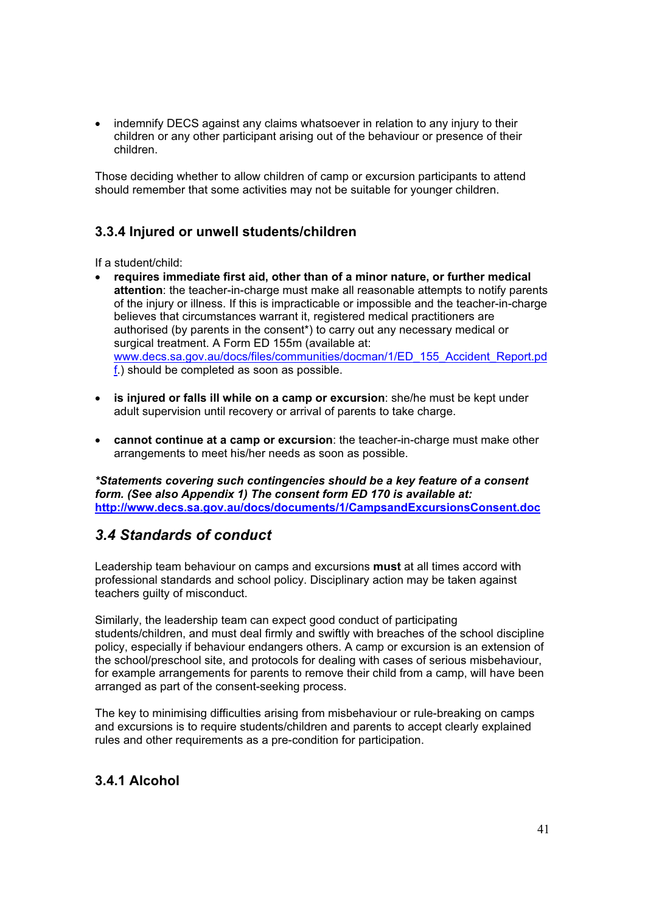- indemnify DECS against any claims whatsoever in relation to any injury to their children or any other participant arising out of the behaviour or presence of their children.

Those deciding whether to allow children of camp or excursion participants to attend should remember that some activities may not be suitable for younger children.

### 3.3.4 Injured or unwell students/children

If a student/child:

- **requires immediate first aid, other than of a minor nature, or further medical attention**: the teacher-in-charge must make all reasonable attempts to notify parents of the injury or illness. If this is impracticable or impossible and the teacher-in-charge believes that circumstances warrant it, registered medical practitioners are authorised (by parents in the consent*) to carry out any necessary medical or surgical treatment. A Form ED 155m (available at: [www.decs.sa.gov.au/docs/files/communities/docman/1/ED_155_Accident_Report.pdf](www.decs.sa.gov.au/docs/files/communities/docman/1/ED_155_Accident_Report.pdf).) should be completed as soon as possible.

- **is injured or falls ill while on a camp or excursion**: she/he must be kept under adult supervision until recovery or arrival of parents to take charge.

- **cannot continue at a camp or excursion**: the teacher-in-charge must make other arrangements to meet his/her needs as soon as possible.

***Statements covering such contingencies should be a key feature of a consent form. (See also Appendix 1) The consent form ED 170 is available at: [http://www.decs.sa.gov.au/docs/documents/1/CampsandExcursionsConsent.doc](http://www.decs.sa.gov.au/docs/documents/1/CampsandExcursionsConsent.doc)***

## *3.4 Standards of conduct*

Leadership team behaviour on camps and excursions **must** at all times accord with professional standards and school policy. Disciplinary action may be taken against teachers guilty of misconduct.

Similarly, the leadership team can expect good conduct of participating students/children, and must deal firmly and swiftly with breaches of the school discipline policy, especially if behaviour endangers others. A camp or excursion is an extension of the school/preschool site, and protocols for dealing with cases of serious misbehaviour, for example arrangements for parents to remove their child from a camp, will have been arranged as part of the consent-seeking process.

The key to minimising difficulties arising from misbehaviour or rule-breaking on camps and excursions is to require students/children and parents to accept clearly explained rules and other requirements as a pre-condition for participation.

### 3.4.1 Alcohol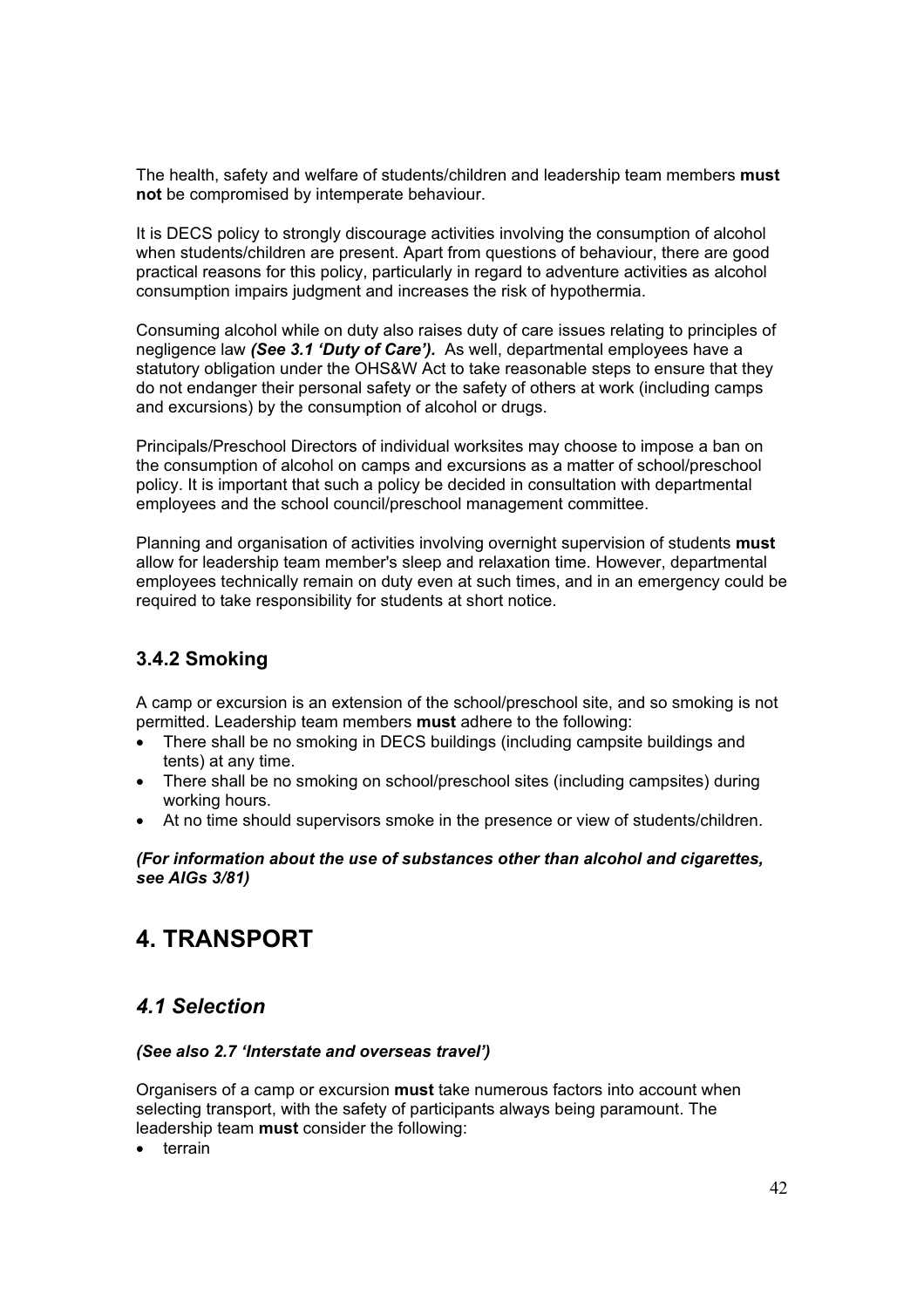The health, safety and welfare of students/children and leadership team members **must not** be compromised by intemperate behaviour.

It is DECS policy to strongly discourage activities involving the consumption of alcohol when students/children are present. Apart from questions of behaviour, there are good practical reasons for this policy, particularly in regard to adventure activities as alcohol consumption impairs judgment and increases the risk of hypothermia.

Consuming alcohol while on duty also raises duty of care issues relating to principles of negligence law ***(See 3.1 'Duty of Care').*** As well, departmental employees have a statutory obligation under the OHS&W Act to take reasonable steps to ensure that they do not endanger their personal safety or the safety of others at work (including camps and excursions) by the consumption of alcohol or drugs.

Principals/Preschool Directors of individual worksites may choose to impose a ban on the consumption of alcohol on camps and excursions as a matter of school/preschool policy. It is important that such a policy be decided in consultation with departmental employees and the school council/preschool management committee.

Planning and organisation of activities involving overnight supervision of students **must** allow for leadership team member's sleep and relaxation time. However, departmental employees technically remain on duty even at such times, and in an emergency could be required to take responsibility for students at short notice.

### 3.4.2 Smoking

A camp or excursion is an extension of the school/preschool site, and so smoking is not permitted. Leadership team members **must** adhere to the following:

- There shall be no smoking in DECS buildings (including campsite buildings and tents) at any time.
- There shall be no smoking on school/preschool sites (including campsites) during working hours.
- At no time should supervisors smoke in the presence or view of students/children.

***(For information about the use of substances other than alcohol and cigarettes, see AIGs 3/81)***

# 4. TRANSPORT

## *4.1 Selection*

***(See also 2.7 'Interstate and overseas travel')***

Organisers of a camp or excursion **must** take numerous factors into account when selecting transport, with the safety of participants always being paramount. The leadership team **must** consider the following:

- terrain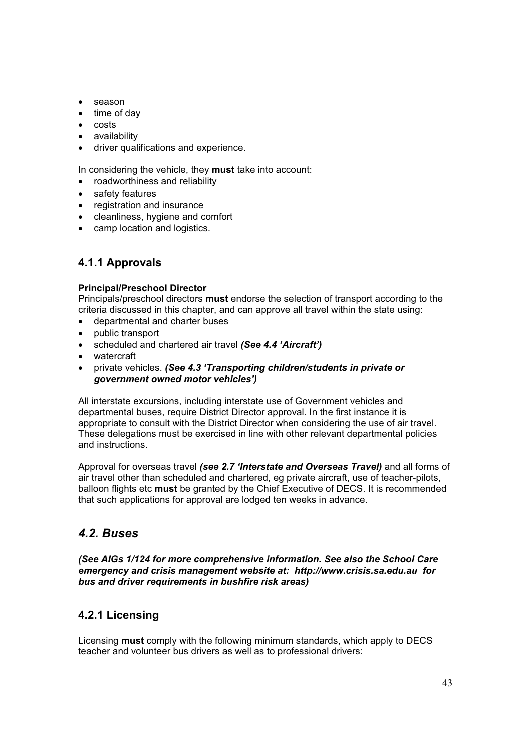- season
- time of day
- costs
- availability
- driver qualifications and experience.

In considering the vehicle, they **must** take into account:

- roadworthiness and reliability
- safety features
- registration and insurance
- cleanliness, hygiene and comfort
- camp location and logistics.

### 4.1.1 Approvals

**Principal/Preschool Director**

Principals/preschool directors **must** endorse the selection of transport according to the criteria discussed in this chapter, and can approve all travel within the state using:

- departmental and charter buses
- public transport
- scheduled and chartered air travel ***(See 4.4 'Aircraft')***
- watercraft
- private vehicles. ***(See 4.3 'Transporting children/students in private or government owned motor vehicles')***

All interstate excursions, including interstate use of Government vehicles and departmental buses, require District Director approval. In the first instance it is appropriate to consult with the District Director when considering the use of air travel. These delegations must be exercised in line with other relevant departmental policies and instructions.

Approval for overseas travel ***(see 2.7 'Interstate and Overseas Travel)*** and all forms of air travel other than scheduled and chartered, eg private aircraft, use of teacher-pilots, balloon flights etc **must** be granted by the Chief Executive of DECS. It is recommended that such applications for approval are lodged ten weeks in advance.

## *4.2. Buses*

***(See AIGs 1/124 for more comprehensive information. See also the School Care emergency and crisis management website at: http://www.crisis.sa.edu.au for bus and driver requirements in bushfire risk areas)***

### 4.2.1 Licensing

Licensing **must** comply with the following minimum standards, which apply to DECS teacher and volunteer bus drivers as well as to professional drivers: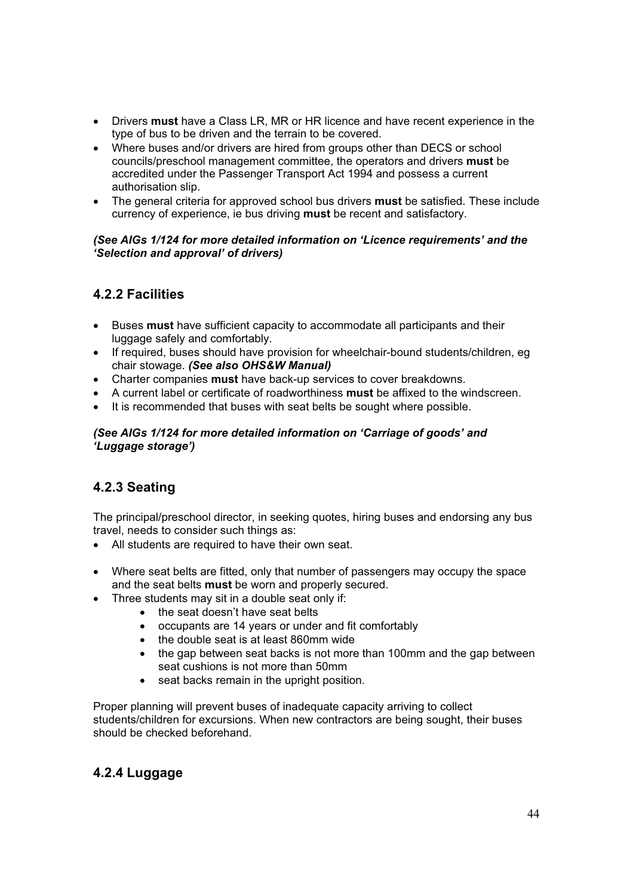- Drivers **must** have a Class LR, MR or HR licence and have recent experience in the type of bus to be driven and the terrain to be covered.
- Where buses and/or drivers are hired from groups other than DECS or school councils/preschool management committee, the operators and drivers **must** be accredited under the Passenger Transport Act 1994 and possess a current authorisation slip.
- The general criteria for approved school bus drivers **must** be satisfied. These include currency of experience, ie bus driving **must** be recent and satisfactory.

***(See AIGs 1/124 for more detailed information on 'Licence requirements' and the 'Selection and approval' of drivers)***

## 4.2.2 Facilities

- Buses **must** have sufficient capacity to accommodate all participants and their luggage safely and comfortably.
- If required, buses should have provision for wheelchair-bound students/children, eg chair stowage. ***(See also OHS&W Manual)***
- Charter companies **must** have back-up services to cover breakdowns.
- A current label or certificate of roadworthiness **must** be affixed to the windscreen.
- It is recommended that buses with seat belts be sought where possible.

***(See AIGs 1/124 for more detailed information on 'Carriage of goods' and 'Luggage storage')***

## 4.2.3 Seating

The principal/preschool director, in seeking quotes, hiring buses and endorsing any bus travel, needs to consider such things as:

- All students are required to have their own seat.
- Where seat belts are fitted, only that number of passengers may occupy the space and the seat belts **must** be worn and properly secured.
- Three students may sit in a double seat only if:
    - the seat doesn't have seat belts
    - occupants are 14 years or under and fit comfortably
    - the double seat is at least 860mm wide
    - the gap between seat backs is not more than 100mm and the gap between seat cushions is not more than 50mm
    - seat backs remain in the upright position.

Proper planning will prevent buses of inadequate capacity arriving to collect students/children for excursions. When new contractors are being sought, their buses should be checked beforehand.

## 4.2.4 Luggage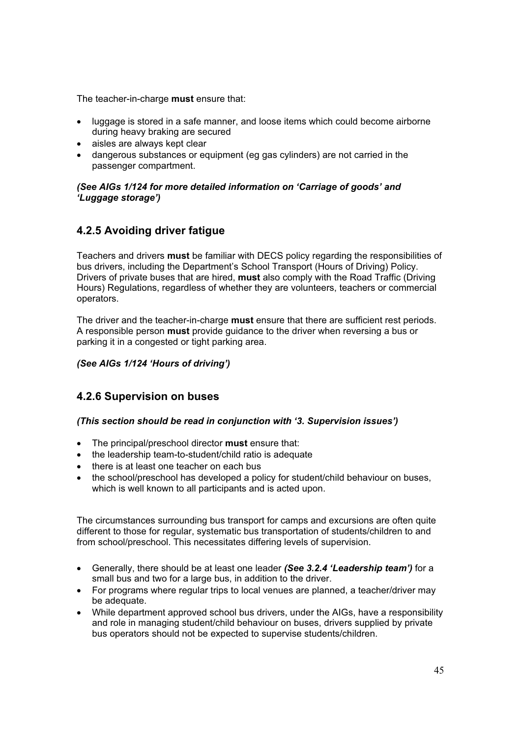The teacher-in-charge **must** ensure that:

- luggage is stored in a safe manner, and loose items which could become airborne during heavy braking are secured
- aisles are always kept clear
- dangerous substances or equipment (eg gas cylinders) are not carried in the passenger compartment.

***(See AIGs 1/124 for more detailed information on 'Carriage of goods' and 'Luggage storage')***

### 4.2.5 Avoiding driver fatigue

Teachers and drivers **must** be familiar with DECS policy regarding the responsibilities of bus drivers, including the Department's School Transport (Hours of Driving) Policy. Drivers of private buses that are hired, **must** also comply with the Road Traffic (Driving Hours) Regulations, regardless of whether they are volunteers, teachers or commercial operators.

The driver and the teacher-in-charge **must** ensure that there are sufficient rest periods. A responsible person **must** provide guidance to the driver when reversing a bus or parking it in a congested or tight parking area.

***(See AIGs 1/124 'Hours of driving')***

### 4.2.6 Supervision on buses

***(This section should be read in conjunction with '3. Supervision issues')***

- The principal/preschool director **must** ensure that:
- the leadership team-to-student/child ratio is adequate
- there is at least one teacher on each bus
- the school/preschool has developed a policy for student/child behaviour on buses, which is well known to all participants and is acted upon.

The circumstances surrounding bus transport for camps and excursions are often quite different to those for regular, systematic bus transportation of students/children to and from school/preschool. This necessitates differing levels of supervision.

- Generally, there should be at least one leader ***(See 3.2.4 'Leadership team')*** for a small bus and two for a large bus, in addition to the driver.
- For programs where regular trips to local venues are planned, a teacher/driver may be adequate.
- While department approved school bus drivers, under the AIGs, have a responsibility and role in managing student/child behaviour on buses, drivers supplied by private bus operators should not be expected to supervise students/children.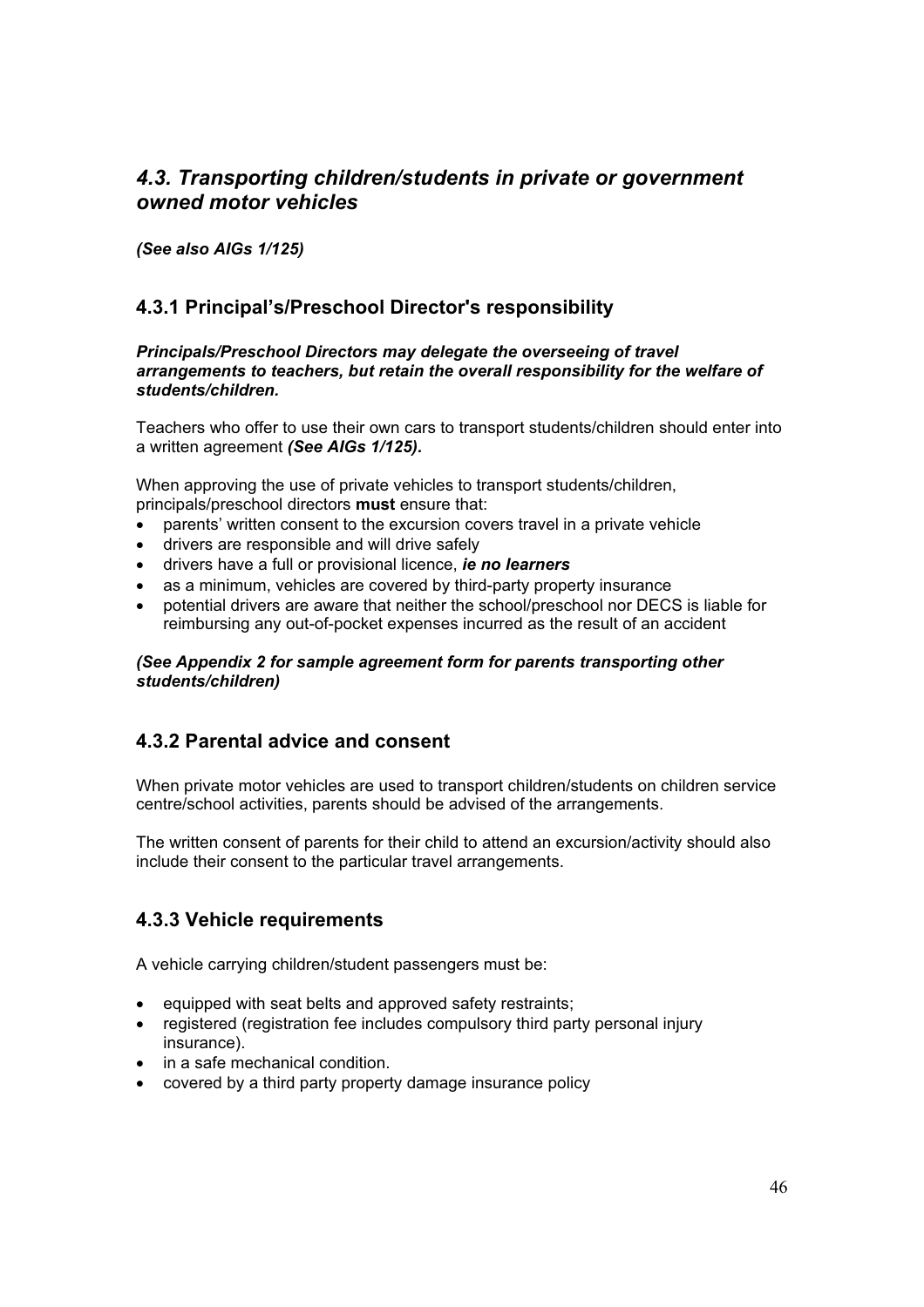## *4.3. Transporting children/students in private or government owned motor vehicles*

***(See also AIGs 1/125)***

### 4.3.1 Principal's/Preschool Director's responsibility

***Principals/Preschool Directors may delegate the overseeing of travel arrangements to teachers, but retain the overall responsibility for the welfare of students/children.***

Teachers who offer to use their own cars to transport students/children should enter into a written agreement ***(See AIGs 1/125).***

When approving the use of private vehicles to transport students/children, principals/preschool directors **must** ensure that:

- parents' written consent to the excursion covers travel in a private vehicle
- drivers are responsible and will drive safely
- drivers have a full or provisional licence, ***ie no learners***
- as a minimum, vehicles are covered by third-party property insurance
- potential drivers are aware that neither the school/preschool nor DECS is liable for reimbursing any out-of-pocket expenses incurred as the result of an accident

***(See Appendix 2 for sample agreement form for parents transporting other students/children)***

### 4.3.2 Parental advice and consent

When private motor vehicles are used to transport children/students on children service centre/school activities, parents should be advised of the arrangements.

The written consent of parents for their child to attend an excursion/activity should also include their consent to the particular travel arrangements.

### 4.3.3 Vehicle requirements

A vehicle carrying children/student passengers must be:

- equipped with seat belts and approved safety restraints;
- registered (registration fee includes compulsory third party personal injury insurance).
- in a safe mechanical condition.
- covered by a third party property damage insurance policy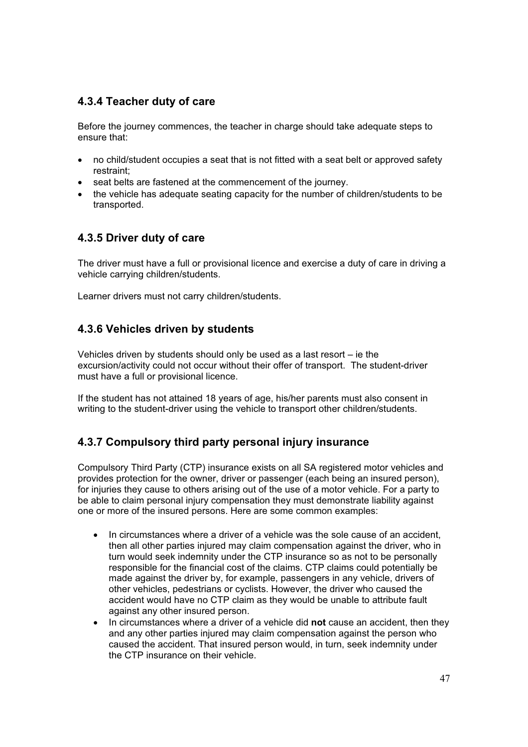### 4.3.4 Teacher duty of care

Before the journey commences, the teacher in charge should take adequate steps to ensure that:

- no child/student occupies a seat that is not fitted with a seat belt or approved safety restraint;
- seat belts are fastened at the commencement of the journey.
- the vehicle has adequate seating capacity for the number of children/students to be transported.

### 4.3.5 Driver duty of care

The driver must have a full or provisional licence and exercise a duty of care in driving a vehicle carrying children/students.

Learner drivers must not carry children/students.

### 4.3.6 Vehicles driven by students

Vehicles driven by students should only be used as a last resort – ie the excursion/activity could not occur without their offer of transport. The student-driver must have a full or provisional licence.

If the student has not attained 18 years of age, his/her parents must also consent in writing to the student-driver using the vehicle to transport other children/students.

### 4.3.7 Compulsory third party personal injury insurance

Compulsory Third Party (CTP) insurance exists on all SA registered motor vehicles and provides protection for the owner, driver or passenger (each being an insured person), for injuries they cause to others arising out of the use of a motor vehicle. For a party to be able to claim personal injury compensation they must demonstrate liability against one or more of the insured persons. Here are some common examples:

- In circumstances where a driver of a vehicle was the sole cause of an accident, then all other parties injured may claim compensation against the driver, who in turn would seek indemnity under the CTP insurance so as not to be personally responsible for the financial cost of the claims. CTP claims could potentially be made against the driver by, for example, passengers in any vehicle, drivers of other vehicles, pedestrians or cyclists. However, the driver who caused the accident would have no CTP claim as they would be unable to attribute fault against any other insured person.
- In circumstances where a driver of a vehicle did **not** cause an accident, then they and any other parties injured may claim compensation against the person who caused the accident. That insured person would, in turn, seek indemnity under the CTP insurance on their vehicle.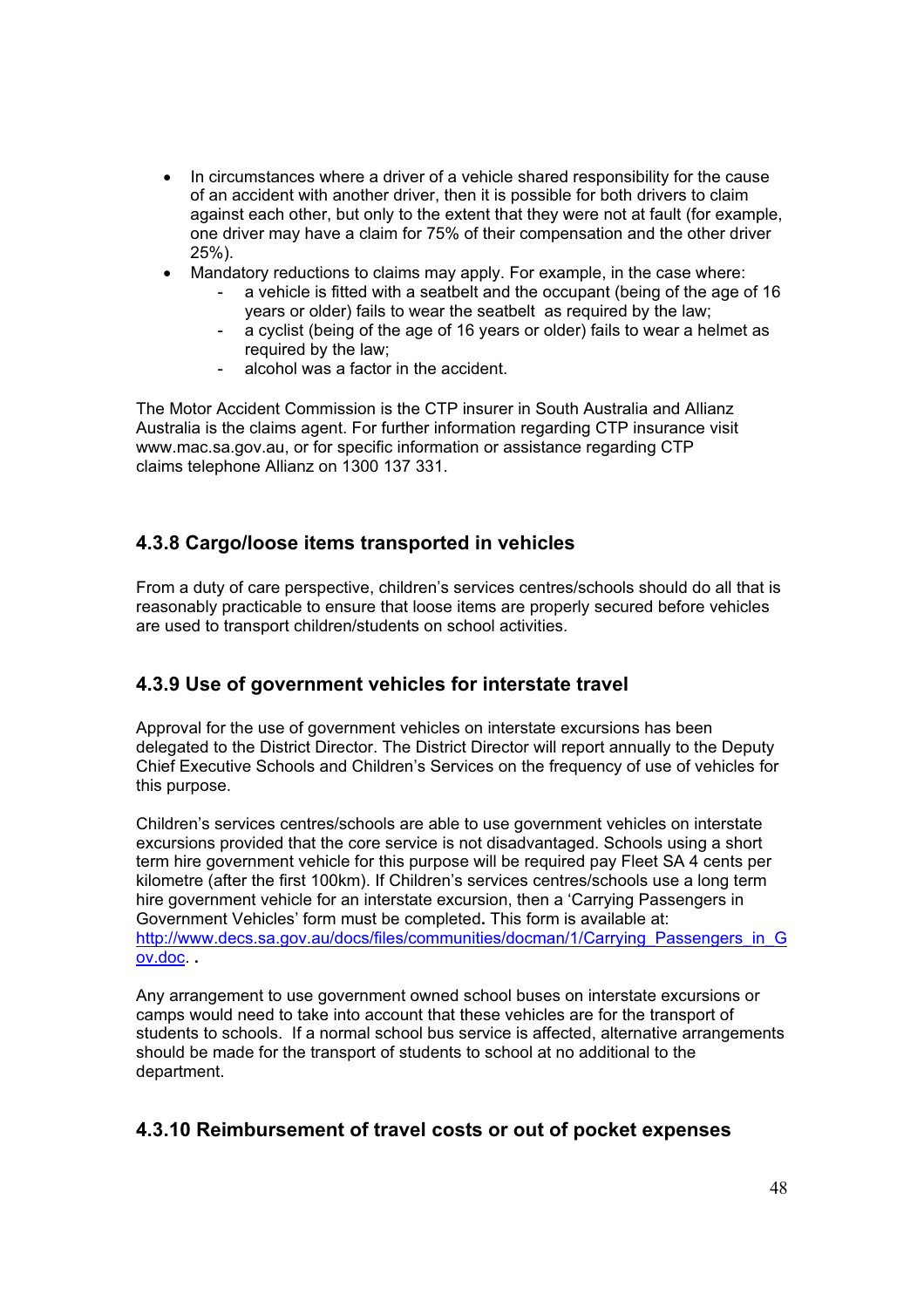- In circumstances where a driver of a vehicle shared responsibility for the cause of an accident with another driver, then it is possible for both drivers to claim against each other, but only to the extent that they were not at fault (for example, one driver may have a claim for 75% of their compensation and the other driver 25%).
- Mandatory reductions to claims may apply. For example, in the case where:
  - a vehicle is fitted with a seatbelt and the occupant (being of the age of 16 years or older) fails to wear the seatbelt as required by the law;
  - a cyclist (being of the age of 16 years or older) fails to wear a helmet as required by the law;
  - alcohol was a factor in the accident.

The Motor Accident Commission is the CTP insurer in South Australia and Allianz Australia is the claims agent. For further information regarding CTP insurance visit www.mac.sa.gov.au, or for specific information or assistance regarding CTP claims telephone Allianz on 1300 137 331.

### 4.3.8 Cargo/loose items transported in vehicles

From a duty of care perspective, children's services centres/schools should do all that is reasonably practicable to ensure that loose items are properly secured before vehicles are used to transport children/students on school activities.

### 4.3.9 Use of government vehicles for interstate travel

Approval for the use of government vehicles on interstate excursions has been delegated to the District Director. The District Director will report annually to the Deputy Chief Executive Schools and Children's Services on the frequency of use of vehicles for this purpose.

Children's services centres/schools are able to use government vehicles on interstate excursions provided that the core service is not disadvantaged. Schools using a short term hire government vehicle for this purpose will be required pay Fleet SA 4 cents per kilometre (after the first 100km). If Children's services centres/schools use a long term hire government vehicle for an interstate excursion, then a 'Carrying Passengers in Government Vehicles' form must be completed**.** This form is available at: [http://www.decs.sa.gov.au/docs/files/communities/docman/1/Carrying_Passengers_in_Gov.doc](http://www.decs.sa.gov.au/docs/files/communities/docman/1/Carrying_Passengers_in_Gov.doc). **.**

Any arrangement to use government owned school buses on interstate excursions or camps would need to take into account that these vehicles are for the transport of students to schools. If a normal school bus service is affected, alternative arrangements should be made for the transport of students to school at no additional to the department.

### 4.3.10 Reimbursement of travel costs or out of pocket expenses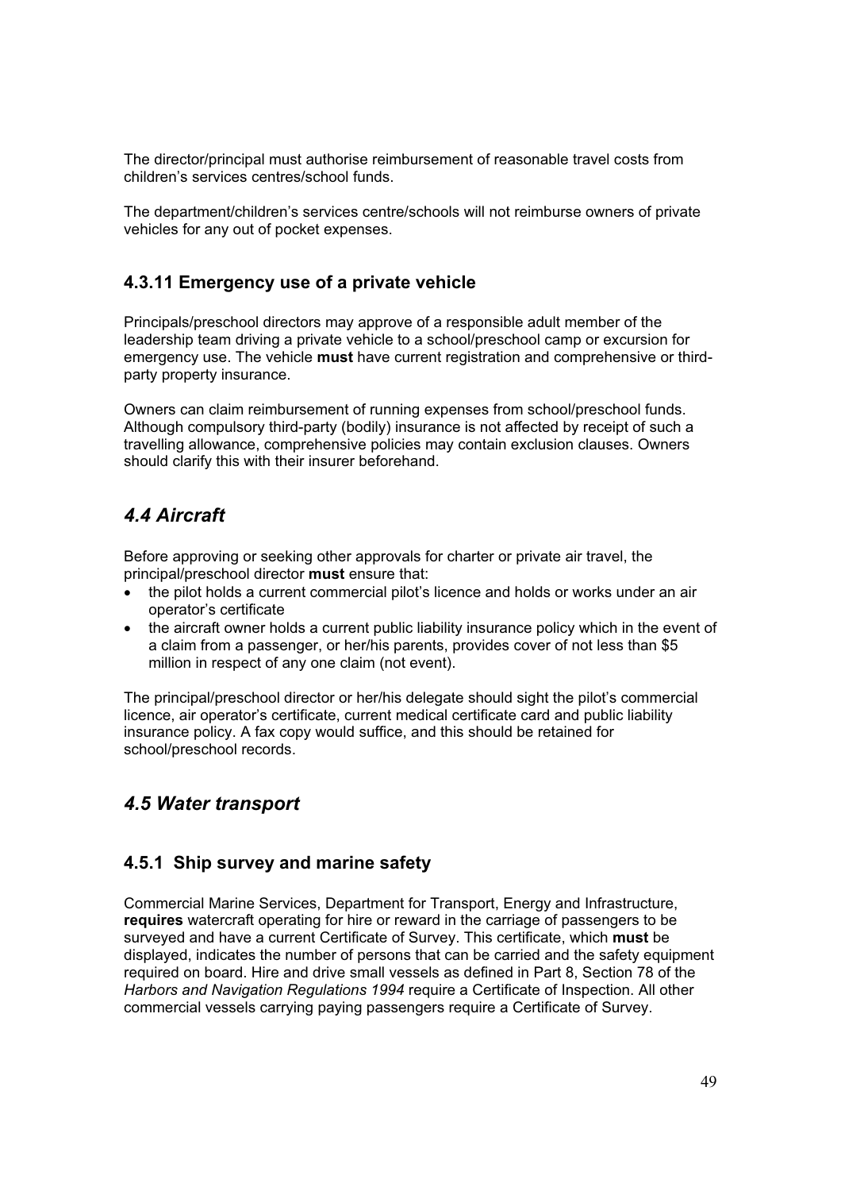The director/principal must authorise reimbursement of reasonable travel costs from children's services centres/school funds.

The department/children's services centre/schools will not reimburse owners of private vehicles for any out of pocket expenses.

### 4.3.11 Emergency use of a private vehicle

Principals/preschool directors may approve of a responsible adult member of the leadership team driving a private vehicle to a school/preschool camp or excursion for emergency use. The vehicle **must** have current registration and comprehensive or third-party property insurance.

Owners can claim reimbursement of running expenses from school/preschool funds. Although compulsory third-party (bodily) insurance is not affected by receipt of such a travelling allowance, comprehensive policies may contain exclusion clauses. Owners should clarify this with their insurer beforehand.

## *4.4 Aircraft*

Before approving or seeking other approvals for charter or private air travel, the principal/preschool director **must** ensure that:

- the pilot holds a current commercial pilot's licence and holds or works under an air operator's certificate
- the aircraft owner holds a current public liability insurance policy which in the event of a claim from a passenger, or her/his parents, provides cover of not less than $5 million in respect of any one claim (not event).

The principal/preschool director or her/his delegate should sight the pilot's commercial licence, air operator's certificate, current medical certificate card and public liability insurance policy. A fax copy would suffice, and this should be retained for school/preschool records.

## *4.5 Water transport*

### 4.5.1 Ship survey and marine safety

Commercial Marine Services, Department for Transport, Energy and Infrastructure, **requires** watercraft operating for hire or reward in the carriage of passengers to be surveyed and have a current Certificate of Survey. This certificate, which **must** be displayed, indicates the number of persons that can be carried and the safety equipment required on board. Hire and drive small vessels as defined in Part 8, Section 78 of the *Harbors and Navigation Regulations 1994* require a Certificate of Inspection. All other commercial vessels carrying paying passengers require a Certificate of Survey.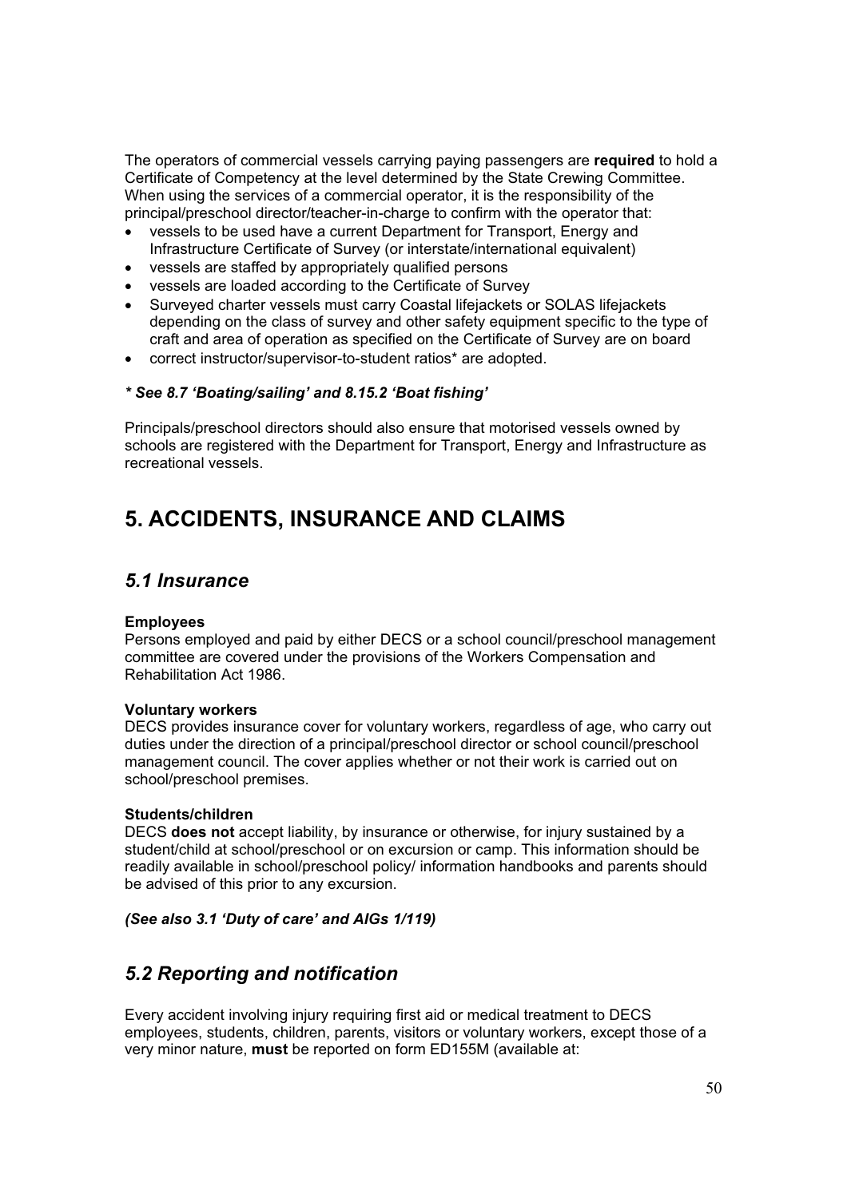The operators of commercial vessels carrying paying passengers are **required** to hold a Certificate of Competency at the level determined by the State Crewing Committee. When using the services of a commercial operator, it is the responsibility of the principal/preschool director/teacher-in-charge to confirm with the operator that:

- vessels to be used have a current Department for Transport, Energy and Infrastructure Certificate of Survey (or interstate/international equivalent)
- vessels are staffed by appropriately qualified persons
- vessels are loaded according to the Certificate of Survey
- Surveyed charter vessels must carry Coastal lifejackets or SOLAS lifejackets depending on the class of survey and other safety equipment specific to the type of craft and area of operation as specified on the Certificate of Survey are on board
- correct instructor/supervisor-to-student ratios* are adopted.

***See 8.7 'Boating/sailing' and 8.15.2 'Boat fishing'***

Principals/preschool directors should also ensure that motorised vessels owned by schools are registered with the Department for Transport, Energy and Infrastructure as recreational vessels.

# 5. ACCIDENTS, INSURANCE AND CLAIMS

## *5.1 Insurance*

**Employees**
Persons employed and paid by either DECS or a school council/preschool management committee are covered under the provisions of the Workers Compensation and Rehabilitation Act 1986.

**Voluntary workers**
DECS provides insurance cover for voluntary workers, regardless of age, who carry out duties under the direction of a principal/preschool director or school council/preschool management council. The cover applies whether or not their work is carried out on school/preschool premises.

**Students/children**
DECS **does not** accept liability, by insurance or otherwise, for injury sustained by a student/child at school/preschool or on excursion or camp. This information should be readily available in school/preschool policy/ information handbooks and parents should be advised of this prior to any excursion.

***(See also 3.1 'Duty of care' and AIGs 1/119)***

## *5.2 Reporting and notification*

Every accident involving injury requiring first aid or medical treatment to DECS employees, students, children, parents, visitors or voluntary workers, except those of a very minor nature, **must** be reported on form ED155M (available at: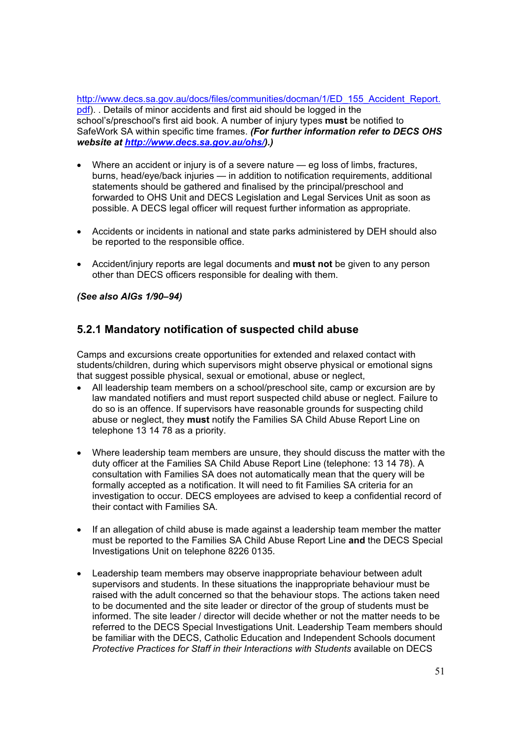http://www.decs.sa.gov.au/docs/files/communities/docman/1/ED_155_Accident_Report.pdf). . Details of minor accidents and first aid should be logged in the school's/preschool's first aid book. A number of injury types **must** be notified to SafeWork SA within specific time frames. ***(For further information refer to DECS OHS website at [http://www.decs.sa.gov.au/ohs/](http://www.decs.sa.gov.au/ohs/).)***

- Where an accident or injury is of a severe nature — eg loss of limbs, fractures, burns, head/eye/back injuries — in addition to notification requirements, additional statements should be gathered and finalised by the principal/preschool and forwarded to OHS Unit and DECS Legislation and Legal Services Unit as soon as possible. A DECS legal officer will request further information as appropriate.

- Accidents or incidents in national and state parks administered by DEH should also be reported to the responsible office.

- Accident/injury reports are legal documents and **must not** be given to any person other than DECS officers responsible for dealing with them.

***(See also AIGs 1/90–94)***

### 5.2.1 Mandatory notification of suspected child abuse

Camps and excursions create opportunities for extended and relaxed contact with students/children, during which supervisors might observe physical or emotional signs that suggest possible physical, sexual or emotional, abuse or neglect,

- All leadership team members on a school/preschool site, camp or excursion are by law mandated notifiers and must report suspected child abuse or neglect. Failure to do so is an offence. If supervisors have reasonable grounds for suspecting child abuse or neglect, they **must** notify the Families SA Child Abuse Report Line on telephone 13 14 78 as a priority.

- Where leadership team members are unsure, they should discuss the matter with the duty officer at the Families SA Child Abuse Report Line (telephone: 13 14 78). A consultation with Families SA does not automatically mean that the query will be formally accepted as a notification. It will need to fit Families SA criteria for an investigation to occur. DECS employees are advised to keep a confidential record of their contact with Families SA.

- If an allegation of child abuse is made against a leadership team member the matter must be reported to the Families SA Child Abuse Report Line **and** the DECS Special Investigations Unit on telephone 8226 0135.

- Leadership team members may observe inappropriate behaviour between adult supervisors and students. In these situations the inappropriate behaviour must be raised with the adult concerned so that the behaviour stops. The actions taken need to be documented and the site leader or director of the group of students must be informed. The site leader / director will decide whether or not the matter needs to be referred to the DECS Special Investigations Unit. Leadership Team members should be familiar with the DECS, Catholic Education and Independent Schools document *Protective Practices for Staff in their Interactions with Students* available on DECS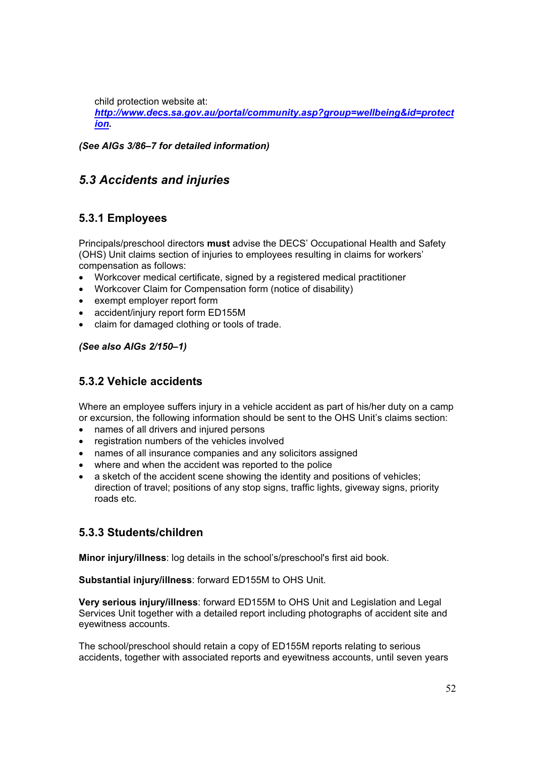child protection website at: [***http://www.decs.sa.gov.au/portal/community.asp?group=wellbeing&id=protection***](http://www.decs.sa.gov.au/portal/community.asp?group=wellbeing&id=protection).

***(See AIGs 3/86–7 for detailed information)***

## *5.3 Accidents and injuries*

### 5.3.1 Employees

Principals/preschool directors **must** advise the DECS' Occupational Health and Safety (OHS) Unit claims section of injuries to employees resulting in claims for workers' compensation as follows:

- Workcover medical certificate, signed by a registered medical practitioner
- Workcover Claim for Compensation form (notice of disability)
- exempt employer report form
- accident/injury report form ED155M
- claim for damaged clothing or tools of trade.

***(See also AIGs 2/150–1)***

### 5.3.2 Vehicle accidents

Where an employee suffers injury in a vehicle accident as part of his/her duty on a camp or excursion, the following information should be sent to the OHS Unit's claims section:

- names of all drivers and injured persons
- registration numbers of the vehicles involved
- names of all insurance companies and any solicitors assigned
- where and when the accident was reported to the police
- a sketch of the accident scene showing the identity and positions of vehicles; direction of travel; positions of any stop signs, traffic lights, giveway signs, priority roads etc.

### 5.3.3 Students/children

**Minor injury/illness**: log details in the school's/preschool's first aid book.

**Substantial injury/illness**: forward ED155M to OHS Unit.

**Very serious injury/illness**: forward ED155M to OHS Unit and Legislation and Legal Services Unit together with a detailed report including photographs of accident site and eyewitness accounts.

The school/preschool should retain a copy of ED155M reports relating to serious accidents, together with associated reports and eyewitness accounts, until seven years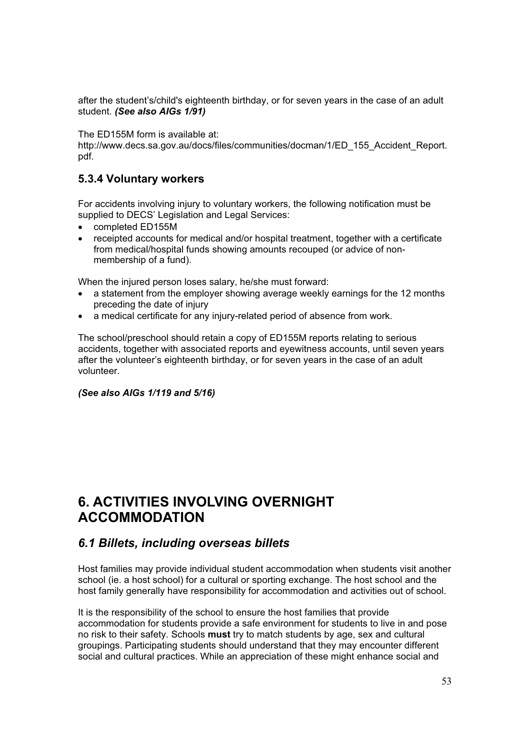after the student's/child's eighteenth birthday, or for seven years in the case of an adult student. ***(See also AIGs 1/91)***

The ED155M form is available at:
http://www.decs.sa.gov.au/docs/files/communities/docman/1/ED_155_Accident_Report.pdf.

### 5.3.4 Voluntary workers

For accidents involving injury to voluntary workers, the following notification must be supplied to DECS' Legislation and Legal Services:

- completed ED155M
- receipted accounts for medical and/or hospital treatment, together with a certificate from medical/hospital funds showing amounts recouped (or advice of non-membership of a fund).

When the injured person loses salary, he/she must forward:

- a statement from the employer showing average weekly earnings for the 12 months preceding the date of injury
- a medical certificate for any injury-related period of absence from work.

The school/preschool should retain a copy of ED155M reports relating to serious accidents, together with associated reports and eyewitness accounts, until seven years after the volunteer's eighteenth birthday, or for seven years in the case of an adult volunteer.

***(See also AIGs 1/119 and 5/16)***

# 6. ACTIVITIES INVOLVING OVERNIGHT ACCOMMODATION

## *6.1 Billets, including overseas billets*

Host families may provide individual student accommodation when students visit another school (ie. a host school) for a cultural or sporting exchange. The host school and the host family generally have responsibility for accommodation and activities out of school.

It is the responsibility of the school to ensure the host families that provide accommodation for students provide a safe environment for students to live in and pose no risk to their safety. Schools **must** try to match students by age, sex and cultural groupings. Participating students should understand that they may encounter different social and cultural practices. While an appreciation of these might enhance social and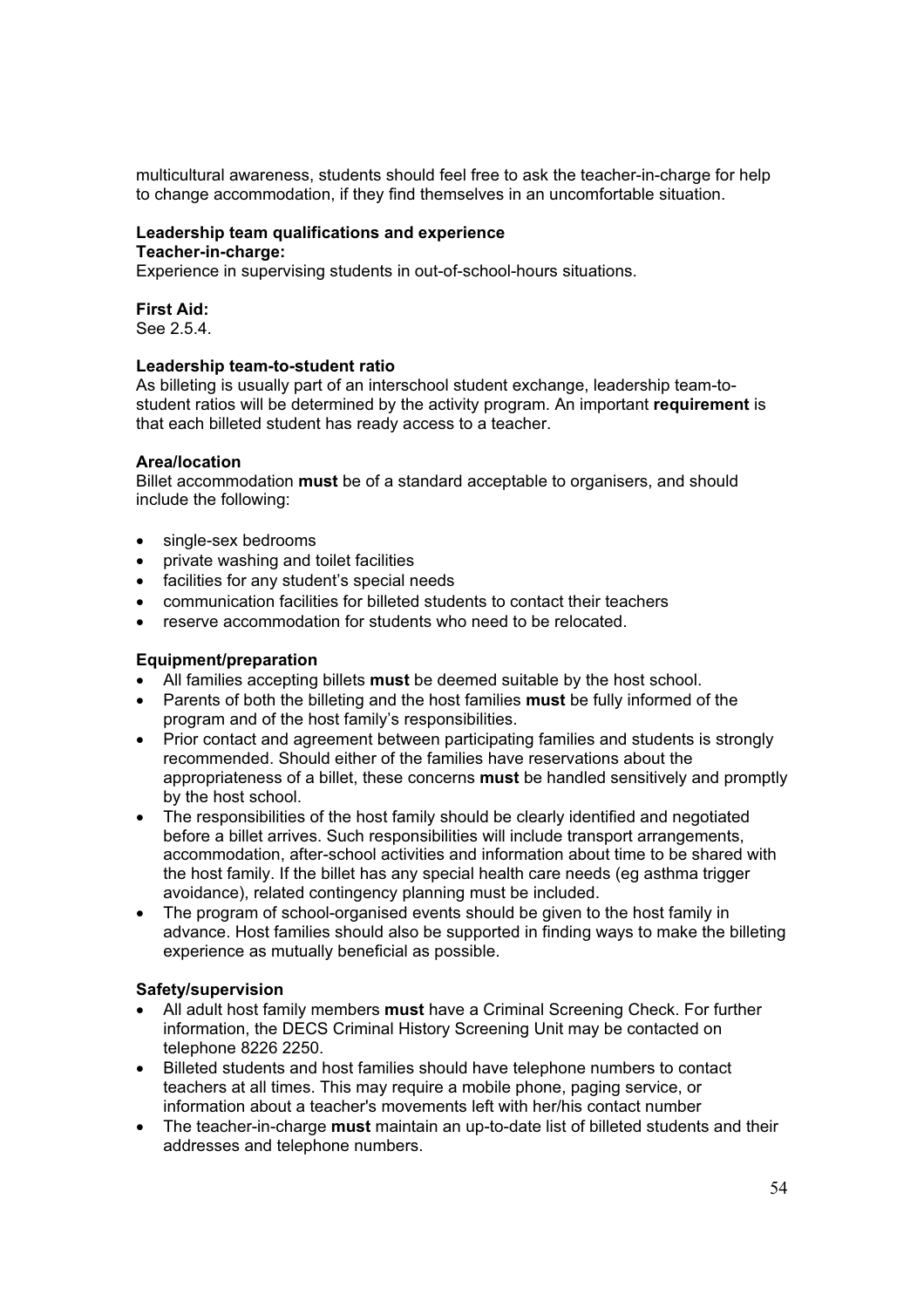multicultural awareness, students should feel free to ask the teacher-in-charge for help to change accommodation, if they find themselves in an uncomfortable situation.

**Leadership team qualifications and experience**

**Teacher-in-charge:**

Experience in supervising students in out-of-school-hours situations.

**First Aid:**

See 2.5.4.

**Leadership team-to-student ratio**

As billeting is usually part of an interschool student exchange, leadership team-to-student ratios will be determined by the activity program. An important **requirement** is that each billeted student has ready access to a teacher.

**Area/location**

Billet accommodation **must** be of a standard acceptable to organisers, and should include the following:

- single-sex bedrooms
- private washing and toilet facilities
- facilities for any student's special needs
- communication facilities for billeted students to contact their teachers
- reserve accommodation for students who need to be relocated.

**Equipment/preparation**

- All families accepting billets **must** be deemed suitable by the host school.
- Parents of both the billeting and the host families **must** be fully informed of the program and of the host family's responsibilities.
- Prior contact and agreement between participating families and students is strongly recommended. Should either of the families have reservations about the appropriateness of a billet, these concerns **must** be handled sensitively and promptly by the host school.
- The responsibilities of the host family should be clearly identified and negotiated before a billet arrives. Such responsibilities will include transport arrangements, accommodation, after-school activities and information about time to be shared with the host family. If the billet has any special health care needs (eg asthma trigger avoidance), related contingency planning must be included.
- The program of school-organised events should be given to the host family in advance. Host families should also be supported in finding ways to make the billeting experience as mutually beneficial as possible.

**Safety/supervision**

- All adult host family members **must** have a Criminal Screening Check. For further information, the DECS Criminal History Screening Unit may be contacted on telephone 8226 2250.
- Billeted students and host families should have telephone numbers to contact teachers at all times. This may require a mobile phone, paging service, or information about a teacher's movements left with her/his contact number
- The teacher-in-charge **must** maintain an up-to-date list of billeted students and their addresses and telephone numbers.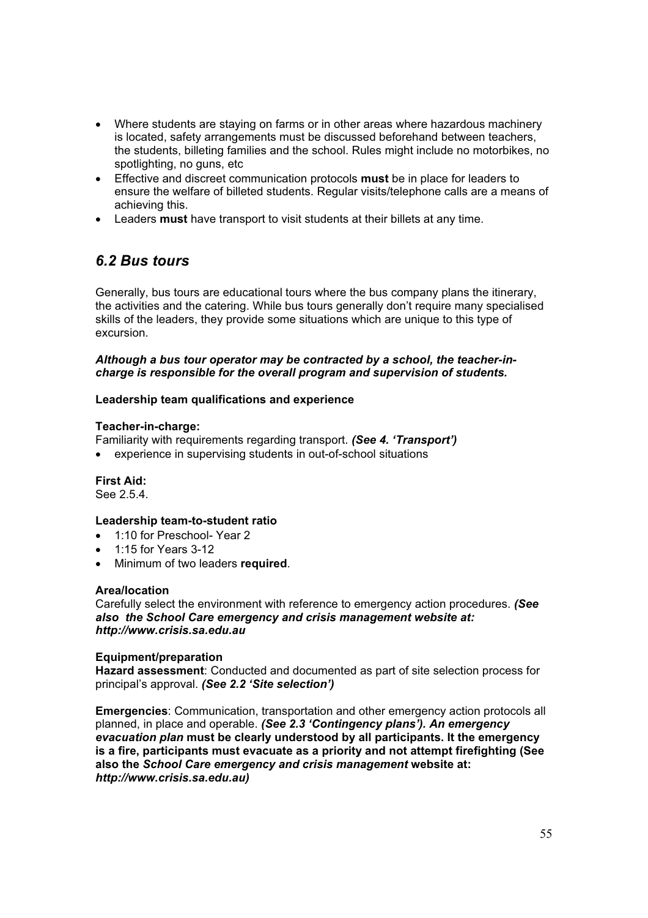- Where students are staying on farms or in other areas where hazardous machinery is located, safety arrangements must be discussed beforehand between teachers, the students, billeting families and the school. Rules might include no motorbikes, no spotlighting, no guns, etc
- Effective and discreet communication protocols **must** be in place for leaders to ensure the welfare of billeted students. Regular visits/telephone calls are a means of achieving this.
- Leaders **must** have transport to visit students at their billets at any time.

## *6.2 Bus tours*

Generally, bus tours are educational tours where the bus company plans the itinerary, the activities and the catering. While bus tours generally don't require many specialised skills of the leaders, they provide some situations which are unique to this type of excursion.

***Although a bus tour operator may be contracted by a school, the teacher-in-charge is responsible for the overall program and supervision of students.***

**Leadership team qualifications and experience**

**Teacher-in-charge:**
Familiarity with requirements regarding transport. ***(See 4. 'Transport')***

- experience in supervising students in out-of-school situations

**First Aid:**
See 2.5.4.

**Leadership team-to-student ratio**

- 1:10 for Preschool- Year 2
- 1:15 for Years 3-12
- Minimum of two leaders **required**.

**Area/location**
Carefully select the environment with reference to emergency action procedures. ***(See also the School Care emergency and crisis management website at: http://www.crisis.sa.edu.au***

**Equipment/preparation**
**Hazard assessment**: Conducted and documented as part of site selection process for principal's approval. ***(See 2.2 'Site selection')***

**Emergencies**: Communication, transportation and other emergency action protocols all planned, in place and operable. ***(See 2.3 'Contingency plans'). An emergency evacuation plan*** **must be clearly understood by all participants. It the emergency is a fire, participants must evacuate as a priority and not attempt firefighting (See also the *School Care emergency and crisis management* website at: *http://www.crisis.sa.edu.au)***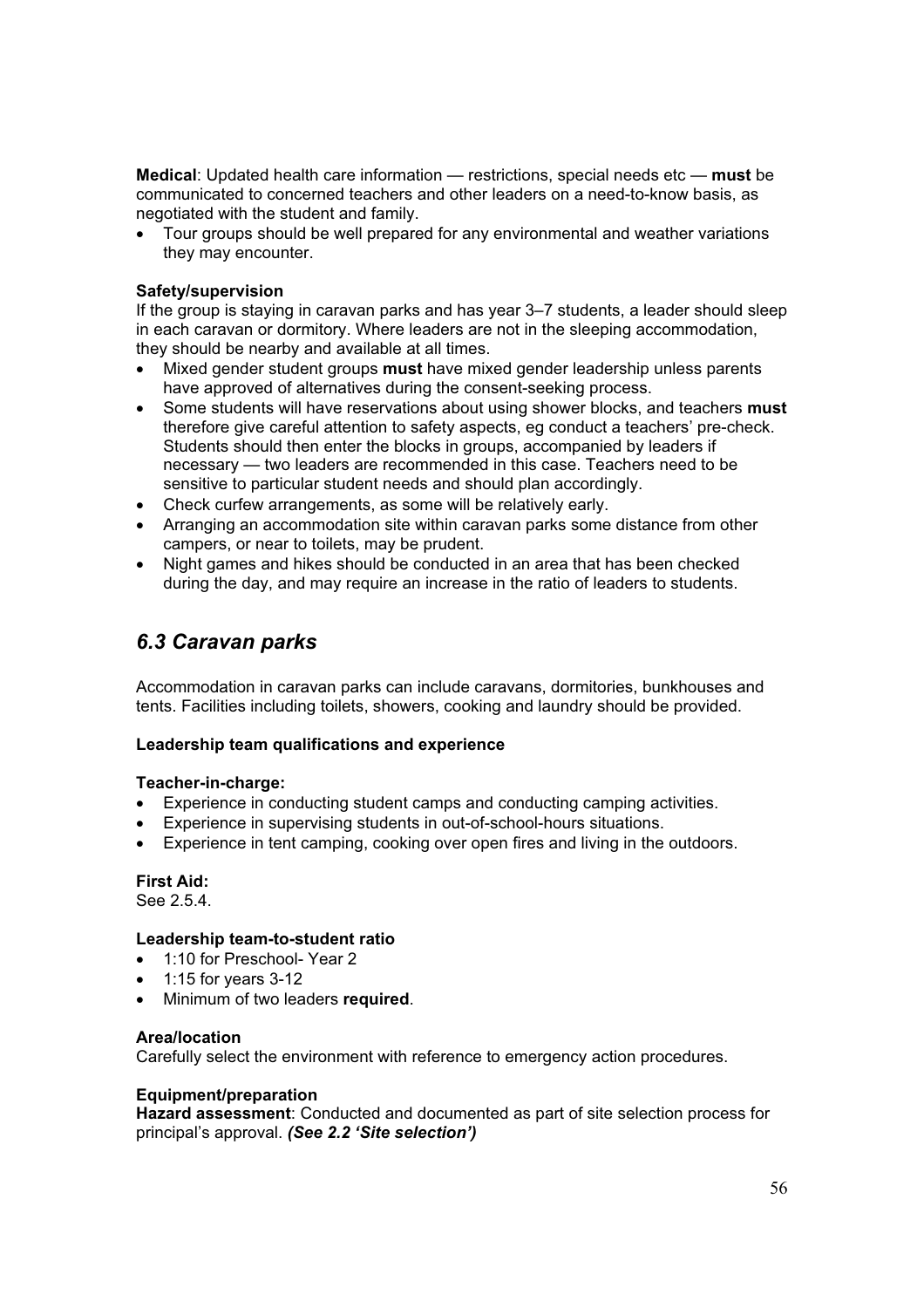**Medical**: Updated health care information — restrictions, special needs etc — **must** be communicated to concerned teachers and other leaders on a need-to-know basis, as negotiated with the student and family.

- Tour groups should be well prepared for any environmental and weather variations they may encounter.

**Safety/supervision**

If the group is staying in caravan parks and has year 3–7 students, a leader should sleep in each caravan or dormitory. Where leaders are not in the sleeping accommodation, they should be nearby and available at all times.

- Mixed gender student groups **must** have mixed gender leadership unless parents have approved of alternatives during the consent-seeking process.
- Some students will have reservations about using shower blocks, and teachers **must** therefore give careful attention to safety aspects, eg conduct a teachers' pre-check. Students should then enter the blocks in groups, accompanied by leaders if necessary — two leaders are recommended in this case. Teachers need to be sensitive to particular student needs and should plan accordingly.
- Check curfew arrangements, as some will be relatively early.
- Arranging an accommodation site within caravan parks some distance from other campers, or near to toilets, may be prudent.
- Night games and hikes should be conducted in an area that has been checked during the day, and may require an increase in the ratio of leaders to students.

## *6.3 Caravan parks*

Accommodation in caravan parks can include caravans, dormitories, bunkhouses and tents. Facilities including toilets, showers, cooking and laundry should be provided.

**Leadership team qualifications and experience**

**Teacher-in-charge:**

- Experience in conducting student camps and conducting camping activities.
- Experience in supervising students in out-of-school-hours situations.
- Experience in tent camping, cooking over open fires and living in the outdoors.

**First Aid:**

See 2.5.4.

**Leadership team-to-student ratio**

- 1:10 for Preschool- Year 2
- 1:15 for years 3-12
- Minimum of two leaders **required**.

**Area/location**

Carefully select the environment with reference to emergency action procedures.

**Equipment/preparation**

**Hazard assessment**: Conducted and documented as part of site selection process for principal's approval. ***(See 2.2 'Site selection')***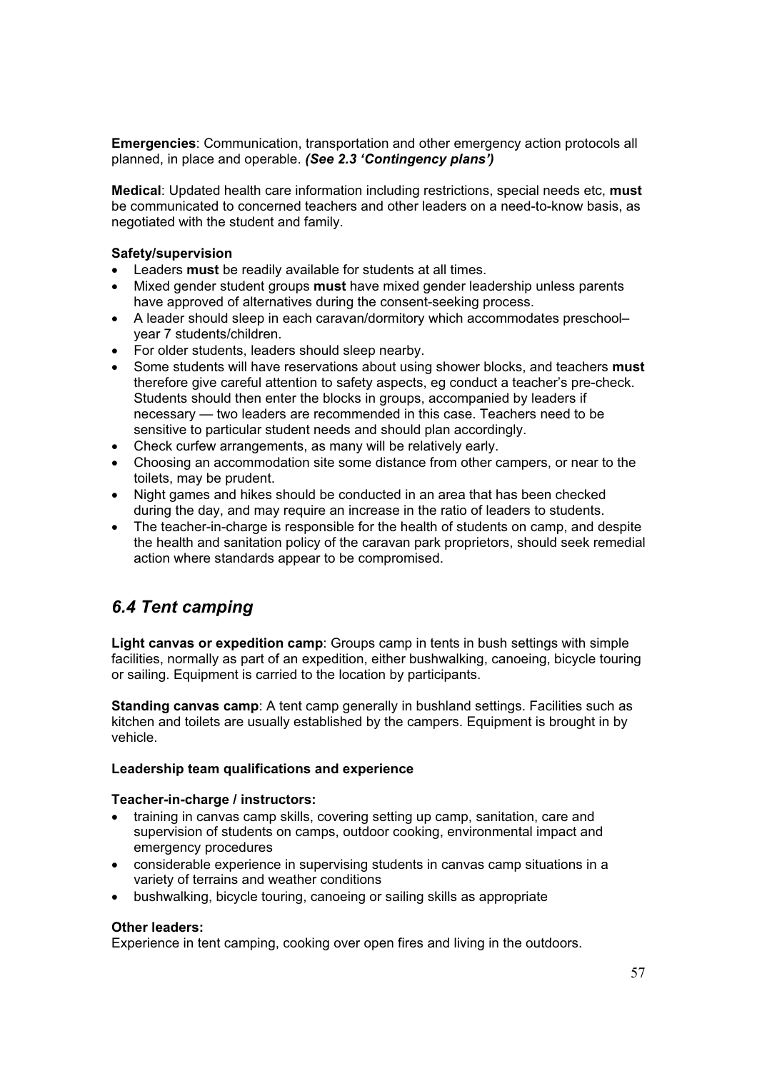**Emergencies**: Communication, transportation and other emergency action protocols all planned, in place and operable. ***(See 2.3 'Contingency plans')***

**Medical**: Updated health care information including restrictions, special needs etc, **must** be communicated to concerned teachers and other leaders on a need-to-know basis, as negotiated with the student and family.

**Safety/supervision**

- Leaders **must** be readily available for students at all times.
- Mixed gender student groups **must** have mixed gender leadership unless parents have approved of alternatives during the consent-seeking process.
- A leader should sleep in each caravan/dormitory which accommodates preschool–year 7 students/children.
- For older students, leaders should sleep nearby.
- Some students will have reservations about using shower blocks, and teachers **must** therefore give careful attention to safety aspects, eg conduct a teacher's pre-check. Students should then enter the blocks in groups, accompanied by leaders if necessary — two leaders are recommended in this case. Teachers need to be sensitive to particular student needs and should plan accordingly.
- Check curfew arrangements, as many will be relatively early.
- Choosing an accommodation site some distance from other campers, or near to the toilets, may be prudent.
- Night games and hikes should be conducted in an area that has been checked during the day, and may require an increase in the ratio of leaders to students.
- The teacher-in-charge is responsible for the health of students on camp, and despite the health and sanitation policy of the caravan park proprietors, should seek remedial action where standards appear to be compromised.

## *6.4 Tent camping*

**Light canvas or expedition camp**: Groups camp in tents in bush settings with simple facilities, normally as part of an expedition, either bushwalking, canoeing, bicycle touring or sailing. Equipment is carried to the location by participants.

**Standing canvas camp**: A tent camp generally in bushland settings. Facilities such as kitchen and toilets are usually established by the campers. Equipment is brought in by vehicle.

**Leadership team qualifications and experience**

**Teacher-in-charge / instructors:**

- training in canvas camp skills, covering setting up camp, sanitation, care and supervision of students on camps, outdoor cooking, environmental impact and emergency procedures
- considerable experience in supervising students in canvas camp situations in a variety of terrains and weather conditions
- bushwalking, bicycle touring, canoeing or sailing skills as appropriate

**Other leaders:**

Experience in tent camping, cooking over open fires and living in the outdoors.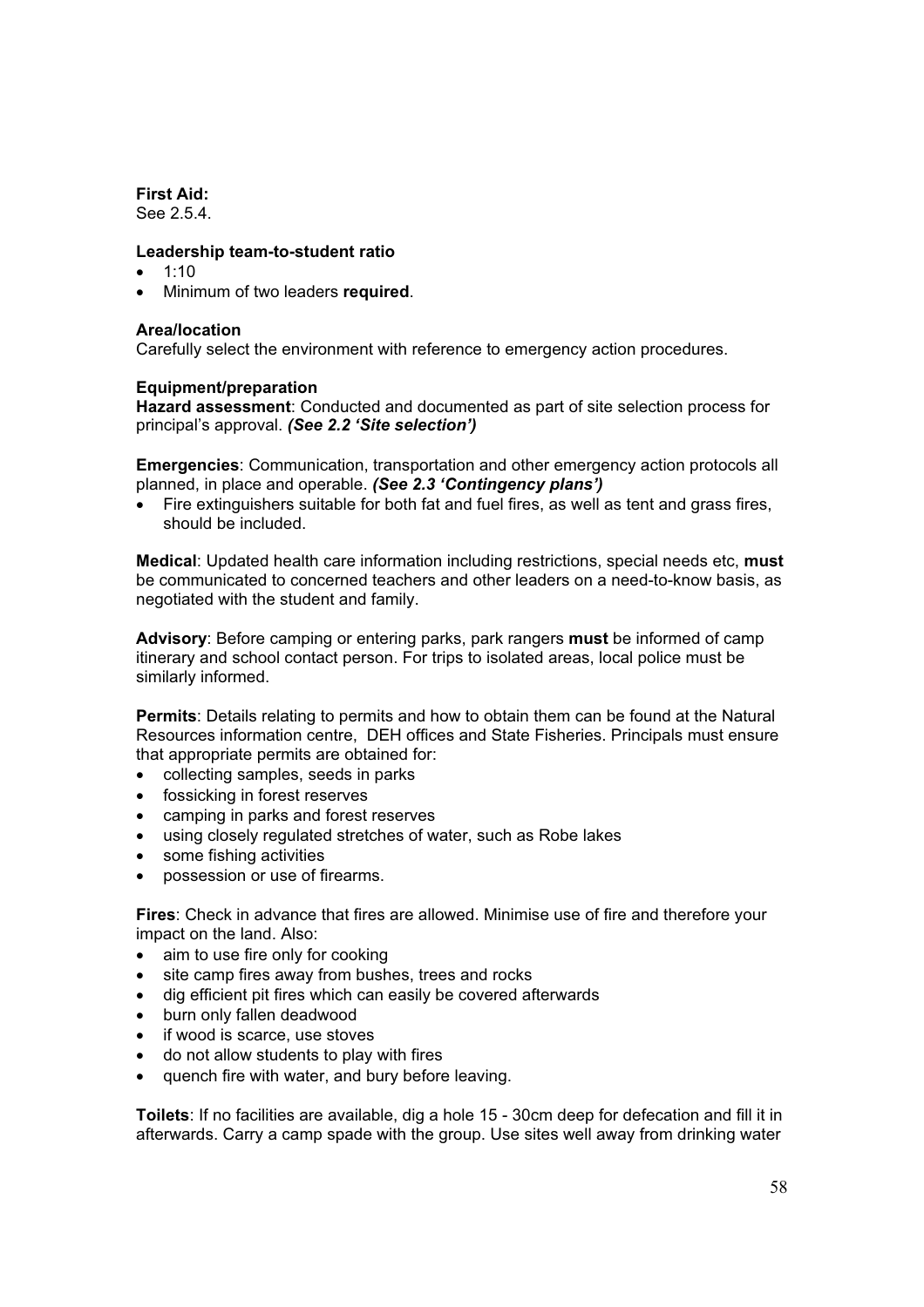**First Aid:**
See 2.5.4.

**Leadership team-to-student ratio**

- 1:10
- Minimum of two leaders **required**.

**Area/location**
Carefully select the environment with reference to emergency action procedures.

**Equipment/preparation**
**Hazard assessment**: Conducted and documented as part of site selection process for principal's approval. ***(See 2.2 'Site selection')***

**Emergencies**: Communication, transportation and other emergency action protocols all planned, in place and operable. ***(See 2.3 'Contingency plans')***

- Fire extinguishers suitable for both fat and fuel fires, as well as tent and grass fires, should be included.

**Medical**: Updated health care information including restrictions, special needs etc, **must** be communicated to concerned teachers and other leaders on a need-to-know basis, as negotiated with the student and family.

**Advisory**: Before camping or entering parks, park rangers **must** be informed of camp itinerary and school contact person. For trips to isolated areas, local police must be similarly informed.

**Permits**: Details relating to permits and how to obtain them can be found at the Natural Resources information centre, DEH offices and State Fisheries. Principals must ensure that appropriate permits are obtained for:

- collecting samples, seeds in parks
- fossicking in forest reserves
- camping in parks and forest reserves
- using closely regulated stretches of water, such as Robe lakes
- some fishing activities
- possession or use of firearms.

**Fires**: Check in advance that fires are allowed. Minimise use of fire and therefore your impact on the land. Also:

- aim to use fire only for cooking
- site camp fires away from bushes, trees and rocks
- dig efficient pit fires which can easily be covered afterwards
- burn only fallen deadwood
- if wood is scarce, use stoves
- do not allow students to play with fires
- quench fire with water, and bury before leaving.

**Toilets**: If no facilities are available, dig a hole 15 - 30cm deep for defecation and fill it in afterwards. Carry a camp spade with the group. Use sites well away from drinking water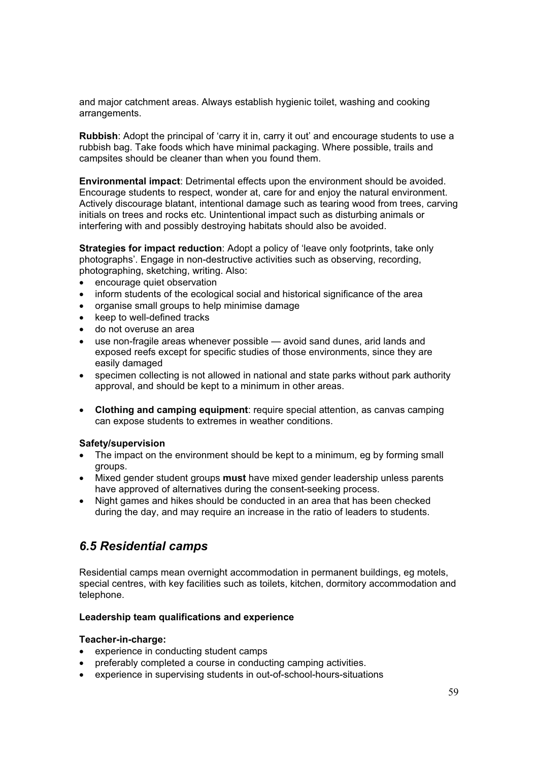and major catchment areas. Always establish hygienic toilet, washing and cooking arrangements.

**Rubbish**: Adopt the principal of 'carry it in, carry it out' and encourage students to use a rubbish bag. Take foods which have minimal packaging. Where possible, trails and campsites should be cleaner than when you found them.

**Environmental impact**: Detrimental effects upon the environment should be avoided. Encourage students to respect, wonder at, care for and enjoy the natural environment. Actively discourage blatant, intentional damage such as tearing wood from trees, carving initials on trees and rocks etc. Unintentional impact such as disturbing animals or interfering with and possibly destroying habitats should also be avoided.

**Strategies for impact reduction**: Adopt a policy of 'leave only footprints, take only photographs'. Engage in non-destructive activities such as observing, recording, photographing, sketching, writing. Also:

- encourage quiet observation
- inform students of the ecological social and historical significance of the area
- organise small groups to help minimise damage
- keep to well-defined tracks
- do not overuse an area
- use non-fragile areas whenever possible — avoid sand dunes, arid lands and exposed reefs except for specific studies of those environments, since they are easily damaged
- specimen collecting is not allowed in national and state parks without park authority approval, and should be kept to a minimum in other areas.

- **Clothing and camping equipment**: require special attention, as canvas camping can expose students to extremes in weather conditions.

**Safety/supervision**

- The impact on the environment should be kept to a minimum, eg by forming small groups.
- Mixed gender student groups **must** have mixed gender leadership unless parents have approved of alternatives during the consent-seeking process.
- Night games and hikes should be conducted in an area that has been checked during the day, and may require an increase in the ratio of leaders to students.

## *6.5 Residential camps*

Residential camps mean overnight accommodation in permanent buildings, eg motels, special centres, with key facilities such as toilets, kitchen, dormitory accommodation and telephone.

**Leadership team qualifications and experience**

**Teacher-in-charge:**

- experience in conducting student camps
- preferably completed a course in conducting camping activities.
- experience in supervising students in out-of-school-hours-situations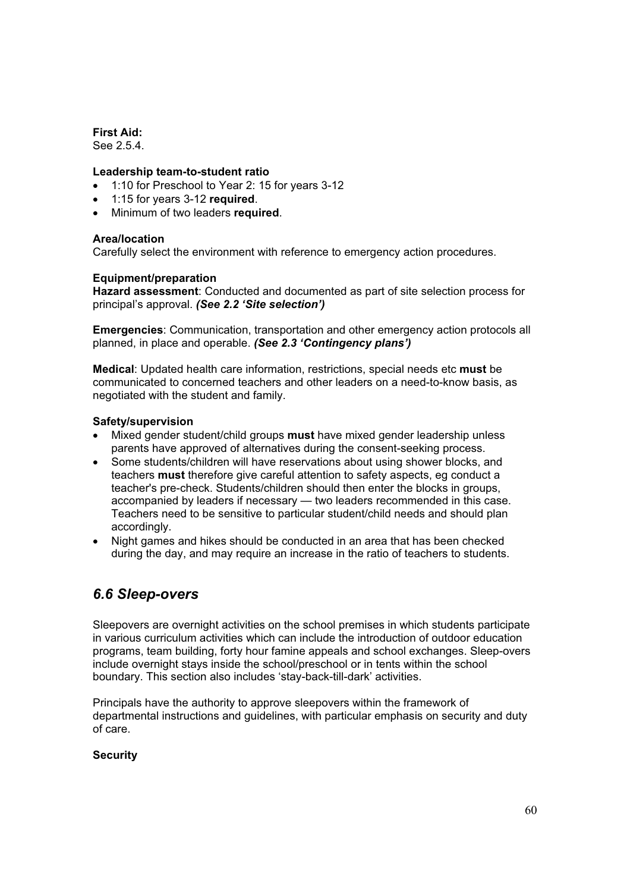**First Aid:**
See 2.5.4.

**Leadership team-to-student ratio**

- 1:10 for Preschool to Year 2: 15 for years 3-12
- 1:15 for years 3-12 **required**.
- Minimum of two leaders **required**.

**Area/location**
Carefully select the environment with reference to emergency action procedures.

**Equipment/preparation**
**Hazard assessment**: Conducted and documented as part of site selection process for principal's approval. ***(See 2.2 'Site selection')***

**Emergencies**: Communication, transportation and other emergency action protocols all planned, in place and operable. ***(See 2.3 'Contingency plans')***

**Medical**: Updated health care information, restrictions, special needs etc **must** be communicated to concerned teachers and other leaders on a need-to-know basis, as negotiated with the student and family.

**Safety/supervision**

- Mixed gender student/child groups **must** have mixed gender leadership unless parents have approved of alternatives during the consent-seeking process.
- Some students/children will have reservations about using shower blocks, and teachers **must** therefore give careful attention to safety aspects, eg conduct a teacher's pre-check. Students/children should then enter the blocks in groups, accompanied by leaders if necessary — two leaders recommended in this case. Teachers need to be sensitive to particular student/child needs and should plan accordingly.
- Night games and hikes should be conducted in an area that has been checked during the day, and may require an increase in the ratio of teachers to students.

## *6.6 Sleep-overs*

Sleepovers are overnight activities on the school premises in which students participate in various curriculum activities which can include the introduction of outdoor education programs, team building, forty hour famine appeals and school exchanges. Sleep-overs include overnight stays inside the school/preschool or in tents within the school boundary. This section also includes 'stay-back-till-dark' activities.

Principals have the authority to approve sleepovers within the framework of departmental instructions and guidelines, with particular emphasis on security and duty of care.

**Security**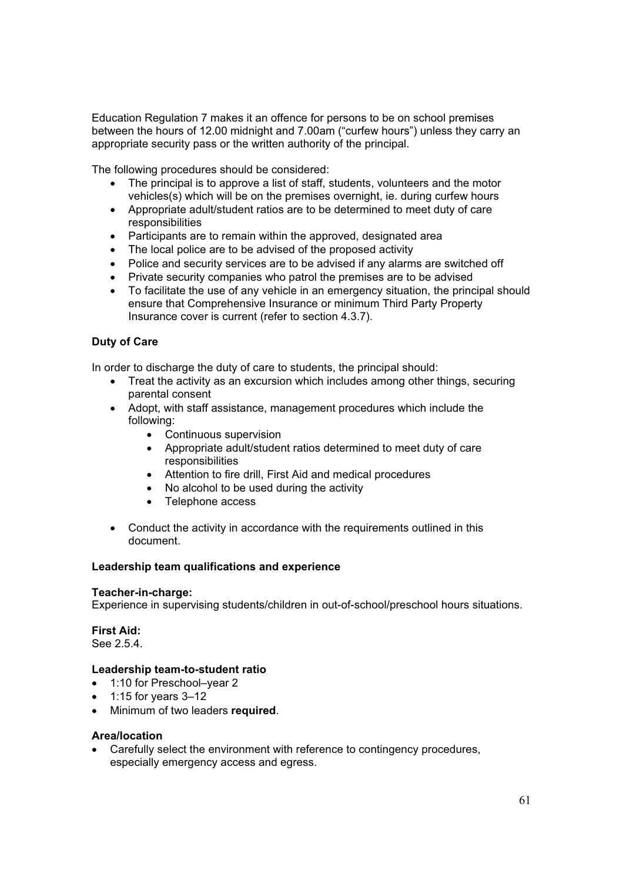Education Regulation 7 makes it an offence for persons to be on school premises between the hours of 12.00 midnight and 7.00am ("curfew hours") unless they carry an appropriate security pass or the written authority of the principal.

The following procedures should be considered:

- The principal is to approve a list of staff, students, volunteers and the motor vehicles(s) which will be on the premises overnight, ie. during curfew hours
- Appropriate adult/student ratios are to be determined to meet duty of care responsibilities
- Participants are to remain within the approved, designated area
- The local police are to be advised of the proposed activity
- Police and security services are to be advised if any alarms are switched off
- Private security companies who patrol the premises are to be advised
- To facilitate the use of any vehicle in an emergency situation, the principal should ensure that Comprehensive Insurance or minimum Third Party Property Insurance cover is current (refer to section 4.3.7).

**Duty of Care**

In order to discharge the duty of care to students, the principal should:

- Treat the activity as an excursion which includes among other things, securing parental consent
- Adopt, with staff assistance, management procedures which include the following:
  - Continuous supervision
  - Appropriate adult/student ratios determined to meet duty of care responsibilities
  - Attention to fire drill, First Aid and medical procedures
  - No alcohol to be used during the activity
  - Telephone access
- Conduct the activity in accordance with the requirements outlined in this document.

**Leadership team qualifications and experience**

**Teacher-in-charge:**
Experience in supervising students/children in out-of-school/preschool hours situations.

**First Aid:**
See 2.5.4.

**Leadership team-to-student ratio**

- 1:10 for Preschool–year 2
- 1:15 for years 3–12
- Minimum of two leaders **required**.

**Area/location**

- Carefully select the environment with reference to contingency procedures, especially emergency access and egress.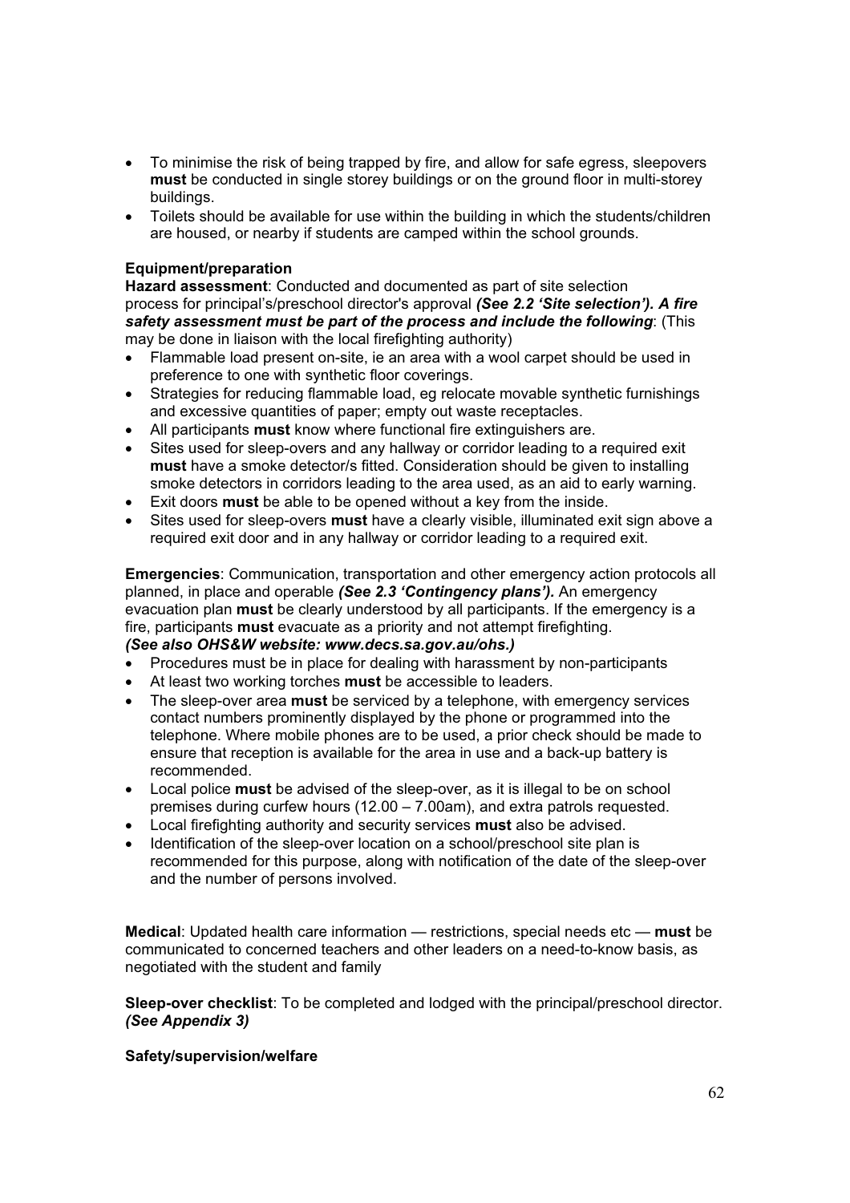- To minimise the risk of being trapped by fire, and allow for safe egress, sleepovers **must** be conducted in single storey buildings or on the ground floor in multi-storey buildings.
- Toilets should be available for use within the building in which the students/children are housed, or nearby if students are camped within the school grounds.

**Equipment/preparation**

**Hazard assessment**: Conducted and documented as part of site selection process for principal's/preschool director's approval ***(See 2.2 'Site selection'). A fire safety assessment must be part of the process and include the following***: (This may be done in liaison with the local firefighting authority)

- Flammable load present on-site, ie an area with a wool carpet should be used in preference to one with synthetic floor coverings.
- Strategies for reducing flammable load, eg relocate movable synthetic furnishings and excessive quantities of paper; empty out waste receptacles.
- All participants **must** know where functional fire extinguishers are.
- Sites used for sleep-overs and any hallway or corridor leading to a required exit **must** have a smoke detector/s fitted. Consideration should be given to installing smoke detectors in corridors leading to the area used, as an aid to early warning.
- Exit doors **must** be able to be opened without a key from the inside.
- Sites used for sleep-overs **must** have a clearly visible, illuminated exit sign above a required exit door and in any hallway or corridor leading to a required exit.

**Emergencies**: Communication, transportation and other emergency action protocols all planned, in place and operable ***(See 2.3 'Contingency plans').*** An emergency evacuation plan **must** be clearly understood by all participants. If the emergency is a fire, participants **must** evacuate as a priority and not attempt firefighting.
***(See also OHS&W website: www.decs.sa.gov.au/ohs.)***

- Procedures must be in place for dealing with harassment by non-participants
- At least two working torches **must** be accessible to leaders.
- The sleep-over area **must** be serviced by a telephone, with emergency services contact numbers prominently displayed by the phone or programmed into the telephone. Where mobile phones are to be used, a prior check should be made to ensure that reception is available for the area in use and a back-up battery is recommended.
- Local police **must** be advised of the sleep-over, as it is illegal to be on school premises during curfew hours (12.00 – 7.00am), and extra patrols requested.
- Local firefighting authority and security services **must** also be advised.
- Identification of the sleep-over location on a school/preschool site plan is recommended for this purpose, along with notification of the date of the sleep-over and the number of persons involved.

**Medical**: Updated health care information — restrictions, special needs etc — **must** be communicated to concerned teachers and other leaders on a need-to-know basis, as negotiated with the student and family

**Sleep-over checklist**: To be completed and lodged with the principal/preschool director. ***(See Appendix 3)***

**Safety/supervision/welfare**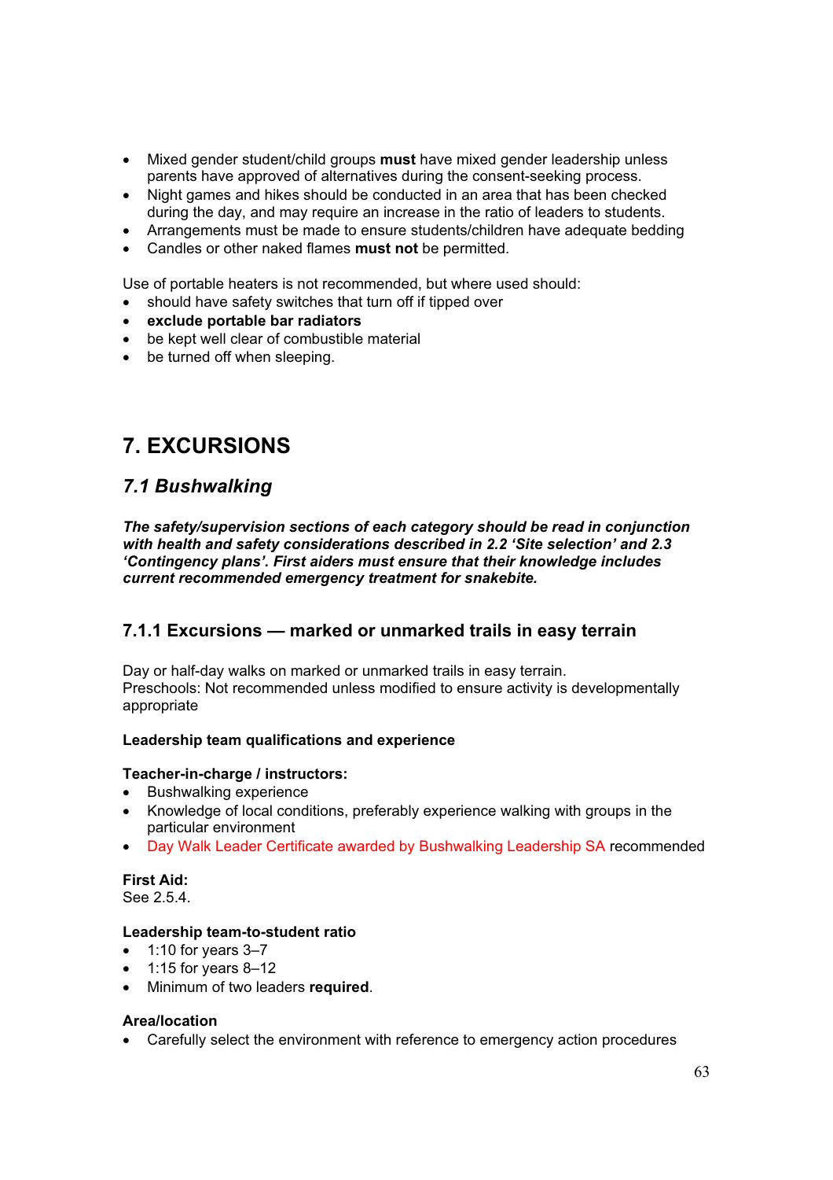- Mixed gender student/child groups **must** have mixed gender leadership unless parents have approved of alternatives during the consent-seeking process.
- Night games and hikes should be conducted in an area that has been checked during the day, and may require an increase in the ratio of leaders to students.
- Arrangements must be made to ensure students/children have adequate bedding
- Candles or other naked flames **must not** be permitted.

Use of portable heaters is not recommended, but where used should:

- should have safety switches that turn off if tipped over
- **exclude portable bar radiators**
- be kept well clear of combustible material
- be turned off when sleeping.

# 7. EXCURSIONS

## *7.1 Bushwalking*

***The safety/supervision sections of each category should be read in conjunction with health and safety considerations described in 2.2 'Site selection' and 2.3 'Contingency plans'. First aiders must ensure that their knowledge includes current recommended emergency treatment for snakebite.***

### 7.1.1 Excursions — marked or unmarked trails in easy terrain

Day or half-day walks on marked or unmarked trails in easy terrain.
Preschools: Not recommended unless modified to ensure activity is developmentally appropriate

**Leadership team qualifications and experience**

**Teacher-in-charge / instructors:**

- Bushwalking experience
- Knowledge of local conditions, preferably experience walking with groups in the particular environment
- Day Walk Leader Certificate awarded by Bushwalking Leadership SA recommended

**First Aid:**
See 2.5.4.

**Leadership team-to-student ratio**

- 1:10 for years 3–7
- 1:15 for years 8–12
- Minimum of two leaders **required**.

**Area/location**

- Carefully select the environment with reference to emergency action procedures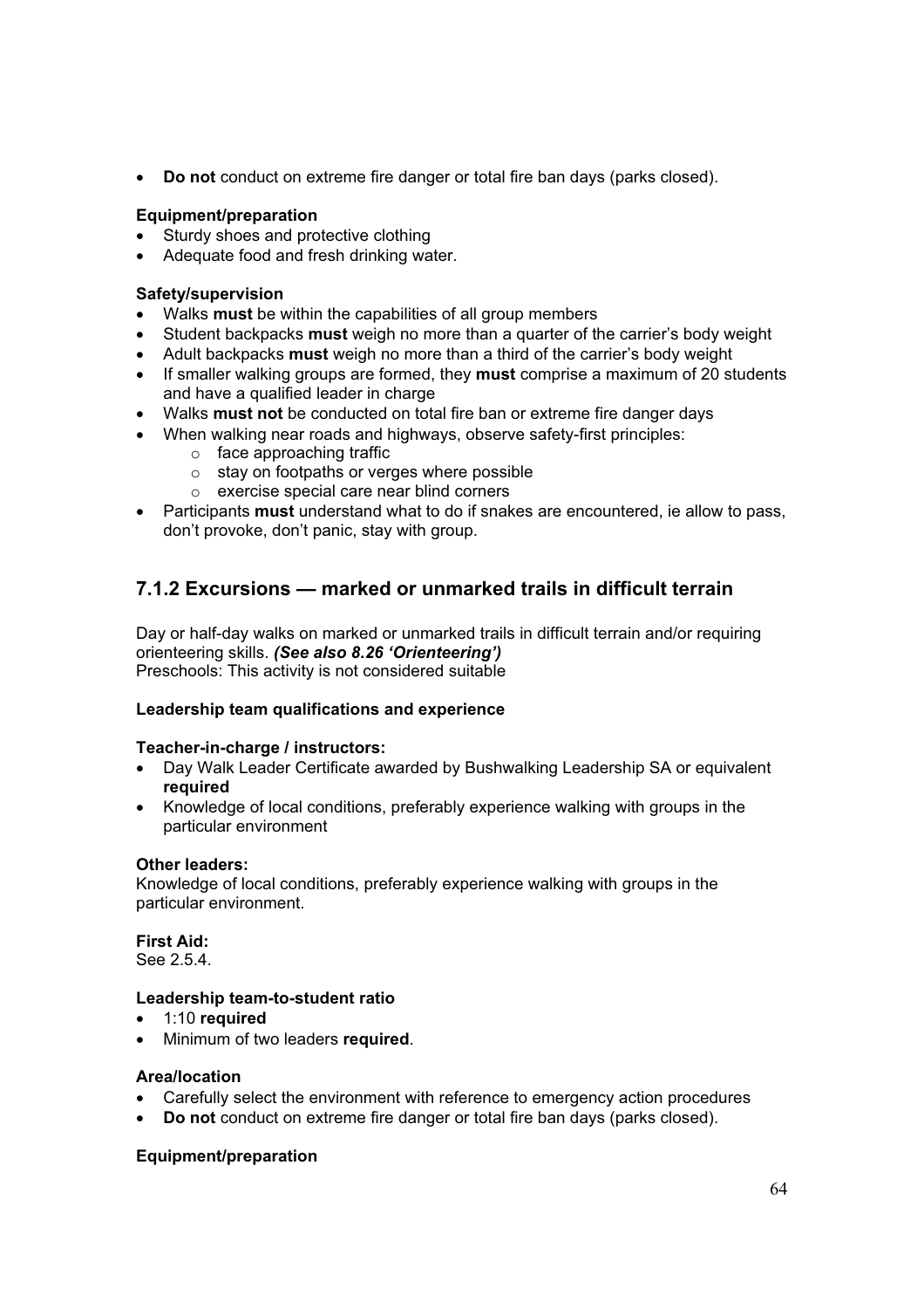- **Do not** conduct on extreme fire danger or total fire ban days (parks closed).

**Equipment/preparation**

- Sturdy shoes and protective clothing
- Adequate food and fresh drinking water.

**Safety/supervision**

- Walks **must** be within the capabilities of all group members
- Student backpacks **must** weigh no more than a quarter of the carrier's body weight
- Adult backpacks **must** weigh no more than a third of the carrier's body weight
- If smaller walking groups are formed, they **must** comprise a maximum of 20 students and have a qualified leader in charge
- Walks **must not** be conducted on total fire ban or extreme fire danger days
- When walking near roads and highways, observe safety-first principles:
  - face approaching traffic
  - stay on footpaths or verges where possible
  - exercise special care near blind corners
- Participants **must** understand what to do if snakes are encountered, ie allow to pass, don't provoke, don't panic, stay with group.

## 7.1.2 Excursions — marked or unmarked trails in difficult terrain

Day or half-day walks on marked or unmarked trails in difficult terrain and/or requiring orienteering skills. ***(See also 8.26 'Orienteering')***
Preschools: This activity is not considered suitable

**Leadership team qualifications and experience**

**Teacher-in-charge / instructors:**

- Day Walk Leader Certificate awarded by Bushwalking Leadership SA or equivalent **required**
- Knowledge of local conditions, preferably experience walking with groups in the particular environment

**Other leaders:**
Knowledge of local conditions, preferably experience walking with groups in the particular environment.

**First Aid:**
See 2.5.4.

**Leadership team-to-student ratio**

- 1:10 **required**
- Minimum of two leaders **required**.

**Area/location**

- Carefully select the environment with reference to emergency action procedures
- **Do not** conduct on extreme fire danger or total fire ban days (parks closed).

**Equipment/preparation**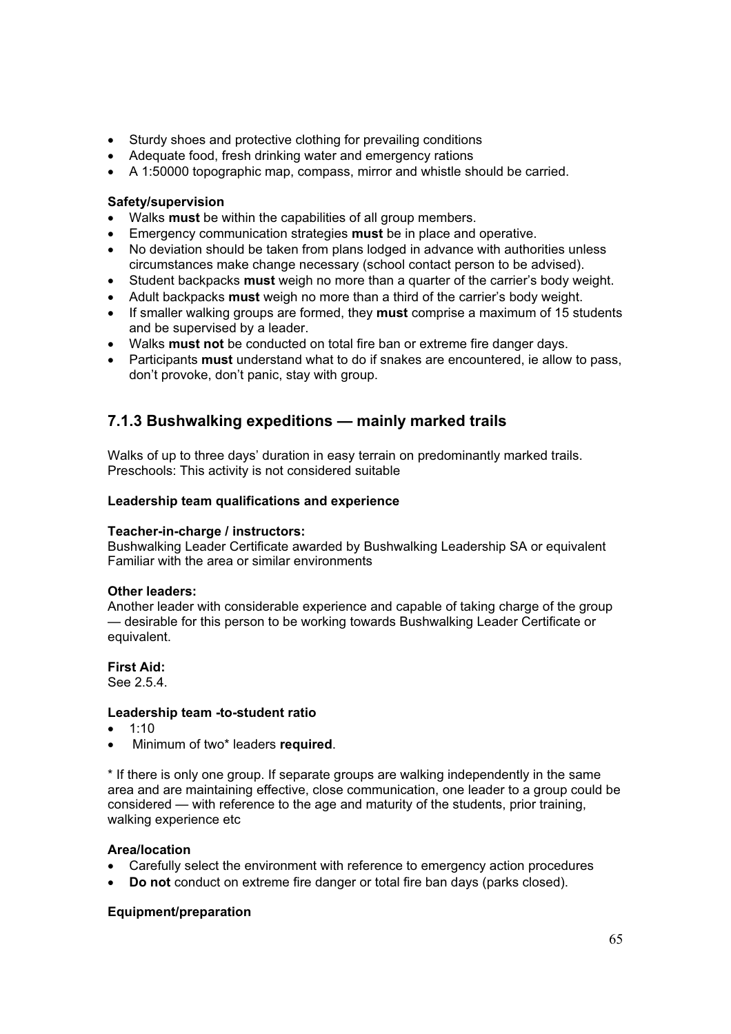- Sturdy shoes and protective clothing for prevailing conditions
- Adequate food, fresh drinking water and emergency rations
- A 1:50000 topographic map, compass, mirror and whistle should be carried.

**Safety/supervision**

- Walks **must** be within the capabilities of all group members.
- Emergency communication strategies **must** be in place and operative.
- No deviation should be taken from plans lodged in advance with authorities unless circumstances make change necessary (school contact person to be advised).
- Student backpacks **must** weigh no more than a quarter of the carrier's body weight.
- Adult backpacks **must** weigh no more than a third of the carrier's body weight.
- If smaller walking groups are formed, they **must** comprise a maximum of 15 students and be supervised by a leader.
- Walks **must not** be conducted on total fire ban or extreme fire danger days.
- Participants **must** understand what to do if snakes are encountered, ie allow to pass, don't provoke, don't panic, stay with group.

### 7.1.3 Bushwalking expeditions — mainly marked trails

Walks of up to three days' duration in easy terrain on predominantly marked trails.
Preschools: This activity is not considered suitable

**Leadership team qualifications and experience**

**Teacher-in-charge / instructors:**
Bushwalking Leader Certificate awarded by Bushwalking Leadership SA or equivalent
Familiar with the area or similar environments

**Other leaders:**
Another leader with considerable experience and capable of taking charge of the group — desirable for this person to be working towards Bushwalking Leader Certificate or equivalent.

**First Aid:**
See 2.5.4.

**Leadership team -to-student ratio**

- 1:10
- Minimum of two* leaders **required**.

* If there is only one group. If separate groups are walking independently in the same area and are maintaining effective, close communication, one leader to a group could be considered — with reference to the age and maturity of the students, prior training, walking experience etc

**Area/location**

- Carefully select the environment with reference to emergency action procedures
- **Do not** conduct on extreme fire danger or total fire ban days (parks closed).

**Equipment/preparation**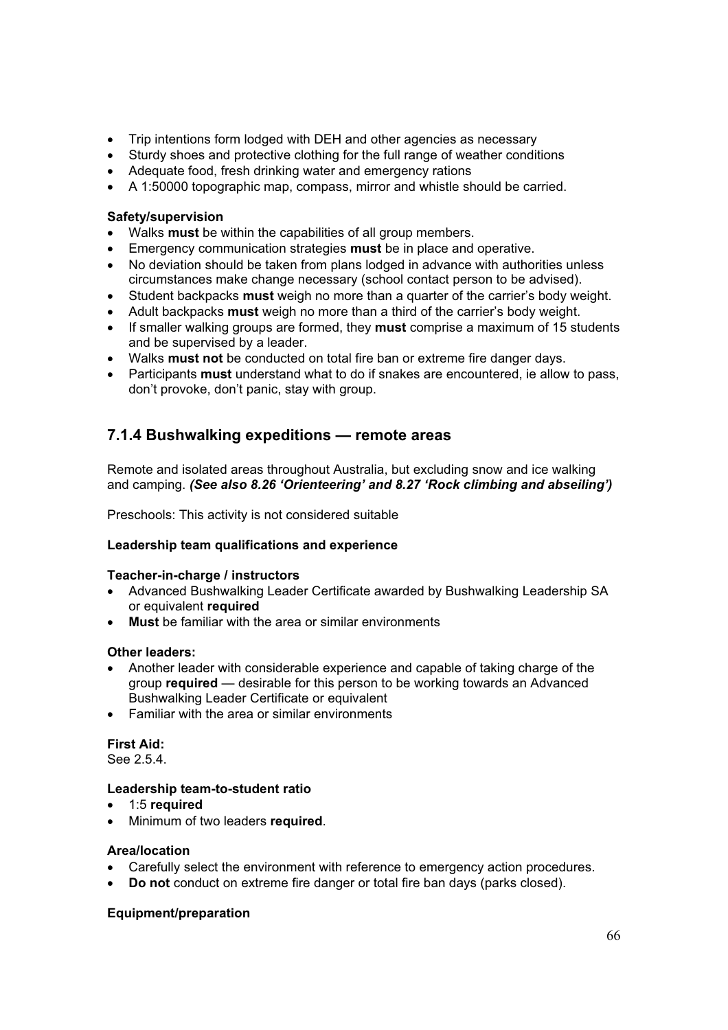- Trip intentions form lodged with DEH and other agencies as necessary
- Sturdy shoes and protective clothing for the full range of weather conditions
- Adequate food, fresh drinking water and emergency rations
- A 1:50000 topographic map, compass, mirror and whistle should be carried.

**Safety/supervision**

- Walks **must** be within the capabilities of all group members.
- Emergency communication strategies **must** be in place and operative.
- No deviation should be taken from plans lodged in advance with authorities unless circumstances make change necessary (school contact person to be advised).
- Student backpacks **must** weigh no more than a quarter of the carrier's body weight.
- Adult backpacks **must** weigh no more than a third of the carrier's body weight.
- If smaller walking groups are formed, they **must** comprise a maximum of 15 students and be supervised by a leader.
- Walks **must not** be conducted on total fire ban or extreme fire danger days.
- Participants **must** understand what to do if snakes are encountered, ie allow to pass, don't provoke, don't panic, stay with group.

## 7.1.4 Bushwalking expeditions — remote areas

Remote and isolated areas throughout Australia, but excluding snow and ice walking and camping. ***(See also 8.26 'Orienteering' and 8.27 'Rock climbing and abseiling')***

Preschools: This activity is not considered suitable

**Leadership team qualifications and experience**

**Teacher-in-charge / instructors**

- Advanced Bushwalking Leader Certificate awarded by Bushwalking Leadership SA or equivalent **required**
- **Must** be familiar with the area or similar environments

**Other leaders:**

- Another leader with considerable experience and capable of taking charge of the group **required** — desirable for this person to be working towards an Advanced Bushwalking Leader Certificate or equivalent
- Familiar with the area or similar environments

**First Aid:**
See 2.5.4.

**Leadership team-to-student ratio**

- 1:5 **required**
- Minimum of two leaders **required**.

**Area/location**

- Carefully select the environment with reference to emergency action procedures.
- **Do not** conduct on extreme fire danger or total fire ban days (parks closed).

**Equipment/preparation**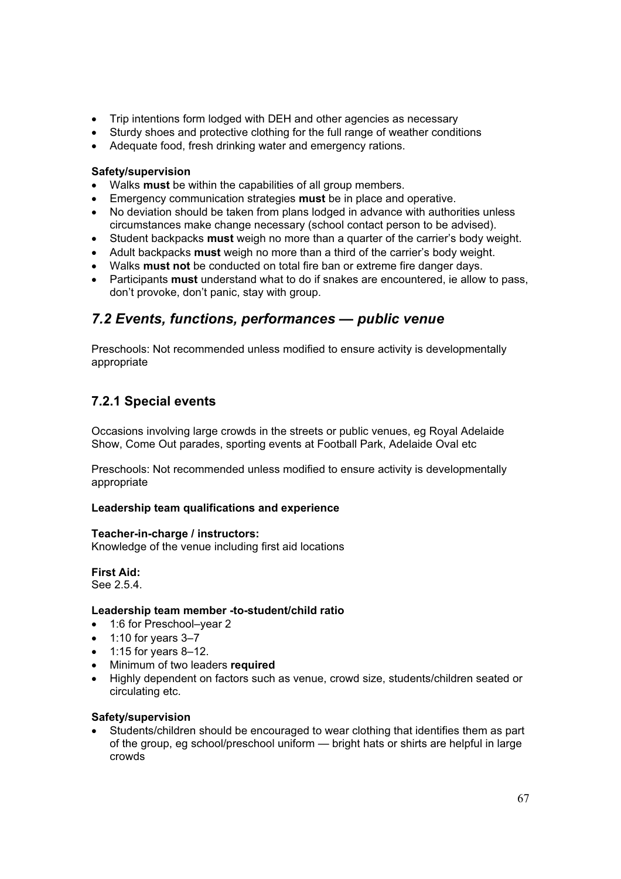- Trip intentions form lodged with DEH and other agencies as necessary
- Sturdy shoes and protective clothing for the full range of weather conditions
- Adequate food, fresh drinking water and emergency rations.

**Safety/supervision**

- Walks **must** be within the capabilities of all group members.
- Emergency communication strategies **must** be in place and operative.
- No deviation should be taken from plans lodged in advance with authorities unless circumstances make change necessary (school contact person to be advised).
- Student backpacks **must** weigh no more than a quarter of the carrier's body weight.
- Adult backpacks **must** weigh no more than a third of the carrier's body weight.
- Walks **must not** be conducted on total fire ban or extreme fire danger days.
- Participants **must** understand what to do if snakes are encountered, ie allow to pass, don't provoke, don't panic, stay with group.

## *7.2 Events, functions, performances — public venue*

Preschools: Not recommended unless modified to ensure activity is developmentally appropriate

### 7.2.1 Special events

Occasions involving large crowds in the streets or public venues, eg Royal Adelaide Show, Come Out parades, sporting events at Football Park, Adelaide Oval etc

Preschools: Not recommended unless modified to ensure activity is developmentally appropriate

**Leadership team qualifications and experience**

**Teacher-in-charge / instructors:**
Knowledge of the venue including first aid locations

**First Aid:**
See 2.5.4.

**Leadership team member -to-student/child ratio**

- 1:6 for Preschool–year 2
- 1:10 for years 3–7
- 1:15 for years 8–12.
- Minimum of two leaders **required**
- Highly dependent on factors such as venue, crowd size, students/children seated or circulating etc.

**Safety/supervision**

- Students/children should be encouraged to wear clothing that identifies them as part of the group, eg school/preschool uniform — bright hats or shirts are helpful in large crowds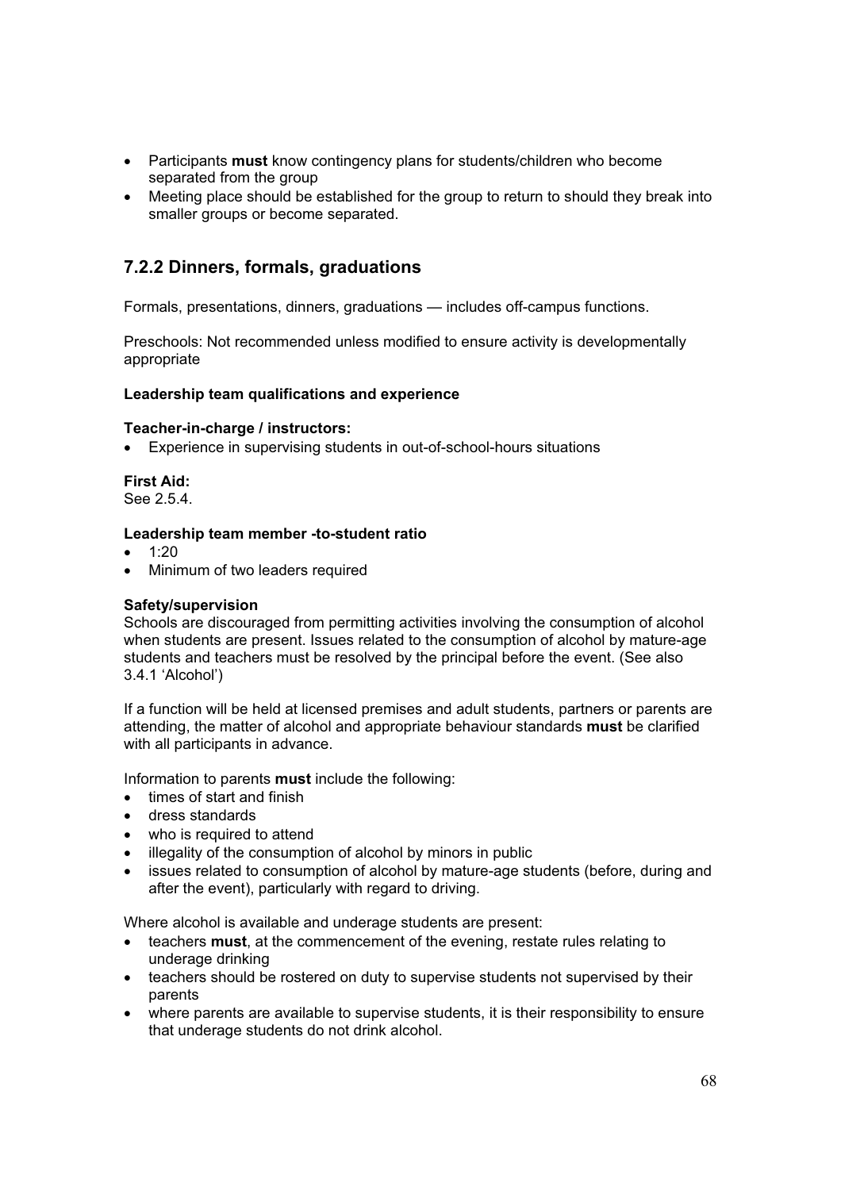- Participants **must** know contingency plans for students/children who become separated from the group
- Meeting place should be established for the group to return to should they break into smaller groups or become separated.

### 7.2.2 Dinners, formals, graduations

Formals, presentations, dinners, graduations — includes off-campus functions.

Preschools: Not recommended unless modified to ensure activity is developmentally appropriate

**Leadership team qualifications and experience**

**Teacher-in-charge / instructors:**

- Experience in supervising students in out-of-school-hours situations

**First Aid:**
See 2.5.4.

**Leadership team member -to-student ratio**

- 1:20
- Minimum of two leaders required

**Safety/supervision**
Schools are discouraged from permitting activities involving the consumption of alcohol when students are present. Issues related to the consumption of alcohol by mature-age students and teachers must be resolved by the principal before the event. (See also 3.4.1 'Alcohol')

If a function will be held at licensed premises and adult students, partners or parents are attending, the matter of alcohol and appropriate behaviour standards **must** be clarified with all participants in advance.

Information to parents **must** include the following:

- times of start and finish
- dress standards
- who is required to attend
- illegality of the consumption of alcohol by minors in public
- issues related to consumption of alcohol by mature-age students (before, during and after the event), particularly with regard to driving.

Where alcohol is available and underage students are present:

- teachers **must**, at the commencement of the evening, restate rules relating to underage drinking
- teachers should be rostered on duty to supervise students not supervised by their parents
- where parents are available to supervise students, it is their responsibility to ensure that underage students do not drink alcohol.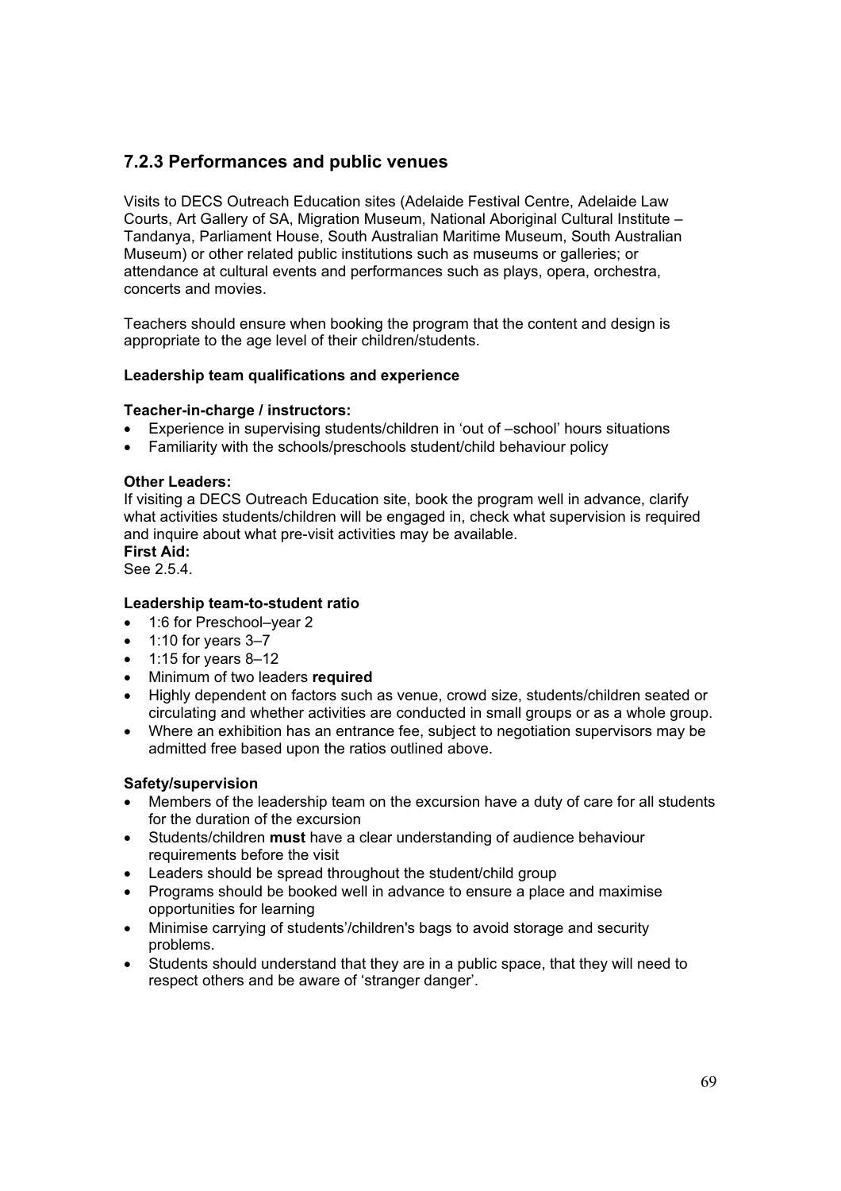### 7.2.3 Performances and public venues

Visits to DECS Outreach Education sites (Adelaide Festival Centre, Adelaide Law Courts, Art Gallery of SA, Migration Museum, National Aboriginal Cultural Institute – Tandanya, Parliament House, South Australian Maritime Museum, South Australian Museum) or other related public institutions such as museums or galleries; or attendance at cultural events and performances such as plays, opera, orchestra, concerts and movies.

Teachers should ensure when booking the program that the content and design is appropriate to the age level of their children/students.

**Leadership team qualifications and experience**

**Teacher-in-charge / instructors:**

- Experience in supervising students/children in 'out of –school' hours situations
- Familiarity with the schools/preschools student/child behaviour policy

**Other Leaders:**

If visiting a DECS Outreach Education site, book the program well in advance, clarify what activities students/children will be engaged in, check what supervision is required and inquire about what pre-visit activities may be available.

**First Aid:**

See 2.5.4.

**Leadership team-to-student ratio**

- 1:6 for Preschool–year 2
- 1:10 for years 3–7
- 1:15 for years 8–12
- Minimum of two leaders **required**
- Highly dependent on factors such as venue, crowd size, students/children seated or circulating and whether activities are conducted in small groups or as a whole group.
- Where an exhibition has an entrance fee, subject to negotiation supervisors may be admitted free based upon the ratios outlined above.

**Safety/supervision**

- Members of the leadership team on the excursion have a duty of care for all students for the duration of the excursion
- Students/children **must** have a clear understanding of audience behaviour requirements before the visit
- Leaders should be spread throughout the student/child group
- Programs should be booked well in advance to ensure a place and maximise opportunities for learning
- Minimise carrying of students'/children's bags to avoid storage and security problems.
- Students should understand that they are in a public space, that they will need to respect others and be aware of 'stranger danger'.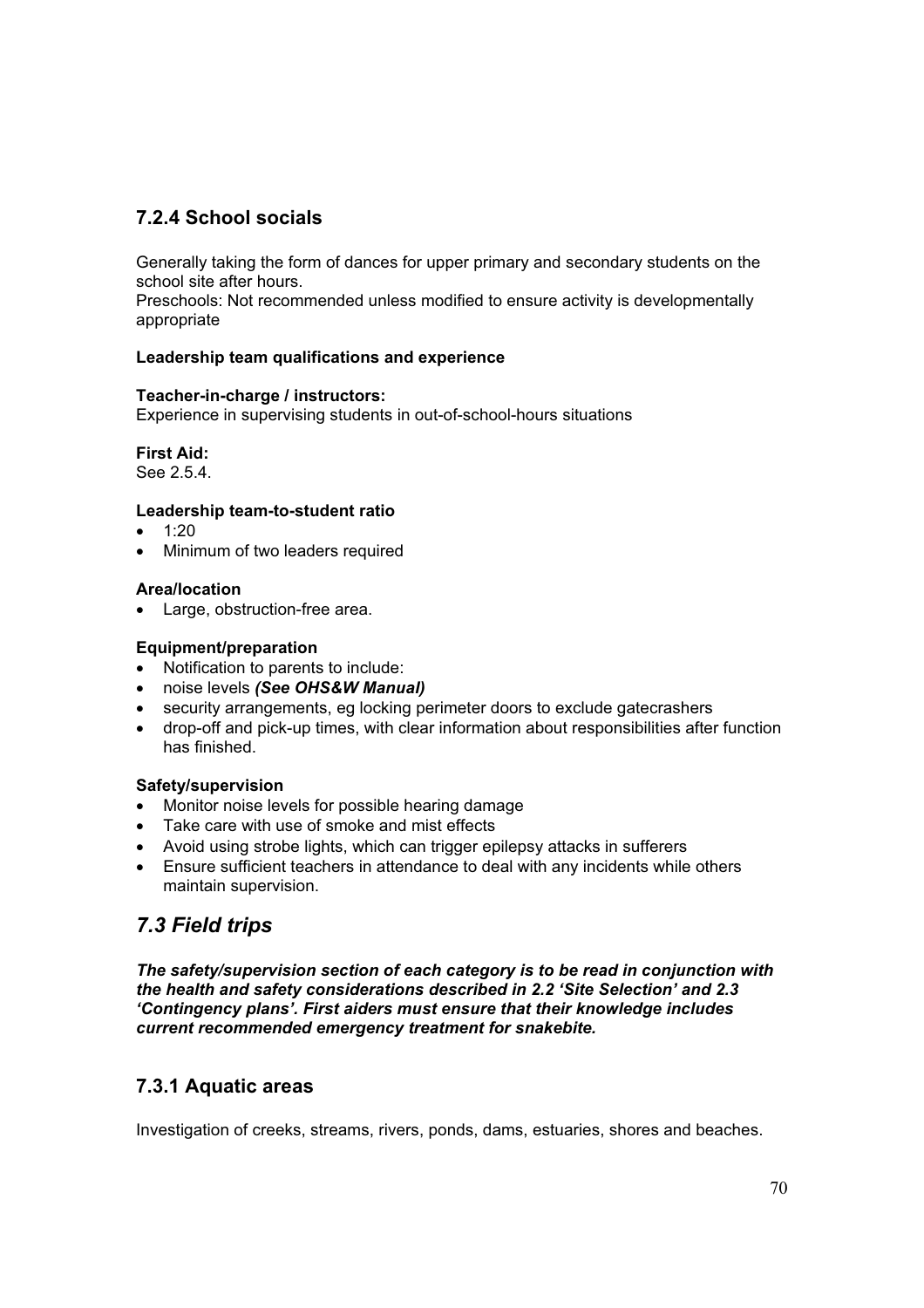### 7.2.4 School socials

Generally taking the form of dances for upper primary and secondary students on the school site after hours.
Preschools: Not recommended unless modified to ensure activity is developmentally appropriate

**Leadership team qualifications and experience**

**Teacher-in-charge / instructors:**
Experience in supervising students in out-of-school-hours situations

**First Aid:**
See 2.5.4.

**Leadership team-to-student ratio**

- 1:20
- Minimum of two leaders required

**Area/location**

- Large, obstruction-free area.

**Equipment/preparation**

- Notification to parents to include:
- noise levels ***(See OHS&W Manual)***
- security arrangements, eg locking perimeter doors to exclude gatecrashers
- drop-off and pick-up times, with clear information about responsibilities after function has finished.

**Safety/supervision**

- Monitor noise levels for possible hearing damage
- Take care with use of smoke and mist effects
- Avoid using strobe lights, which can trigger epilepsy attacks in sufferers
- Ensure sufficient teachers in attendance to deal with any incidents while others maintain supervision.

## *7.3 Field trips*

***The safety/supervision section of each category is to be read in conjunction with the health and safety considerations described in 2.2 'Site Selection' and 2.3 'Contingency plans'. First aiders must ensure that their knowledge includes current recommended emergency treatment for snakebite.***

### 7.3.1 Aquatic areas

Investigation of creeks, streams, rivers, ponds, dams, estuaries, shores and beaches.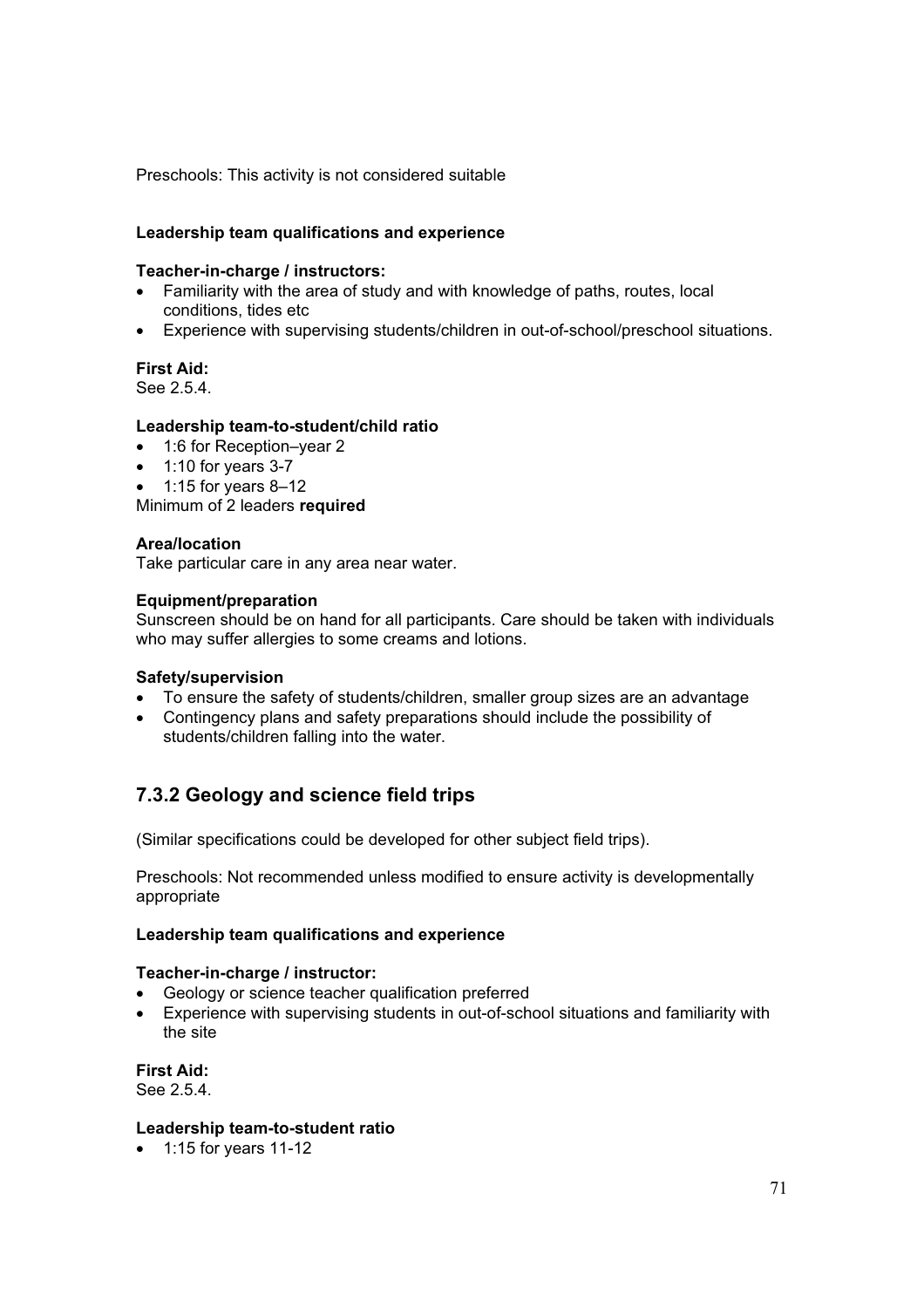Preschools: This activity is not considered suitable

**Leadership team qualifications and experience**

**Teacher-in-charge / instructors:**

- Familiarity with the area of study and with knowledge of paths, routes, local conditions, tides etc
- Experience with supervising students/children in out-of-school/preschool situations.

**First Aid:**
See 2.5.4.

**Leadership team-to-student/child ratio**

- 1:6 for Reception–year 2
- 1:10 for years 3-7
- 1:15 for years 8–12

Minimum of 2 leaders **required**

**Area/location**
Take particular care in any area near water.

**Equipment/preparation**
Sunscreen should be on hand for all participants. Care should be taken with individuals who may suffer allergies to some creams and lotions.

**Safety/supervision**

- To ensure the safety of students/children, smaller group sizes are an advantage
- Contingency plans and safety preparations should include the possibility of students/children falling into the water.

## 7.3.2 Geology and science field trips

(Similar specifications could be developed for other subject field trips).

Preschools: Not recommended unless modified to ensure activity is developmentally appropriate

**Leadership team qualifications and experience**

**Teacher-in-charge / instructor:**

- Geology or science teacher qualification preferred
- Experience with supervising students in out-of-school situations and familiarity with the site

**First Aid:**
See 2.5.4.

**Leadership team-to-student ratio**

- 1:15 for years 11-12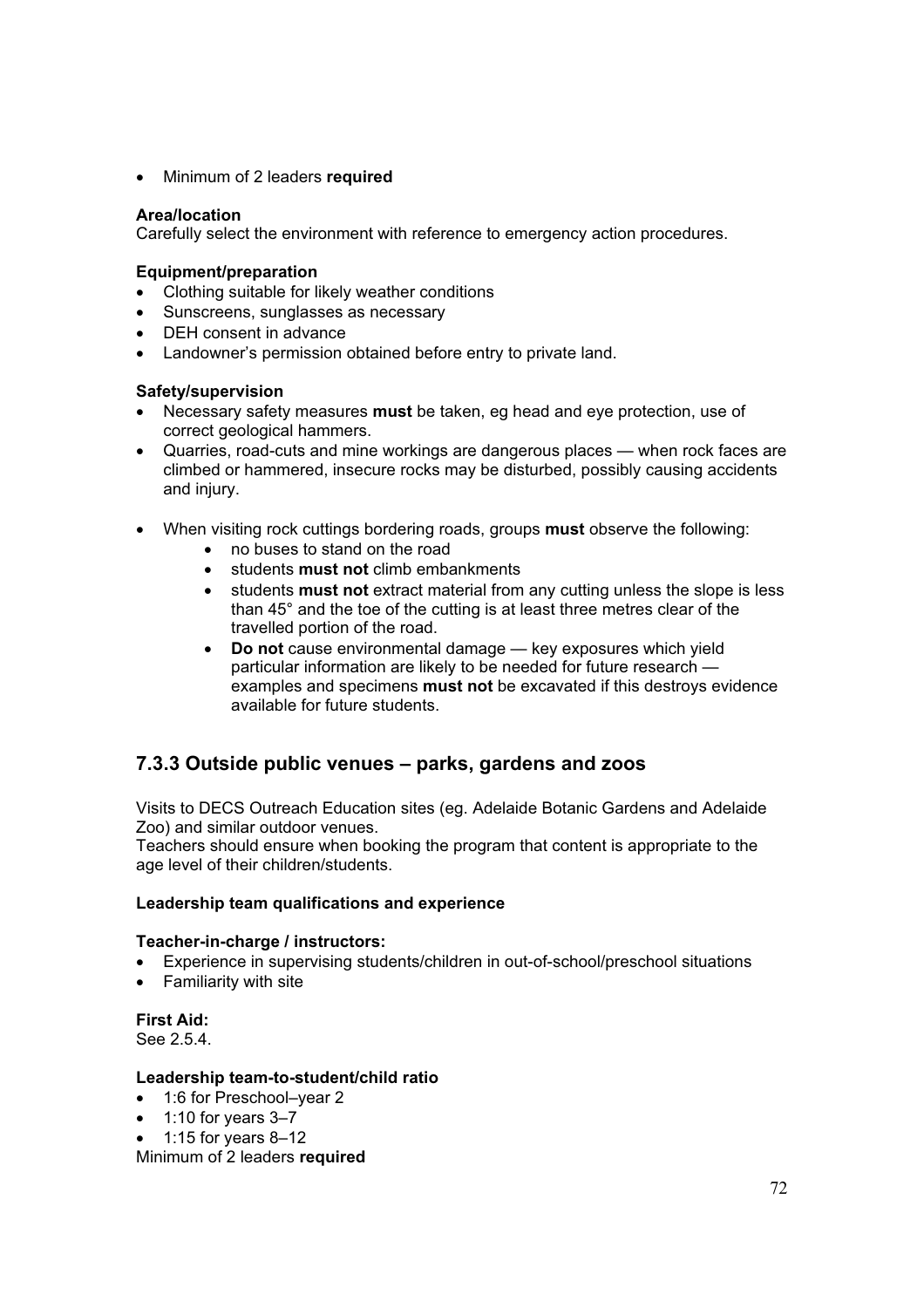- Minimum of 2 leaders **required**

**Area/location**
Carefully select the environment with reference to emergency action procedures.

**Equipment/preparation**
- Clothing suitable for likely weather conditions
- Sunscreens, sunglasses as necessary
- DEH consent in advance
- Landowner's permission obtained before entry to private land.

**Safety/supervision**
- Necessary safety measures **must** be taken, eg head and eye protection, use of correct geological hammers.
- Quarries, road-cuts and mine workings are dangerous places — when rock faces are climbed or hammered, insecure rocks may be disturbed, possibly causing accidents and injury.

- When visiting rock cuttings bordering roads, groups **must** observe the following:
  - no buses to stand on the road
  - students **must not** climb embankments
  - students **must not** extract material from any cutting unless the slope is less than 45° and the toe of the cutting is at least three metres clear of the travelled portion of the road.
  - **Do not** cause environmental damage — key exposures which yield particular information are likely to be needed for future research — examples and specimens **must not** be excavated if this destroys evidence available for future students.

## 7.3.3 Outside public venues – parks, gardens and zoos

Visits to DECS Outreach Education sites (eg. Adelaide Botanic Gardens and Adelaide Zoo) and similar outdoor venues.
Teachers should ensure when booking the program that content is appropriate to the age level of their children/students.

**Leadership team qualifications and experience**

**Teacher-in-charge / instructors:**
- Experience in supervising students/children in out-of-school/preschool situations
- Familiarity with site

**First Aid:**
See 2.5.4.

**Leadership team-to-student/child ratio**
- 1:6 for Preschool–year 2
- 1:10 for years 3–7
- 1:15 for years 8–12

Minimum of 2 leaders **required**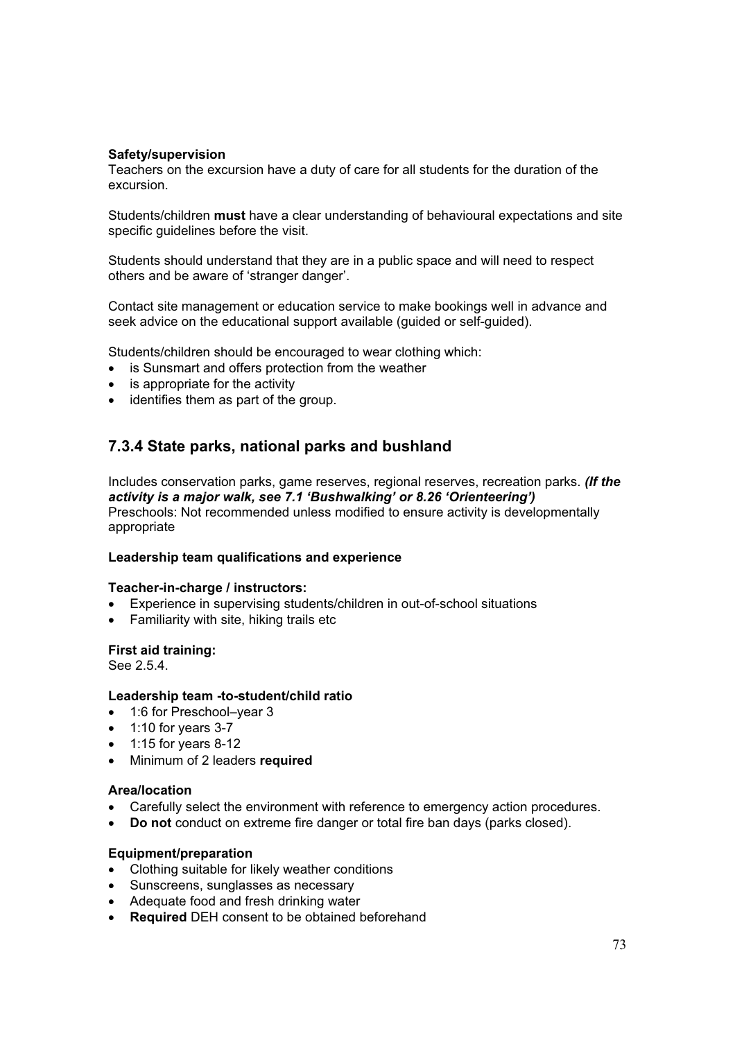**Safety/supervision**

Teachers on the excursion have a duty of care for all students for the duration of the excursion.

Students/children **must** have a clear understanding of behavioural expectations and site specific guidelines before the visit.

Students should understand that they are in a public space and will need to respect others and be aware of 'stranger danger'.

Contact site management or education service to make bookings well in advance and seek advice on the educational support available (guided or self-guided).

Students/children should be encouraged to wear clothing which:

- is Sunsmart and offers protection from the weather
- is appropriate for the activity
- identifies them as part of the group.

## 7.3.4 State parks, national parks and bushland

Includes conservation parks, game reserves, regional reserves, recreation parks. ***(If the activity is a major walk, see 7.1 'Bushwalking' or 8.26 'Orienteering')***
Preschools: Not recommended unless modified to ensure activity is developmentally appropriate

**Leadership team qualifications and experience**

**Teacher-in-charge / instructors:**

- Experience in supervising students/children in out-of-school situations
- Familiarity with site, hiking trails etc

**First aid training:**
See 2.5.4.

**Leadership team -to-student/child ratio**

- 1:6 for Preschool–year 3
- 1:10 for years 3-7
- 1:15 for years 8-12
- Minimum of 2 leaders **required**

**Area/location**

- Carefully select the environment with reference to emergency action procedures.
- **Do not** conduct on extreme fire danger or total fire ban days (parks closed).

**Equipment/preparation**

- Clothing suitable for likely weather conditions
- Sunscreens, sunglasses as necessary
- Adequate food and fresh drinking water
- **Required** DEH consent to be obtained beforehand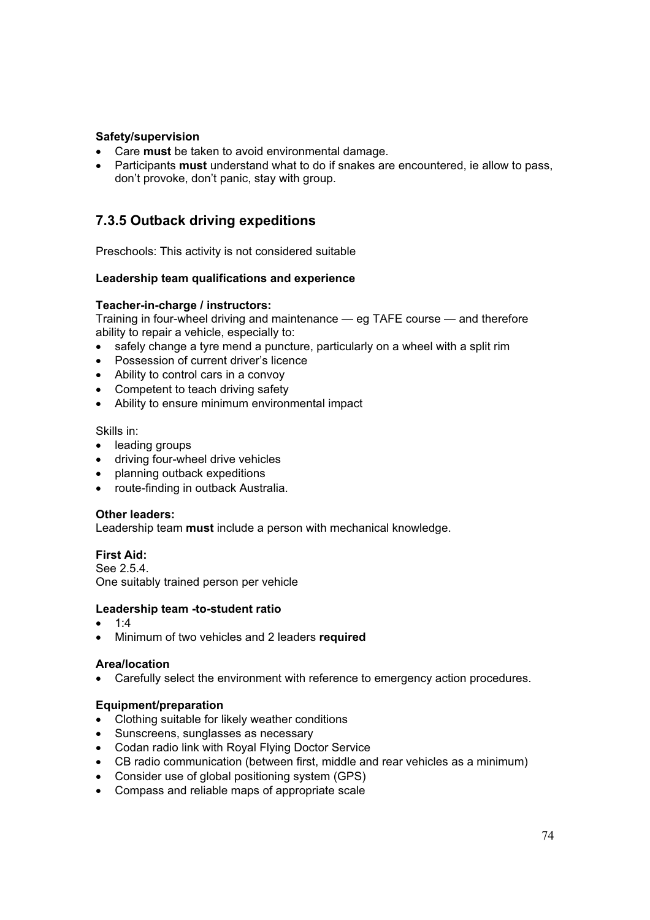**Safety/supervision**

- Care **must** be taken to avoid environmental damage.
- Participants **must** understand what to do if snakes are encountered, ie allow to pass, don't provoke, don't panic, stay with group.

### 7.3.5 Outback driving expeditions

Preschools: This activity is not considered suitable

**Leadership team qualifications and experience**

**Teacher-in-charge / instructors:**
Training in four-wheel driving and maintenance — eg TAFE course — and therefore ability to repair a vehicle, especially to:

- safely change a tyre mend a puncture, particularly on a wheel with a split rim
- Possession of current driver's licence
- Ability to control cars in a convoy
- Competent to teach driving safety
- Ability to ensure minimum environmental impact

Skills in:

- leading groups
- driving four-wheel drive vehicles
- planning outback expeditions
- route-finding in outback Australia.

**Other leaders:**
Leadership team **must** include a person with mechanical knowledge.

**First Aid:**
See 2.5.4.
One suitably trained person per vehicle

**Leadership team -to-student ratio**

- 1:4
- Minimum of two vehicles and 2 leaders **required**

**Area/location**

- Carefully select the environment with reference to emergency action procedures.

**Equipment/preparation**

- Clothing suitable for likely weather conditions
- Sunscreens, sunglasses as necessary
- Codan radio link with Royal Flying Doctor Service
- CB radio communication (between first, middle and rear vehicles as a minimum)
- Consider use of global positioning system (GPS)
- Compass and reliable maps of appropriate scale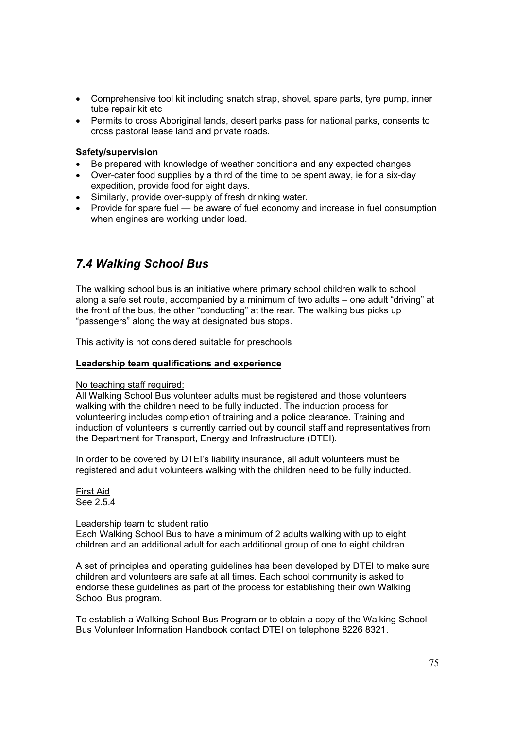- Comprehensive tool kit including snatch strap, shovel, spare parts, tyre pump, inner tube repair kit etc
- Permits to cross Aboriginal lands, desert parks pass for national parks, consents to cross pastoral lease land and private roads.

**Safety/supervision**

- Be prepared with knowledge of weather conditions and any expected changes
- Over-cater food supplies by a third of the time to be spent away, ie for a six-day expedition, provide food for eight days.
- Similarly, provide over-supply of fresh drinking water.
- Provide for spare fuel — be aware of fuel economy and increase in fuel consumption when engines are working under load.

## *7.4 Walking School Bus*

The walking school bus is an initiative where primary school children walk to school along a safe set route, accompanied by a minimum of two adults – one adult "driving" at the front of the bus, the other "conducting" at the rear. The walking bus picks up "passengers" along the way at designated bus stops.

This activity is not considered suitable for preschools

**Leadership team qualifications and experience**

No teaching staff required:
All Walking School Bus volunteer adults must be registered and those volunteers walking with the children need to be fully inducted. The induction process for volunteering includes completion of training and a police clearance. Training and induction of volunteers is currently carried out by council staff and representatives from the Department for Transport, Energy and Infrastructure (DTEI).

In order to be covered by DTEI's liability insurance, all adult volunteers must be registered and adult volunteers walking with the children need to be fully inducted.

First Aid
See 2.5.4

Leadership team to student ratio
Each Walking School Bus to have a minimum of 2 adults walking with up to eight children and an additional adult for each additional group of one to eight children.

A set of principles and operating guidelines has been developed by DTEI to make sure children and volunteers are safe at all times. Each school community is asked to endorse these guidelines as part of the process for establishing their own Walking School Bus program.

To establish a Walking School Bus Program or to obtain a copy of the Walking School Bus Volunteer Information Handbook contact DTEI on telephone 8226 8321.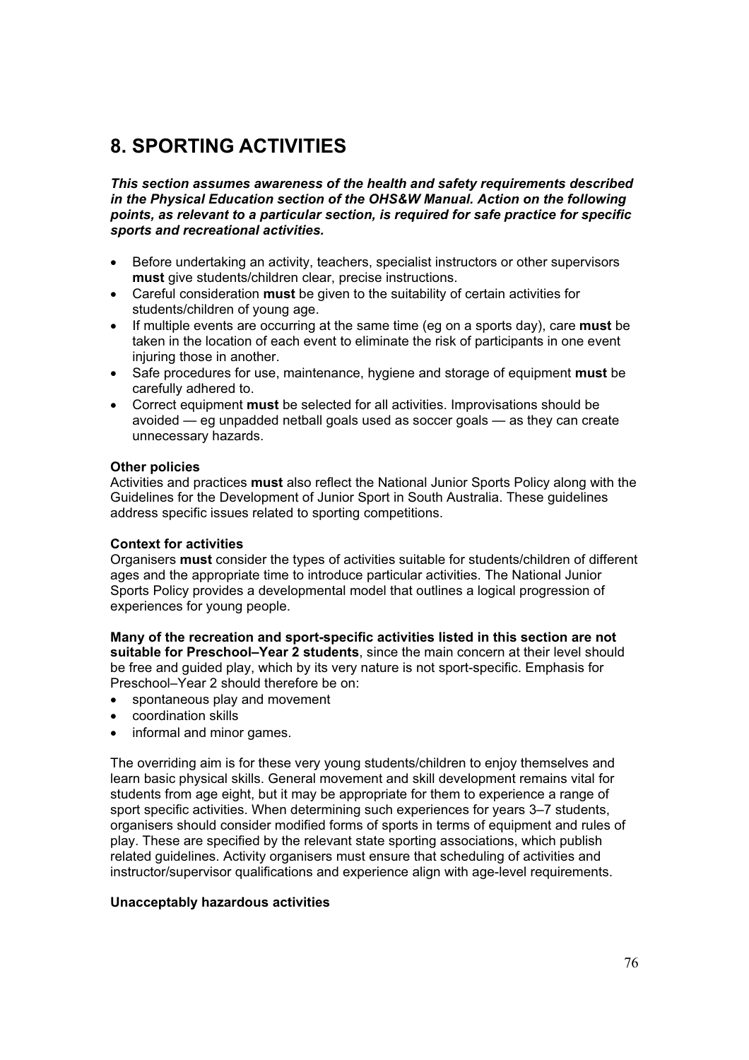# 8. SPORTING ACTIVITIES

***This section assumes awareness of the health and safety requirements described in the Physical Education section of the OHS&W Manual. Action on the following points, as relevant to a particular section, is required for safe practice for specific sports and recreational activities.***

- Before undertaking an activity, teachers, specialist instructors or other supervisors **must** give students/children clear, precise instructions.
- Careful consideration **must** be given to the suitability of certain activities for students/children of young age.
- If multiple events are occurring at the same time (eg on a sports day), care **must** be taken in the location of each event to eliminate the risk of participants in one event injuring those in another.
- Safe procedures for use, maintenance, hygiene and storage of equipment **must** be carefully adhered to.
- Correct equipment **must** be selected for all activities. Improvisations should be avoided — eg unpadded netball goals used as soccer goals — as they can create unnecessary hazards.

**Other policies**
Activities and practices **must** also reflect the National Junior Sports Policy along with the Guidelines for the Development of Junior Sport in South Australia. These guidelines address specific issues related to sporting competitions.

**Context for activities**
Organisers **must** consider the types of activities suitable for students/children of different ages and the appropriate time to introduce particular activities. The National Junior Sports Policy provides a developmental model that outlines a logical progression of experiences for young people.

**Many of the recreation and sport-specific activities listed in this section are not suitable for Preschool–Year 2 students**, since the main concern at their level should be free and guided play, which by its very nature is not sport-specific. Emphasis for Preschool–Year 2 should therefore be on:

- spontaneous play and movement
- coordination skills
- informal and minor games.

The overriding aim is for these very young students/children to enjoy themselves and learn basic physical skills. General movement and skill development remains vital for students from age eight, but it may be appropriate for them to experience a range of sport specific activities. When determining such experiences for years 3–7 students, organisers should consider modified forms of sports in terms of equipment and rules of play. These are specified by the relevant state sporting associations, which publish related guidelines. Activity organisers must ensure that scheduling of activities and instructor/supervisor qualifications and experience align with age-level requirements.

**Unacceptably hazardous activities**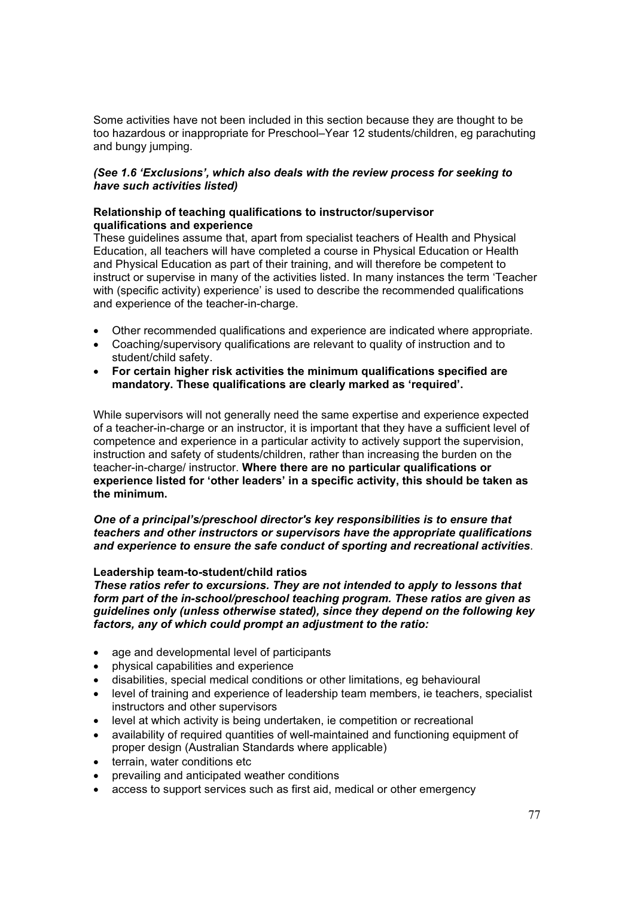Some activities have not been included in this section because they are thought to be too hazardous or inappropriate for Preschool–Year 12 students/children, eg parachuting and bungy jumping.

***(See 1.6 'Exclusions', which also deals with the review process for seeking to have such activities listed)***

**Relationship of teaching qualifications to instructor/supervisor qualifications and experience**

These guidelines assume that, apart from specialist teachers of Health and Physical Education, all teachers will have completed a course in Physical Education or Health and Physical Education as part of their training, and will therefore be competent to instruct or supervise in many of the activities listed. In many instances the term 'Teacher with (specific activity) experience' is used to describe the recommended qualifications and experience of the teacher-in-charge.

- Other recommended qualifications and experience are indicated where appropriate.
- Coaching/supervisory qualifications are relevant to quality of instruction and to student/child safety.
- **For certain higher risk activities the minimum qualifications specified are mandatory. These qualifications are clearly marked as 'required'.**

While supervisors will not generally need the same expertise and experience expected of a teacher-in-charge or an instructor, it is important that they have a sufficient level of competence and experience in a particular activity to actively support the supervision, instruction and safety of students/children, rather than increasing the burden on the teacher-in-charge/ instructor. **Where there are no particular qualifications or experience listed for 'other leaders' in a specific activity, this should be taken as the minimum.**

***One of a principal's/preschool director's key responsibilities is to ensure that teachers and other instructors or supervisors have the appropriate qualifications and experience to ensure the safe conduct of sporting and recreational activities***.

**Leadership team-to-student/child ratios**

***These ratios refer to excursions. They are not intended to apply to lessons that form part of the in-school/preschool teaching program. These ratios are given as guidelines only (unless otherwise stated), since they depend on the following key factors, any of which could prompt an adjustment to the ratio:***

- age and developmental level of participants
- physical capabilities and experience
- disabilities, special medical conditions or other limitations, eg behavioural
- level of training and experience of leadership team members, ie teachers, specialist instructors and other supervisors
- level at which activity is being undertaken, ie competition or recreational
- availability of required quantities of well-maintained and functioning equipment of proper design (Australian Standards where applicable)
- terrain, water conditions etc
- prevailing and anticipated weather conditions
- access to support services such as first aid, medical or other emergency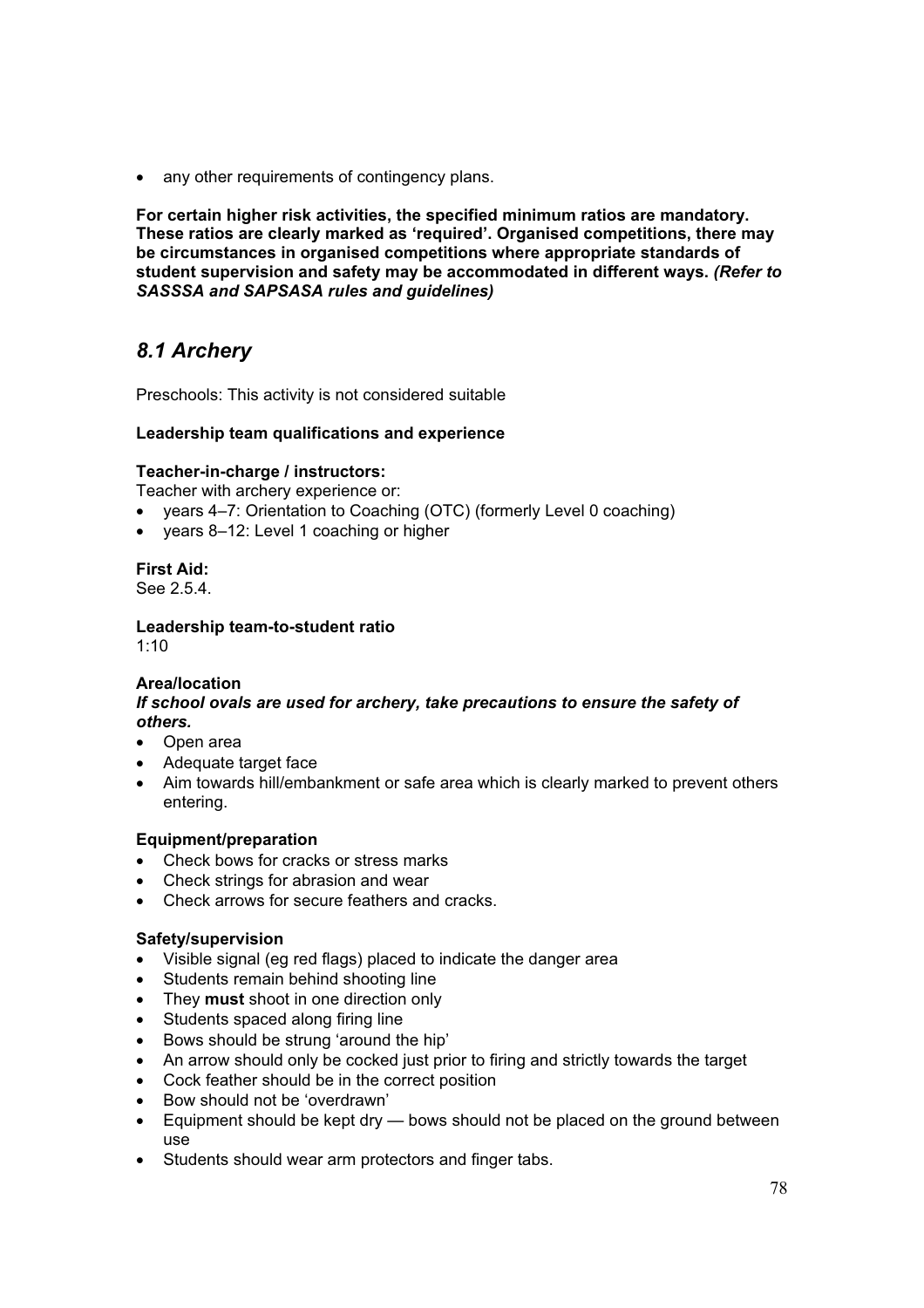- any other requirements of contingency plans.

**For certain higher risk activities, the specified minimum ratios are mandatory. These ratios are clearly marked as 'required'. Organised competitions, there may be circumstances in organised competitions where appropriate standards of student supervision and safety may be accommodated in different ways.** ***(Refer to SASSSA and SAPSASA rules and guidelines)***

## *8.1 Archery*

Preschools: This activity is not considered suitable

**Leadership team qualifications and experience**

**Teacher-in-charge / instructors:**
Teacher with archery experience or:

- years 4–7: Orientation to Coaching (OTC) (formerly Level 0 coaching)
- years 8–12: Level 1 coaching or higher

**First Aid:**
See 2.5.4.

**Leadership team-to-student ratio**
1:10

**Area/location**
***If school ovals are used for archery, take precautions to ensure the safety of others.***

- Open area
- Adequate target face
- Aim towards hill/embankment or safe area which is clearly marked to prevent others entering.

**Equipment/preparation**

- Check bows for cracks or stress marks
- Check strings for abrasion and wear
- Check arrows for secure feathers and cracks.

**Safety/supervision**

- Visible signal (eg red flags) placed to indicate the danger area
- Students remain behind shooting line
- They **must** shoot in one direction only
- Students spaced along firing line
- Bows should be strung 'around the hip'
- An arrow should only be cocked just prior to firing and strictly towards the target
- Cock feather should be in the correct position
- Bow should not be 'overdrawn'
- Equipment should be kept dry — bows should not be placed on the ground between use
- Students should wear arm protectors and finger tabs.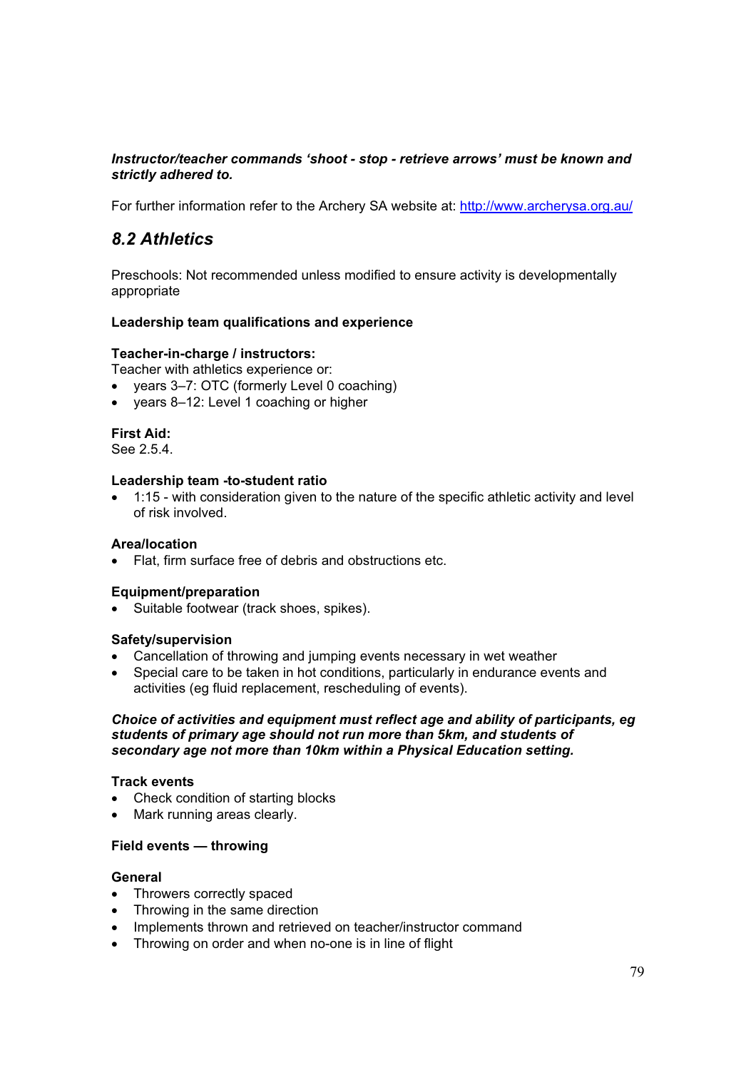***Instructor/teacher commands 'shoot - stop - retrieve arrows' must be known and strictly adhered to.***

For further information refer to the Archery SA website at: [http://www.archerysa.org.au/](http://www.archerysa.org.au/)

## *8.2 Athletics*

Preschools: Not recommended unless modified to ensure activity is developmentally appropriate

**Leadership team qualifications and experience**

**Teacher-in-charge / instructors:**
Teacher with athletics experience or:

- years 3–7: OTC (formerly Level 0 coaching)
- years 8–12: Level 1 coaching or higher

**First Aid:**
See 2.5.4.

**Leadership team -to-student ratio**

- 1:15 - with consideration given to the nature of the specific athletic activity and level of risk involved.

**Area/location**

- Flat, firm surface free of debris and obstructions etc.

**Equipment/preparation**

- Suitable footwear (track shoes, spikes).

**Safety/supervision**

- Cancellation of throwing and jumping events necessary in wet weather
- Special care to be taken in hot conditions, particularly in endurance events and activities (eg fluid replacement, rescheduling of events).

***Choice of activities and equipment must reflect age and ability of participants, eg students of primary age should not run more than 5km, and students of secondary age not more than 10km within a Physical Education setting.***

**Track events**

- Check condition of starting blocks
- Mark running areas clearly.

**Field events — throwing**

**General**

- Throwers correctly spaced
- Throwing in the same direction
- Implements thrown and retrieved on teacher/instructor command
- Throwing on order and when no-one is in line of flight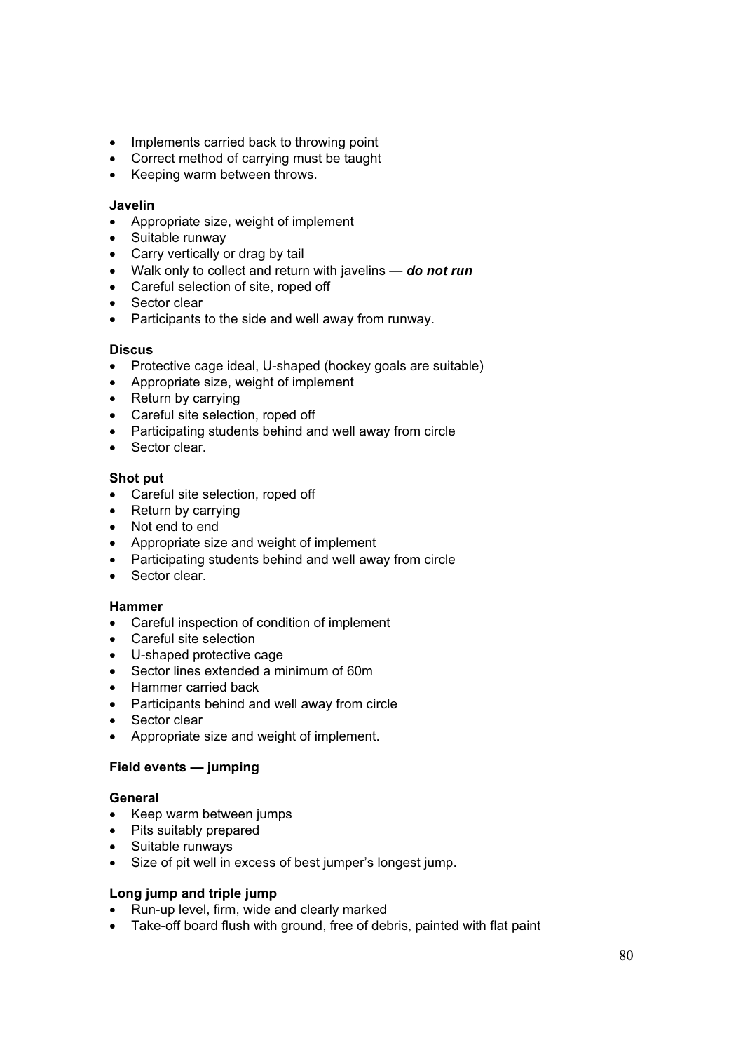- Implements carried back to throwing point
- Correct method of carrying must be taught
- Keeping warm between throws.

**Javelin**

- Appropriate size, weight of implement
- Suitable runway
- Carry vertically or drag by tail
- Walk only to collect and return with javelins — ***do not run***
- Careful selection of site, roped off
- Sector clear
- Participants to the side and well away from runway.

**Discus**

- Protective cage ideal, U-shaped (hockey goals are suitable)
- Appropriate size, weight of implement
- Return by carrying
- Careful site selection, roped off
- Participating students behind and well away from circle
- Sector clear.

**Shot put**

- Careful site selection, roped off
- Return by carrying
- Not end to end
- Appropriate size and weight of implement
- Participating students behind and well away from circle
- Sector clear.

**Hammer**

- Careful inspection of condition of implement
- Careful site selection
- U-shaped protective cage
- Sector lines extended a minimum of 60m
- Hammer carried back
- Participants behind and well away from circle
- Sector clear
- Appropriate size and weight of implement.

**Field events — jumping**

**General**

- Keep warm between jumps
- Pits suitably prepared
- Suitable runways
- Size of pit well in excess of best jumper's longest jump.

**Long jump and triple jump**

- Run-up level, firm, wide and clearly marked
- Take-off board flush with ground, free of debris, painted with flat paint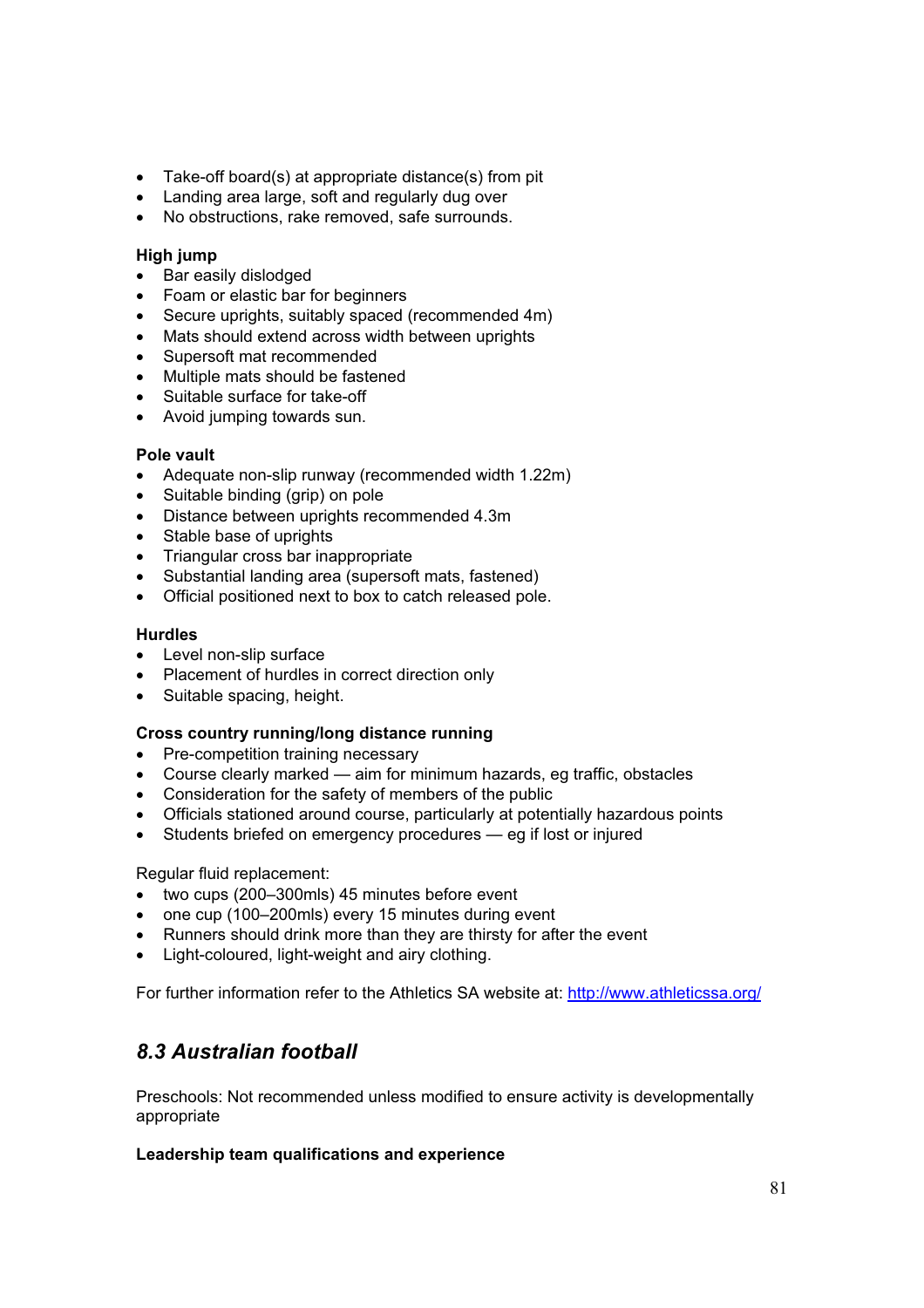- Take-off board(s) at appropriate distance(s) from pit
- Landing area large, soft and regularly dug over
- No obstructions, rake removed, safe surrounds.

**High jump**

- Bar easily dislodged
- Foam or elastic bar for beginners
- Secure uprights, suitably spaced (recommended 4m)
- Mats should extend across width between uprights
- Supersoft mat recommended
- Multiple mats should be fastened
- Suitable surface for take-off
- Avoid jumping towards sun.

**Pole vault**

- Adequate non-slip runway (recommended width 1.22m)
- Suitable binding (grip) on pole
- Distance between uprights recommended 4.3m
- Stable base of uprights
- Triangular cross bar inappropriate
- Substantial landing area (supersoft mats, fastened)
- Official positioned next to box to catch released pole.

**Hurdles**

- Level non-slip surface
- Placement of hurdles in correct direction only
- Suitable spacing, height.

**Cross country running/long distance running**

- Pre-competition training necessary
- Course clearly marked — aim for minimum hazards, eg traffic, obstacles
- Consideration for the safety of members of the public
- Officials stationed around course, particularly at potentially hazardous points
- Students briefed on emergency procedures — eg if lost or injured

Regular fluid replacement:

- two cups (200–300mls) 45 minutes before event
- one cup (100–200mls) every 15 minutes during event
- Runners should drink more than they are thirsty for after the event
- Light-coloured, light-weight and airy clothing.

For further information refer to the Athletics SA website at: http://www.athleticssa.org/

## *8.3 Australian football*

Preschools: Not recommended unless modified to ensure activity is developmentally appropriate

**Leadership team qualifications and experience**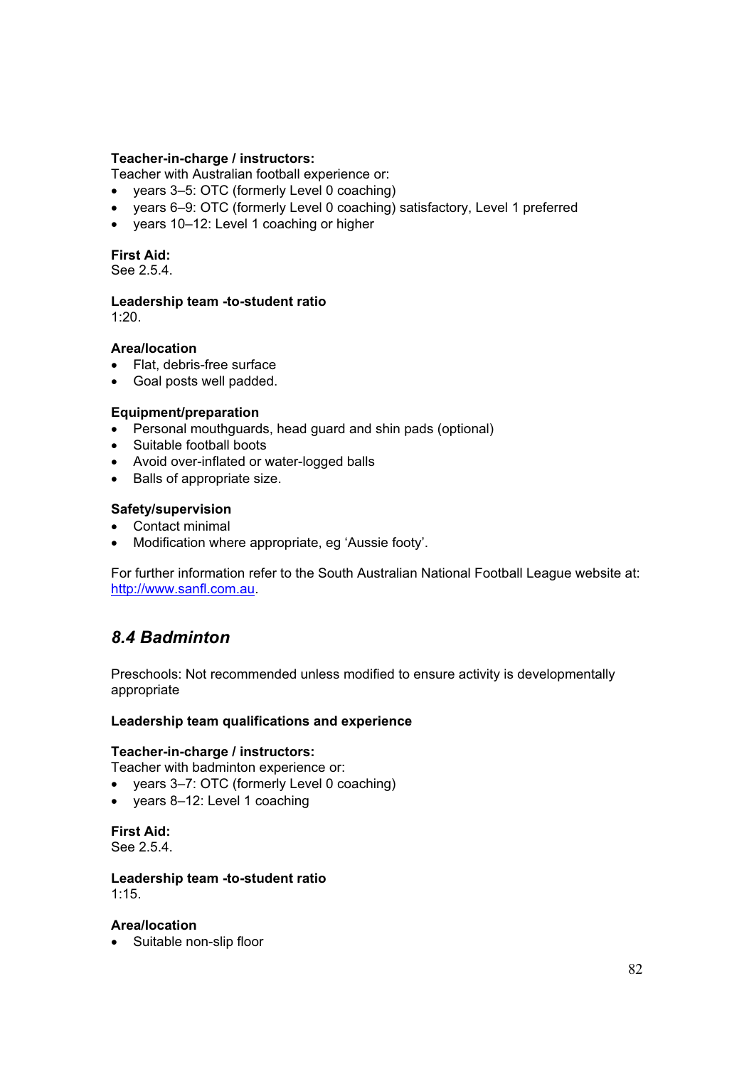**Teacher-in-charge / instructors:**
Teacher with Australian football experience or:

- years 3–5: OTC (formerly Level 0 coaching)
- years 6–9: OTC (formerly Level 0 coaching) satisfactory, Level 1 preferred
- years 10–12: Level 1 coaching or higher

**First Aid:**
See 2.5.4.

**Leadership team -to-student ratio**
1:20.

**Area/location**

- Flat, debris-free surface
- Goal posts well padded.

**Equipment/preparation**

- Personal mouthguards, head guard and shin pads (optional)
- Suitable football boots
- Avoid over-inflated or water-logged balls
- Balls of appropriate size.

**Safety/supervision**

- Contact minimal
- Modification where appropriate, eg 'Aussie footy'.

For further information refer to the South Australian National Football League website at: http://www.sanfl.com.au.

## *8.4 Badminton*

Preschools: Not recommended unless modified to ensure activity is developmentally appropriate

**Leadership team qualifications and experience**

**Teacher-in-charge / instructors:**
Teacher with badminton experience or:

- years 3–7: OTC (formerly Level 0 coaching)
- years 8–12: Level 1 coaching

**First Aid:**
See 2.5.4.

**Leadership team -to-student ratio**
1:15.

**Area/location**

- Suitable non-slip floor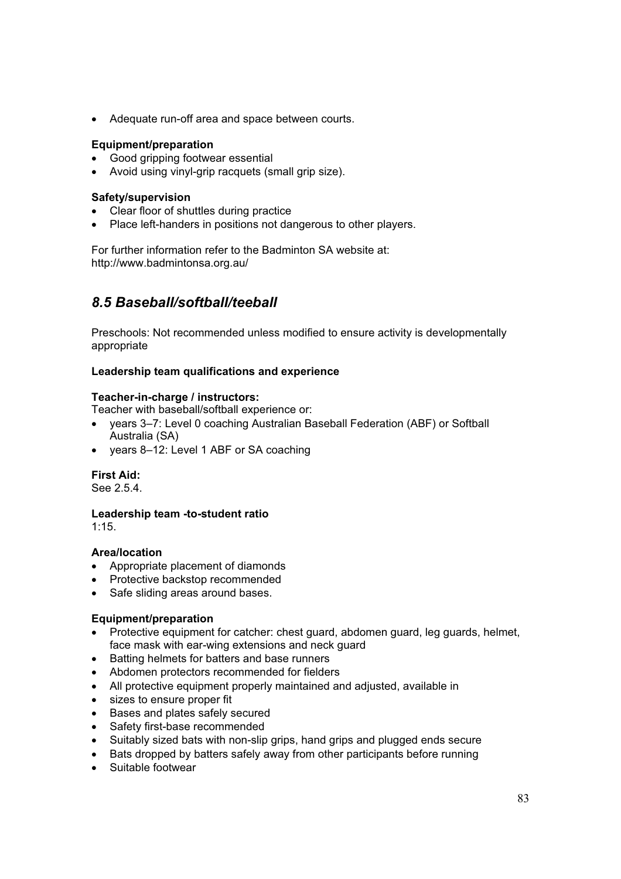- Adequate run-off area and space between courts.

**Equipment/preparation**
- Good gripping footwear essential
- Avoid using vinyl-grip racquets (small grip size).

**Safety/supervision**
- Clear floor of shuttles during practice
- Place left-handers in positions not dangerous to other players.

For further information refer to the Badminton SA website at:
http://www.badmintonsa.org.au/

## *8.5 Baseball/softball/teeball*

Preschools: Not recommended unless modified to ensure activity is developmentally appropriate

**Leadership team qualifications and experience**

**Teacher-in-charge / instructors:**
Teacher with baseball/softball experience or:
- years 3–7: Level 0 coaching Australian Baseball Federation (ABF) or Softball Australia (SA)
- years 8–12: Level 1 ABF or SA coaching

**First Aid:**
See 2.5.4.

**Leadership team -to-student ratio**
1:15.

**Area/location**
- Appropriate placement of diamonds
- Protective backstop recommended
- Safe sliding areas around bases.

**Equipment/preparation**
- Protective equipment for catcher: chest guard, abdomen guard, leg guards, helmet, face mask with ear-wing extensions and neck guard
- Batting helmets for batters and base runners
- Abdomen protectors recommended for fielders
- All protective equipment properly maintained and adjusted, available in
- sizes to ensure proper fit
- Bases and plates safely secured
- Safety first-base recommended
- Suitably sized bats with non-slip grips, hand grips and plugged ends secure
- Bats dropped by batters safely away from other participants before running
- Suitable footwear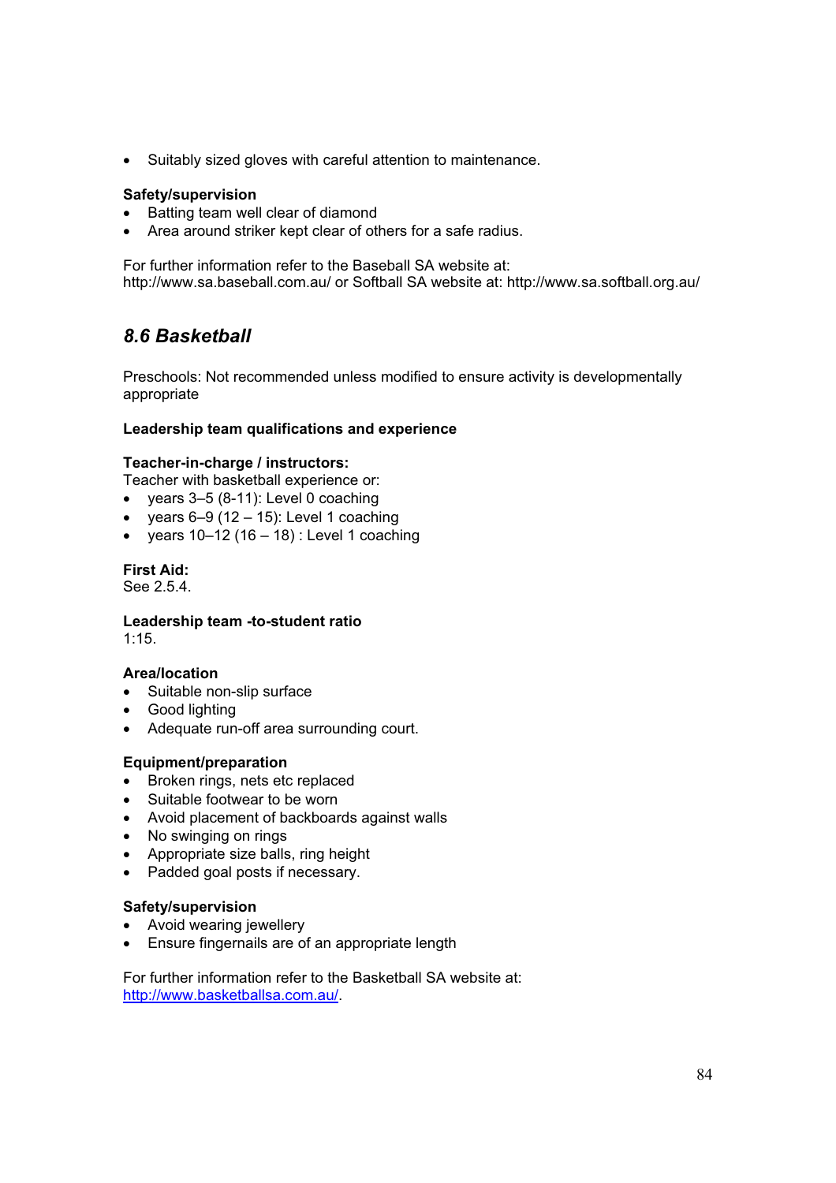- Suitably sized gloves with careful attention to maintenance.

**Safety/supervision**

- Batting team well clear of diamond
- Area around striker kept clear of others for a safe radius.

For further information refer to the Baseball SA website at: http://www.sa.baseball.com.au/ or Softball SA website at: http://www.sa.softball.org.au/

## *8.6 Basketball*

Preschools: Not recommended unless modified to ensure activity is developmentally appropriate

**Leadership team qualifications and experience**

**Teacher-in-charge / instructors:**
Teacher with basketball experience or:

- years 3–5 (8-11): Level 0 coaching
- years 6–9 (12 – 15): Level 1 coaching
- years 10–12 (16 – 18) : Level 1 coaching

**First Aid:**
See 2.5.4.

**Leadership team -to-student ratio**
1:15.

**Area/location**

- Suitable non-slip surface
- Good lighting
- Adequate run-off area surrounding court.

**Equipment/preparation**

- Broken rings, nets etc replaced
- Suitable footwear to be worn
- Avoid placement of backboards against walls
- No swinging on rings
- Appropriate size balls, ring height
- Padded goal posts if necessary.

**Safety/supervision**

- Avoid wearing jewellery
- Ensure fingernails are of an appropriate length

For further information refer to the Basketball SA website at: http://www.basketballsa.com.au/.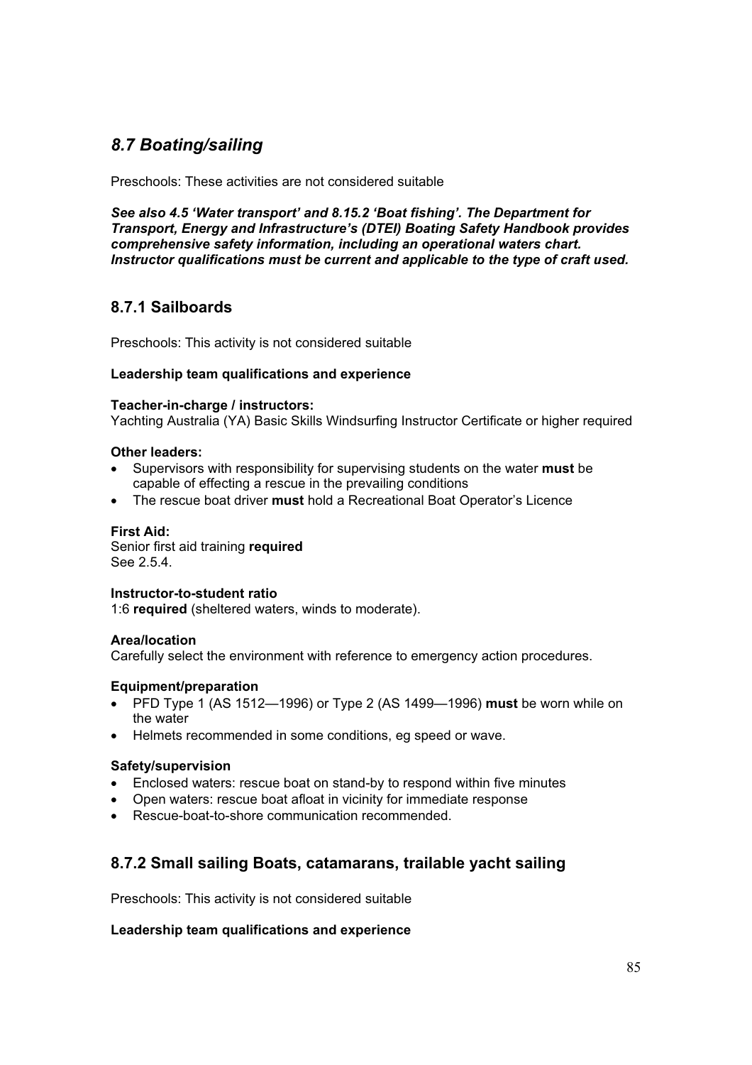## *8.7 Boating/sailing*

Preschools: These activities are not considered suitable

***See also 4.5 'Water transport' and 8.15.2 'Boat fishing'. The Department for Transport, Energy and Infrastructure's (DTEI) Boating Safety Handbook provides comprehensive safety information, including an operational waters chart. Instructor qualifications must be current and applicable to the type of craft used.***

### 8.7.1 Sailboards

Preschools: This activity is not considered suitable

**Leadership team qualifications and experience**

**Teacher-in-charge / instructors:**
Yachting Australia (YA) Basic Skills Windsurfing Instructor Certificate or higher required

**Other leaders:**

- Supervisors with responsibility for supervising students on the water **must** be capable of effecting a rescue in the prevailing conditions
- The rescue boat driver **must** hold a Recreational Boat Operator's Licence

**First Aid:**
Senior first aid training **required**
See 2.5.4.

**Instructor-to-student ratio**
1:6 **required** (sheltered waters, winds to moderate).

**Area/location**
Carefully select the environment with reference to emergency action procedures.

**Equipment/preparation**

- PFD Type 1 (AS 1512—1996) or Type 2 (AS 1499—1996) **must** be worn while on the water
- Helmets recommended in some conditions, eg speed or wave.

**Safety/supervision**

- Enclosed waters: rescue boat on stand-by to respond within five minutes
- Open waters: rescue boat afloat in vicinity for immediate response
- Rescue-boat-to-shore communication recommended.

### 8.7.2 Small sailing Boats, catamarans, trailable yacht sailing

Preschools: This activity is not considered suitable

**Leadership team qualifications and experience**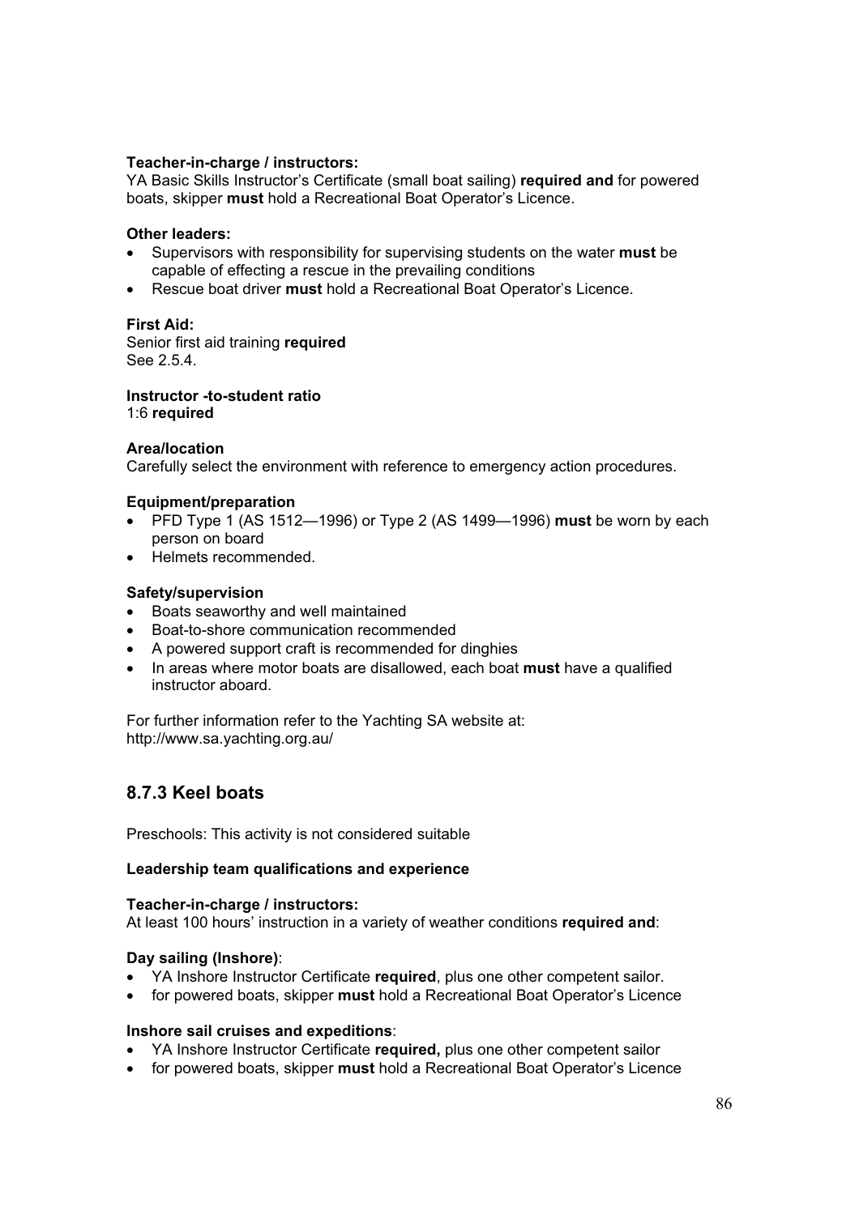**Teacher-in-charge / instructors:**
YA Basic Skills Instructor's Certificate (small boat sailing) **required and** for powered boats, skipper **must** hold a Recreational Boat Operator's Licence.

**Other leaders:**

- Supervisors with responsibility for supervising students on the water **must** be capable of effecting a rescue in the prevailing conditions
- Rescue boat driver **must** hold a Recreational Boat Operator's Licence.

**First Aid:**
Senior first aid training **required**
See 2.5.4.

**Instructor -to-student ratio**
1:6 **required**

**Area/location**
Carefully select the environment with reference to emergency action procedures.

**Equipment/preparation**

- PFD Type 1 (AS 1512—1996) or Type 2 (AS 1499—1996) **must** be worn by each person on board
- Helmets recommended.

**Safety/supervision**

- Boats seaworthy and well maintained
- Boat-to-shore communication recommended
- A powered support craft is recommended for dinghies
- In areas where motor boats are disallowed, each boat **must** have a qualified instructor aboard.

For further information refer to the Yachting SA website at:
http://www.sa.yachting.org.au/

## 8.7.3 Keel boats

Preschools: This activity is not considered suitable

**Leadership team qualifications and experience**

**Teacher-in-charge / instructors:**
At least 100 hours' instruction in a variety of weather conditions **required and**:

**Day sailing (Inshore)**:

- YA Inshore Instructor Certificate **required**, plus one other competent sailor.
- for powered boats, skipper **must** hold a Recreational Boat Operator's Licence

**Inshore sail cruises and expeditions**:

- YA Inshore Instructor Certificate **required,** plus one other competent sailor
- for powered boats, skipper **must** hold a Recreational Boat Operator's Licence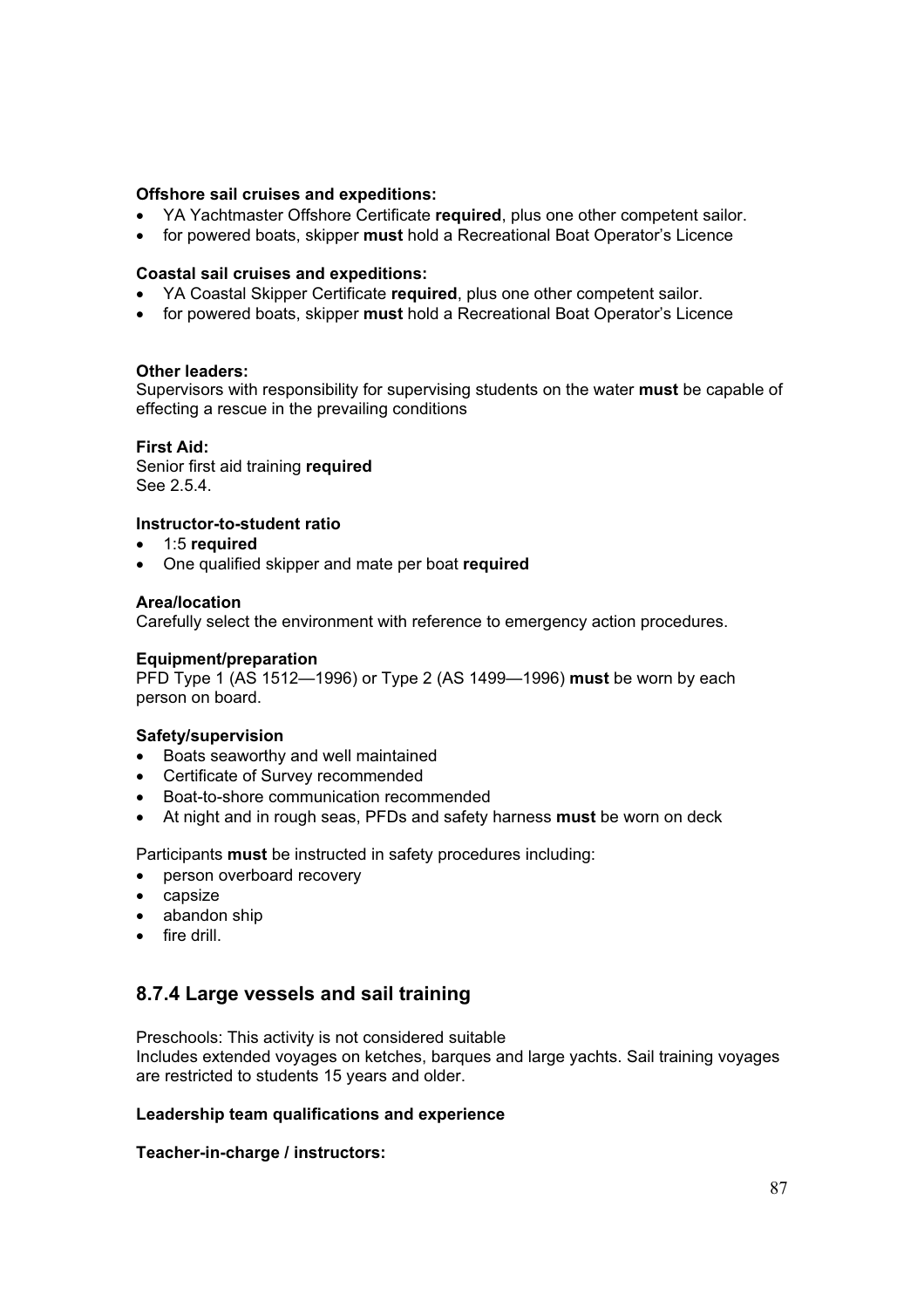**Offshore sail cruises and expeditions:**

- YA Yachtmaster Offshore Certificate **required**, plus one other competent sailor.
- for powered boats, skipper **must** hold a Recreational Boat Operator's Licence

**Coastal sail cruises and expeditions:**

- YA Coastal Skipper Certificate **required**, plus one other competent sailor.
- for powered boats, skipper **must** hold a Recreational Boat Operator's Licence

**Other leaders:**

Supervisors with responsibility for supervising students on the water **must** be capable of effecting a rescue in the prevailing conditions

**First Aid:**

Senior first aid training **required**
See 2.5.4.

**Instructor-to-student ratio**

- 1:5 **required**
- One qualified skipper and mate per boat **required**

**Area/location**

Carefully select the environment with reference to emergency action procedures.

**Equipment/preparation**

PFD Type 1 (AS 1512—1996) or Type 2 (AS 1499—1996) **must** be worn by each person on board.

**Safety/supervision**

- Boats seaworthy and well maintained
- Certificate of Survey recommended
- Boat-to-shore communication recommended
- At night and in rough seas, PFDs and safety harness **must** be worn on deck

Participants **must** be instructed in safety procedures including:

- person overboard recovery
- capsize
- abandon ship
- fire drill.

## 8.7.4 Large vessels and sail training

Preschools: This activity is not considered suitable
Includes extended voyages on ketches, barques and large yachts. Sail training voyages are restricted to students 15 years and older.

**Leadership team qualifications and experience**

**Teacher-in-charge / instructors:**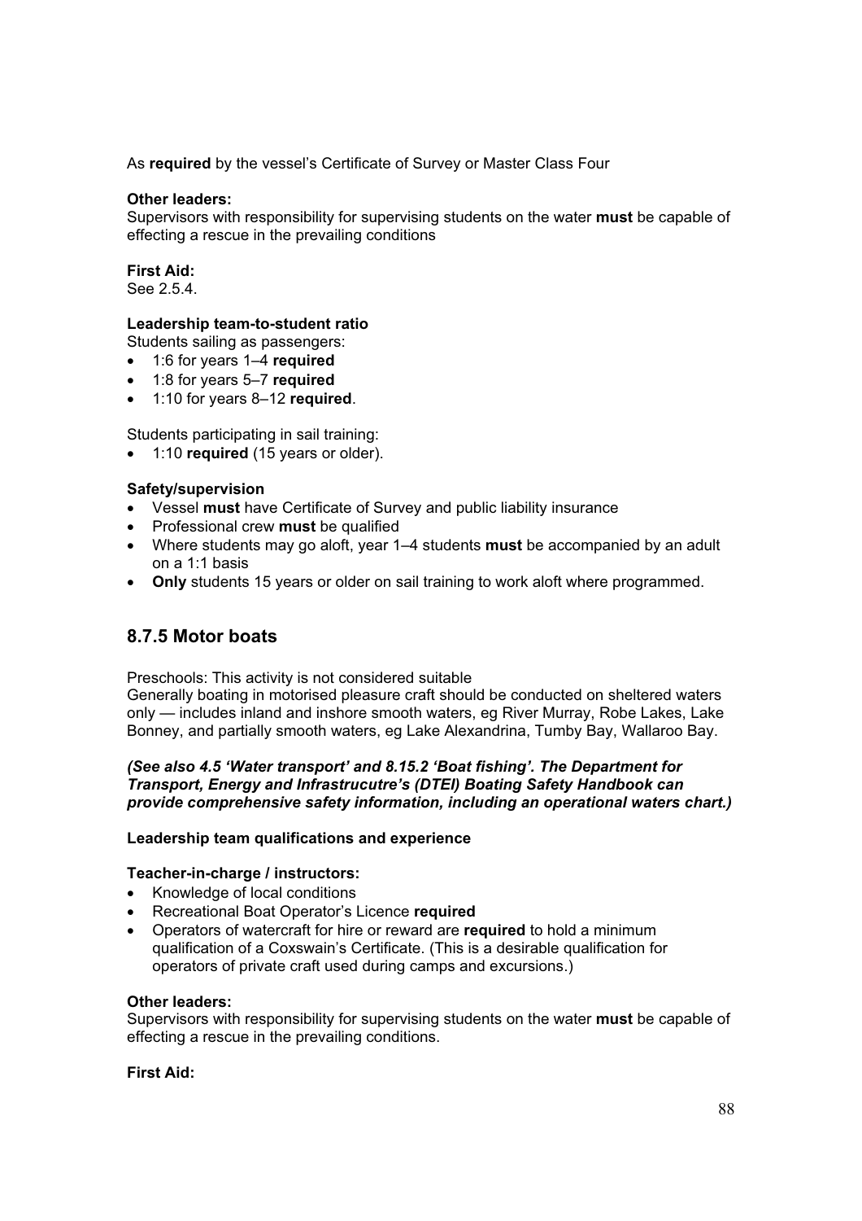As **required** by the vessel's Certificate of Survey or Master Class Four

**Other leaders:**
Supervisors with responsibility for supervising students on the water **must** be capable of effecting a rescue in the prevailing conditions

**First Aid:**
See 2.5.4.

**Leadership team-to-student ratio**
Students sailing as passengers:

- 1:6 for years 1–4 **required**
- 1:8 for years 5–7 **required**
- 1:10 for years 8–12 **required**.

Students participating in sail training:

- 1:10 **required** (15 years or older).

**Safety/supervision**

- Vessel **must** have Certificate of Survey and public liability insurance
- Professional crew **must** be qualified
- Where students may go aloft, year 1–4 students **must** be accompanied by an adult on a 1:1 basis
- **Only** students 15 years or older on sail training to work aloft where programmed.

## 8.7.5 Motor boats

Preschools: This activity is not considered suitable
Generally boating in motorised pleasure craft should be conducted on sheltered waters only — includes inland and inshore smooth waters, eg River Murray, Robe Lakes, Lake Bonney, and partially smooth waters, eg Lake Alexandrina, Tumby Bay, Wallaroo Bay.

***(See also 4.5 'Water transport' and 8.15.2 'Boat fishing'. The Department for Transport, Energy and Infrastrucutre's (DTEI) Boating Safety Handbook can provide comprehensive safety information, including an operational waters chart.)***

**Leadership team qualifications and experience**

**Teacher-in-charge / instructors:**

- Knowledge of local conditions
- Recreational Boat Operator's Licence **required**
- Operators of watercraft for hire or reward are **required** to hold a minimum qualification of a Coxswain's Certificate. (This is a desirable qualification for operators of private craft used during camps and excursions.)

**Other leaders:**
Supervisors with responsibility for supervising students on the water **must** be capable of effecting a rescue in the prevailing conditions.

**First Aid:**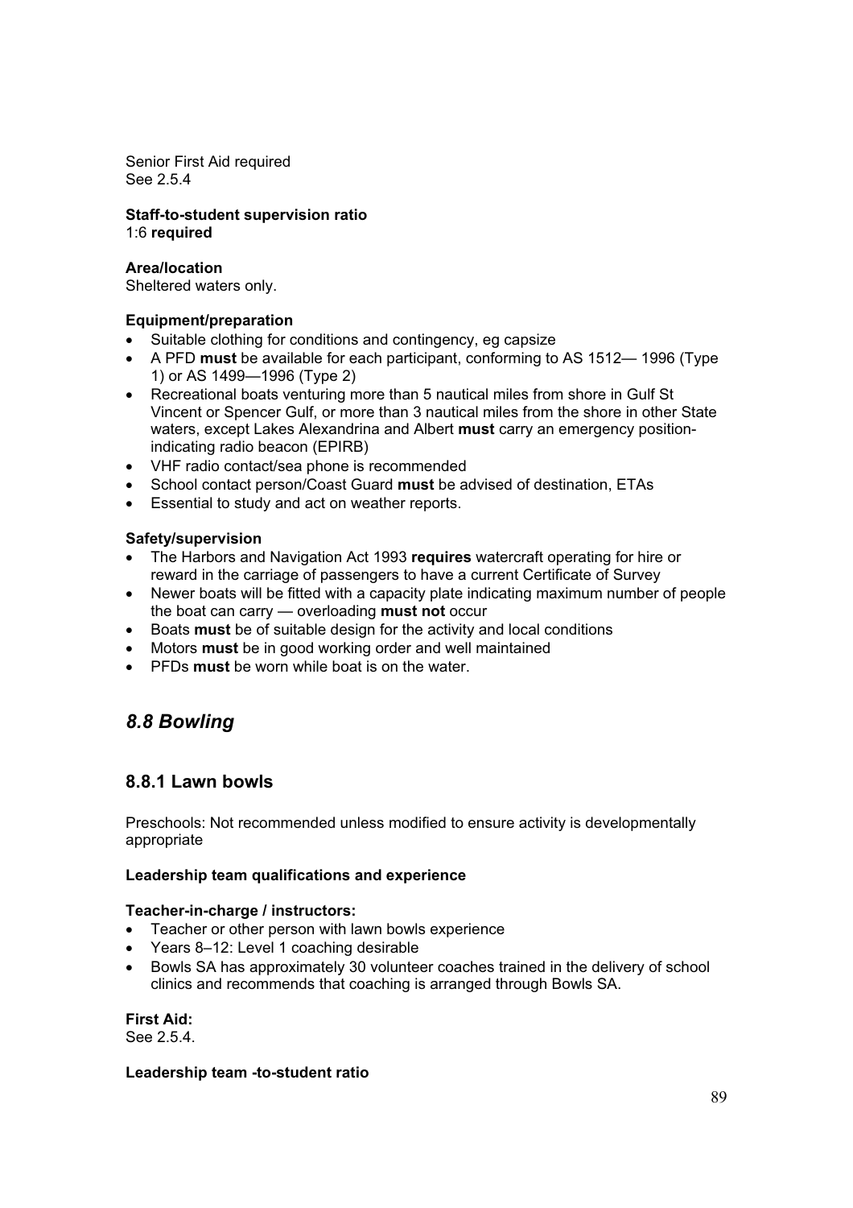Senior First Aid required
See 2.5.4

**Staff-to-student supervision ratio**
1:6 **required**

**Area/location**
Sheltered waters only.

**Equipment/preparation**

- Suitable clothing for conditions and contingency, eg capsize
- A PFD **must** be available for each participant, conforming to AS 1512— 1996 (Type 1) or AS 1499—1996 (Type 2)
- Recreational boats venturing more than 5 nautical miles from shore in Gulf St Vincent or Spencer Gulf, or more than 3 nautical miles from the shore in other State waters, except Lakes Alexandrina and Albert **must** carry an emergency position-indicating radio beacon (EPIRB)
- VHF radio contact/sea phone is recommended
- School contact person/Coast Guard **must** be advised of destination, ETAs
- Essential to study and act on weather reports.

**Safety/supervision**

- The Harbors and Navigation Act 1993 **requires** watercraft operating for hire or reward in the carriage of passengers to have a current Certificate of Survey
- Newer boats will be fitted with a capacity plate indicating maximum number of people the boat can carry — overloading **must not** occur
- Boats **must** be of suitable design for the activity and local conditions
- Motors **must** be in good working order and well maintained
- PFDs **must** be worn while boat is on the water.

## *8.8 Bowling*

### 8.8.1 Lawn bowls

Preschools: Not recommended unless modified to ensure activity is developmentally appropriate

**Leadership team qualifications and experience**

**Teacher-in-charge / instructors:**

- Teacher or other person with lawn bowls experience
- Years 8–12: Level 1 coaching desirable
- Bowls SA has approximately 30 volunteer coaches trained in the delivery of school clinics and recommends that coaching is arranged through Bowls SA.

**First Aid:**
See 2.5.4.

**Leadership team -to-student ratio**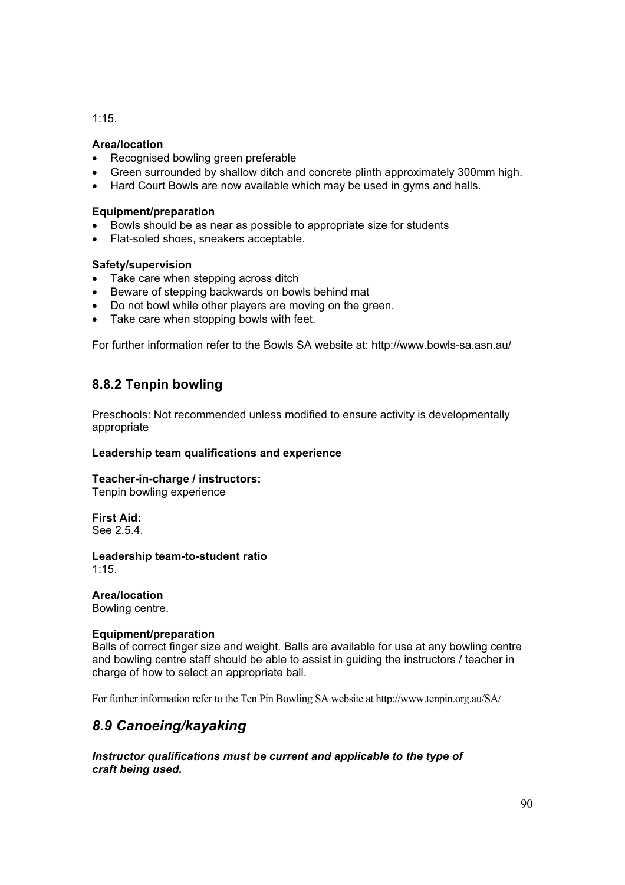1:15.

**Area/location**

- Recognised bowling green preferable
- Green surrounded by shallow ditch and concrete plinth approximately 300mm high.
- Hard Court Bowls are now available which may be used in gyms and halls.

**Equipment/preparation**

- Bowls should be as near as possible to appropriate size for students
- Flat-soled shoes, sneakers acceptable.

**Safety/supervision**

- Take care when stepping across ditch
- Beware of stepping backwards on bowls behind mat
- Do not bowl while other players are moving on the green.
- Take care when stopping bowls with feet.

For further information refer to the Bowls SA website at: http://www.bowls-sa.asn.au/

### 8.8.2 Tenpin bowling

Preschools: Not recommended unless modified to ensure activity is developmentally appropriate

**Leadership team qualifications and experience**

**Teacher-in-charge / instructors:**
Tenpin bowling experience

**First Aid:**
See 2.5.4.

**Leadership team-to-student ratio**
1:15.

**Area/location**
Bowling centre.

**Equipment/preparation**
Balls of correct finger size and weight. Balls are available for use at any bowling centre and bowling centre staff should be able to assist in guiding the instructors / teacher in charge of how to select an appropriate ball.

For further information refer to the Ten Pin Bowling SA website at http://www.tenpin.org.au/SA/

## *8.9 Canoeing/kayaking*

***Instructor qualifications must be current and applicable to the type of craft being used.***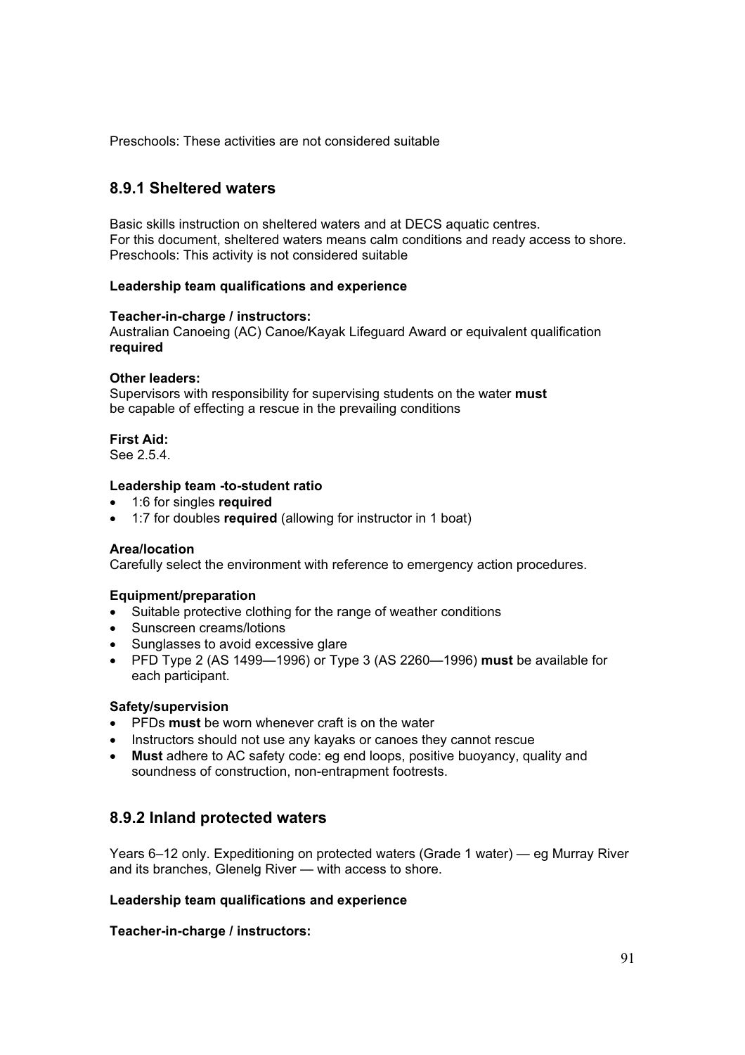Preschools: These activities are not considered suitable

## 8.9.1 Sheltered waters

Basic skills instruction on sheltered waters and at DECS aquatic centres.
For this document, sheltered waters means calm conditions and ready access to shore.
Preschools: This activity is not considered suitable

**Leadership team qualifications and experience**

**Teacher-in-charge / instructors:**
Australian Canoeing (AC) Canoe/Kayak Lifeguard Award or equivalent qualification **required**

**Other leaders:**
Supervisors with responsibility for supervising students on the water **must** be capable of effecting a rescue in the prevailing conditions

**First Aid:**
See 2.5.4.

**Leadership team -to-student ratio**

- 1:6 for singles **required**
- 1:7 for doubles **required** (allowing for instructor in 1 boat)

**Area/location**
Carefully select the environment with reference to emergency action procedures.

**Equipment/preparation**

- Suitable protective clothing for the range of weather conditions
- Sunscreen creams/lotions
- Sunglasses to avoid excessive glare
- PFD Type 2 (AS 1499—1996) or Type 3 (AS 2260—1996) **must** be available for each participant.

**Safety/supervision**

- PFDs **must** be worn whenever craft is on the water
- Instructors should not use any kayaks or canoes they cannot rescue
- **Must** adhere to AC safety code: eg end loops, positive buoyancy, quality and soundness of construction, non-entrapment footrests.

## 8.9.2 Inland protected waters

Years 6–12 only. Expeditioning on protected waters (Grade 1 water) — eg Murray River and its branches, Glenelg River — with access to shore.

**Leadership team qualifications and experience**

**Teacher-in-charge / instructors:**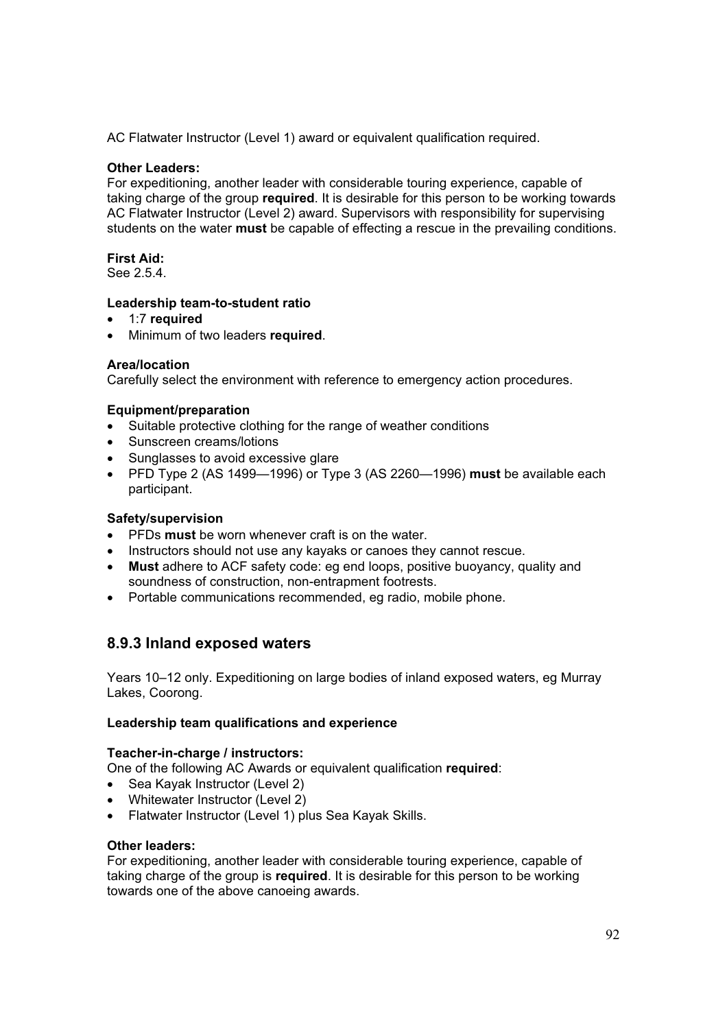AC Flatwater Instructor (Level 1) award or equivalent qualification required.

**Other Leaders:**
For expeditioning, another leader with considerable touring experience, capable of taking charge of the group **required**. It is desirable for this person to be working towards AC Flatwater Instructor (Level 2) award. Supervisors with responsibility for supervising students on the water **must** be capable of effecting a rescue in the prevailing conditions.

**First Aid:**
See 2.5.4.

**Leadership team-to-student ratio**

- 1:7 **required**
- Minimum of two leaders **required**.

**Area/location**
Carefully select the environment with reference to emergency action procedures.

**Equipment/preparation**

- Suitable protective clothing for the range of weather conditions
- Sunscreen creams/lotions
- Sunglasses to avoid excessive glare
- PFD Type 2 (AS 1499—1996) or Type 3 (AS 2260—1996) **must** be available each participant.

**Safety/supervision**

- PFDs **must** be worn whenever craft is on the water.
- Instructors should not use any kayaks or canoes they cannot rescue.
- **Must** adhere to ACF safety code: eg end loops, positive buoyancy, quality and soundness of construction, non-entrapment footrests.
- Portable communications recommended, eg radio, mobile phone.

## 8.9.3 Inland exposed waters

Years 10–12 only. Expeditioning on large bodies of inland exposed waters, eg Murray Lakes, Coorong.

**Leadership team qualifications and experience**

**Teacher-in-charge / instructors:**
One of the following AC Awards or equivalent qualification **required**:

- Sea Kayak Instructor (Level 2)
- Whitewater Instructor (Level 2)
- Flatwater Instructor (Level 1) plus Sea Kayak Skills.

**Other leaders:**
For expeditioning, another leader with considerable touring experience, capable of taking charge of the group is **required**. It is desirable for this person to be working towards one of the above canoeing awards.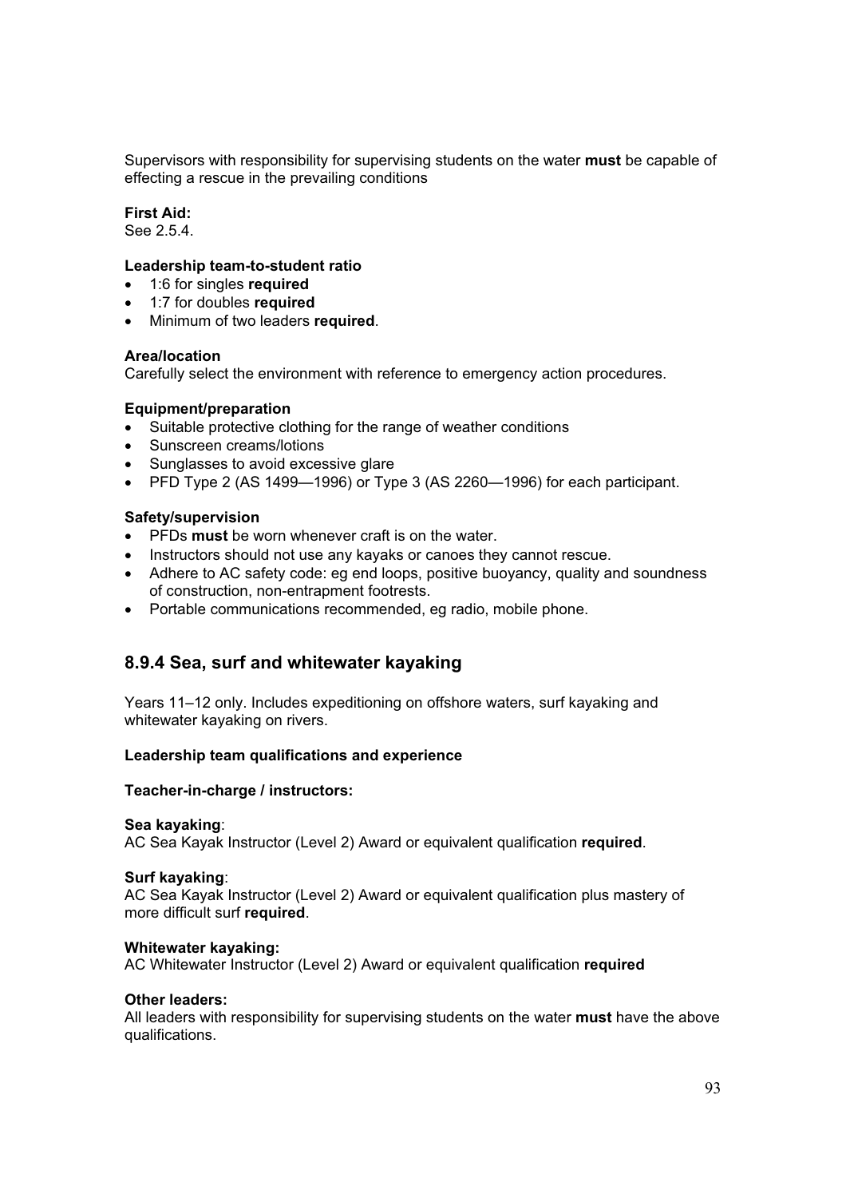Supervisors with responsibility for supervising students on the water **must** be capable of effecting a rescue in the prevailing conditions

**First Aid:**
See 2.5.4.

**Leadership team-to-student ratio**

- 1:6 for singles **required**
- 1:7 for doubles **required**
- Minimum of two leaders **required**.

**Area/location**
Carefully select the environment with reference to emergency action procedures.

**Equipment/preparation**

- Suitable protective clothing for the range of weather conditions
- Sunscreen creams/lotions
- Sunglasses to avoid excessive glare
- PFD Type 2 (AS 1499—1996) or Type 3 (AS 2260—1996) for each participant.

**Safety/supervision**

- PFDs **must** be worn whenever craft is on the water.
- Instructors should not use any kayaks or canoes they cannot rescue.
- Adhere to AC safety code: eg end loops, positive buoyancy, quality and soundness of construction, non-entrapment footrests.
- Portable communications recommended, eg radio, mobile phone.

## 8.9.4 Sea, surf and whitewater kayaking

Years 11–12 only. Includes expeditioning on offshore waters, surf kayaking and whitewater kayaking on rivers.

**Leadership team qualifications and experience**

**Teacher-in-charge / instructors:**

**Sea kayaking**:
AC Sea Kayak Instructor (Level 2) Award or equivalent qualification **required**.

**Surf kayaking**:
AC Sea Kayak Instructor (Level 2) Award or equivalent qualification plus mastery of more difficult surf **required**.

**Whitewater kayaking:**
AC Whitewater Instructor (Level 2) Award or equivalent qualification **required**

**Other leaders:**
All leaders with responsibility for supervising students on the water **must** have the above qualifications.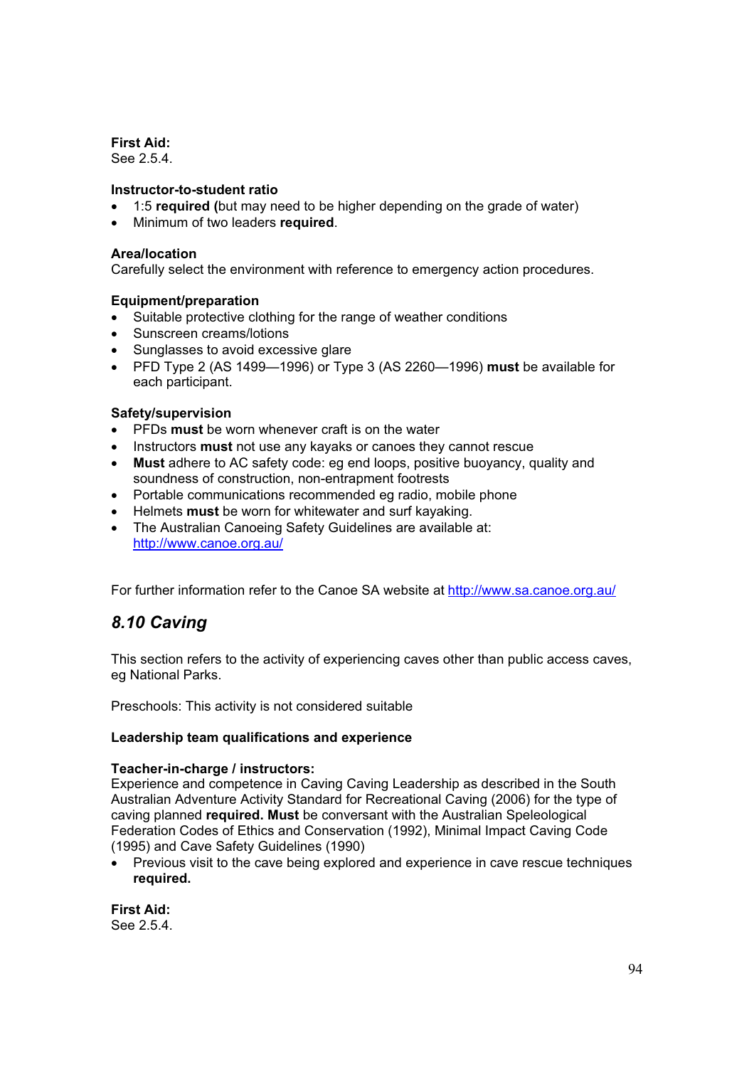**First Aid:**
See 2.5.4.

**Instructor-to-student ratio**

- 1:5 **required (**but may need to be higher depending on the grade of water)
- Minimum of two leaders **required**.

**Area/location**
Carefully select the environment with reference to emergency action procedures.

**Equipment/preparation**

- Suitable protective clothing for the range of weather conditions
- Sunscreen creams/lotions
- Sunglasses to avoid excessive glare
- PFD Type 2 (AS 1499—1996) or Type 3 (AS 2260—1996) **must** be available for each participant.

**Safety/supervision**

- PFDs **must** be worn whenever craft is on the water
- Instructors **must** not use any kayaks or canoes they cannot rescue
- **Must** adhere to AC safety code: eg end loops, positive buoyancy, quality and soundness of construction, non-entrapment footrests
- Portable communications recommended eg radio, mobile phone
- Helmets **must** be worn for whitewater and surf kayaking.
- The Australian Canoeing Safety Guidelines are available at: [http://www.canoe.org.au/](http://www.canoe.org.au/)

For further information refer to the Canoe SA website at [http://www.sa.canoe.org.au/](http://www.sa.canoe.org.au/)

## *8.10 Caving*

This section refers to the activity of experiencing caves other than public access caves, eg National Parks.

Preschools: This activity is not considered suitable

**Leadership team qualifications and experience**

**Teacher-in-charge / instructors:**
Experience and competence in Caving Caving Leadership as described in the South Australian Adventure Activity Standard for Recreational Caving (2006) for the type of caving planned **required. Must** be conversant with the Australian Speleological Federation Codes of Ethics and Conservation (1992), Minimal Impact Caving Code (1995) and Cave Safety Guidelines (1990)

- Previous visit to the cave being explored and experience in cave rescue techniques **required.**

**First Aid:**
See 2.5.4.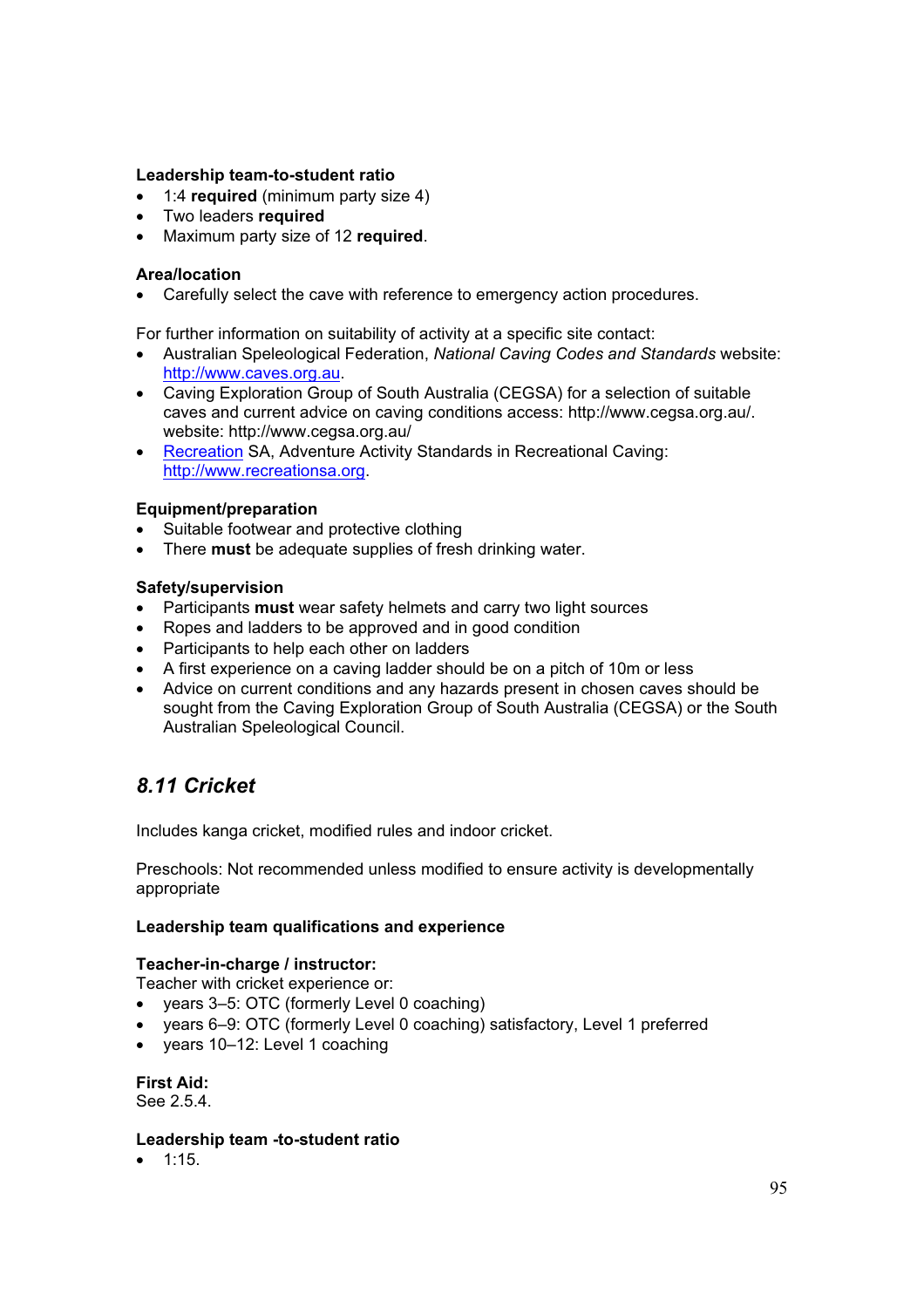**Leadership team-to-student ratio**

- 1:4 **required** (minimum party size 4)
- Two leaders **required**
- Maximum party size of 12 **required**.

**Area/location**

- Carefully select the cave with reference to emergency action procedures.

For further information on suitability of activity at a specific site contact:

- Australian Speleological Federation, *National Caving Codes and Standards* website: http://www.caves.org.au.
- Caving Exploration Group of South Australia (CEGSA) for a selection of suitable caves and current advice on caving conditions access: http://www.cegsa.org.au/. website: http://www.cegsa.org.au/
- Recreation SA, Adventure Activity Standards in Recreational Caving: http://www.recreationsa.org.

**Equipment/preparation**

- Suitable footwear and protective clothing
- There **must** be adequate supplies of fresh drinking water.

**Safety/supervision**

- Participants **must** wear safety helmets and carry two light sources
- Ropes and ladders to be approved and in good condition
- Participants to help each other on ladders
- A first experience on a caving ladder should be on a pitch of 10m or less
- Advice on current conditions and any hazards present in chosen caves should be sought from the Caving Exploration Group of South Australia (CEGSA) or the South Australian Speleological Council.

## *8.11 Cricket*

Includes kanga cricket, modified rules and indoor cricket.

Preschools: Not recommended unless modified to ensure activity is developmentally appropriate

**Leadership team qualifications and experience**

**Teacher-in-charge / instructor:**
Teacher with cricket experience or:

- years 3–5: OTC (formerly Level 0 coaching)
- years 6–9: OTC (formerly Level 0 coaching) satisfactory, Level 1 preferred
- years 10–12: Level 1 coaching

**First Aid:**
See 2.5.4.

**Leadership team -to-student ratio**

- 1:15.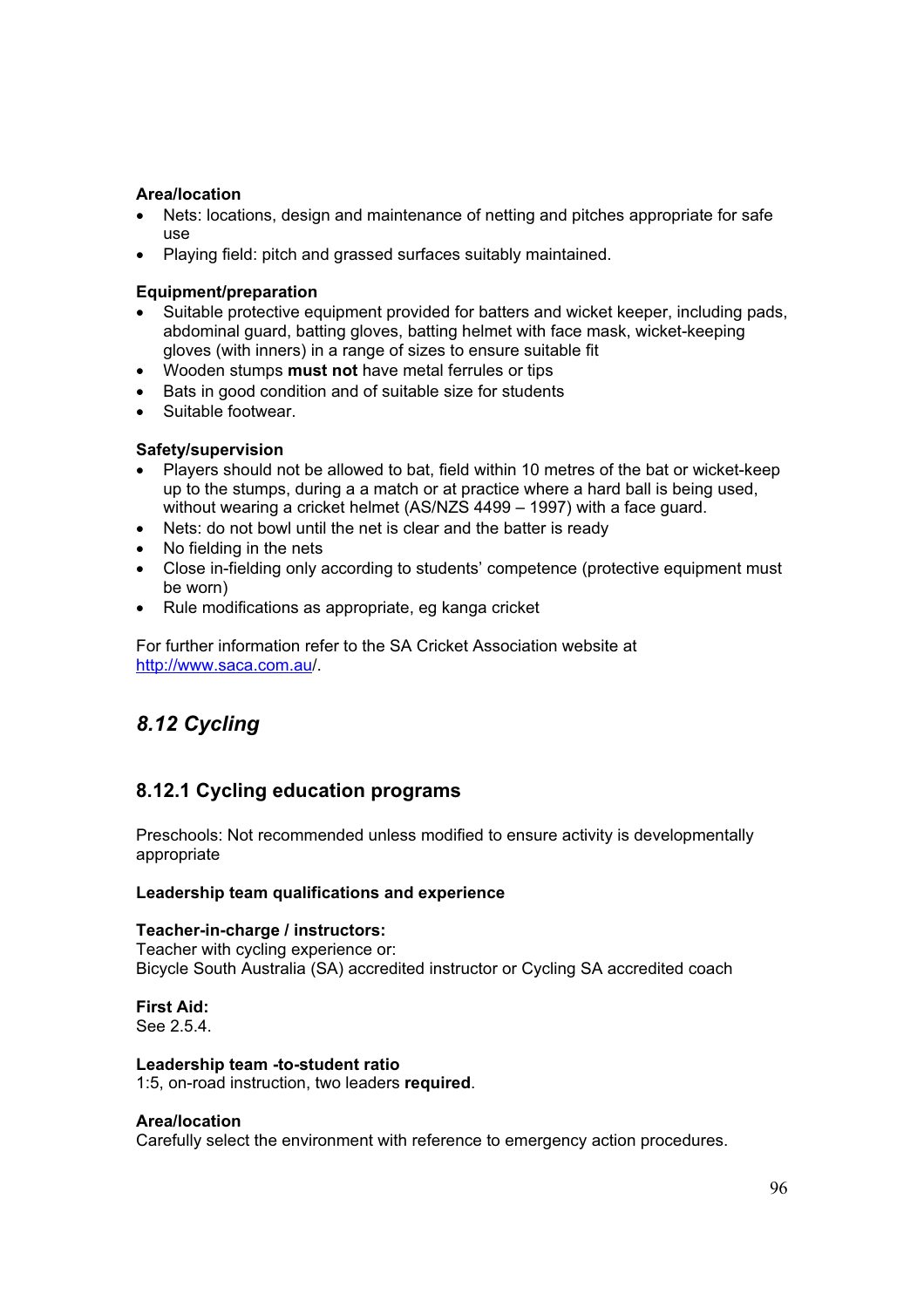**Area/location**

- Nets: locations, design and maintenance of netting and pitches appropriate for safe use
- Playing field: pitch and grassed surfaces suitably maintained.

**Equipment/preparation**

- Suitable protective equipment provided for batters and wicket keeper, including pads, abdominal guard, batting gloves, batting helmet with face mask, wicket-keeping gloves (with inners) in a range of sizes to ensure suitable fit
- Wooden stumps **must not** have metal ferrules or tips
- Bats in good condition and of suitable size for students
- Suitable footwear.

**Safety/supervision**

- Players should not be allowed to bat, field within 10 metres of the bat or wicket-keep up to the stumps, during a a match or at practice where a hard ball is being used, without wearing a cricket helmet (AS/NZS 4499 – 1997) with a face guard.
- Nets: do not bowl until the net is clear and the batter is ready
- No fielding in the nets
- Close in-fielding only according to students' competence (protective equipment must be worn)
- Rule modifications as appropriate, eg kanga cricket

For further information refer to the SA Cricket Association website at http://www.saca.com.au/.

## *8.12 Cycling*

### 8.12.1 Cycling education programs

Preschools: Not recommended unless modified to ensure activity is developmentally appropriate

**Leadership team qualifications and experience**

**Teacher-in-charge / instructors:**
Teacher with cycling experience or:
Bicycle South Australia (SA) accredited instructor or Cycling SA accredited coach

**First Aid:**
See 2.5.4.

**Leadership team -to-student ratio**
1:5, on-road instruction, two leaders **required**.

**Area/location**
Carefully select the environment with reference to emergency action procedures.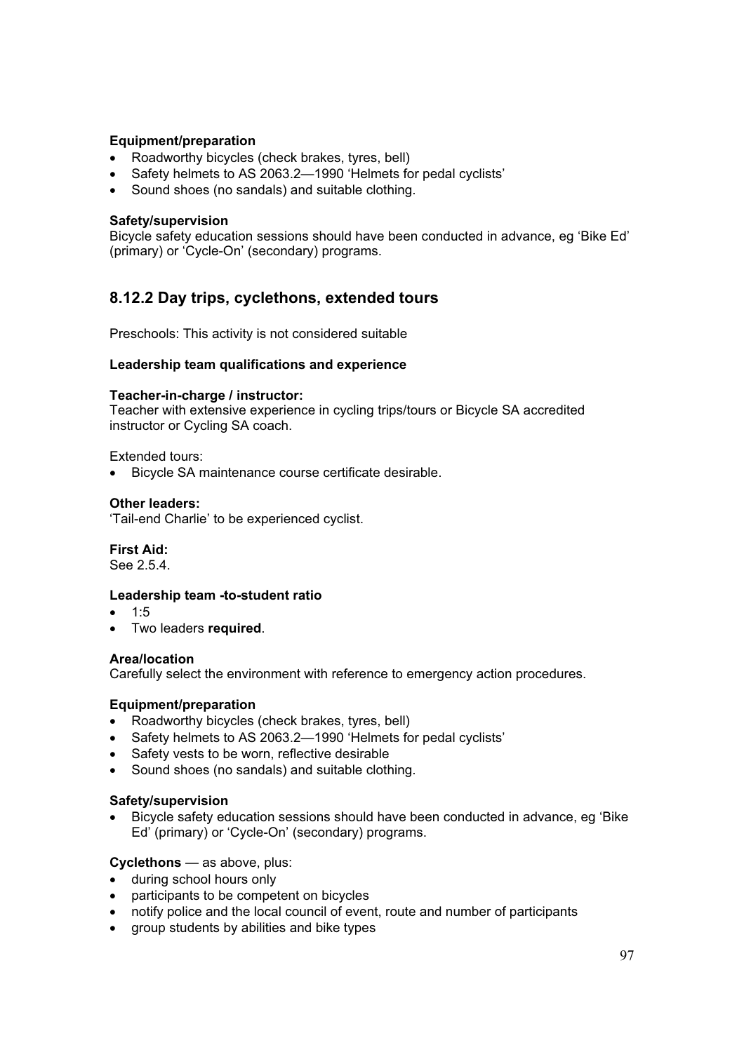**Equipment/preparation**

- Roadworthy bicycles (check brakes, tyres, bell)
- Safety helmets to AS 2063.2—1990 'Helmets for pedal cyclists'
- Sound shoes (no sandals) and suitable clothing.

**Safety/supervision**

Bicycle safety education sessions should have been conducted in advance, eg 'Bike Ed' (primary) or 'Cycle-On' (secondary) programs.

## 8.12.2 Day trips, cyclethons, extended tours

Preschools: This activity is not considered suitable

**Leadership team qualifications and experience**

**Teacher-in-charge / instructor:**

Teacher with extensive experience in cycling trips/tours or Bicycle SA accredited instructor or Cycling SA coach.

Extended tours:

- Bicycle SA maintenance course certificate desirable.

**Other leaders:**

'Tail-end Charlie' to be experienced cyclist.

**First Aid:**

See 2.5.4.

**Leadership team -to-student ratio**

- 1:5
- Two leaders **required**.

**Area/location**

Carefully select the environment with reference to emergency action procedures.

**Equipment/preparation**

- Roadworthy bicycles (check brakes, tyres, bell)
- Safety helmets to AS 2063.2—1990 'Helmets for pedal cyclists'
- Safety vests to be worn, reflective desirable
- Sound shoes (no sandals) and suitable clothing.

**Safety/supervision**

- Bicycle safety education sessions should have been conducted in advance, eg 'Bike Ed' (primary) or 'Cycle-On' (secondary) programs.

**Cyclethons** — as above, plus:

- during school hours only
- participants to be competent on bicycles
- notify police and the local council of event, route and number of participants
- group students by abilities and bike types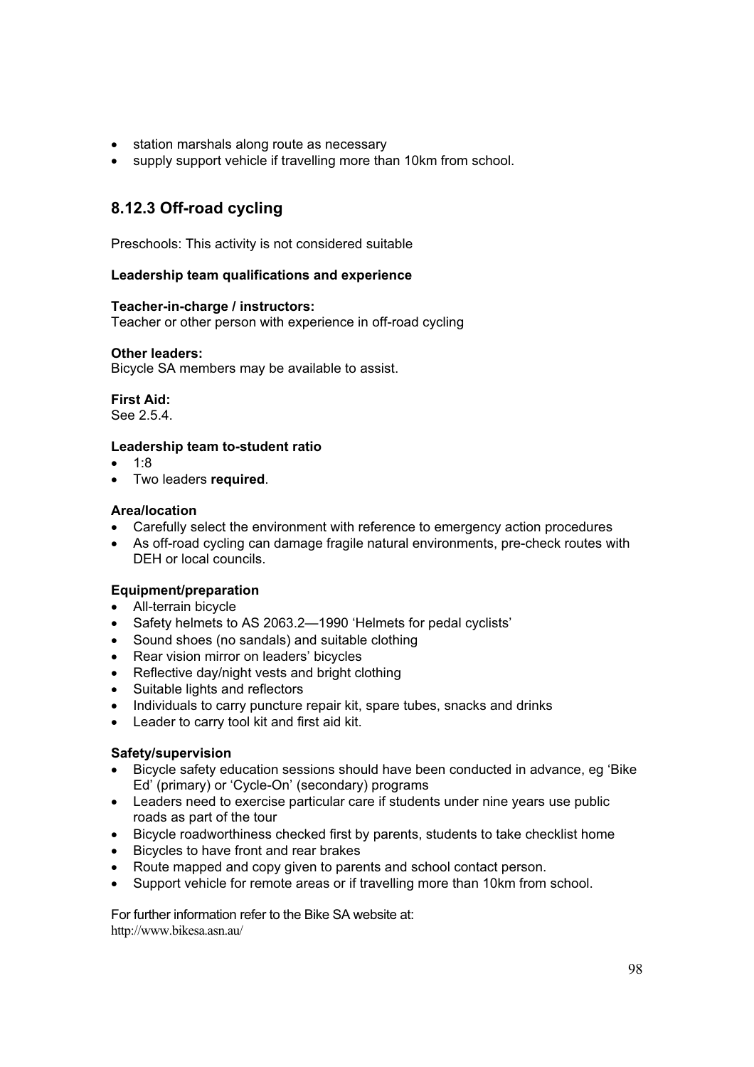- station marshals along route as necessary
- supply support vehicle if travelling more than 10km from school.

### 8.12.3 Off-road cycling

Preschools: This activity is not considered suitable

**Leadership team qualifications and experience**

**Teacher-in-charge / instructors:**
Teacher or other person with experience in off-road cycling

**Other leaders:**
Bicycle SA members may be available to assist.

**First Aid:**
See 2.5.4.

**Leadership team to-student ratio**

- 1:8
- Two leaders **required**.

**Area/location**

- Carefully select the environment with reference to emergency action procedures
- As off-road cycling can damage fragile natural environments, pre-check routes with DEH or local councils.

**Equipment/preparation**

- All-terrain bicycle
- Safety helmets to AS 2063.2—1990 'Helmets for pedal cyclists'
- Sound shoes (no sandals) and suitable clothing
- Rear vision mirror on leaders' bicycles
- Reflective day/night vests and bright clothing
- Suitable lights and reflectors
- Individuals to carry puncture repair kit, spare tubes, snacks and drinks
- Leader to carry tool kit and first aid kit.

**Safety/supervision**

- Bicycle safety education sessions should have been conducted in advance, eg 'Bike Ed' (primary) or 'Cycle-On' (secondary) programs
- Leaders need to exercise particular care if students under nine years use public roads as part of the tour
- Bicycle roadworthiness checked first by parents, students to take checklist home
- Bicycles to have front and rear brakes
- Route mapped and copy given to parents and school contact person.
- Support vehicle for remote areas or if travelling more than 10km from school.

For further information refer to the Bike SA website at:
http://www.bikesa.asn.au/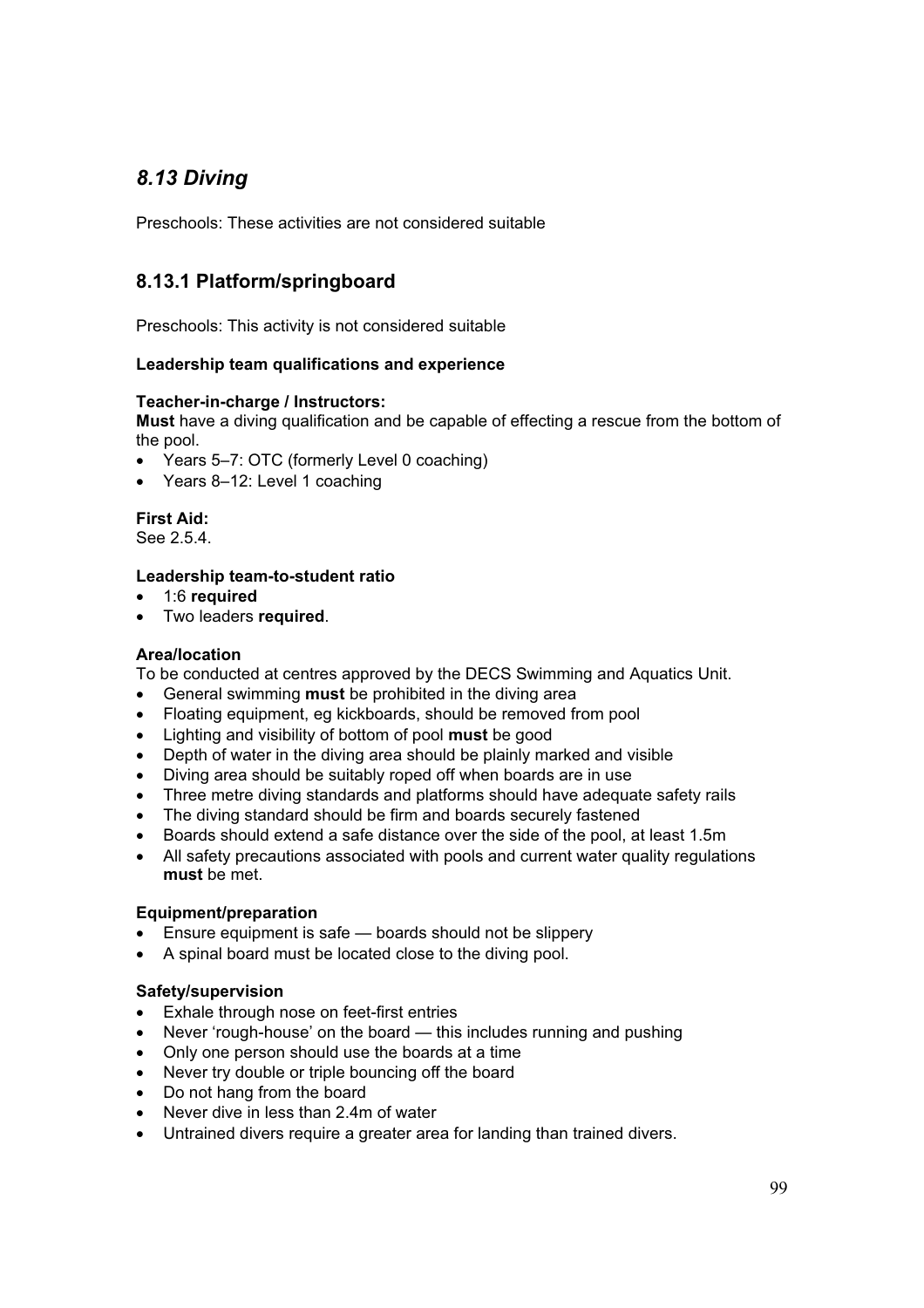## *8.13 Diving*

Preschools: These activities are not considered suitable

### 8.13.1 Platform/springboard

Preschools: This activity is not considered suitable

**Leadership team qualifications and experience**

**Teacher-in-charge / Instructors:**
**Must** have a diving qualification and be capable of effecting a rescue from the bottom of the pool.

- Years 5–7: OTC (formerly Level 0 coaching)
- Years 8–12: Level 1 coaching

**First Aid:**
See 2.5.4.

**Leadership team-to-student ratio**

- 1:6 **required**
- Two leaders **required**.

**Area/location**
To be conducted at centres approved by the DECS Swimming and Aquatics Unit.

- General swimming **must** be prohibited in the diving area
- Floating equipment, eg kickboards, should be removed from pool
- Lighting and visibility of bottom of pool **must** be good
- Depth of water in the diving area should be plainly marked and visible
- Diving area should be suitably roped off when boards are in use
- Three metre diving standards and platforms should have adequate safety rails
- The diving standard should be firm and boards securely fastened
- Boards should extend a safe distance over the side of the pool, at least 1.5m
- All safety precautions associated with pools and current water quality regulations **must** be met.

**Equipment/preparation**

- Ensure equipment is safe — boards should not be slippery
- A spinal board must be located close to the diving pool.

**Safety/supervision**

- Exhale through nose on feet-first entries
- Never 'rough-house' on the board — this includes running and pushing
- Only one person should use the boards at a time
- Never try double or triple bouncing off the board
- Do not hang from the board
- Never dive in less than 2.4m of water
- Untrained divers require a greater area for landing than trained divers.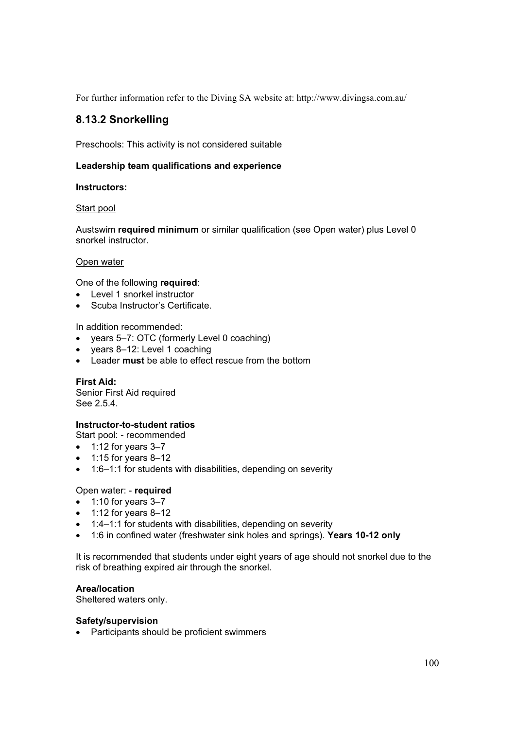For further information refer to the Diving SA website at: http://www.divingsa.com.au/

## 8.13.2 Snorkelling

Preschools: This activity is not considered suitable

**Leadership team qualifications and experience**

**Instructors:**

Start pool

Austswim **required minimum** or similar qualification (see Open water) plus Level 0 snorkel instructor.

Open water

One of the following **required**:

- Level 1 snorkel instructor
- Scuba Instructor's Certificate.

In addition recommended:

- years 5–7: OTC (formerly Level 0 coaching)
- years 8–12: Level 1 coaching
- Leader **must** be able to effect rescue from the bottom

**First Aid:**
Senior First Aid required
See 2.5.4.

**Instructor-to-student ratios**
Start pool: - recommended

- 1:12 for years 3–7
- 1:15 for years 8–12
- 1:6–1:1 for students with disabilities, depending on severity

Open water: - **required**

- 1:10 for years 3–7
- 1:12 for years 8–12
- 1:4–1:1 for students with disabilities, depending on severity
- 1:6 in confined water (freshwater sink holes and springs). **Years 10-12 only**

It is recommended that students under eight years of age should not snorkel due to the risk of breathing expired air through the snorkel.

**Area/location**
Sheltered waters only.

**Safety/supervision**

- Participants should be proficient swimmers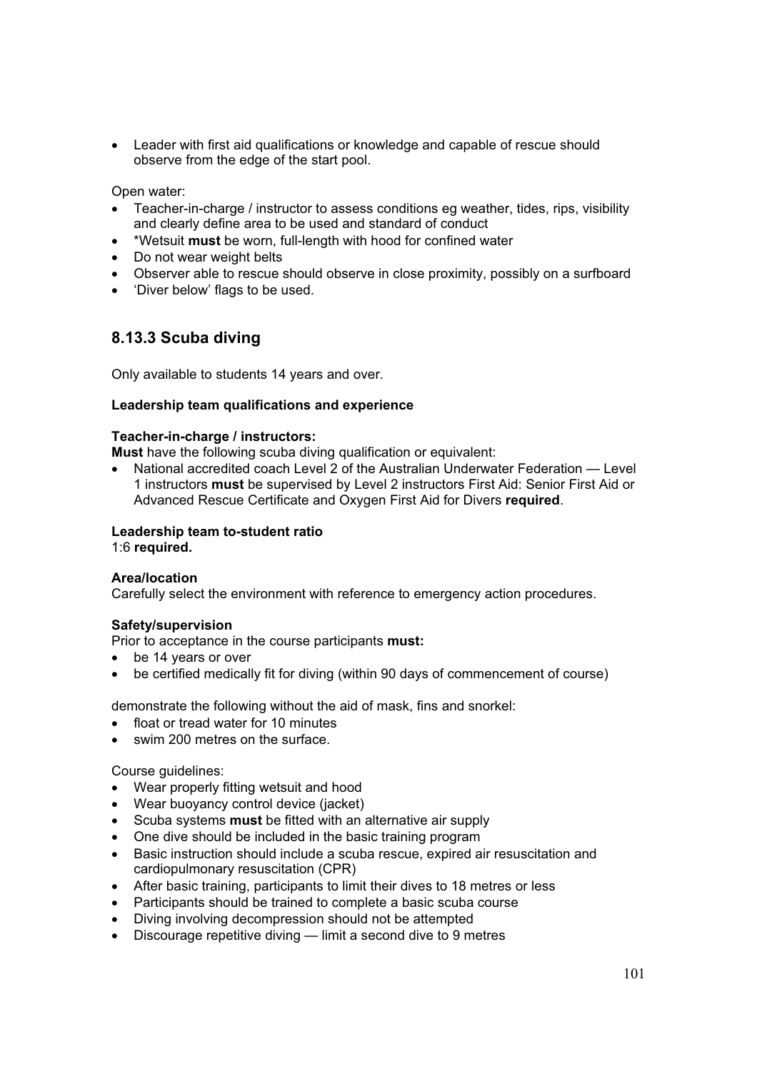- Leader with first aid qualifications or knowledge and capable of rescue should observe from the edge of the start pool.

Open water:

- Teacher-in-charge / instructor to assess conditions eg weather, tides, rips, visibility and clearly define area to be used and standard of conduct
- *Wetsuit **must** be worn, full-length with hood for confined water
- Do not wear weight belts
- Observer able to rescue should observe in close proximity, possibly on a surfboard
- 'Diver below' flags to be used.

## 8.13.3 Scuba diving

Only available to students 14 years and over.

**Leadership team qualifications and experience**

**Teacher-in-charge / instructors:**
**Must** have the following scuba diving qualification or equivalent:

- National accredited coach Level 2 of the Australian Underwater Federation — Level 1 instructors **must** be supervised by Level 2 instructors First Aid: Senior First Aid or Advanced Rescue Certificate and Oxygen First Aid for Divers **required**.

**Leadership team to-student ratio**
1:6 **required.**

**Area/location**
Carefully select the environment with reference to emergency action procedures.

**Safety/supervision**
Prior to acceptance in the course participants **must:**

- be 14 years or over
- be certified medically fit for diving (within 90 days of commencement of course)

demonstrate the following without the aid of mask, fins and snorkel:

- float or tread water for 10 minutes
- swim 200 metres on the surface.

Course guidelines:

- Wear properly fitting wetsuit and hood
- Wear buoyancy control device (jacket)
- Scuba systems **must** be fitted with an alternative air supply
- One dive should be included in the basic training program
- Basic instruction should include a scuba rescue, expired air resuscitation and cardiopulmonary resuscitation (CPR)
- After basic training, participants to limit their dives to 18 metres or less
- Participants should be trained to complete a basic scuba course
- Diving involving decompression should not be attempted
- Discourage repetitive diving — limit a second dive to 9 metres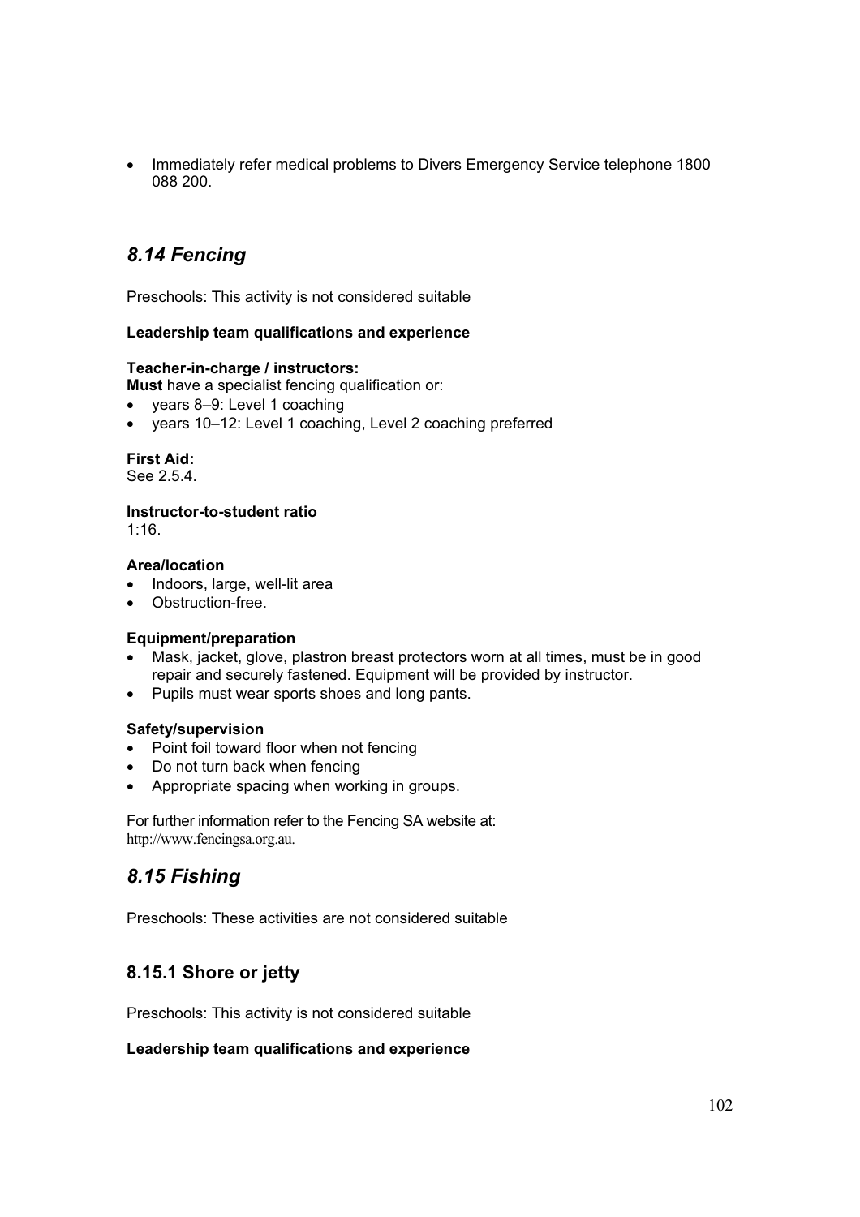- Immediately refer medical problems to Divers Emergency Service telephone 1800 088 200.

## *8.14 Fencing*

Preschools: This activity is not considered suitable

**Leadership team qualifications and experience**

**Teacher-in-charge / instructors:**
**Must** have a specialist fencing qualification or:
- years 8–9: Level 1 coaching
- years 10–12: Level 1 coaching, Level 2 coaching preferred

**First Aid:**
See 2.5.4.

**Instructor-to-student ratio**
1:16.

**Area/location**
- Indoors, large, well-lit area
- Obstruction-free.

**Equipment/preparation**
- Mask, jacket, glove, plastron breast protectors worn at all times, must be in good repair and securely fastened. Equipment will be provided by instructor.
- Pupils must wear sports shoes and long pants.

**Safety/supervision**
- Point foil toward floor when not fencing
- Do not turn back when fencing
- Appropriate spacing when working in groups.

For further information refer to the Fencing SA website at:
http://www.fencingsa.org.au.

## *8.15 Fishing*

Preschools: These activities are not considered suitable

### 8.15.1 Shore or jetty

Preschools: This activity is not considered suitable

**Leadership team qualifications and experience**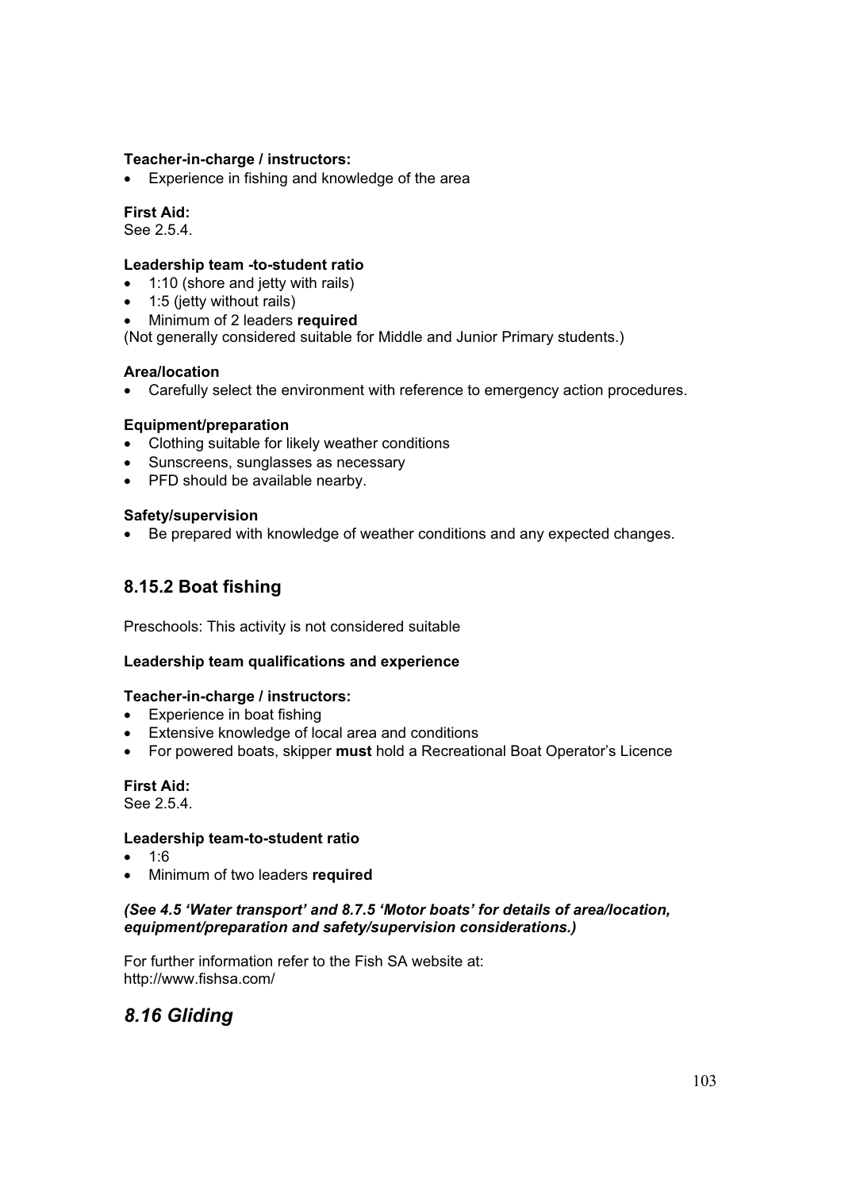**Teacher-in-charge / instructors:**

- Experience in fishing and knowledge of the area

**First Aid:**
See 2.5.4.

**Leadership team -to-student ratio**

- 1:10 (shore and jetty with rails)
- 1:5 (jetty without rails)
- Minimum of 2 leaders **required**

(Not generally considered suitable for Middle and Junior Primary students.)

**Area/location**

- Carefully select the environment with reference to emergency action procedures.

**Equipment/preparation**

- Clothing suitable for likely weather conditions
- Sunscreens, sunglasses as necessary
- PFD should be available nearby.

**Safety/supervision**

- Be prepared with knowledge of weather conditions and any expected changes.

## 8.15.2 Boat fishing

Preschools: This activity is not considered suitable

**Leadership team qualifications and experience**

**Teacher-in-charge / instructors:**

- Experience in boat fishing
- Extensive knowledge of local area and conditions
- For powered boats, skipper **must** hold a Recreational Boat Operator's Licence

**First Aid:**
See 2.5.4.

**Leadership team-to-student ratio**

- 1:6
- Minimum of two leaders **required**

***(See 4.5 'Water transport' and 8.7.5 'Motor boats' for details of area/location, equipment/preparation and safety/supervision considerations.)***

For further information refer to the Fish SA website at:
http://www.fishsa.com/

## *8.16 Gliding*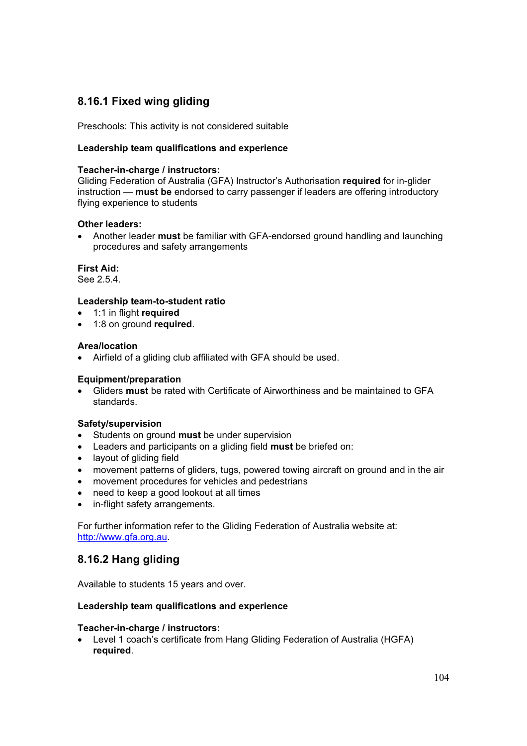## 8.16.1 Fixed wing gliding

Preschools: This activity is not considered suitable

**Leadership team qualifications and experience**

**Teacher-in-charge / instructors:**
Gliding Federation of Australia (GFA) Instructor's Authorisation **required** for in-glider instruction — **must be** endorsed to carry passenger if leaders are offering introductory flying experience to students

**Other leaders:**

- Another leader **must** be familiar with GFA-endorsed ground handling and launching procedures and safety arrangements

**First Aid:**
See 2.5.4.

**Leadership team-to-student ratio**

- 1:1 in flight **required**
- 1:8 on ground **required**.

**Area/location**

- Airfield of a gliding club affiliated with GFA should be used.

**Equipment/preparation**

- Gliders **must** be rated with Certificate of Airworthiness and be maintained to GFA standards.

**Safety/supervision**

- Students on ground **must** be under supervision
- Leaders and participants on a gliding field **must** be briefed on:
- layout of gliding field
- movement patterns of gliders, tugs, powered towing aircraft on ground and in the air
- movement procedures for vehicles and pedestrians
- need to keep a good lookout at all times
- in-flight safety arrangements.

For further information refer to the Gliding Federation of Australia website at: http://www.gfa.org.au.

## 8.16.2 Hang gliding

Available to students 15 years and over.

**Leadership team qualifications and experience**

**Teacher-in-charge / instructors:**

- Level 1 coach's certificate from Hang Gliding Federation of Australia (HGFA) **required**.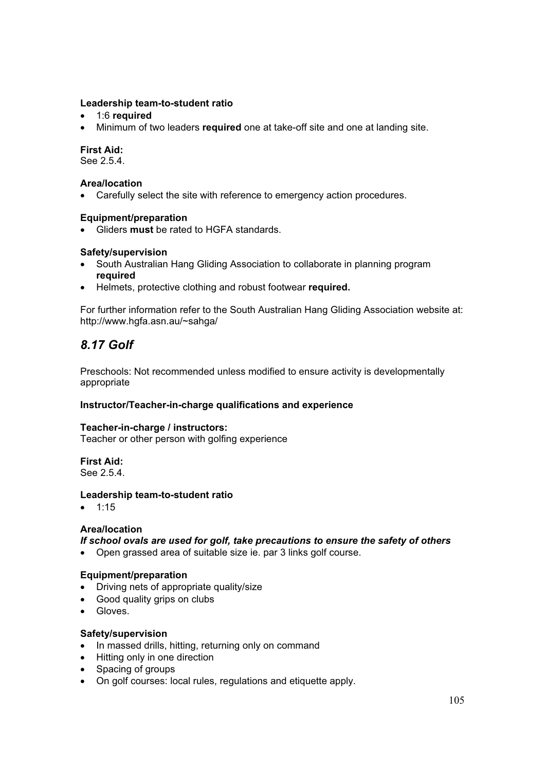**Leadership team-to-student ratio**

- 1:6 **required**
- Minimum of two leaders **required** one at take-off site and one at landing site.

**First Aid:**
See 2.5.4.

**Area/location**

- Carefully select the site with reference to emergency action procedures.

**Equipment/preparation**

- Gliders **must** be rated to HGFA standards.

**Safety/supervision**

- South Australian Hang Gliding Association to collaborate in planning program **required**
- Helmets, protective clothing and robust footwear **required.**

For further information refer to the South Australian Hang Gliding Association website at: http://www.hgfa.asn.au/~sahga/

## *8.17 Golf*

Preschools: Not recommended unless modified to ensure activity is developmentally appropriate

**Instructor/Teacher-in-charge qualifications and experience**

**Teacher-in-charge / instructors:**
Teacher or other person with golfing experience

**First Aid:**
See 2.5.4.

**Leadership team-to-student ratio**

- 1:15

**Area/location**

***If school ovals are used for golf, take precautions to ensure the safety of others***

- Open grassed area of suitable size ie. par 3 links golf course.

**Equipment/preparation**

- Driving nets of appropriate quality/size
- Good quality grips on clubs
- Gloves.

**Safety/supervision**

- In massed drills, hitting, returning only on command
- Hitting only in one direction
- Spacing of groups
- On golf courses: local rules, regulations and etiquette apply.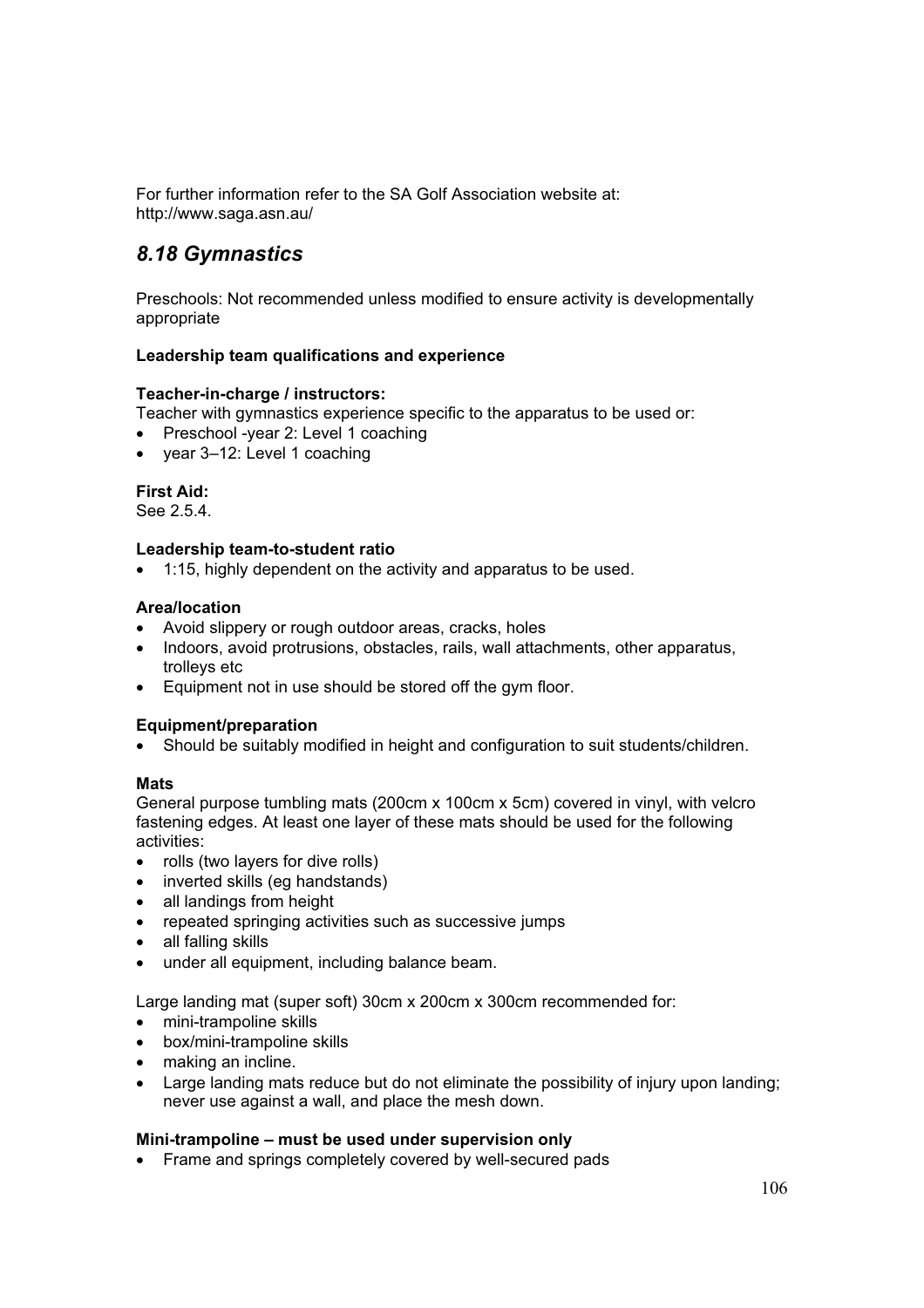For further information refer to the SA Golf Association website at:
http://www.saga.asn.au/

## *8.18 Gymnastics*

Preschools: Not recommended unless modified to ensure activity is developmentally appropriate

**Leadership team qualifications and experience**

**Teacher-in-charge / instructors:**
Teacher with gymnastics experience specific to the apparatus to be used or:

- Preschool -year 2: Level 1 coaching
- year 3–12: Level 1 coaching

**First Aid:**
See 2.5.4.

**Leadership team-to-student ratio**

- 1:15, highly dependent on the activity and apparatus to be used.

**Area/location**

- Avoid slippery or rough outdoor areas, cracks, holes
- Indoors, avoid protrusions, obstacles, rails, wall attachments, other apparatus, trolleys etc
- Equipment not in use should be stored off the gym floor.

**Equipment/preparation**

- Should be suitably modified in height and configuration to suit students/children.

**Mats**
General purpose tumbling mats (200cm x 100cm x 5cm) covered in vinyl, with velcro fastening edges. At least one layer of these mats should be used for the following activities:

- rolls (two layers for dive rolls)
- inverted skills (eg handstands)
- all landings from height
- repeated springing activities such as successive jumps
- all falling skills
- under all equipment, including balance beam.

Large landing mat (super soft) 30cm x 200cm x 300cm recommended for:

- mini-trampoline skills
- box/mini-trampoline skills
- making an incline.
- Large landing mats reduce but do not eliminate the possibility of injury upon landing; never use against a wall, and place the mesh down.

**Mini-trampoline – must be used under supervision only**

- Frame and springs completely covered by well-secured pads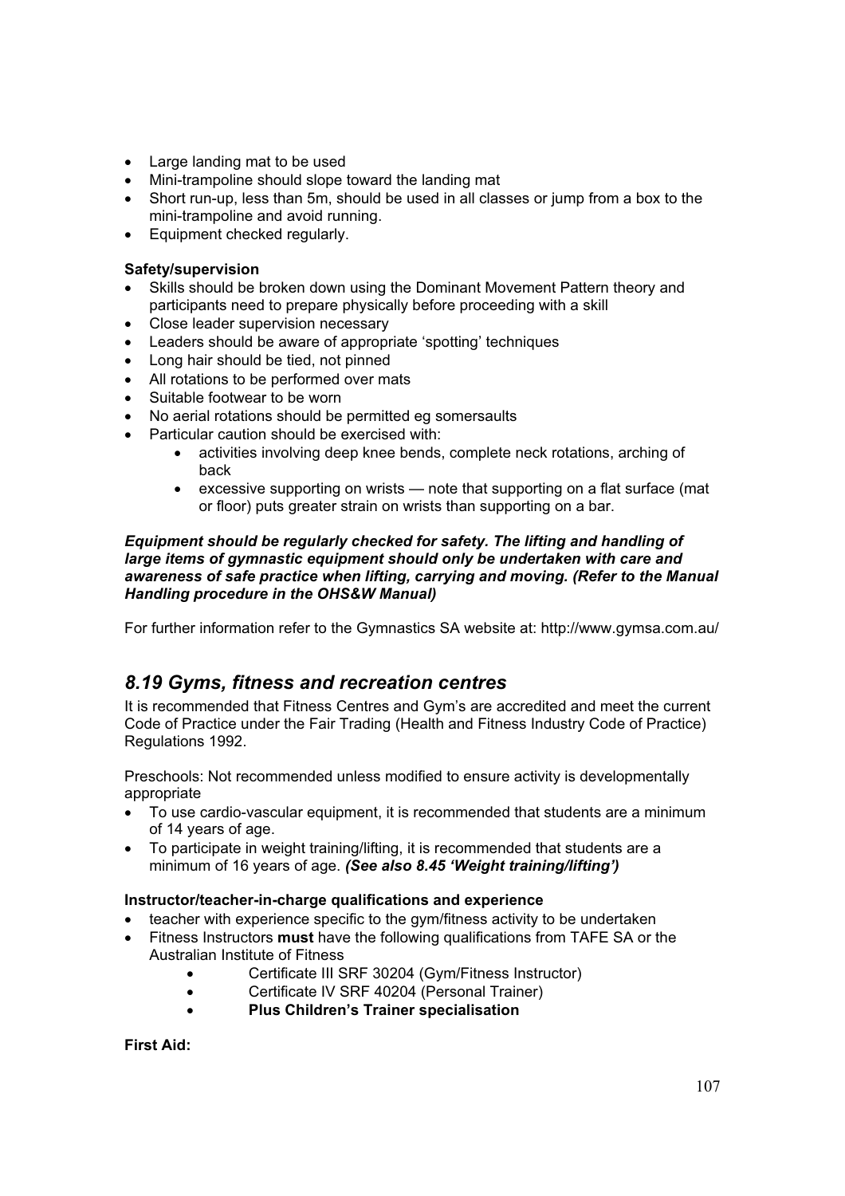- Large landing mat to be used
- Mini-trampoline should slope toward the landing mat
- Short run-up, less than 5m, should be used in all classes or jump from a box to the mini-trampoline and avoid running.
- Equipment checked regularly.

**Safety/supervision**

- Skills should be broken down using the Dominant Movement Pattern theory and participants need to prepare physically before proceeding with a skill
- Close leader supervision necessary
- Leaders should be aware of appropriate 'spotting' techniques
- Long hair should be tied, not pinned
- All rotations to be performed over mats
- Suitable footwear to be worn
- No aerial rotations should be permitted eg somersaults
- Particular caution should be exercised with:
    - activities involving deep knee bends, complete neck rotations, arching of back
    - excessive supporting on wrists — note that supporting on a flat surface (mat or floor) puts greater strain on wrists than supporting on a bar.

***Equipment should be regularly checked for safety. The lifting and handling of large items of gymnastic equipment should only be undertaken with care and awareness of safe practice when lifting, carrying and moving. (Refer to the Manual Handling procedure in the OHS&W Manual)***

For further information refer to the Gymnastics SA website at: http://www.gymsa.com.au/

## *8.19 Gyms, fitness and recreation centres*

It is recommended that Fitness Centres and Gym's are accredited and meet the current Code of Practice under the Fair Trading (Health and Fitness Industry Code of Practice) Regulations 1992.

Preschools: Not recommended unless modified to ensure activity is developmentally appropriate

- To use cardio-vascular equipment, it is recommended that students are a minimum of 14 years of age.
- To participate in weight training/lifting, it is recommended that students are a minimum of 16 years of age. ***(See also 8.45 'Weight training/lifting')***

**Instructor/teacher-in-charge qualifications and experience**

- teacher with experience specific to the gym/fitness activity to be undertaken
- Fitness Instructors **must** have the following qualifications from TAFE SA or the Australian Institute of Fitness
    - Certificate III SRF 30204 (Gym/Fitness Instructor)
    - Certificate IV SRF 40204 (Personal Trainer)
    - **Plus Children's Trainer specialisation**

**First Aid:**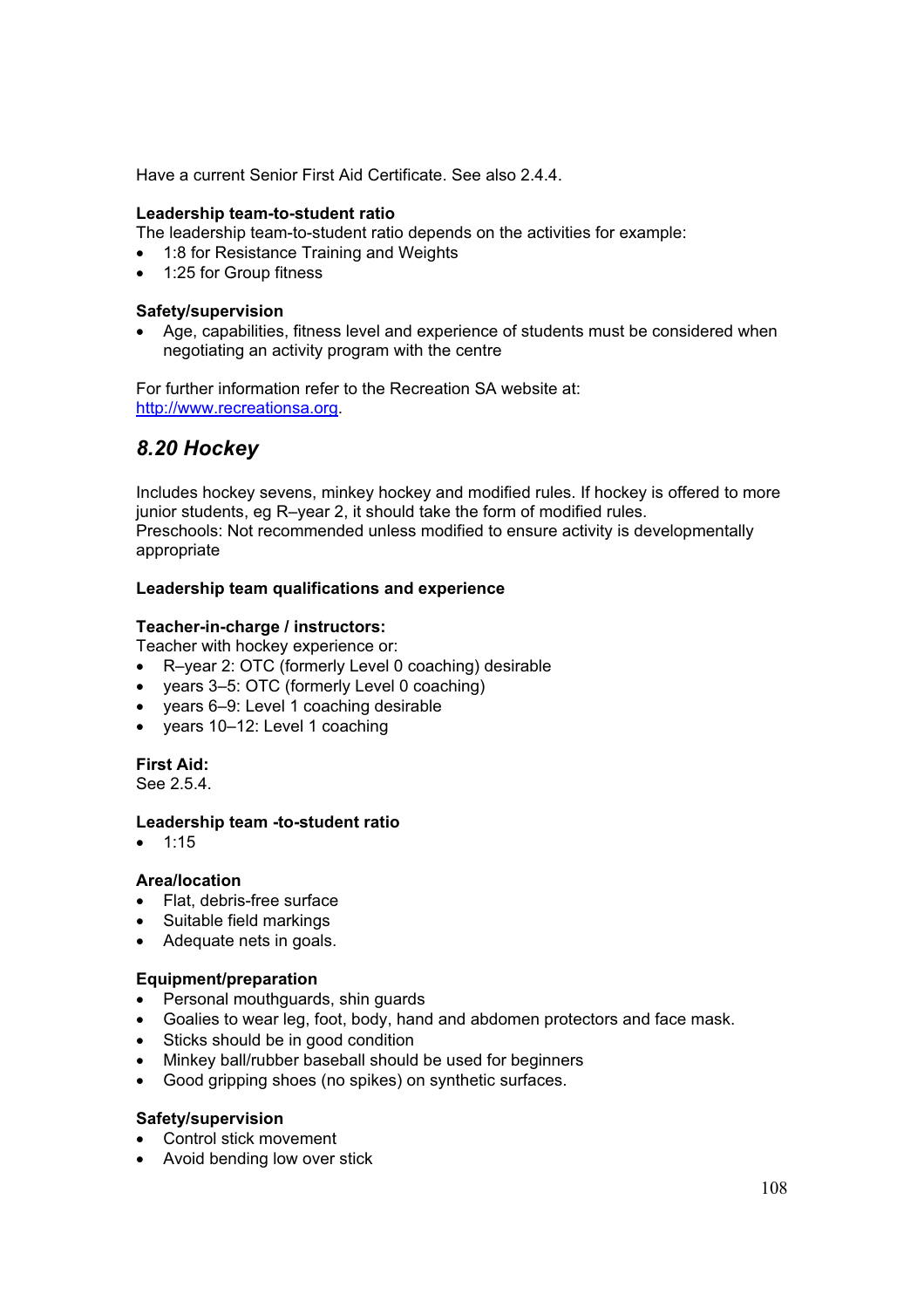Have a current Senior First Aid Certificate. See also 2.4.4.

**Leadership team-to-student ratio**
The leadership team-to-student ratio depends on the activities for example:

- 1:8 for Resistance Training and Weights
- 1:25 for Group fitness

**Safety/supervision**

- Age, capabilities, fitness level and experience of students must be considered when negotiating an activity program with the centre

For further information refer to the Recreation SA website at: http://www.recreationsa.org.

## *8.20 Hockey*

Includes hockey sevens, minkey hockey and modified rules. If hockey is offered to more junior students, eg R–year 2, it should take the form of modified rules.
Preschools: Not recommended unless modified to ensure activity is developmentally appropriate

**Leadership team qualifications and experience**

**Teacher-in-charge / instructors:**
Teacher with hockey experience or:

- R–year 2: OTC (formerly Level 0 coaching) desirable
- years 3–5: OTC (formerly Level 0 coaching)
- years 6–9: Level 1 coaching desirable
- years 10–12: Level 1 coaching

**First Aid:**
See 2.5.4.

**Leadership team -to-student ratio**

- 1:15

**Area/location**

- Flat, debris-free surface
- Suitable field markings
- Adequate nets in goals.

**Equipment/preparation**

- Personal mouthguards, shin guards
- Goalies to wear leg, foot, body, hand and abdomen protectors and face mask.
- Sticks should be in good condition
- Minkey ball/rubber baseball should be used for beginners
- Good gripping shoes (no spikes) on synthetic surfaces.

**Safety/supervision**

- Control stick movement
- Avoid bending low over stick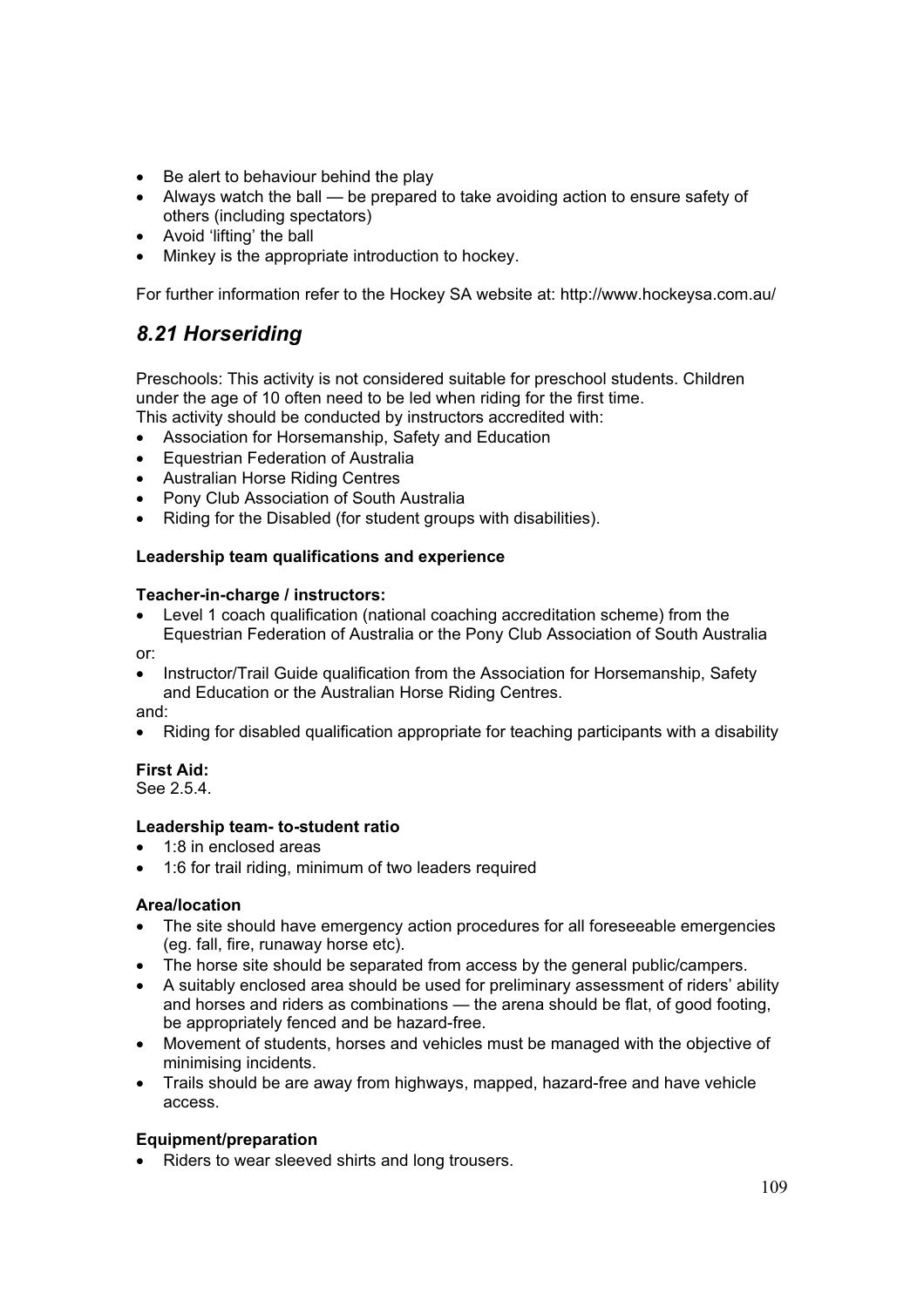- Be alert to behaviour behind the play
- Always watch the ball — be prepared to take avoiding action to ensure safety of others (including spectators)
- Avoid 'lifting' the ball
- Minkey is the appropriate introduction to hockey.

For further information refer to the Hockey SA website at: http://www.hockeysa.com.au/

## *8.21 Horseriding*

Preschools: This activity is not considered suitable for preschool students. Children under the age of 10 often need to be led when riding for the first time.
This activity should be conducted by instructors accredited with:

- Association for Horsemanship, Safety and Education
- Equestrian Federation of Australia
- Australian Horse Riding Centres
- Pony Club Association of South Australia
- Riding for the Disabled (for student groups with disabilities).

**Leadership team qualifications and experience**

**Teacher-in-charge / instructors:**

- Level 1 coach qualification (national coaching accreditation scheme) from the Equestrian Federation of Australia or the Pony Club Association of South Australia

or:

- Instructor/Trail Guide qualification from the Association for Horsemanship, Safety and Education or the Australian Horse Riding Centres.

and:

- Riding for disabled qualification appropriate for teaching participants with a disability

**First Aid:**
See 2.5.4.

**Leadership team- to-student ratio**

- 1:8 in enclosed areas
- 1:6 for trail riding, minimum of two leaders required

**Area/location**

- The site should have emergency action procedures for all foreseeable emergencies (eg. fall, fire, runaway horse etc).
- The horse site should be separated from access by the general public/campers.
- A suitably enclosed area should be used for preliminary assessment of riders' ability and horses and riders as combinations — the arena should be flat, of good footing, be appropriately fenced and be hazard-free.
- Movement of students, horses and vehicles must be managed with the objective of minimising incidents.
- Trails should be are away from highways, mapped, hazard-free and have vehicle access.

**Equipment/preparation**

- Riders to wear sleeved shirts and long trousers.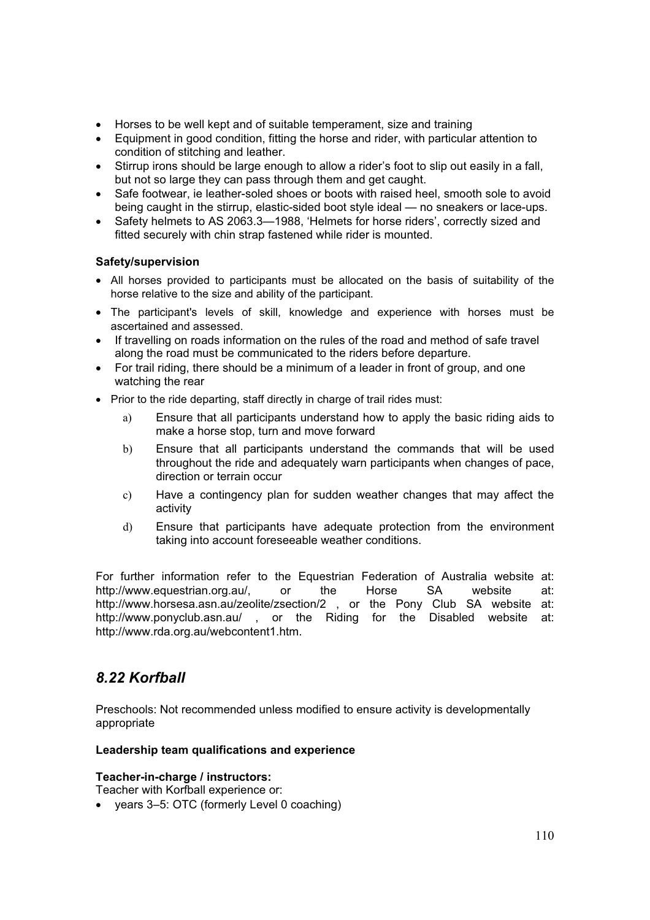- Horses to be well kept and of suitable temperament, size and training
- Equipment in good condition, fitting the horse and rider, with particular attention to condition of stitching and leather.
- Stirrup irons should be large enough to allow a rider's foot to slip out easily in a fall, but not so large they can pass through them and get caught.
- Safe footwear, ie leather-soled shoes or boots with raised heel, smooth sole to avoid being caught in the stirrup, elastic-sided boot style ideal — no sneakers or lace-ups.
- Safety helmets to AS 2063.3—1988, 'Helmets for horse riders', correctly sized and fitted securely with chin strap fastened while rider is mounted.

**Safety/supervision**

- All horses provided to participants must be allocated on the basis of suitability of the horse relative to the size and ability of the participant.
- The participant's levels of skill, knowledge and experience with horses must be ascertained and assessed.
- If travelling on roads information on the rules of the road and method of safe travel along the road must be communicated to the riders before departure.
- For trail riding, there should be a minimum of a leader in front of group, and one watching the rear
- Prior to the ride departing, staff directly in charge of trail rides must:
  a) Ensure that all participants understand how to apply the basic riding aids to make a horse stop, turn and move forward
  b) Ensure that all participants understand the commands that will be used throughout the ride and adequately warn participants when changes of pace, direction or terrain occur
  c) Have a contingency plan for sudden weather changes that may affect the activity
  d) Ensure that participants have adequate protection from the environment taking into account foreseeable weather conditions.

For further information refer to the Equestrian Federation of Australia website at: http://www.equestrian.org.au/, or the Horse SA website at: http://www.horsesa.asn.au/zeolite/zsection/2 , or the Pony Club SA website at: http://www.ponyclub.asn.au/ , or the Riding for the Disabled website at: http://www.rda.org.au/webcontent1.htm.

## *8.22 Korfball*

Preschools: Not recommended unless modified to ensure activity is developmentally appropriate

**Leadership team qualifications and experience**

**Teacher-in-charge / instructors:**
Teacher with Korfball experience or:

- years 3–5: OTC (formerly Level 0 coaching)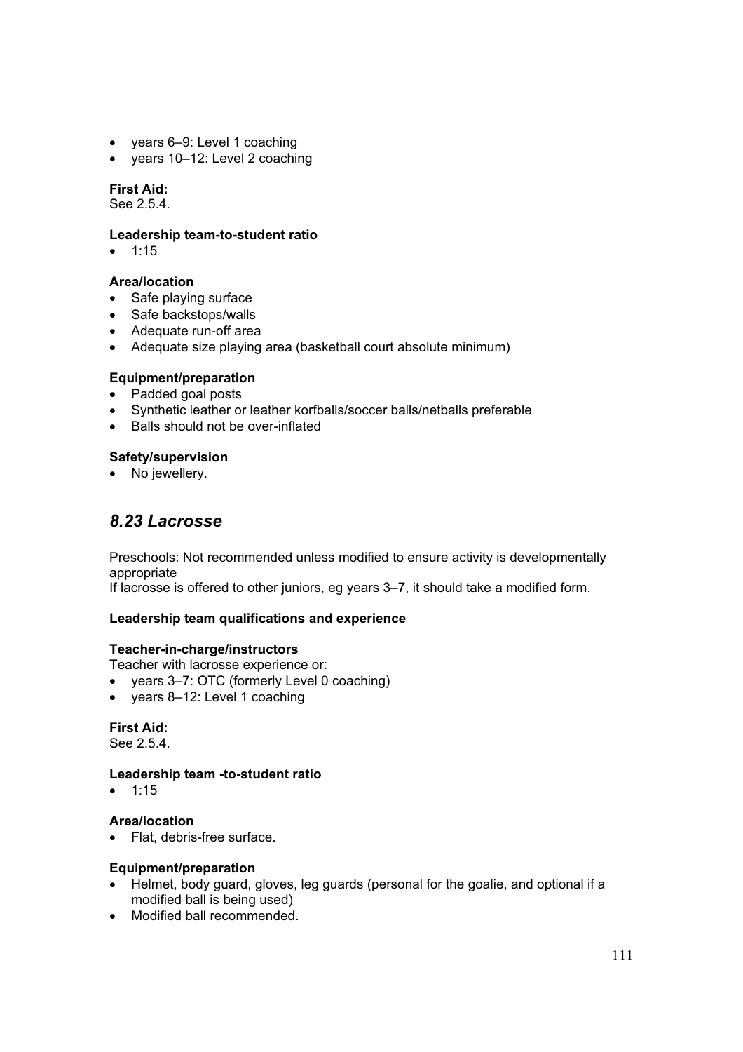- years 6–9: Level 1 coaching
- years 10–12: Level 2 coaching

**First Aid:**
See 2.5.4.

**Leadership team-to-student ratio**
- 1:15

**Area/location**
- Safe playing surface
- Safe backstops/walls
- Adequate run-off area
- Adequate size playing area (basketball court absolute minimum)

**Equipment/preparation**
- Padded goal posts
- Synthetic leather or leather korfballs/soccer balls/netballs preferable
- Balls should not be over-inflated

**Safety/supervision**
- No jewellery.

## *8.23 Lacrosse*

Preschools: Not recommended unless modified to ensure activity is developmentally appropriate
If lacrosse is offered to other juniors, eg years 3–7, it should take a modified form.

**Leadership team qualifications and experience**

**Teacher-in-charge/instructors**
Teacher with lacrosse experience or:
- years 3–7: OTC (formerly Level 0 coaching)
- years 8–12: Level 1 coaching

**First Aid:**
See 2.5.4.

**Leadership team -to-student ratio**
- 1:15

**Area/location**
- Flat, debris-free surface.

**Equipment/preparation**
- Helmet, body guard, gloves, leg guards (personal for the goalie, and optional if a modified ball is being used)
- Modified ball recommended.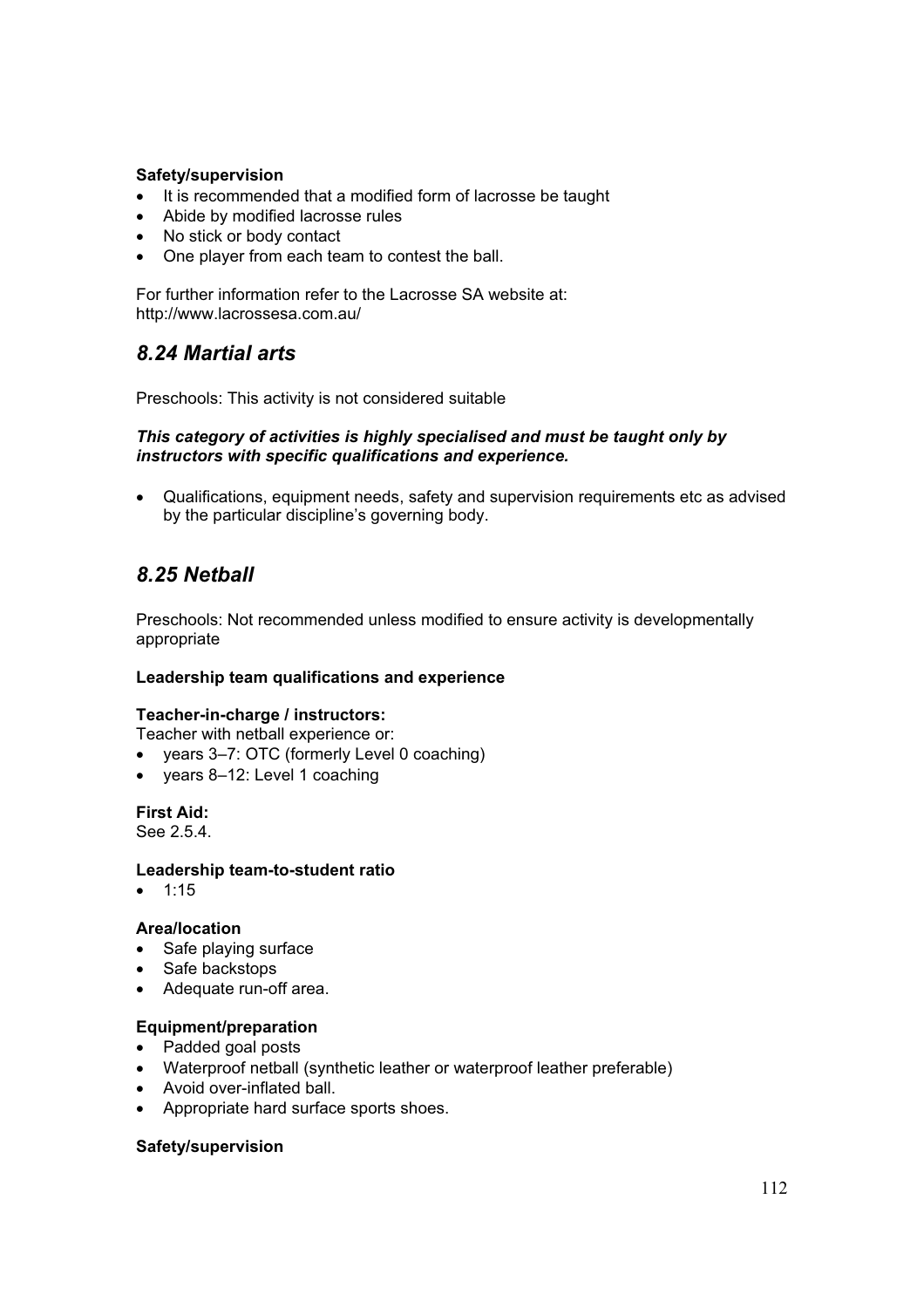**Safety/supervision**

- It is recommended that a modified form of lacrosse be taught
- Abide by modified lacrosse rules
- No stick or body contact
- One player from each team to contest the ball.

For further information refer to the Lacrosse SA website at: http://www.lacrossesa.com.au/

## *8.24 Martial arts*

Preschools: This activity is not considered suitable

***This category of activities is highly specialised and must be taught only by instructors with specific qualifications and experience.***

- Qualifications, equipment needs, safety and supervision requirements etc as advised by the particular discipline's governing body.

## *8.25 Netball*

Preschools: Not recommended unless modified to ensure activity is developmentally appropriate

**Leadership team qualifications and experience**

**Teacher-in-charge / instructors:**
Teacher with netball experience or:

- years 3–7: OTC (formerly Level 0 coaching)
- years 8–12: Level 1 coaching

**First Aid:**
See 2.5.4.

**Leadership team-to-student ratio**

- 1:15

**Area/location**

- Safe playing surface
- Safe backstops
- Adequate run-off area.

**Equipment/preparation**

- Padded goal posts
- Waterproof netball (synthetic leather or waterproof leather preferable)
- Avoid over-inflated ball.
- Appropriate hard surface sports shoes.

**Safety/supervision**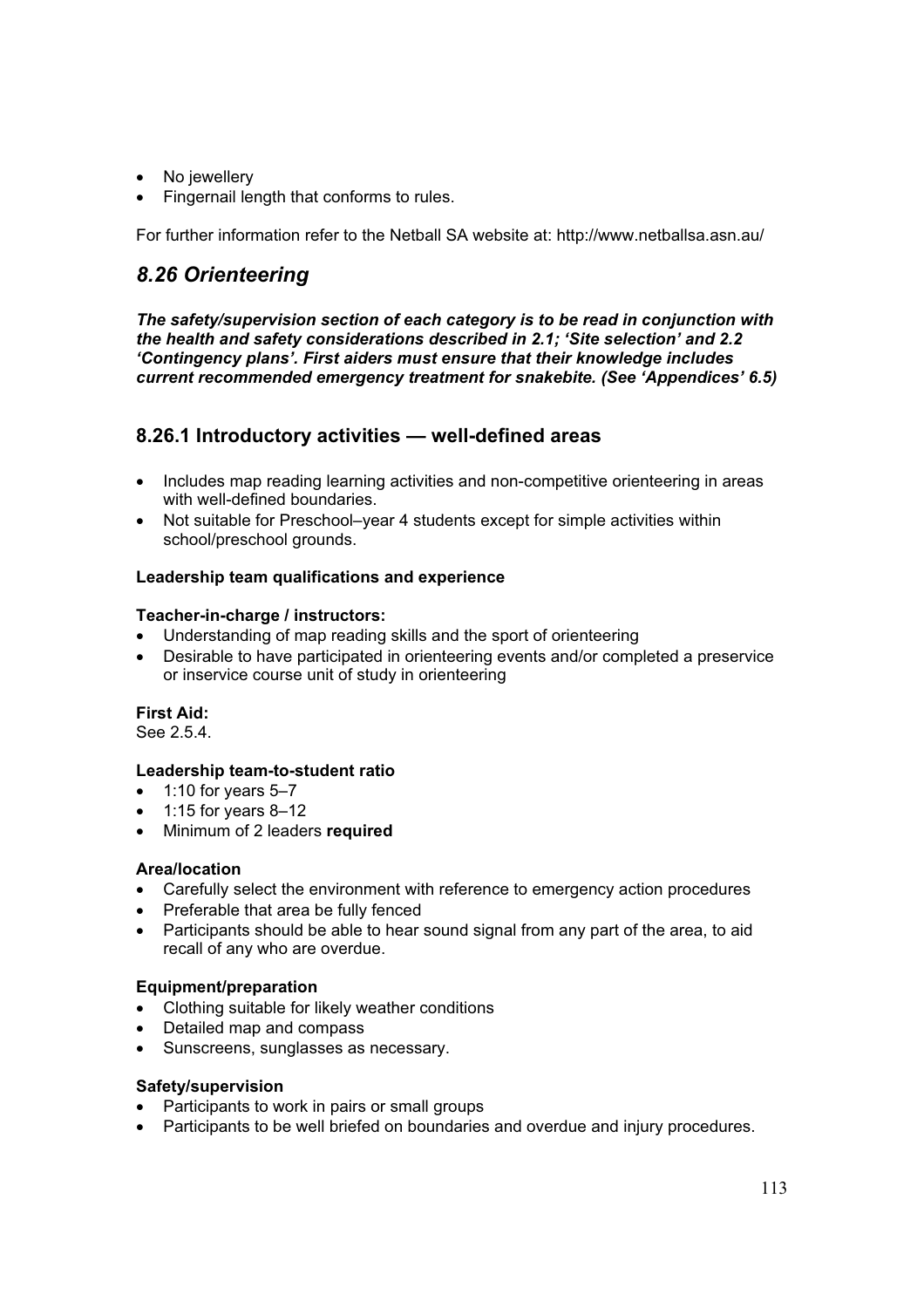- No jewellery
- Fingernail length that conforms to rules.

For further information refer to the Netball SA website at: http://www.netballsa.asn.au/

## *8.26 Orienteering*

***The safety/supervision section of each category is to be read in conjunction with the health and safety considerations described in 2.1; 'Site selection' and 2.2 'Contingency plans'. First aiders must ensure that their knowledge includes current recommended emergency treatment for snakebite. (See 'Appendices' 6.5)***

### 8.26.1 Introductory activities — well-defined areas

- Includes map reading learning activities and non-competitive orienteering in areas with well-defined boundaries.
- Not suitable for Preschool–year 4 students except for simple activities within school/preschool grounds.

**Leadership team qualifications and experience**

**Teacher-in-charge / instructors:**
- Understanding of map reading skills and the sport of orienteering
- Desirable to have participated in orienteering events and/or completed a preservice or inservice course unit of study in orienteering

**First Aid:**
See 2.5.4.

**Leadership team-to-student ratio**
- 1:10 for years 5–7
- 1:15 for years 8–12
- Minimum of 2 leaders **required**

**Area/location**
- Carefully select the environment with reference to emergency action procedures
- Preferable that area be fully fenced
- Participants should be able to hear sound signal from any part of the area, to aid recall of any who are overdue.

**Equipment/preparation**
- Clothing suitable for likely weather conditions
- Detailed map and compass
- Sunscreens, sunglasses as necessary.

**Safety/supervision**
- Participants to work in pairs or small groups
- Participants to be well briefed on boundaries and overdue and injury procedures.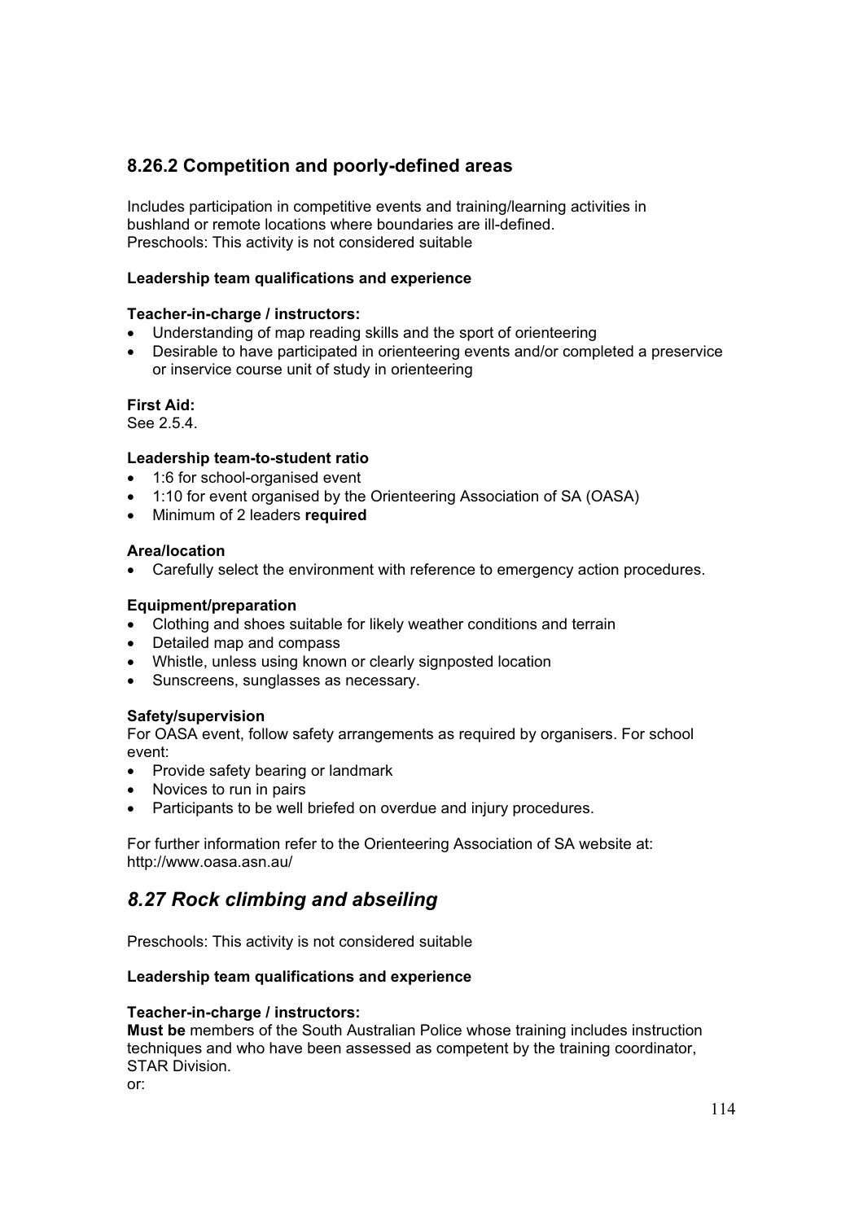### 8.26.2 Competition and poorly-defined areas

Includes participation in competitive events and training/learning activities in bushland or remote locations where boundaries are ill-defined.
Preschools: This activity is not considered suitable

**Leadership team qualifications and experience**

**Teacher-in-charge / instructors:**

- Understanding of map reading skills and the sport of orienteering
- Desirable to have participated in orienteering events and/or completed a preservice or inservice course unit of study in orienteering

**First Aid:**
See 2.5.4.

**Leadership team-to-student ratio**

- 1:6 for school-organised event
- 1:10 for event organised by the Orienteering Association of SA (OASA)
- Minimum of 2 leaders **required**

**Area/location**

- Carefully select the environment with reference to emergency action procedures.

**Equipment/preparation**

- Clothing and shoes suitable for likely weather conditions and terrain
- Detailed map and compass
- Whistle, unless using known or clearly signposted location
- Sunscreens, sunglasses as necessary.

**Safety/supervision**
For OASA event, follow safety arrangements as required by organisers. For school event:

- Provide safety bearing or landmark
- Novices to run in pairs
- Participants to be well briefed on overdue and injury procedures.

For further information refer to the Orienteering Association of SA website at: http://www.oasa.asn.au/

## *8.27 Rock climbing and abseiling*

Preschools: This activity is not considered suitable

**Leadership team qualifications and experience**

**Teacher-in-charge / instructors:**
**Must be** members of the South Australian Police whose training includes instruction techniques and who have been assessed as competent by the training coordinator, STAR Division.
or: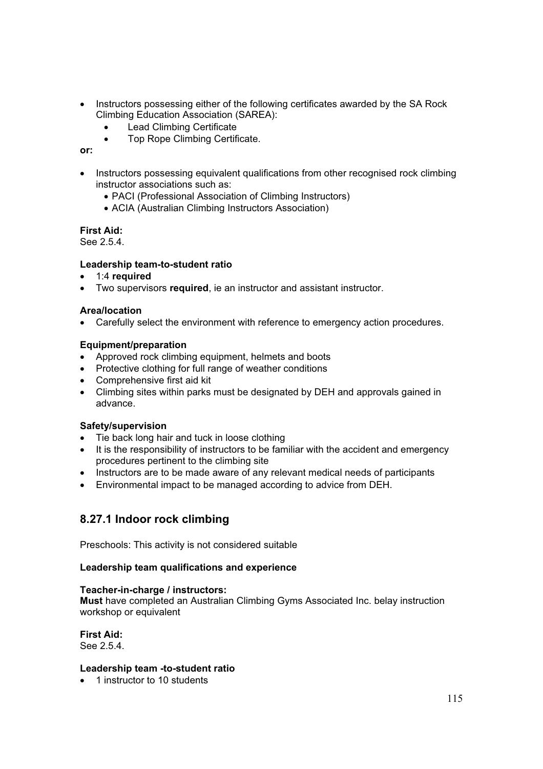- Instructors possessing either of the following certificates awarded by the SA Rock Climbing Education Association (SAREA):
  - Lead Climbing Certificate
  - Top Rope Climbing Certificate.

**or:**

- Instructors possessing equivalent qualifications from other recognised rock climbing instructor associations such as:
  - PACI (Professional Association of Climbing Instructors)
  - ACIA (Australian Climbing Instructors Association)

**First Aid:**
See 2.5.4.

**Leadership team-to-student ratio**

- 1:4 **required**
- Two supervisors **required**, ie an instructor and assistant instructor.

**Area/location**

- Carefully select the environment with reference to emergency action procedures.

**Equipment/preparation**

- Approved rock climbing equipment, helmets and boots
- Protective clothing for full range of weather conditions
- Comprehensive first aid kit
- Climbing sites within parks must be designated by DEH and approvals gained in advance.

**Safety/supervision**

- Tie back long hair and tuck in loose clothing
- It is the responsibility of instructors to be familiar with the accident and emergency procedures pertinent to the climbing site
- Instructors are to be made aware of any relevant medical needs of participants
- Environmental impact to be managed according to advice from DEH.

## 8.27.1 Indoor rock climbing

Preschools: This activity is not considered suitable

**Leadership team qualifications and experience**

**Teacher-in-charge / instructors:**
**Must** have completed an Australian Climbing Gyms Associated Inc. belay instruction workshop or equivalent

**First Aid:**
See 2.5.4.

**Leadership team -to-student ratio**

- 1 instructor to 10 students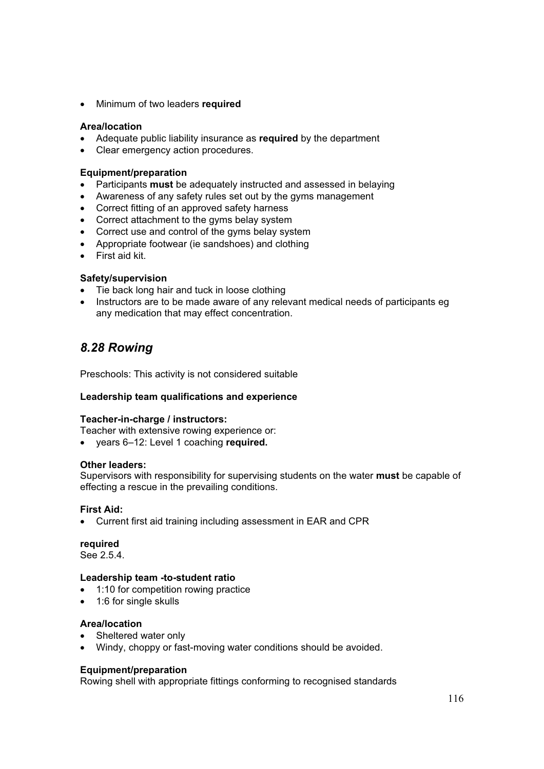- Minimum of two leaders **required**

**Area/location**

- Adequate public liability insurance as **required** by the department
- Clear emergency action procedures.

**Equipment/preparation**

- Participants **must** be adequately instructed and assessed in belaying
- Awareness of any safety rules set out by the gyms management
- Correct fitting of an approved safety harness
- Correct attachment to the gyms belay system
- Correct use and control of the gyms belay system
- Appropriate footwear (ie sandshoes) and clothing
- First aid kit.

**Safety/supervision**

- Tie back long hair and tuck in loose clothing
- Instructors are to be made aware of any relevant medical needs of participants eg any medication that may effect concentration.

## *8.28 Rowing*

Preschools: This activity is not considered suitable

**Leadership team qualifications and experience**

**Teacher-in-charge / instructors:**

Teacher with extensive rowing experience or:

- years 6–12: Level 1 coaching **required.**

**Other leaders:**

Supervisors with responsibility for supervising students on the water **must** be capable of effecting a rescue in the prevailing conditions.

**First Aid:**

- Current first aid training including assessment in EAR and CPR

**required**

See 2.5.4.

**Leadership team -to-student ratio**

- 1:10 for competition rowing practice
- 1:6 for single skulls

**Area/location**

- Sheltered water only
- Windy, choppy or fast-moving water conditions should be avoided.

**Equipment/preparation**

Rowing shell with appropriate fittings conforming to recognised standards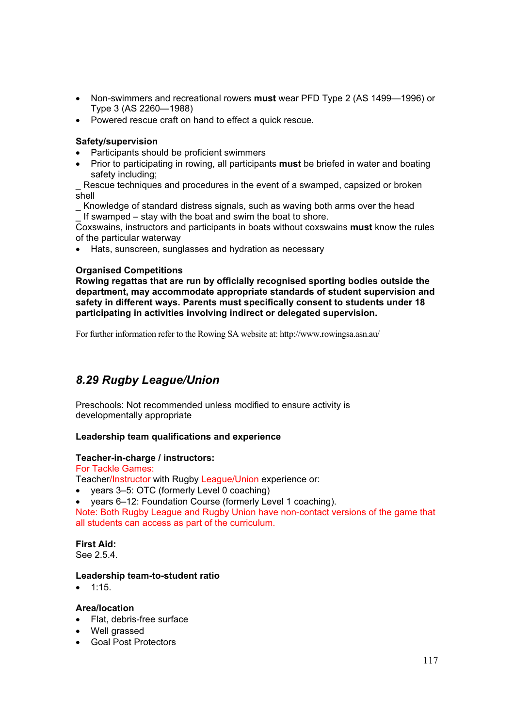- Non-swimmers and recreational rowers **must** wear PFD Type 2 (AS 1499—1996) or Type 3 (AS 2260—1988)
- Powered rescue craft on hand to effect a quick rescue.

**Safety/supervision**

- Participants should be proficient swimmers
- Prior to participating in rowing, all participants **must** be briefed in water and boating safety including;

_ Rescue techniques and procedures in the event of a swamped, capsized or broken shell
_ Knowledge of standard distress signals, such as waving both arms over the head
_ If swamped – stay with the boat and swim the boat to shore.
Coxswains, instructors and participants in boats without coxswains **must** know the rules of the particular waterway

- Hats, sunscreen, sunglasses and hydration as necessary

**Organised Competitions**
**Rowing regattas that are run by officially recognised sporting bodies outside the department, may accommodate appropriate standards of student supervision and safety in different ways. Parents must specifically consent to students under 18 participating in activities involving indirect or delegated supervision.**

For further information refer to the Rowing SA website at: http://www.rowingsa.asn.au/

## *8.29 Rugby League/Union*

Preschools: Not recommended unless modified to ensure activity is developmentally appropriate

**Leadership team qualifications and experience**

**Teacher-in-charge / instructors:**
For Tackle Games:
Teacher/Instructor with Rugby League/Union experience or:

- years 3–5: OTC (formerly Level 0 coaching)
- years 6–12: Foundation Course (formerly Level 1 coaching).

Note: Both Rugby League and Rugby Union have non-contact versions of the game that all students can access as part of the curriculum.

**First Aid:**
See 2.5.4.

**Leadership team-to-student ratio**

- 1:15.

**Area/location**

- Flat, debris-free surface
- Well grassed
- Goal Post Protectors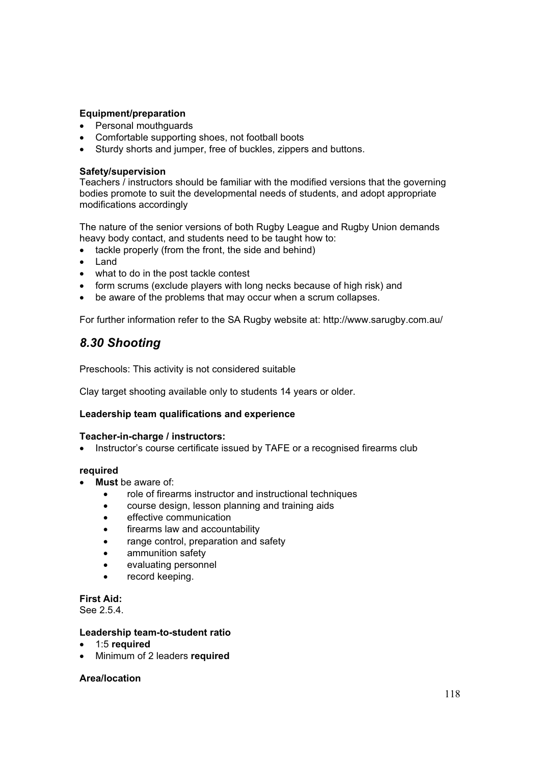**Equipment/preparation**

- Personal mouthguards
- Comfortable supporting shoes, not football boots
- Sturdy shorts and jumper, free of buckles, zippers and buttons.

**Safety/supervision**

Teachers / instructors should be familiar with the modified versions that the governing bodies promote to suit the developmental needs of students, and adopt appropriate modifications accordingly

The nature of the senior versions of both Rugby League and Rugby Union demands heavy body contact, and students need to be taught how to:

- tackle properly (from the front, the side and behind)
- Land
- what to do in the post tackle contest
- form scrums (exclude players with long necks because of high risk) and
- be aware of the problems that may occur when a scrum collapses.

For further information refer to the SA Rugby website at: http://www.sarugby.com.au/

## *8.30 Shooting*

Preschools: This activity is not considered suitable

Clay target shooting available only to students 14 years or older.

**Leadership team qualifications and experience**

**Teacher-in-charge / instructors:**

- Instructor's course certificate issued by TAFE or a recognised firearms club

**required**

- **Must** be aware of:
    - role of firearms instructor and instructional techniques
    - course design, lesson planning and training aids
    - effective communication
    - firearms law and accountability
    - range control, preparation and safety
    - ammunition safety
    - evaluating personnel
    - record keeping.

**First Aid:**

See 2.5.4.

**Leadership team-to-student ratio**

- 1:5 **required**
- Minimum of 2 leaders **required**

**Area/location**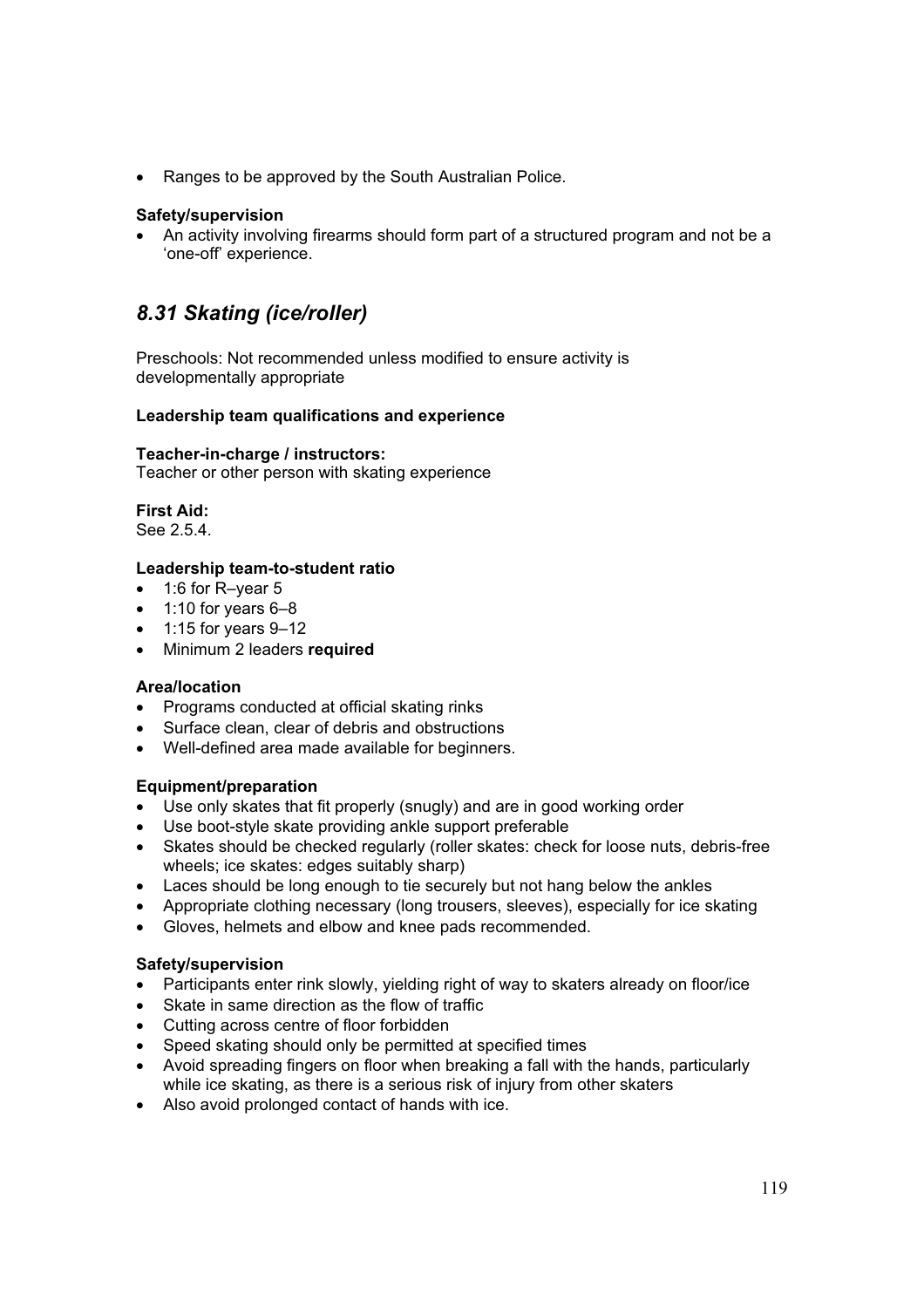- Ranges to be approved by the South Australian Police.

**Safety/supervision**

- An activity involving firearms should form part of a structured program and not be a 'one-off' experience.

## *8.31 Skating (ice/roller)*

Preschools: Not recommended unless modified to ensure activity is developmentally appropriate

**Leadership team qualifications and experience**

**Teacher-in-charge / instructors:**
Teacher or other person with skating experience

**First Aid:**
See 2.5.4.

**Leadership team-to-student ratio**

- 1:6 for R–year 5
- 1:10 for years 6–8
- 1:15 for years 9–12
- Minimum 2 leaders **required**

**Area/location**

- Programs conducted at official skating rinks
- Surface clean, clear of debris and obstructions
- Well-defined area made available for beginners.

**Equipment/preparation**

- Use only skates that fit properly (snugly) and are in good working order
- Use boot-style skate providing ankle support preferable
- Skates should be checked regularly (roller skates: check for loose nuts, debris-free wheels; ice skates: edges suitably sharp)
- Laces should be long enough to tie securely but not hang below the ankles
- Appropriate clothing necessary (long trousers, sleeves), especially for ice skating
- Gloves, helmets and elbow and knee pads recommended.

**Safety/supervision**

- Participants enter rink slowly, yielding right of way to skaters already on floor/ice
- Skate in same direction as the flow of traffic
- Cutting across centre of floor forbidden
- Speed skating should only be permitted at specified times
- Avoid spreading fingers on floor when breaking a fall with the hands, particularly while ice skating, as there is a serious risk of injury from other skaters
- Also avoid prolonged contact of hands with ice.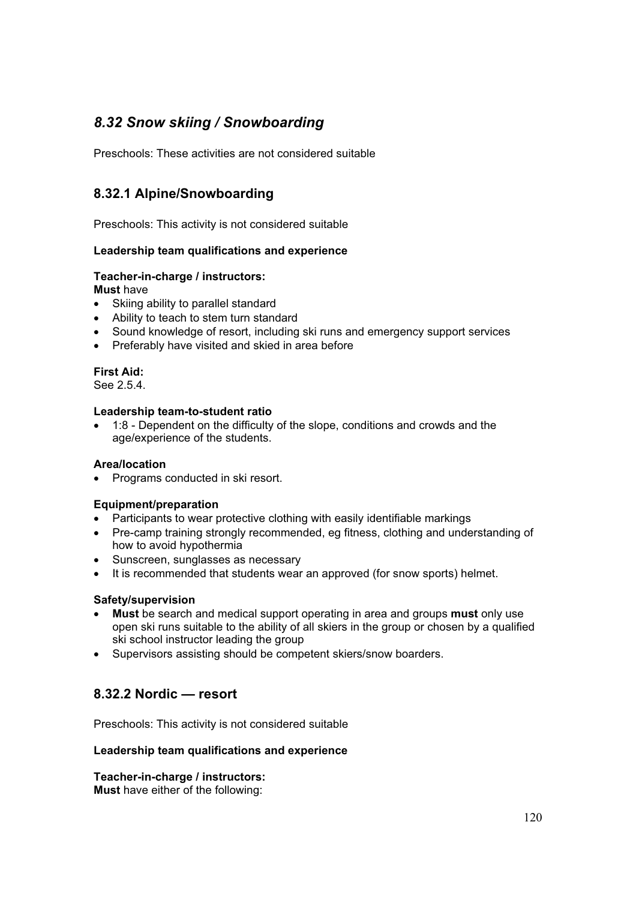## *8.32 Snow skiing / Snowboarding*

Preschools: These activities are not considered suitable

### 8.32.1 Alpine/Snowboarding

Preschools: This activity is not considered suitable

**Leadership team qualifications and experience**

**Teacher-in-charge / instructors:**
**Must** have

- Skiing ability to parallel standard
- Ability to teach to stem turn standard
- Sound knowledge of resort, including ski runs and emergency support services
- Preferably have visited and skied in area before

**First Aid:**
See 2.5.4.

**Leadership team-to-student ratio**

- 1:8 - Dependent on the difficulty of the slope, conditions and crowds and the age/experience of the students.

**Area/location**

- Programs conducted in ski resort.

**Equipment/preparation**

- Participants to wear protective clothing with easily identifiable markings
- Pre-camp training strongly recommended, eg fitness, clothing and understanding of how to avoid hypothermia
- Sunscreen, sunglasses as necessary
- It is recommended that students wear an approved (for snow sports) helmet.

**Safety/supervision**

- **Must** be search and medical support operating in area and groups **must** only use open ski runs suitable to the ability of all skiers in the group or chosen by a qualified ski school instructor leading the group
- Supervisors assisting should be competent skiers/snow boarders.

### 8.32.2 Nordic — resort

Preschools: This activity is not considered suitable

**Leadership team qualifications and experience**

**Teacher-in-charge / instructors:**
**Must** have either of the following: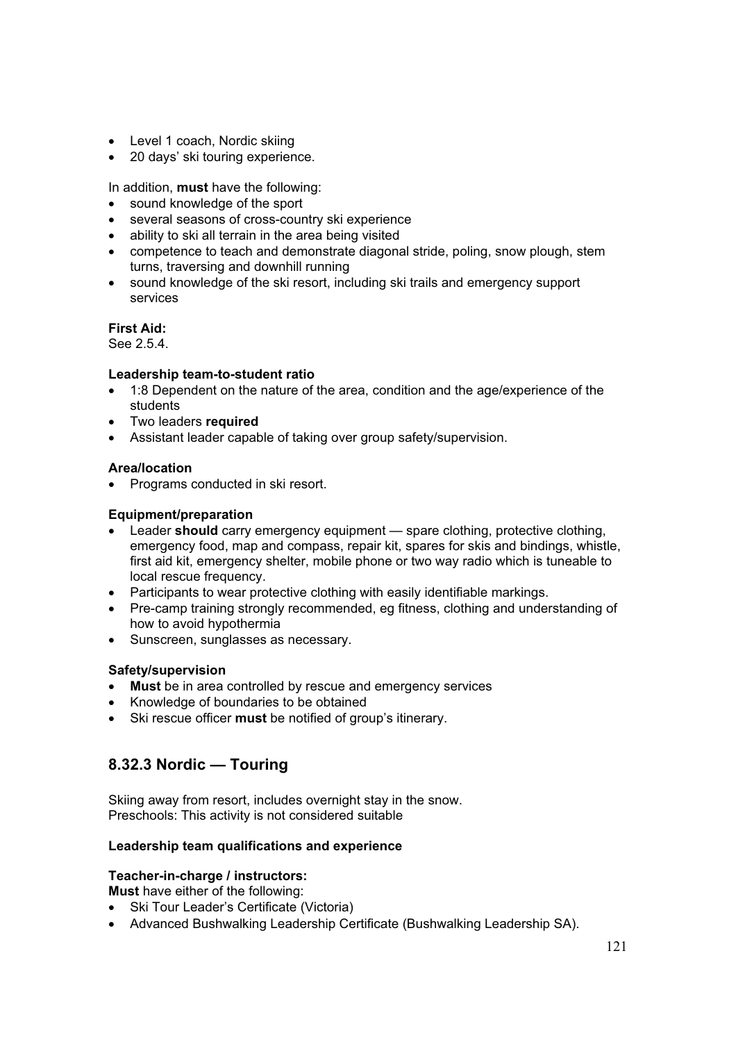- Level 1 coach, Nordic skiing
- 20 days' ski touring experience.

In addition, **must** have the following:

- sound knowledge of the sport
- several seasons of cross-country ski experience
- ability to ski all terrain in the area being visited
- competence to teach and demonstrate diagonal stride, poling, snow plough, stem turns, traversing and downhill running
- sound knowledge of the ski resort, including ski trails and emergency support services

**First Aid:**
See 2.5.4.

**Leadership team-to-student ratio**

- 1:8 Dependent on the nature of the area, condition and the age/experience of the students
- Two leaders **required**
- Assistant leader capable of taking over group safety/supervision.

**Area/location**

- Programs conducted in ski resort.

**Equipment/preparation**

- Leader **should** carry emergency equipment — spare clothing, protective clothing, emergency food, map and compass, repair kit, spares for skis and bindings, whistle, first aid kit, emergency shelter, mobile phone or two way radio which is tuneable to local rescue frequency.
- Participants to wear protective clothing with easily identifiable markings.
- Pre-camp training strongly recommended, eg fitness, clothing and understanding of how to avoid hypothermia
- Sunscreen, sunglasses as necessary.

**Safety/supervision**

- **Must** be in area controlled by rescue and emergency services
- Knowledge of boundaries to be obtained
- Ski rescue officer **must** be notified of group's itinerary.

## 8.32.3 Nordic — Touring

Skiing away from resort, includes overnight stay in the snow.
Preschools: This activity is not considered suitable

**Leadership team qualifications and experience**

**Teacher-in-charge / instructors:**
**Must** have either of the following:

- Ski Tour Leader's Certificate (Victoria)
- Advanced Bushwalking Leadership Certificate (Bushwalking Leadership SA).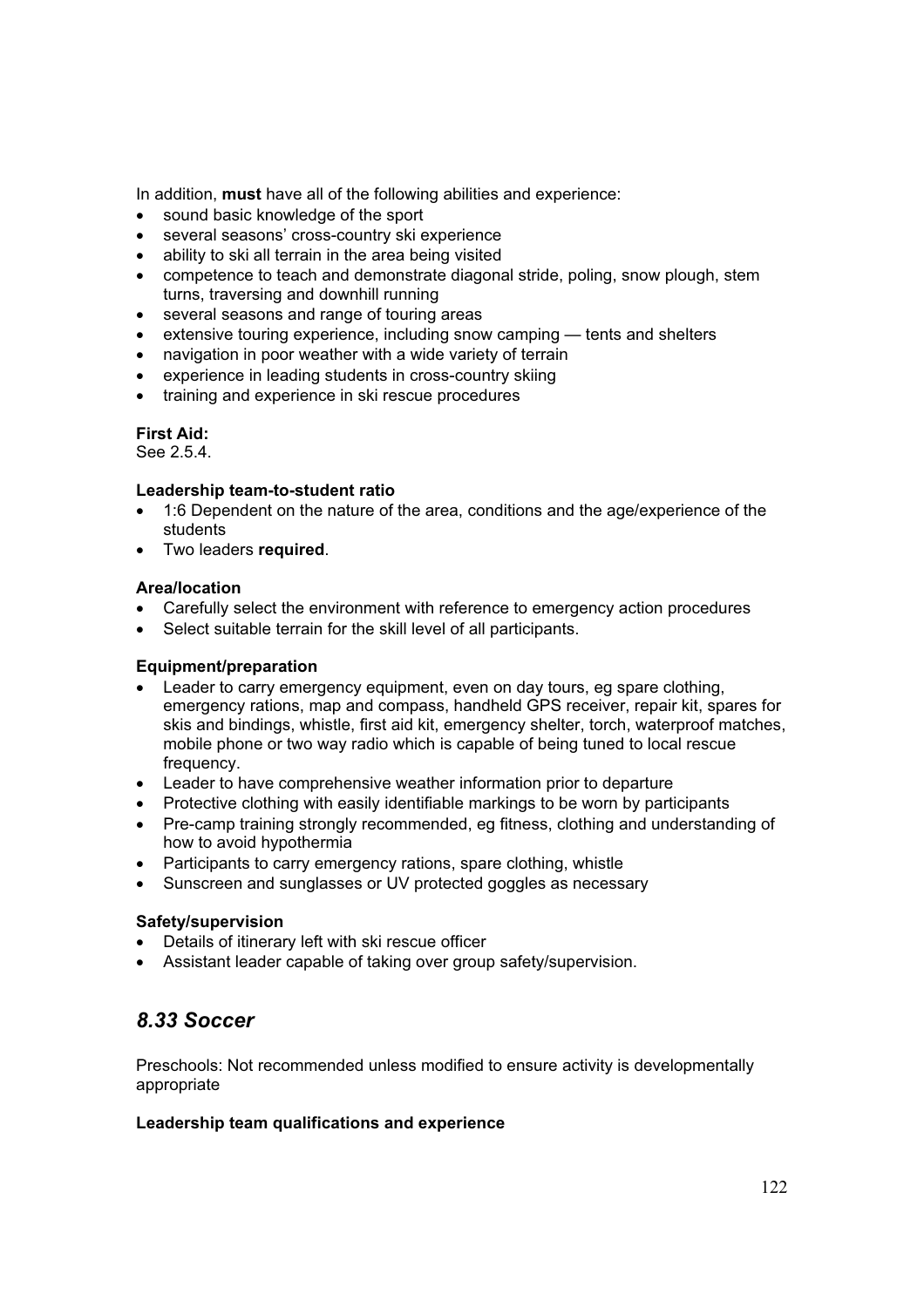In addition, **must** have all of the following abilities and experience:

- sound basic knowledge of the sport
- several seasons' cross-country ski experience
- ability to ski all terrain in the area being visited
- competence to teach and demonstrate diagonal stride, poling, snow plough, stem turns, traversing and downhill running
- several seasons and range of touring areas
- extensive touring experience, including snow camping — tents and shelters
- navigation in poor weather with a wide variety of terrain
- experience in leading students in cross-country skiing
- training and experience in ski rescue procedures

**First Aid:**
See 2.5.4.

**Leadership team-to-student ratio**

- 1:6 Dependent on the nature of the area, conditions and the age/experience of the students
- Two leaders **required**.

**Area/location**

- Carefully select the environment with reference to emergency action procedures
- Select suitable terrain for the skill level of all participants.

**Equipment/preparation**

- Leader to carry emergency equipment, even on day tours, eg spare clothing, emergency rations, map and compass, handheld GPS receiver, repair kit, spares for skis and bindings, whistle, first aid kit, emergency shelter, torch, waterproof matches, mobile phone or two way radio which is capable of being tuned to local rescue frequency.
- Leader to have comprehensive weather information prior to departure
- Protective clothing with easily identifiable markings to be worn by participants
- Pre-camp training strongly recommended, eg fitness, clothing and understanding of how to avoid hypothermia
- Participants to carry emergency rations, spare clothing, whistle
- Sunscreen and sunglasses or UV protected goggles as necessary

**Safety/supervision**

- Details of itinerary left with ski rescue officer
- Assistant leader capable of taking over group safety/supervision.

## *8.33 Soccer*

Preschools: Not recommended unless modified to ensure activity is developmentally appropriate

**Leadership team qualifications and experience**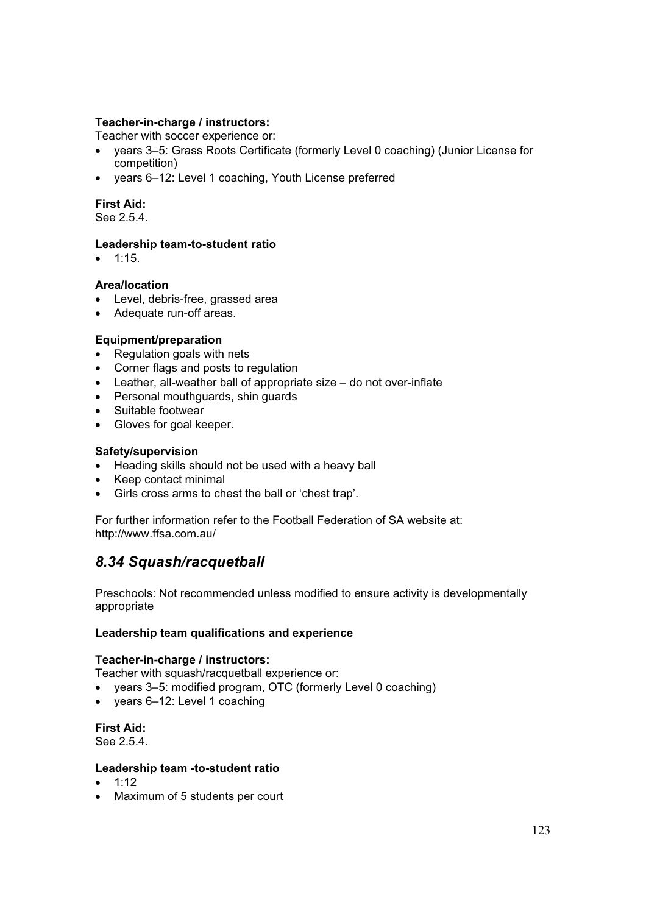**Teacher-in-charge / instructors:**
Teacher with soccer experience or:

- years 3–5: Grass Roots Certificate (formerly Level 0 coaching) (Junior License for competition)
- years 6–12: Level 1 coaching, Youth License preferred

**First Aid:**
See 2.5.4.

**Leadership team-to-student ratio**

- 1:15.

**Area/location**

- Level, debris-free, grassed area
- Adequate run-off areas.

**Equipment/preparation**

- Regulation goals with nets
- Corner flags and posts to regulation
- Leather, all-weather ball of appropriate size – do not over-inflate
- Personal mouthguards, shin guards
- Suitable footwear
- Gloves for goal keeper.

**Safety/supervision**

- Heading skills should not be used with a heavy ball
- Keep contact minimal
- Girls cross arms to chest the ball or 'chest trap'.

For further information refer to the Football Federation of SA website at:
http://www.ffsa.com.au/

## *8.34 Squash/racquetball*

Preschools: Not recommended unless modified to ensure activity is developmentally appropriate

**Leadership team qualifications and experience**

**Teacher-in-charge / instructors:**
Teacher with squash/racquetball experience or:

- years 3–5: modified program, OTC (formerly Level 0 coaching)
- years 6–12: Level 1 coaching

**First Aid:**
See 2.5.4.

**Leadership team -to-student ratio**

- 1:12
- Maximum of 5 students per court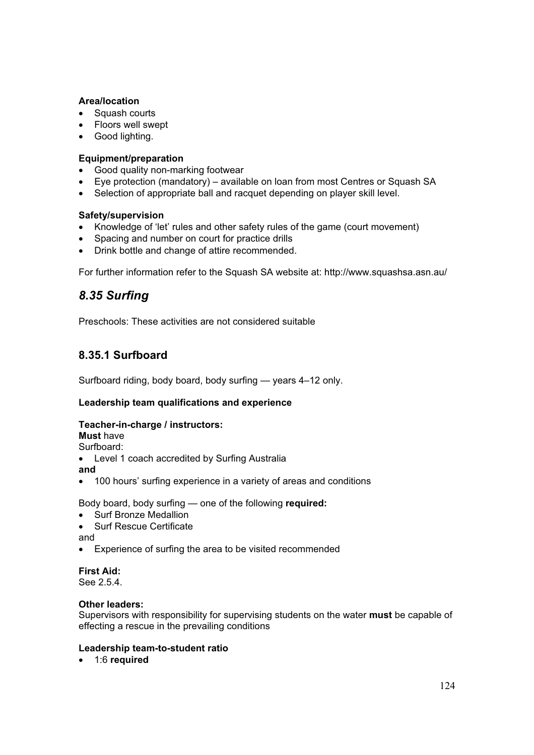**Area/location**

- Squash courts
- Floors well swept
- Good lighting.

**Equipment/preparation**

- Good quality non-marking footwear
- Eye protection (mandatory) – available on loan from most Centres or Squash SA
- Selection of appropriate ball and racquet depending on player skill level.

**Safety/supervision**

- Knowledge of 'let' rules and other safety rules of the game (court movement)
- Spacing and number on court for practice drills
- Drink bottle and change of attire recommended.

For further information refer to the Squash SA website at: http://www.squashsa.asn.au/

## *8.35 Surfing*

Preschools: These activities are not considered suitable

### 8.35.1 Surfboard

Surfboard riding, body board, body surfing — years 4–12 only.

**Leadership team qualifications and experience**

**Teacher-in-charge / instructors:**
**Must** have
Surfboard:

- Level 1 coach accredited by Surfing Australia

**and**

- 100 hours' surfing experience in a variety of areas and conditions

Body board, body surfing — one of the following **required:**

- Surf Bronze Medallion
- Surf Rescue Certificate

and

- Experience of surfing the area to be visited recommended

**First Aid:**
See 2.5.4.

**Other leaders:**
Supervisors with responsibility for supervising students on the water **must** be capable of effecting a rescue in the prevailing conditions

**Leadership team-to-student ratio**

- 1:6 **required**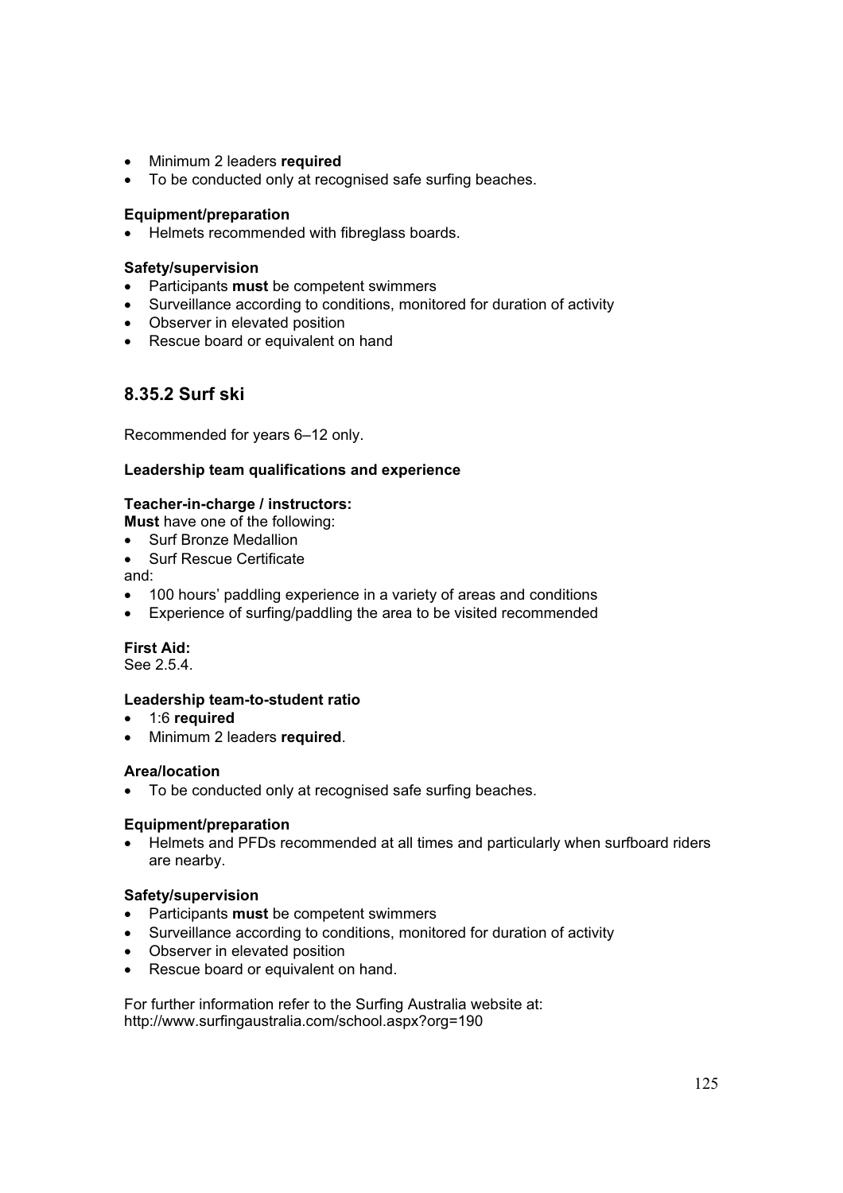- Minimum 2 leaders **required**
- To be conducted only at recognised safe surfing beaches.

**Equipment/preparation**

- Helmets recommended with fibreglass boards.

**Safety/supervision**

- Participants **must** be competent swimmers
- Surveillance according to conditions, monitored for duration of activity
- Observer in elevated position
- Rescue board or equivalent on hand

## 8.35.2 Surf ski

Recommended for years 6–12 only.

**Leadership team qualifications and experience**

**Teacher-in-charge / instructors:**
**Must** have one of the following:

- Surf Bronze Medallion
- Surf Rescue Certificate

and:

- 100 hours' paddling experience in a variety of areas and conditions
- Experience of surfing/paddling the area to be visited recommended

**First Aid:**
See 2.5.4.

**Leadership team-to-student ratio**

- 1:6 **required**
- Minimum 2 leaders **required**.

**Area/location**

- To be conducted only at recognised safe surfing beaches.

**Equipment/preparation**

- Helmets and PFDs recommended at all times and particularly when surfboard riders are nearby.

**Safety/supervision**

- Participants **must** be competent swimmers
- Surveillance according to conditions, monitored for duration of activity
- Observer in elevated position
- Rescue board or equivalent on hand.

For further information refer to the Surfing Australia website at:
http://www.surfingaustralia.com/school.aspx?org=190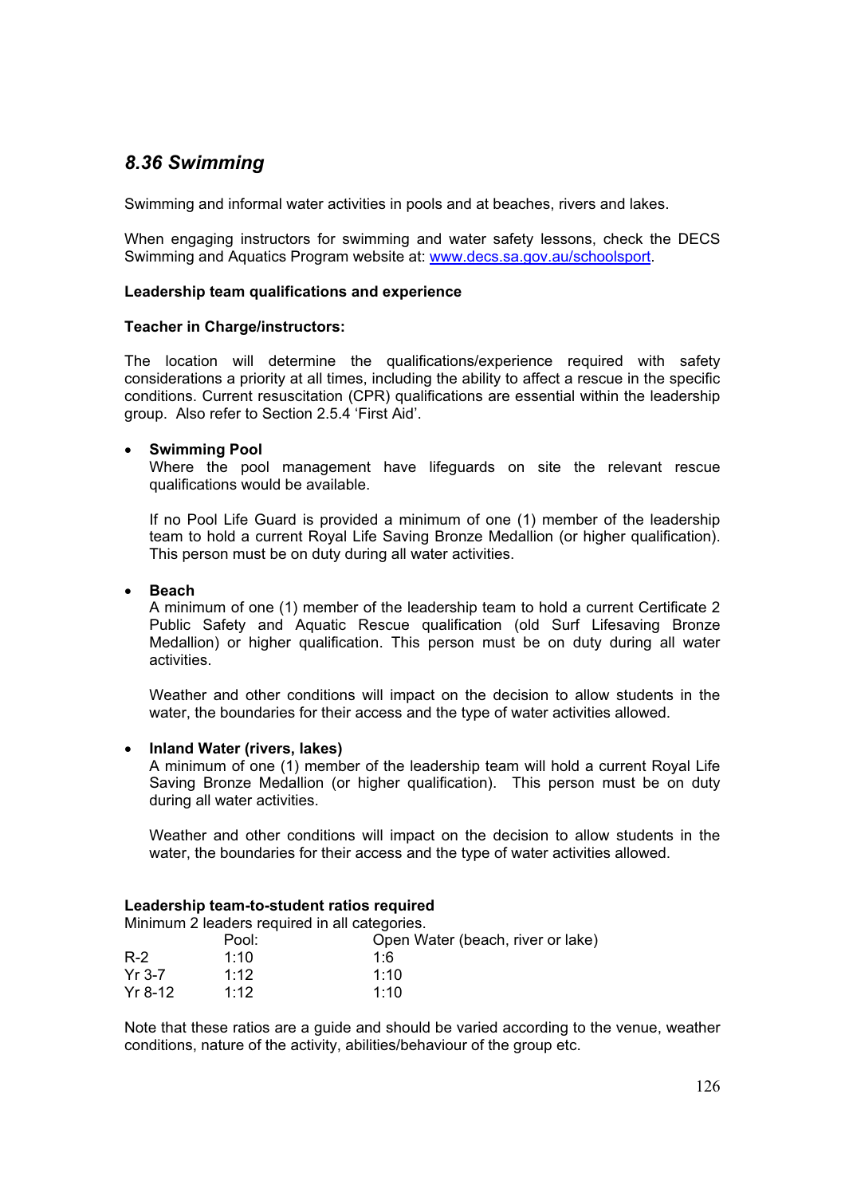## *8.36 Swimming*

Swimming and informal water activities in pools and at beaches, rivers and lakes.

When engaging instructors for swimming and water safety lessons, check the DECS Swimming and Aquatics Program website at: [www.decs.sa.gov.au/schoolsport](www.decs.sa.gov.au/schoolsport).

**Leadership team qualifications and experience**

**Teacher in Charge/instructors:**

The location will determine the qualifications/experience required with safety considerations a priority at all times, including the ability to affect a rescue in the specific conditions. Current resuscitation (CPR) qualifications are essential within the leadership group. Also refer to Section 2.5.4 'First Aid'.

- **Swimming Pool**
  Where the pool management have lifeguards on site the relevant rescue qualifications would be available.

  If no Pool Life Guard is provided a minimum of one (1) member of the leadership team to hold a current Royal Life Saving Bronze Medallion (or higher qualification). This person must be on duty during all water activities.

- **Beach**
  A minimum of one (1) member of the leadership team to hold a current Certificate 2 Public Safety and Aquatic Rescue qualification (old Surf Lifesaving Bronze Medallion) or higher qualification. This person must be on duty during all water activities.

  Weather and other conditions will impact on the decision to allow students in the water, the boundaries for their access and the type of water activities allowed.

- **Inland Water (rivers, lakes)**
  A minimum of one (1) member of the leadership team will hold a current Royal Life Saving Bronze Medallion (or higher qualification). This person must be on duty during all water activities.

  Weather and other conditions will impact on the decision to allow students in the water, the boundaries for their access and the type of water activities allowed.

**Leadership team-to-student ratios required**

Minimum 2 leaders required in all categories.

| | Pool: | Open Water (beach, river or lake) |
|---|---|---|
| R-2 | 1:10 | 1:6 |
| Yr 3-7 | 1:12 | 1:10 |
| Yr 8-12 | 1:12 | 1:10 |

Note that these ratios are a guide and should be varied according to the venue, weather conditions, nature of the activity, abilities/behaviour of the group etc.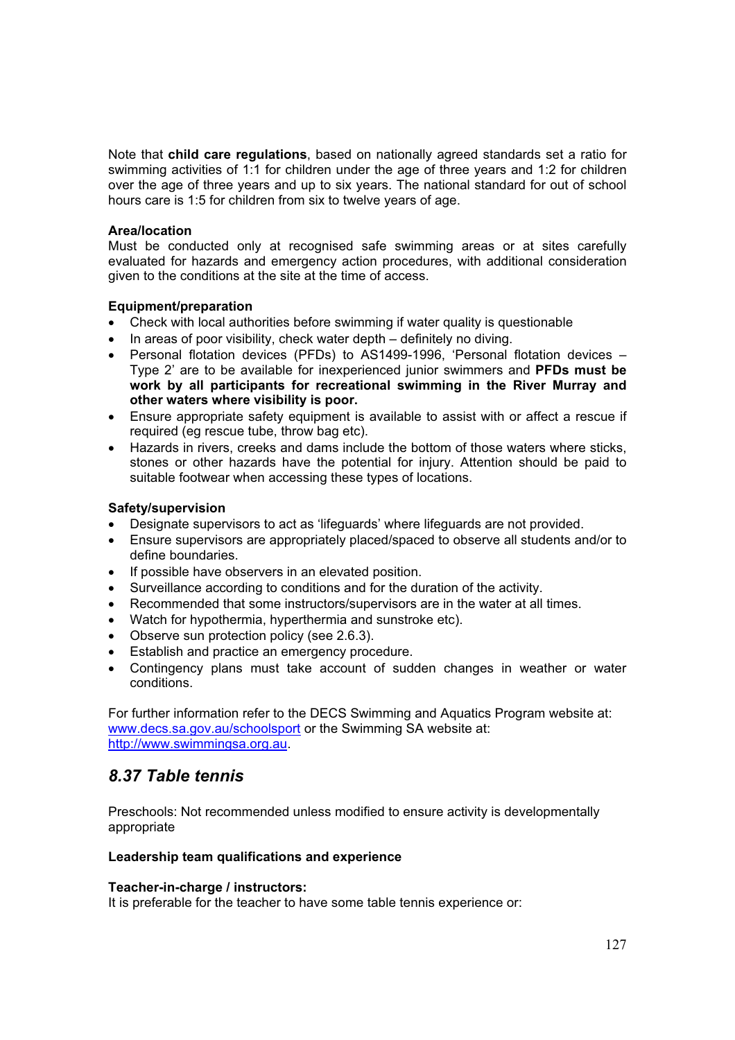Note that **child care regulations**, based on nationally agreed standards set a ratio for swimming activities of 1:1 for children under the age of three years and 1:2 for children over the age of three years and up to six years. The national standard for out of school hours care is 1:5 for children from six to twelve years of age.

**Area/location**
Must be conducted only at recognised safe swimming areas or at sites carefully evaluated for hazards and emergency action procedures, with additional consideration given to the conditions at the site at the time of access.

**Equipment/preparation**

- Check with local authorities before swimming if water quality is questionable
- In areas of poor visibility, check water depth – definitely no diving.
- Personal flotation devices (PFDs) to AS1499-1996, 'Personal flotation devices – Type 2' are to be available for inexperienced junior swimmers and **PFDs must be work by all participants for recreational swimming in the River Murray and other waters where visibility is poor.**
- Ensure appropriate safety equipment is available to assist with or affect a rescue if required (eg rescue tube, throw bag etc).
- Hazards in rivers, creeks and dams include the bottom of those waters where sticks, stones or other hazards have the potential for injury. Attention should be paid to suitable footwear when accessing these types of locations.

**Safety/supervision**

- Designate supervisors to act as 'lifeguards' where lifeguards are not provided.
- Ensure supervisors are appropriately placed/spaced to observe all students and/or to define boundaries.
- If possible have observers in an elevated position.
- Surveillance according to conditions and for the duration of the activity.
- Recommended that some instructors/supervisors are in the water at all times.
- Watch for hypothermia, hyperthermia and sunstroke etc).
- Observe sun protection policy (see 2.6.3).
- Establish and practice an emergency procedure.
- Contingency plans must take account of sudden changes in weather or water conditions.

For further information refer to the DECS Swimming and Aquatics Program website at: www.decs.sa.gov.au/schoolsport or the Swimming SA website at: http://www.swimmingsa.org.au.

## *8.37 Table tennis*

Preschools: Not recommended unless modified to ensure activity is developmentally appropriate

**Leadership team qualifications and experience**

**Teacher-in-charge / instructors:**
It is preferable for the teacher to have some table tennis experience or: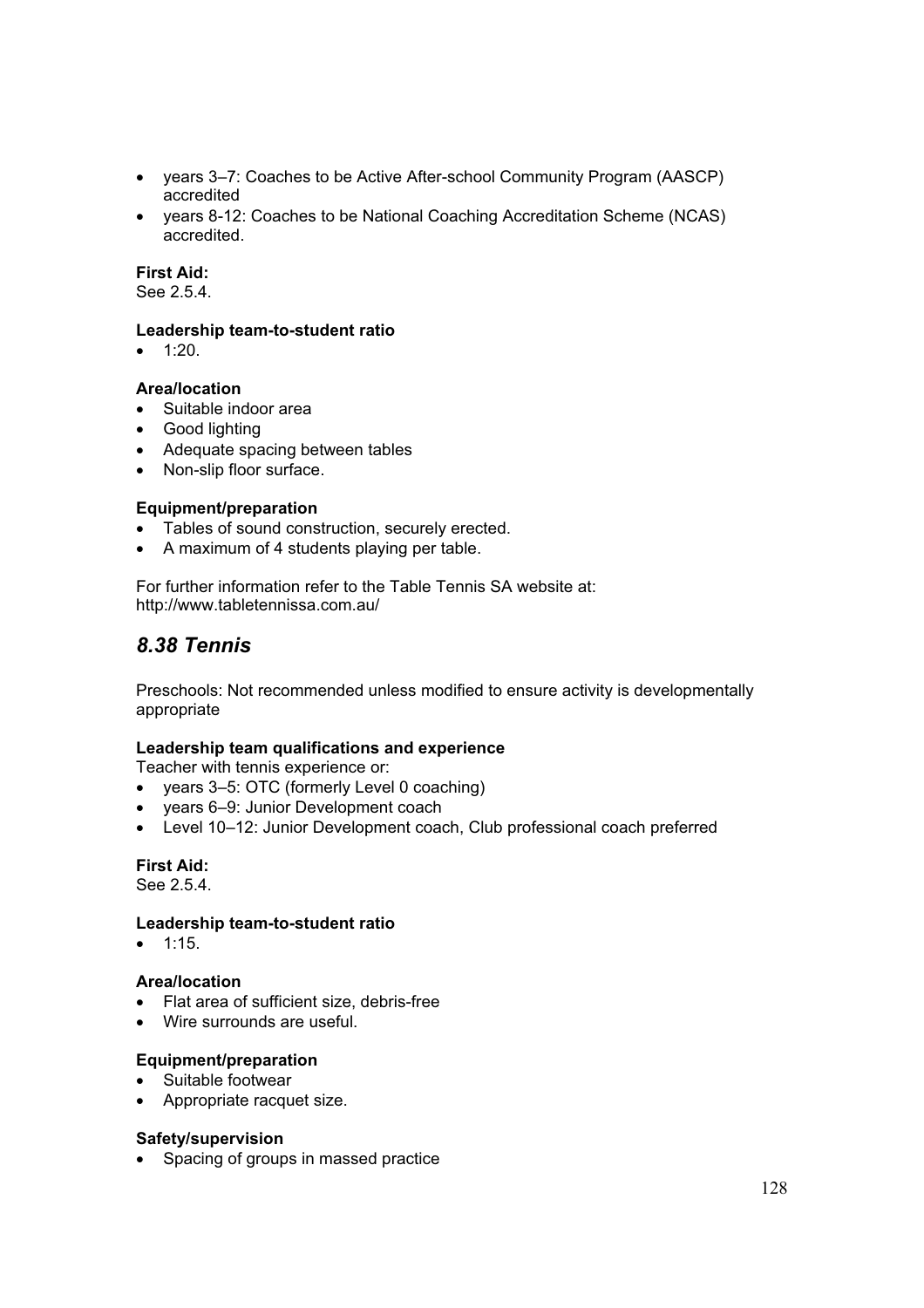- years 3–7: Coaches to be Active After-school Community Program (AASCP) accredited
- years 8-12: Coaches to be National Coaching Accreditation Scheme (NCAS) accredited.

**First Aid:**
See 2.5.4.

**Leadership team-to-student ratio**
- 1:20.

**Area/location**
- Suitable indoor area
- Good lighting
- Adequate spacing between tables
- Non-slip floor surface.

**Equipment/preparation**
- Tables of sound construction, securely erected.
- A maximum of 4 students playing per table.

For further information refer to the Table Tennis SA website at:
http://www.tabletennissa.com.au/

## *8.38 Tennis*

Preschools: Not recommended unless modified to ensure activity is developmentally appropriate

**Leadership team qualifications and experience**
Teacher with tennis experience or:
- years 3–5: OTC (formerly Level 0 coaching)
- years 6–9: Junior Development coach
- Level 10–12: Junior Development coach, Club professional coach preferred

**First Aid:**
See 2.5.4.

**Leadership team-to-student ratio**
- 1:15.

**Area/location**
- Flat area of sufficient size, debris-free
- Wire surrounds are useful.

**Equipment/preparation**
- Suitable footwear
- Appropriate racquet size.

**Safety/supervision**
- Spacing of groups in massed practice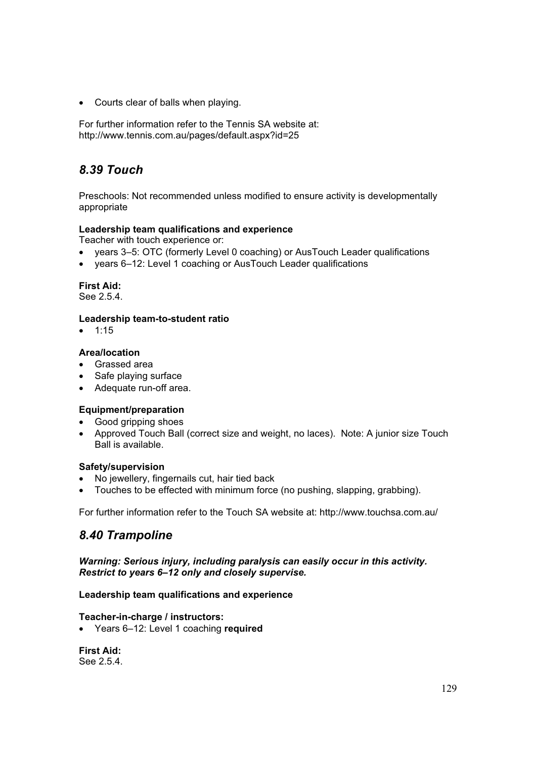- Courts clear of balls when playing.

For further information refer to the Tennis SA website at:
http://www.tennis.com.au/pages/default.aspx?id=25

## *8.39 Touch*

Preschools: Not recommended unless modified to ensure activity is developmentally appropriate

**Leadership team qualifications and experience**
Teacher with touch experience or:

- years 3–5: OTC (formerly Level 0 coaching) or AusTouch Leader qualifications
- years 6–12: Level 1 coaching or AusTouch Leader qualifications

**First Aid:**
See 2.5.4.

**Leadership team-to-student ratio**

- 1:15

**Area/location**

- Grassed area
- Safe playing surface
- Adequate run-off area.

**Equipment/preparation**

- Good gripping shoes
- Approved Touch Ball (correct size and weight, no laces). Note: A junior size Touch Ball is available.

**Safety/supervision**

- No jewellery, fingernails cut, hair tied back
- Touches to be effected with minimum force (no pushing, slapping, grabbing).

For further information refer to the Touch SA website at: http://www.touchsa.com.au/

## *8.40 Trampoline*

***Warning: Serious injury, including paralysis can easily occur in this activity. Restrict to years 6–12 only and closely supervise.***

**Leadership team qualifications and experience**

**Teacher-in-charge / instructors:**

- Years 6–12: Level 1 coaching **required**

**First Aid:**
See 2.5.4.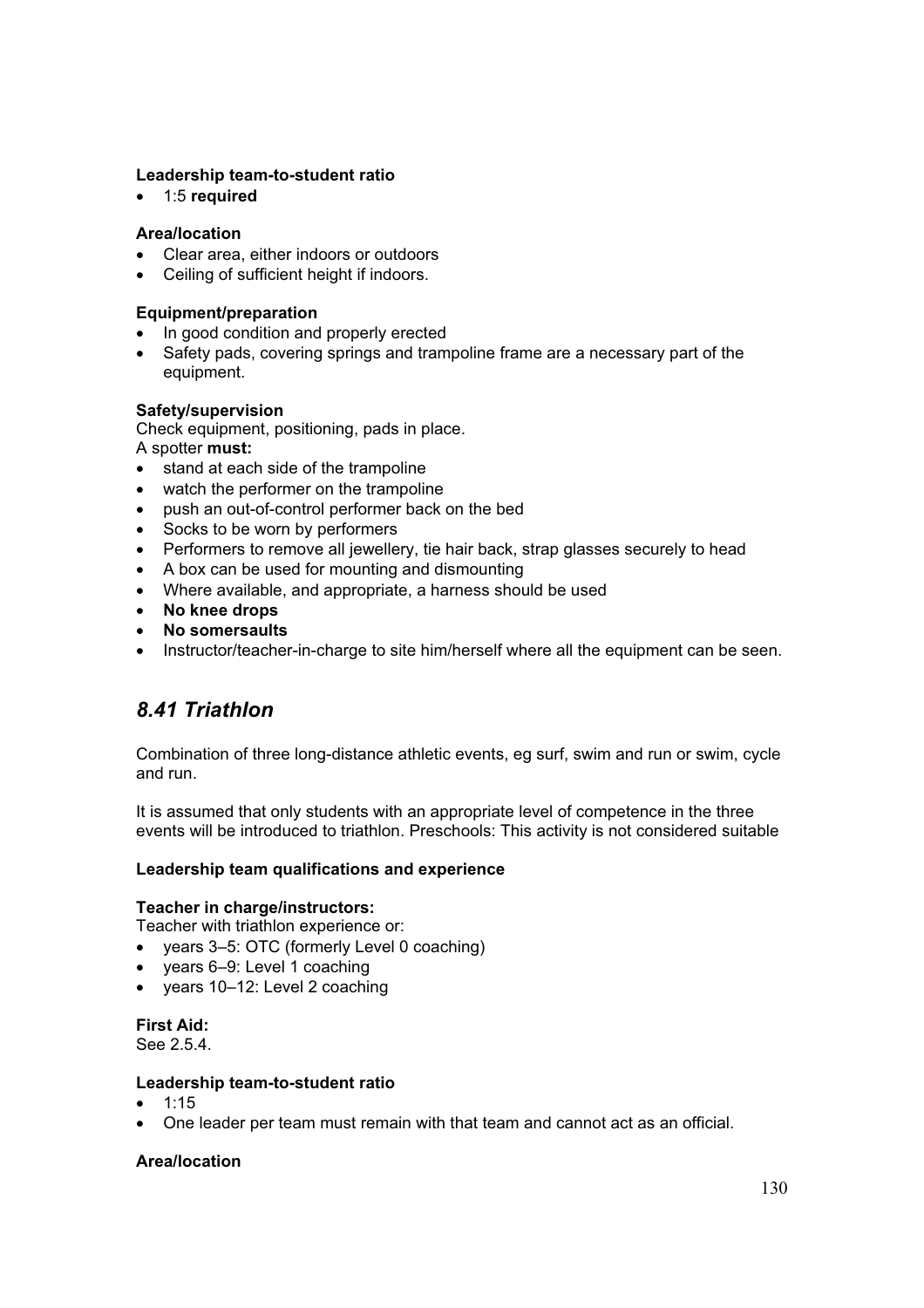**Leadership team-to-student ratio**

- 1:5 **required**

**Area/location**

- Clear area, either indoors or outdoors
- Ceiling of sufficient height if indoors.

**Equipment/preparation**

- In good condition and properly erected
- Safety pads, covering springs and trampoline frame are a necessary part of the equipment.

**Safety/supervision**

Check equipment, positioning, pads in place.
A spotter **must:**

- stand at each side of the trampoline
- watch the performer on the trampoline
- push an out-of-control performer back on the bed
- Socks to be worn by performers
- Performers to remove all jewellery, tie hair back, strap glasses securely to head
- A box can be used for mounting and dismounting
- Where available, and appropriate, a harness should be used
- **No knee drops**
- **No somersaults**
- Instructor/teacher-in-charge to site him/herself where all the equipment can be seen.

## *8.41 Triathlon*

Combination of three long-distance athletic events, eg surf, swim and run or swim, cycle and run.

It is assumed that only students with an appropriate level of competence in the three events will be introduced to triathlon. Preschools: This activity is not considered suitable

**Leadership team qualifications and experience**

**Teacher in charge/instructors:**

Teacher with triathlon experience or:

- years 3–5: OTC (formerly Level 0 coaching)
- years 6–9: Level 1 coaching
- years 10–12: Level 2 coaching

**First Aid:**

See 2.5.4.

**Leadership team-to-student ratio**

- 1:15
- One leader per team must remain with that team and cannot act as an official.

**Area/location**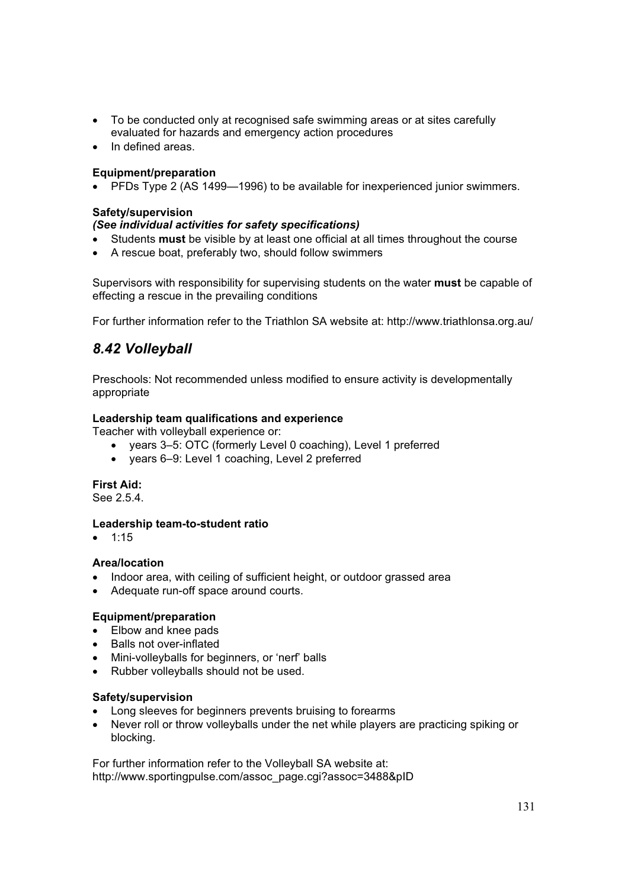- To be conducted only at recognised safe swimming areas or at sites carefully evaluated for hazards and emergency action procedures
- In defined areas.

**Equipment/preparation**

- PFDs Type 2 (AS 1499—1996) to be available for inexperienced junior swimmers.

**Safety/supervision**

***(See individual activities for safety specifications)***

- Students **must** be visible by at least one official at all times throughout the course
- A rescue boat, preferably two, should follow swimmers

Supervisors with responsibility for supervising students on the water **must** be capable of effecting a rescue in the prevailing conditions

For further information refer to the Triathlon SA website at: http://www.triathlonsa.org.au/

## *8.42 Volleyball*

Preschools: Not recommended unless modified to ensure activity is developmentally appropriate

**Leadership team qualifications and experience**

Teacher with volleyball experience or:

- years 3–5: OTC (formerly Level 0 coaching), Level 1 preferred
- years 6–9: Level 1 coaching, Level 2 preferred

**First Aid:**

See 2.5.4.

**Leadership team-to-student ratio**

- 1:15

**Area/location**

- Indoor area, with ceiling of sufficient height, or outdoor grassed area
- Adequate run-off space around courts.

**Equipment/preparation**

- Elbow and knee pads
- Balls not over-inflated
- Mini-volleyballs for beginners, or 'nerf' balls
- Rubber volleyballs should not be used.

**Safety/supervision**

- Long sleeves for beginners prevents bruising to forearms
- Never roll or throw volleyballs under the net while players are practicing spiking or blocking.

For further information refer to the Volleyball SA website at: http://www.sportingpulse.com/assoc_page.cgi?assoc=3488&pID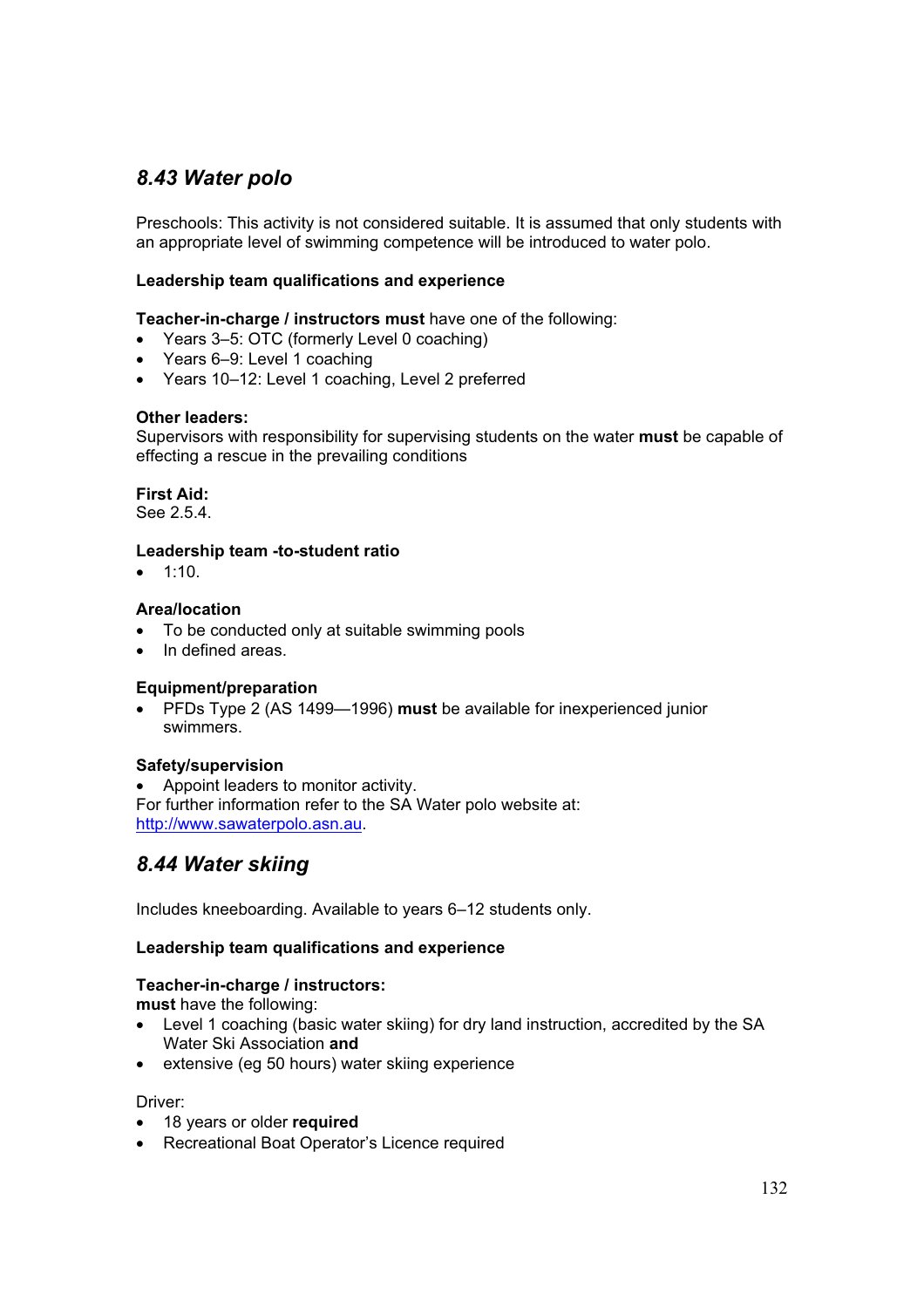## *8.43 Water polo*

Preschools: This activity is not considered suitable. It is assumed that only students with an appropriate level of swimming competence will be introduced to water polo.

**Leadership team qualifications and experience**

**Teacher-in-charge / instructors must** have one of the following:

- Years 3–5: OTC (formerly Level 0 coaching)
- Years 6–9: Level 1 coaching
- Years 10–12: Level 1 coaching, Level 2 preferred

**Other leaders:**
Supervisors with responsibility for supervising students on the water **must** be capable of effecting a rescue in the prevailing conditions

**First Aid:**
See 2.5.4.

**Leadership team -to-student ratio**

- 1:10.

**Area/location**

- To be conducted only at suitable swimming pools
- In defined areas.

**Equipment/preparation**

- PFDs Type 2 (AS 1499—1996) **must** be available for inexperienced junior swimmers.

**Safety/supervision**

- Appoint leaders to monitor activity.

For further information refer to the SA Water polo website at:
[http://www.sawaterpolo.asn.au](http://www.sawaterpolo.asn.au).

## *8.44 Water skiing*

Includes kneeboarding. Available to years 6–12 students only.

**Leadership team qualifications and experience**

**Teacher-in-charge / instructors:**
**must** have the following:

- Level 1 coaching (basic water skiing) for dry land instruction, accredited by the SA Water Ski Association **and**
- extensive (eg 50 hours) water skiing experience

Driver:

- 18 years or older **required**
- Recreational Boat Operator's Licence required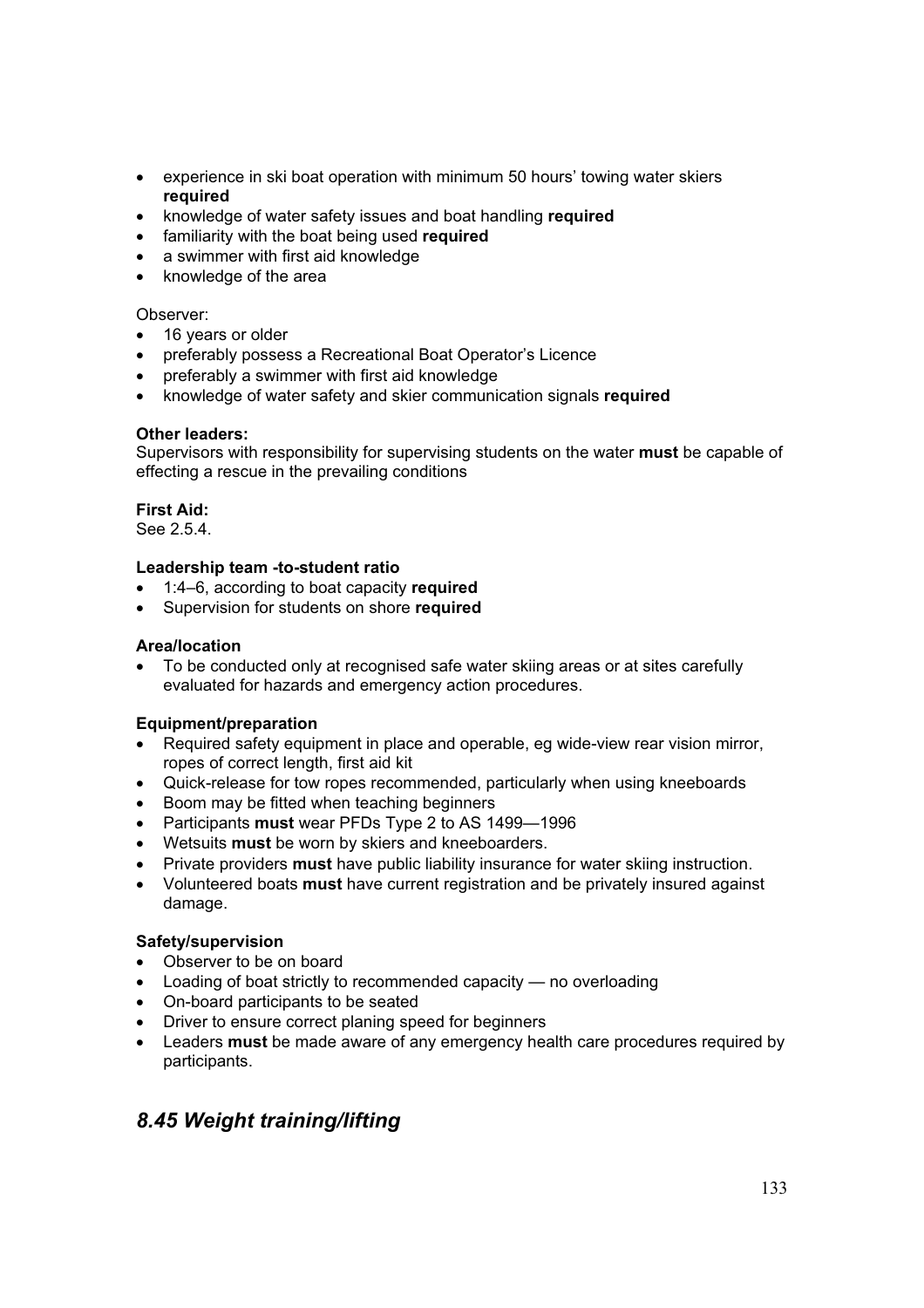- experience in ski boat operation with minimum 50 hours' towing water skiers **required**
- knowledge of water safety issues and boat handling **required**
- familiarity with the boat being used **required**
- a swimmer with first aid knowledge
- knowledge of the area

Observer:

- 16 years or older
- preferably possess a Recreational Boat Operator's Licence
- preferably a swimmer with first aid knowledge
- knowledge of water safety and skier communication signals **required**

**Other leaders:**
Supervisors with responsibility for supervising students on the water **must** be capable of effecting a rescue in the prevailing conditions

**First Aid:**
See 2.5.4.

**Leadership team -to-student ratio**

- 1:4–6, according to boat capacity **required**
- Supervision for students on shore **required**

**Area/location**

- To be conducted only at recognised safe water skiing areas or at sites carefully evaluated for hazards and emergency action procedures.

**Equipment/preparation**

- Required safety equipment in place and operable, eg wide-view rear vision mirror, ropes of correct length, first aid kit
- Quick-release for tow ropes recommended, particularly when using kneeboards
- Boom may be fitted when teaching beginners
- Participants **must** wear PFDs Type 2 to AS 1499—1996
- Wetsuits **must** be worn by skiers and kneeboarders.
- Private providers **must** have public liability insurance for water skiing instruction.
- Volunteered boats **must** have current registration and be privately insured against damage.

**Safety/supervision**

- Observer to be on board
- Loading of boat strictly to recommended capacity — no overloading
- On-board participants to be seated
- Driver to ensure correct planing speed for beginners
- Leaders **must** be made aware of any emergency health care procedures required by participants.

## *8.45 Weight training/lifting*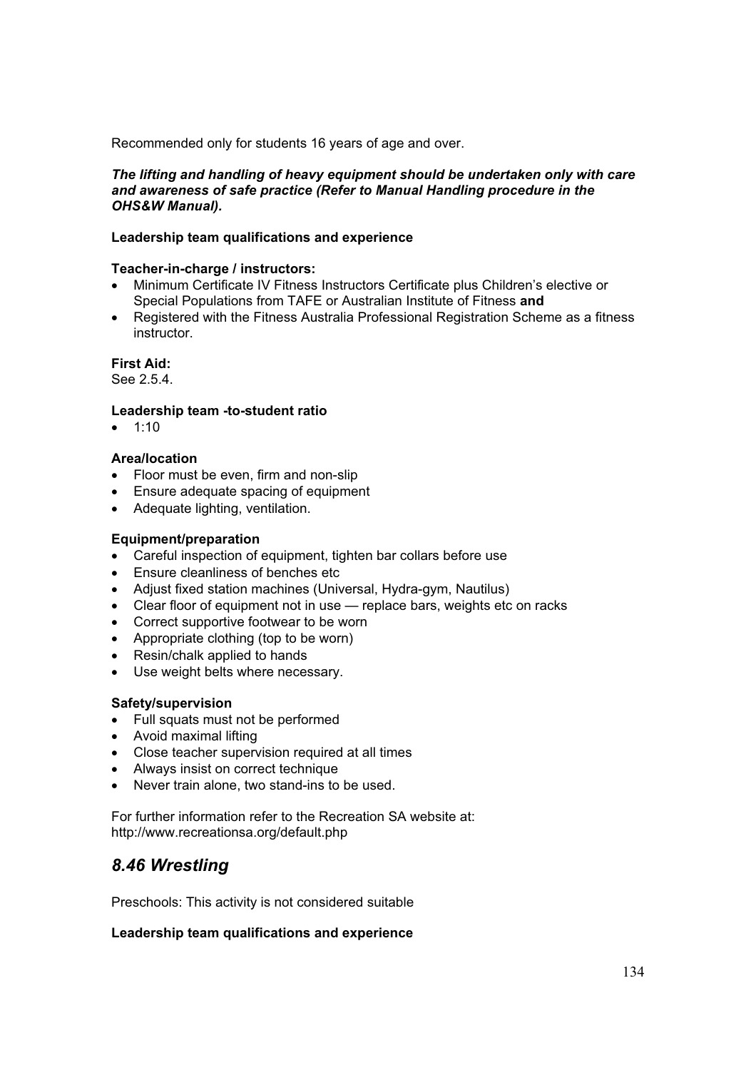Recommended only for students 16 years of age and over.

***The lifting and handling of heavy equipment should be undertaken only with care and awareness of safe practice (Refer to Manual Handling procedure in the OHS&W Manual).***

**Leadership team qualifications and experience**

**Teacher-in-charge / instructors:**

- Minimum Certificate IV Fitness Instructors Certificate plus Children's elective or Special Populations from TAFE or Australian Institute of Fitness **and**
- Registered with the Fitness Australia Professional Registration Scheme as a fitness instructor.

**First Aid:**
See 2.5.4.

**Leadership team -to-student ratio**

- 1:10

**Area/location**

- Floor must be even, firm and non-slip
- Ensure adequate spacing of equipment
- Adequate lighting, ventilation.

**Equipment/preparation**

- Careful inspection of equipment, tighten bar collars before use
- Ensure cleanliness of benches etc
- Adjust fixed station machines (Universal, Hydra-gym, Nautilus)
- Clear floor of equipment not in use — replace bars, weights etc on racks
- Correct supportive footwear to be worn
- Appropriate clothing (top to be worn)
- Resin/chalk applied to hands
- Use weight belts where necessary.

**Safety/supervision**

- Full squats must not be performed
- Avoid maximal lifting
- Close teacher supervision required at all times
- Always insist on correct technique
- Never train alone, two stand-ins to be used.

For further information refer to the Recreation SA website at:
http://www.recreationsa.org/default.php

## *8.46 Wrestling*

Preschools: This activity is not considered suitable

**Leadership team qualifications and experience**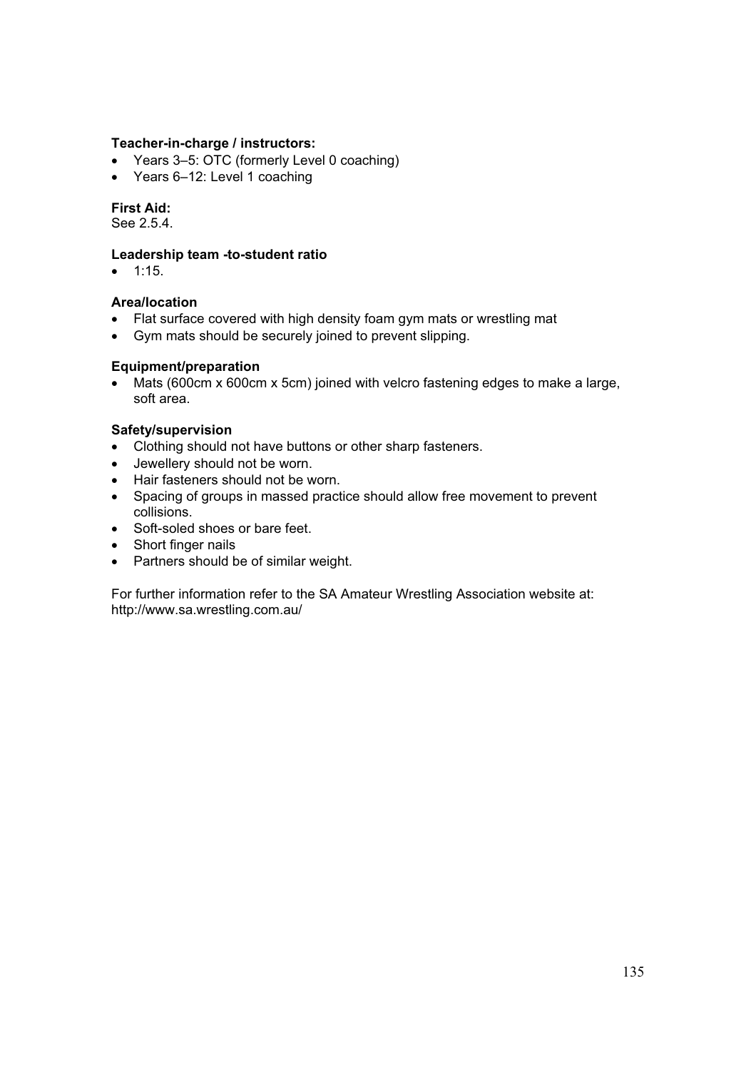**Teacher-in-charge / instructors:**

- Years 3–5: OTC (formerly Level 0 coaching)
- Years 6–12: Level 1 coaching

**First Aid:**
See 2.5.4.

**Leadership team -to-student ratio**

- 1:15.

**Area/location**

- Flat surface covered with high density foam gym mats or wrestling mat
- Gym mats should be securely joined to prevent slipping.

**Equipment/preparation**

- Mats (600cm x 600cm x 5cm) joined with velcro fastening edges to make a large, soft area.

**Safety/supervision**

- Clothing should not have buttons or other sharp fasteners.
- Jewellery should not be worn.
- Hair fasteners should not be worn.
- Spacing of groups in massed practice should allow free movement to prevent collisions.
- Soft-soled shoes or bare feet.
- Short finger nails
- Partners should be of similar weight.

For further information refer to the SA Amateur Wrestling Association website at: http://www.sa.wrestling.com.au/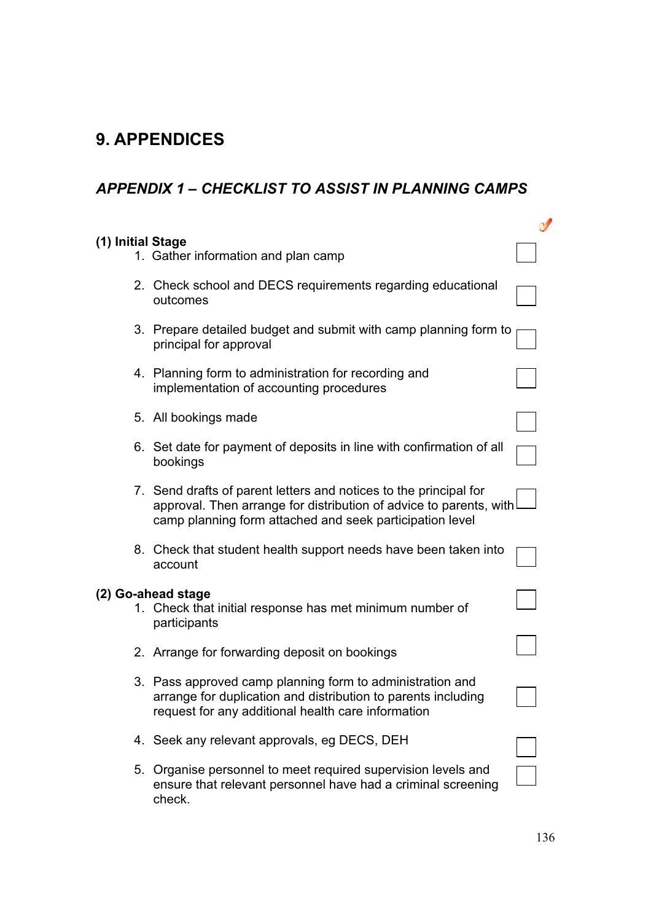# 9. APPENDICES

## *APPENDIX 1 – CHECKLIST TO ASSIST IN PLANNING CAMPS*

**(1) Initial Stage**

1. Gather information and plan camp ☐
2. Check school and DECS requirements regarding educational outcomes ☐
3. Prepare detailed budget and submit with camp planning form to principal for approval ☐
4. Planning form to administration for recording and implementation of accounting procedures ☐
5. All bookings made ☐
6. Set date for payment of deposits in line with confirmation of all bookings ☐
7. Send drafts of parent letters and notices to the principal for approval. Then arrange for distribution of advice to parents, with camp planning form attached and seek participation level ☐
8. Check that student health support needs have been taken into account ☐

**(2) Go-ahead stage**

1. Check that initial response has met minimum number of participants ☐
2. Arrange for forwarding deposit on bookings ☐
3. Pass approved camp planning form to administration and arrange for duplication and distribution to parents including request for any additional health care information ☐
4. Seek any relevant approvals, eg DECS, DEH ☐
5. Organise personnel to meet required supervision levels and ensure that relevant personnel have had a criminal screening check. ☐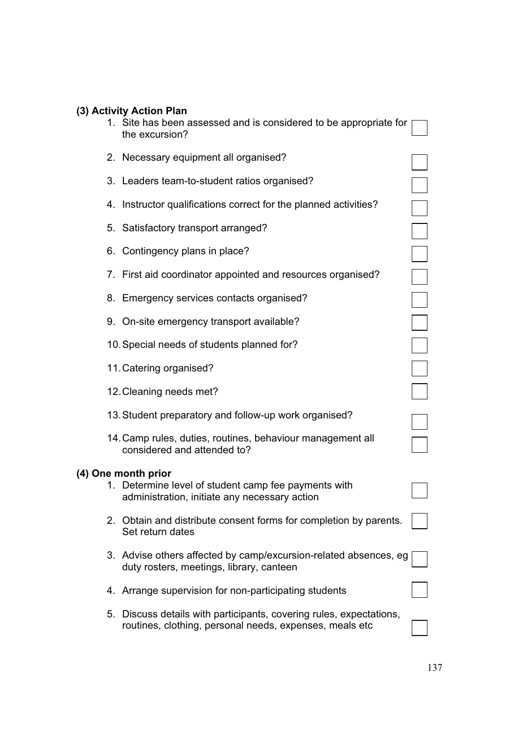**(3) Activity Action Plan**

1. Site has been assessed and is considered to be appropriate for the excursion? ☐
2. Necessary equipment all organised? ☐
3. Leaders team-to-student ratios organised? ☐
4. Instructor qualifications correct for the planned activities? ☐
5. Satisfactory transport arranged? ☐
6. Contingency plans in place? ☐
7. First aid coordinator appointed and resources organised? ☐
8. Emergency services contacts organised? ☐
9. On-site emergency transport available? ☐
10. Special needs of students planned for? ☐
11. Catering organised? ☐
12. Cleaning needs met? ☐
13. Student preparatory and follow-up work organised? ☐
14. Camp rules, duties, routines, behaviour management all considered and attended to? ☐

**(4) One month prior**

1. Determine level of student camp fee payments with administration, initiate any necessary action ☐
2. Obtain and distribute consent forms for completion by parents. Set return dates ☐
3. Advise others affected by camp/excursion-related absences, eg duty rosters, meetings, library, canteen ☐
4. Arrange supervision for non-participating students ☐
5. Discuss details with participants, covering rules, expectations, routines, clothing, personal needs, expenses, meals etc ☐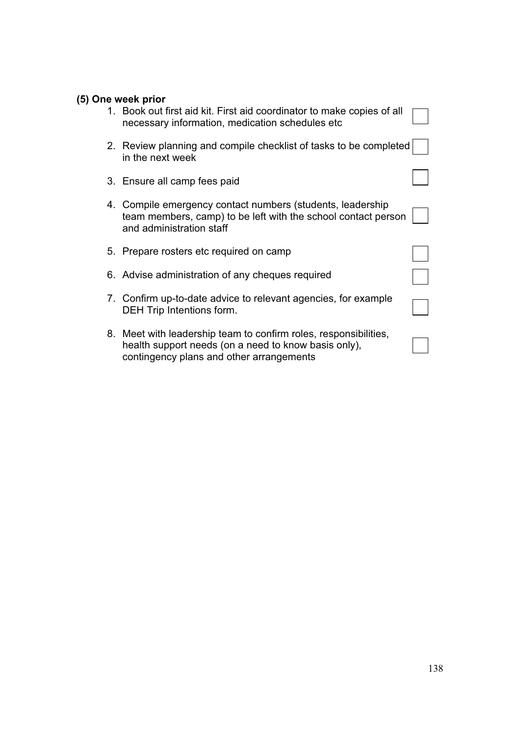### (5) One week prior

1. Book out first aid kit. First aid coordinator to make copies of all necessary information, medication schedules etc ☐
2. Review planning and compile checklist of tasks to be completed in the next week ☐
3. Ensure all camp fees paid ☐
4. Compile emergency contact numbers (students, leadership team members, camp) to be left with the school contact person and administration staff ☐
5. Prepare rosters etc required on camp ☐
6. Advise administration of any cheques required ☐
7. Confirm up-to-date advice to relevant agencies, for example DEH Trip Intentions form. ☐
8. Meet with leadership team to confirm roles, responsibilities, health support needs (on a need to know basis only), contingency plans and other arrangements ☐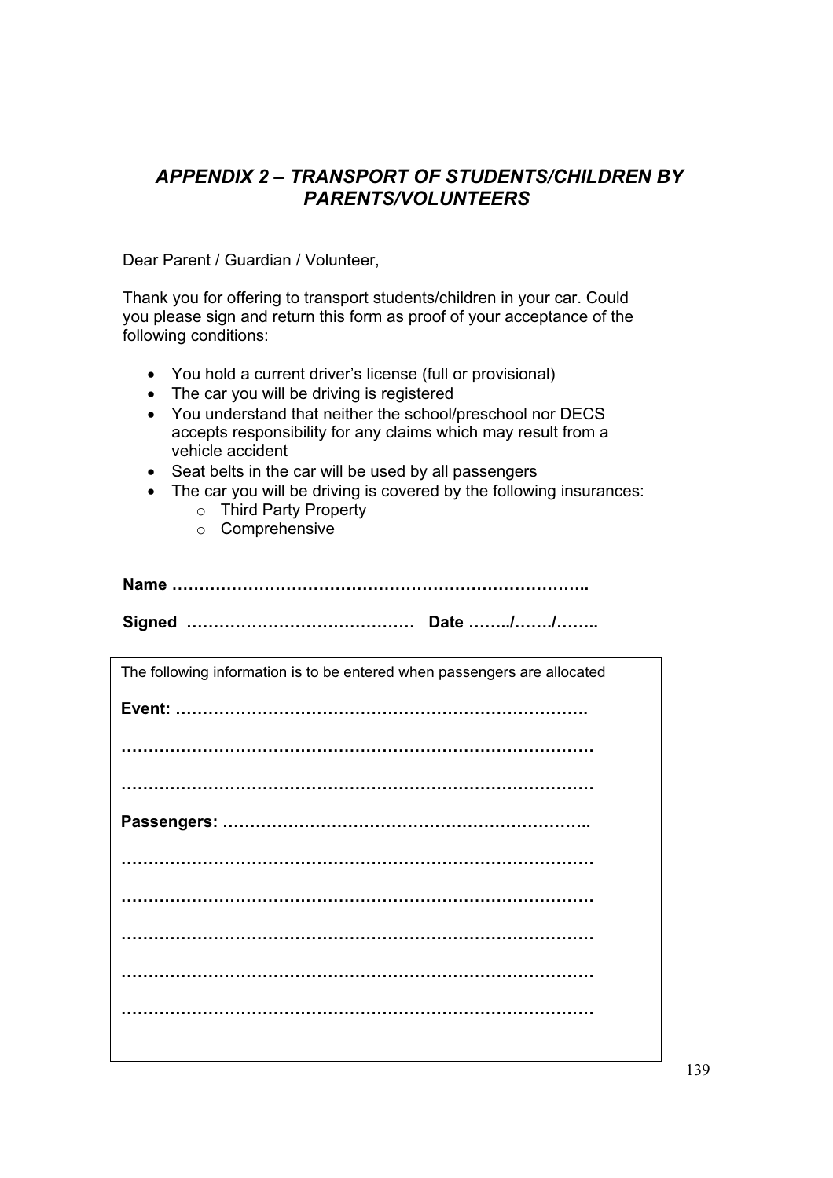## *APPENDIX 2 – TRANSPORT OF STUDENTS/CHILDREN BY PARENTS/VOLUNTEERS*

Dear Parent / Guardian / Volunteer,

Thank you for offering to transport students/children in your car. Could you please sign and return this form as proof of your acceptance of the following conditions:

- You hold a current driver's license (full or provisional)
- The car you will be driving is registered
- You understand that neither the school/preschool nor DECS accepts responsibility for any claims which may result from a vehicle accident
- Seat belts in the car will be used by all passengers
- The car you will be driving is covered by the following insurances:
  - Third Party Property
  - Comprehensive

**Name …………………………………………………………………..**

**Signed ……………………………………  Date ……../……./……..**

The following information is to be entered when passengers are allocated

**Event: ………………………………………………………………….**

**……………………………………………………………………………**

**……………………………………………………………………………**

**Passengers: …………………………………………………………..**

**……………………………………………………………………………**

**……………………………………………………………………………**

**……………………………………………………………………………**

**……………………………………………………………………………**

**……………………………………………………………………………**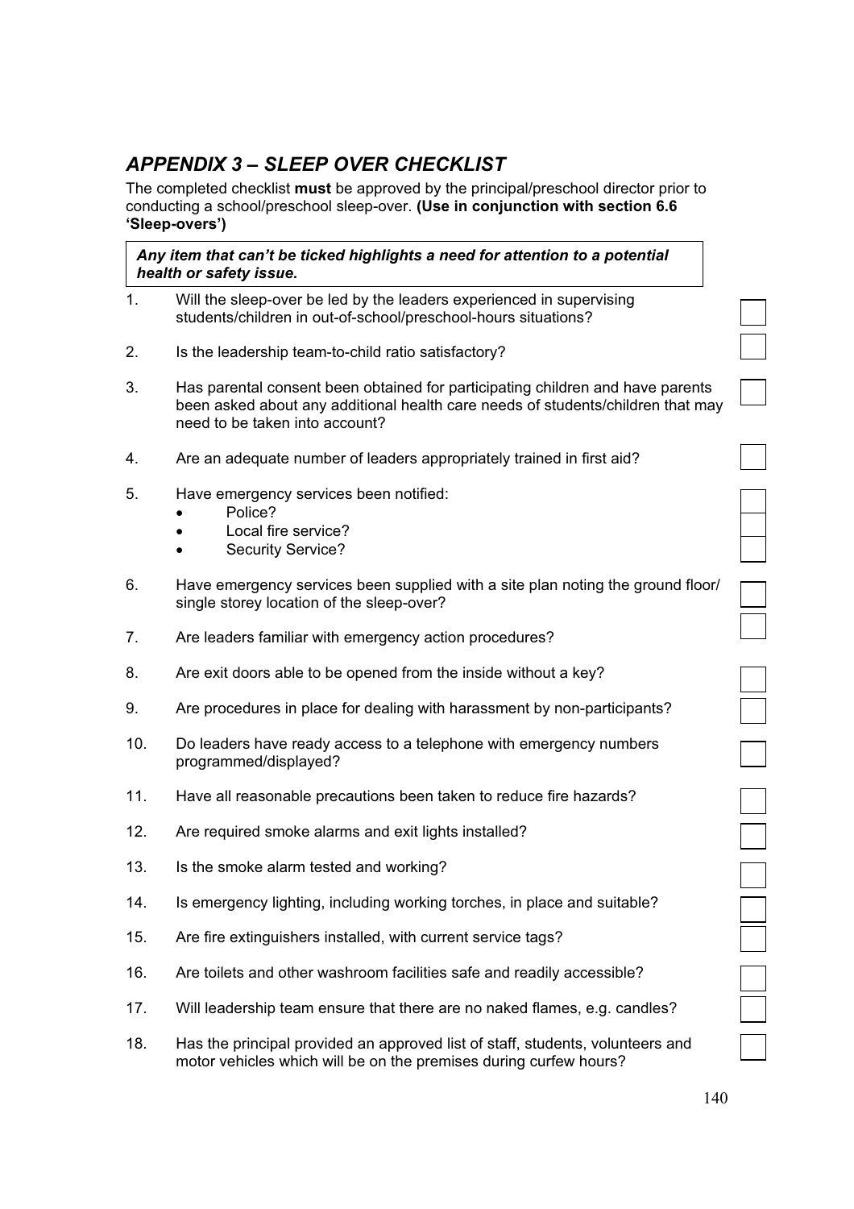## *APPENDIX 3 – SLEEP OVER CHECKLIST*

The completed checklist **must** be approved by the principal/preschool director prior to conducting a school/preschool sleep-over. **(Use in conjunction with section 6.6 'Sleep-overs')**

> ***Any item that can't be ticked highlights a need for attention to a potential health or safety issue.***

1. Will the sleep-over be led by the leaders experienced in supervising students/children in out-of-school/preschool-hours situations? ☐
2. Is the leadership team-to-child ratio satisfactory? ☐
3. Has parental consent been obtained for participating children and have parents been asked about any additional health care needs of students/children that may need to be taken into account? ☐
4. Are an adequate number of leaders appropriately trained in first aid? ☐
5. Have emergency services been notified:
   - Police? ☐
   - Local fire service? ☐
   - Security Service? ☐
6. Have emergency services been supplied with a site plan noting the ground floor/ single storey location of the sleep-over? ☐
7. Are leaders familiar with emergency action procedures? ☐
8. Are exit doors able to be opened from the inside without a key? ☐
9. Are procedures in place for dealing with harassment by non-participants? ☐
10. Do leaders have ready access to a telephone with emergency numbers programmed/displayed? ☐
11. Have all reasonable precautions been taken to reduce fire hazards? ☐
12. Are required smoke alarms and exit lights installed? ☐
13. Is the smoke alarm tested and working? ☐
14. Is emergency lighting, including working torches, in place and suitable? ☐
15. Are fire extinguishers installed, with current service tags? ☐
16. Are toilets and other washroom facilities safe and readily accessible? ☐
17. Will leadership team ensure that there are no naked flames, e.g. candles? ☐
18. Has the principal provided an approved list of staff, students, volunteers and motor vehicles which will be on the premises during curfew hours? ☐